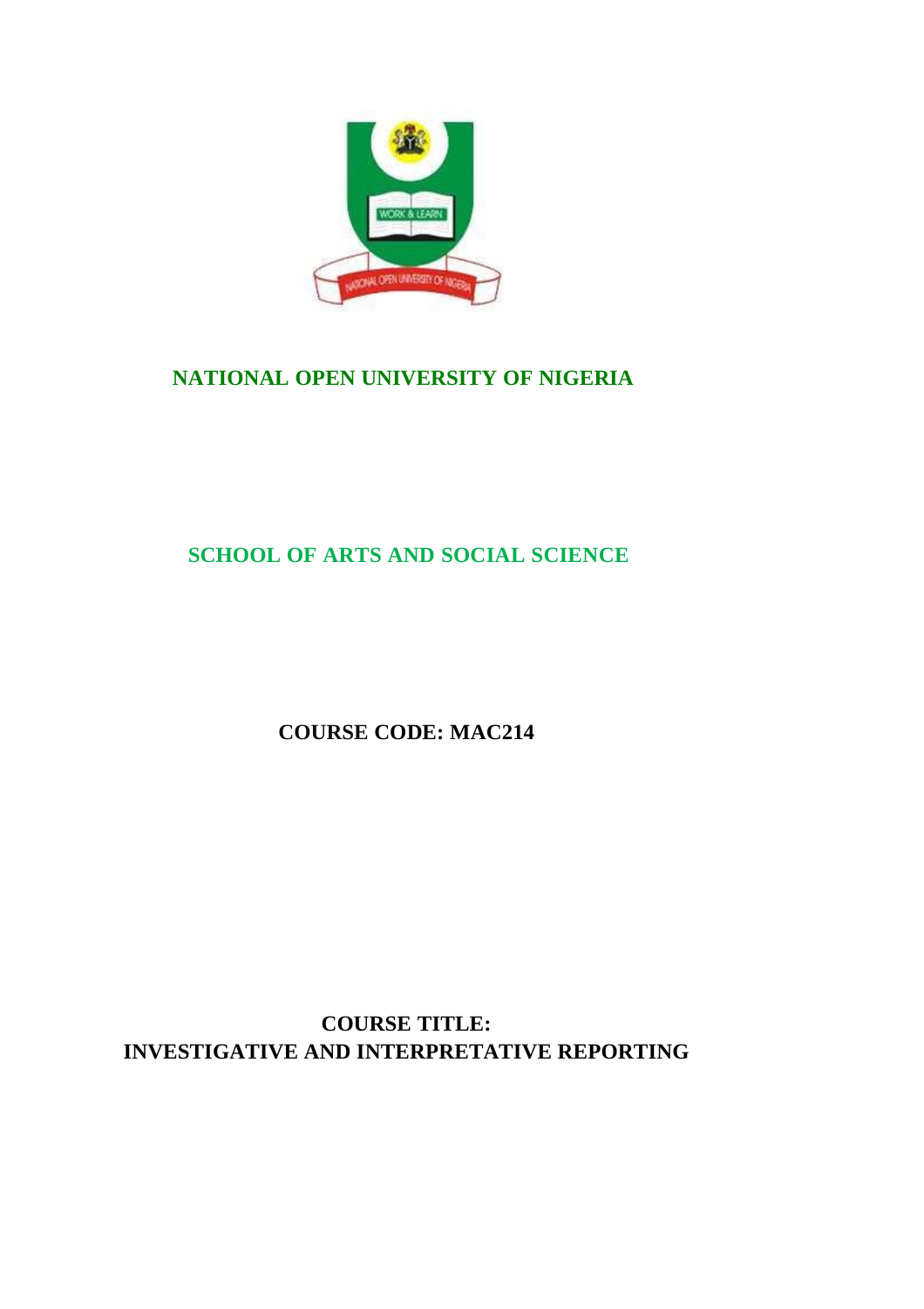# NATIONAL OPEN UNIVERSITY OF NIGERIA

## SCHOOL OF ARTS AND SOCIAL SCIENCE

**COURSE CODE: MAC214**

**COURSE TITLE:**
**INVESTIGATIVE AND INTERPRETATIVE REPORTING**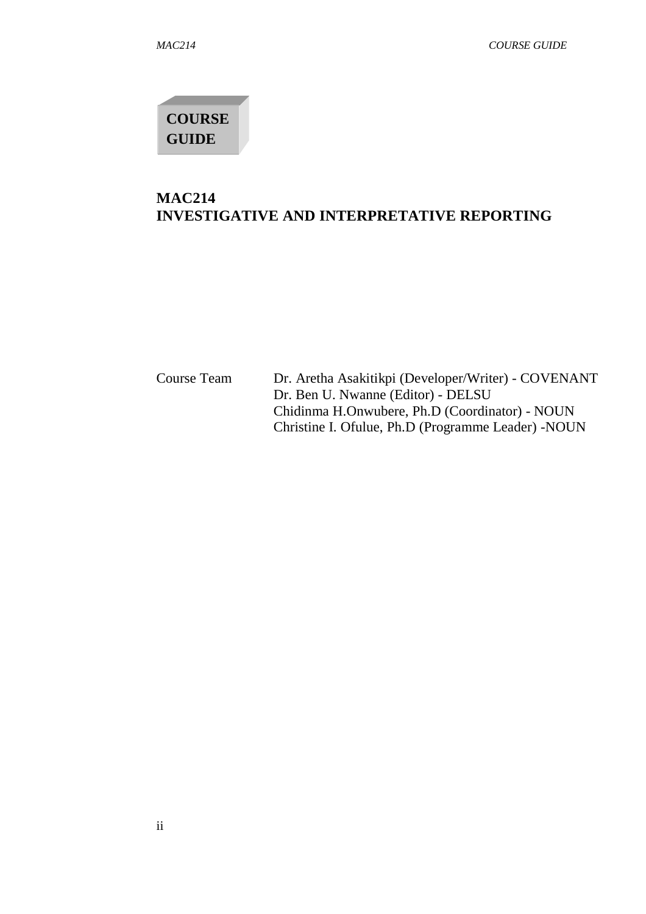**COURSE GUIDE**

# MAC214
# INVESTIGATIVE AND INTERPRETATIVE REPORTING

Course Team
Dr. Aretha Asakitikpi (Developer/Writer) - COVENANT
Dr. Ben U. Nwanne (Editor) - DELSU
Chidinma H.Onwubere, Ph.D (Coordinator) - NOUN
Christine I. Ofulue, Ph.D (Programme Leader) -NOUN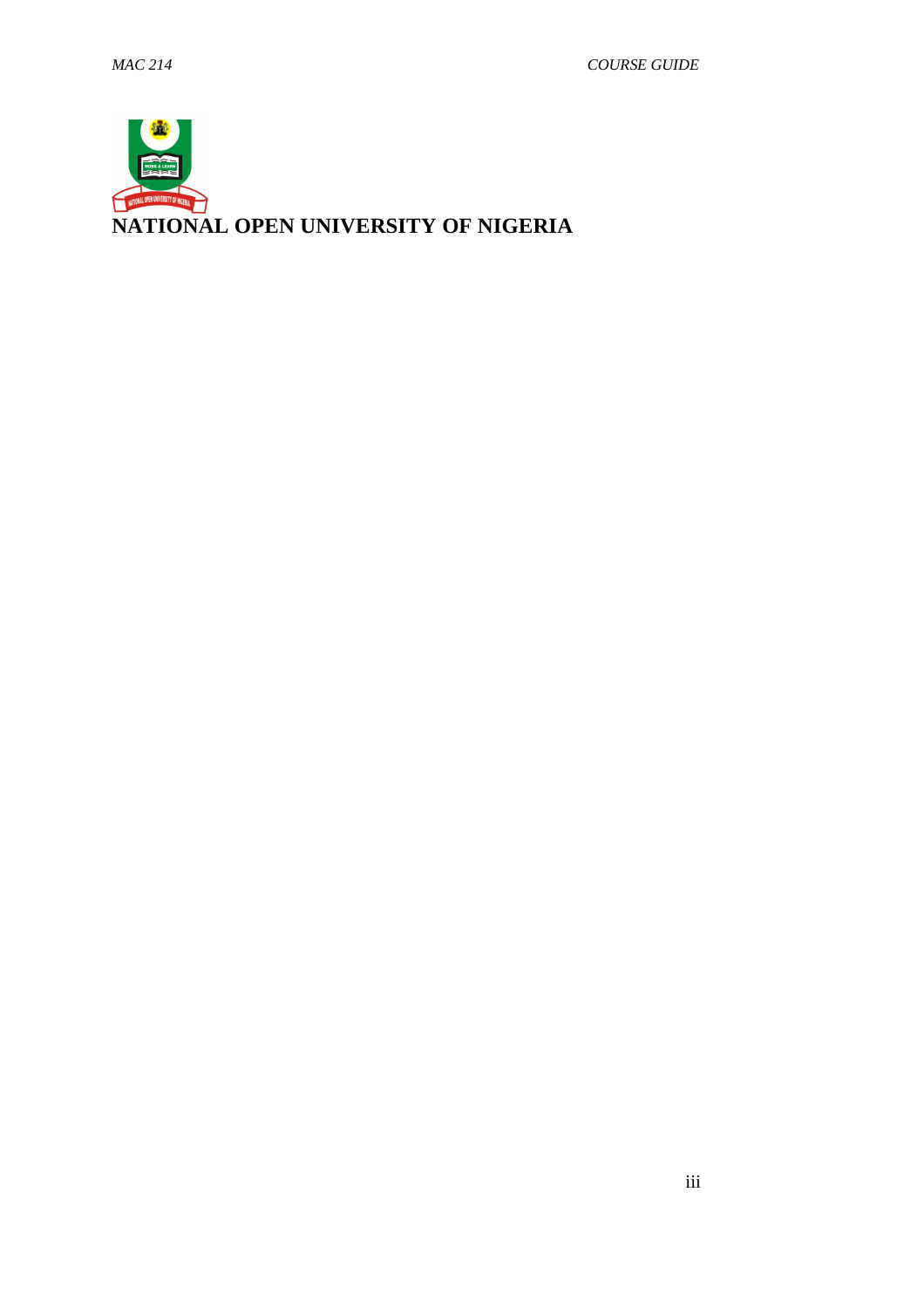**NATIONAL OPEN UNIVERSITY OF NIGERIA**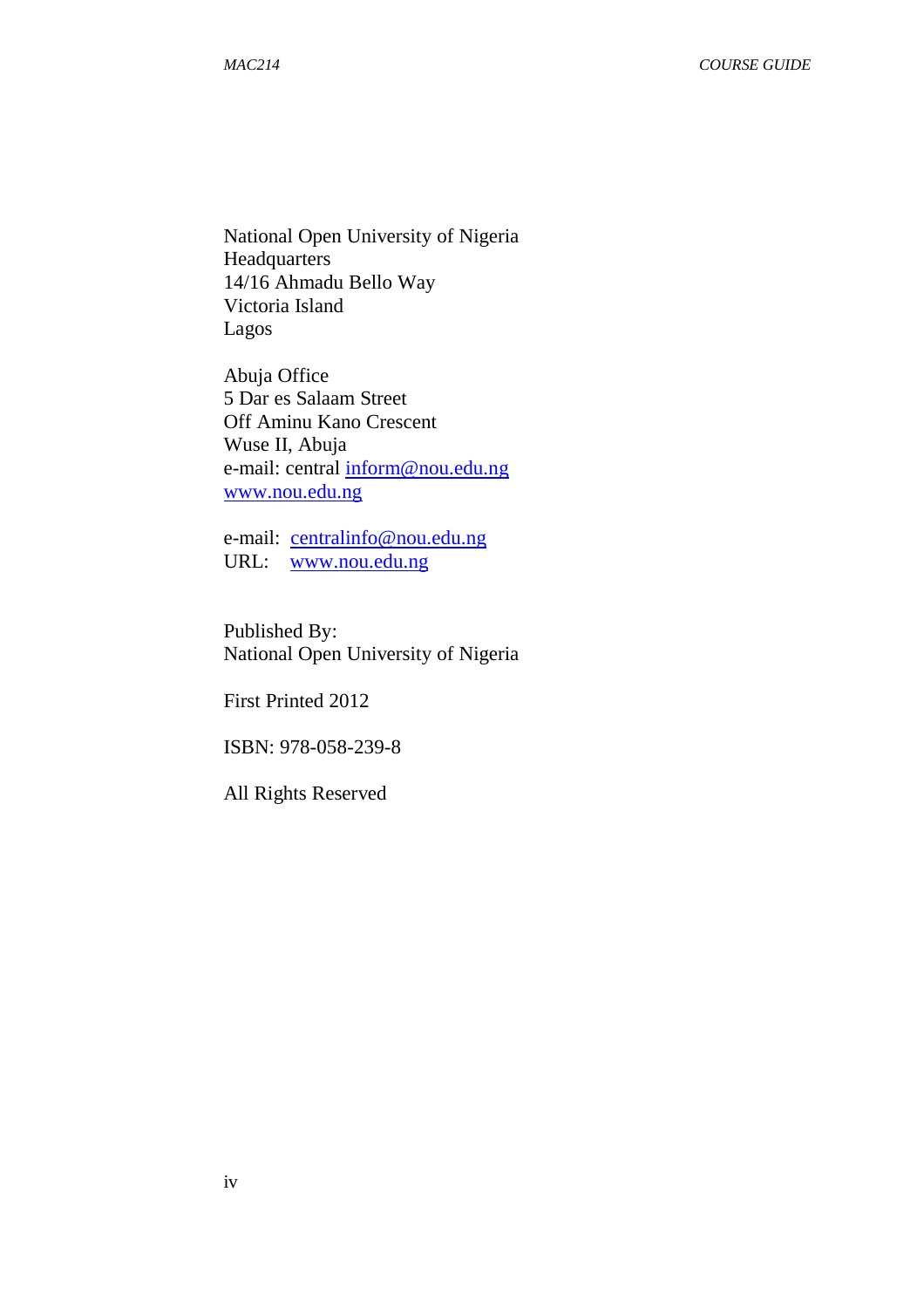National Open University of Nigeria
Headquarters
14/16 Ahmadu Bello Way
Victoria Island
Lagos

Abuja Office
5 Dar es Salaam Street
Off Aminu Kano Crescent
Wuse II, Abuja
e-mail: central inform@nou.edu.ng
www.nou.edu.ng

e-mail: centralinfo@nou.edu.ng
URL: www.nou.edu.ng

Published By:
National Open University of Nigeria

First Printed 2012

ISBN: 978-058-239-8

All Rights Reserved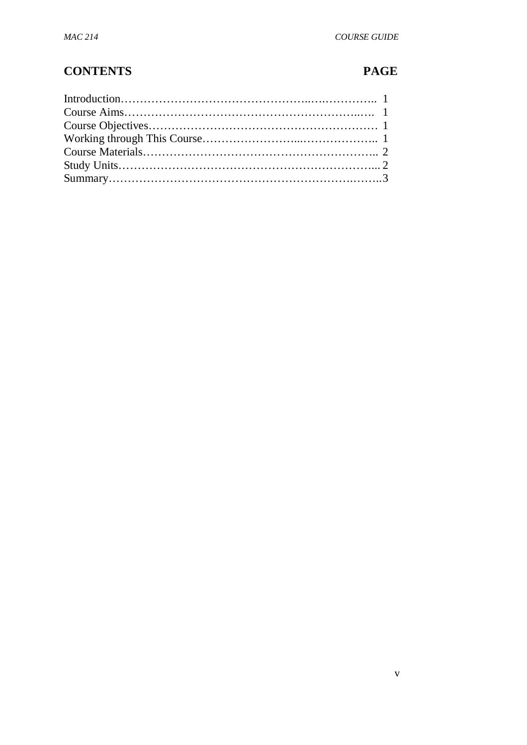## CONTENTS **PAGE**

| Section | Page |
|---|---|
| Introduction | 1 |
| Course Aims | 1 |
| Course Objectives | 1 |
| Working through This Course | 1 |
| Course Materials | 2 |
| Study Units | 2 |
| Summary | 3 |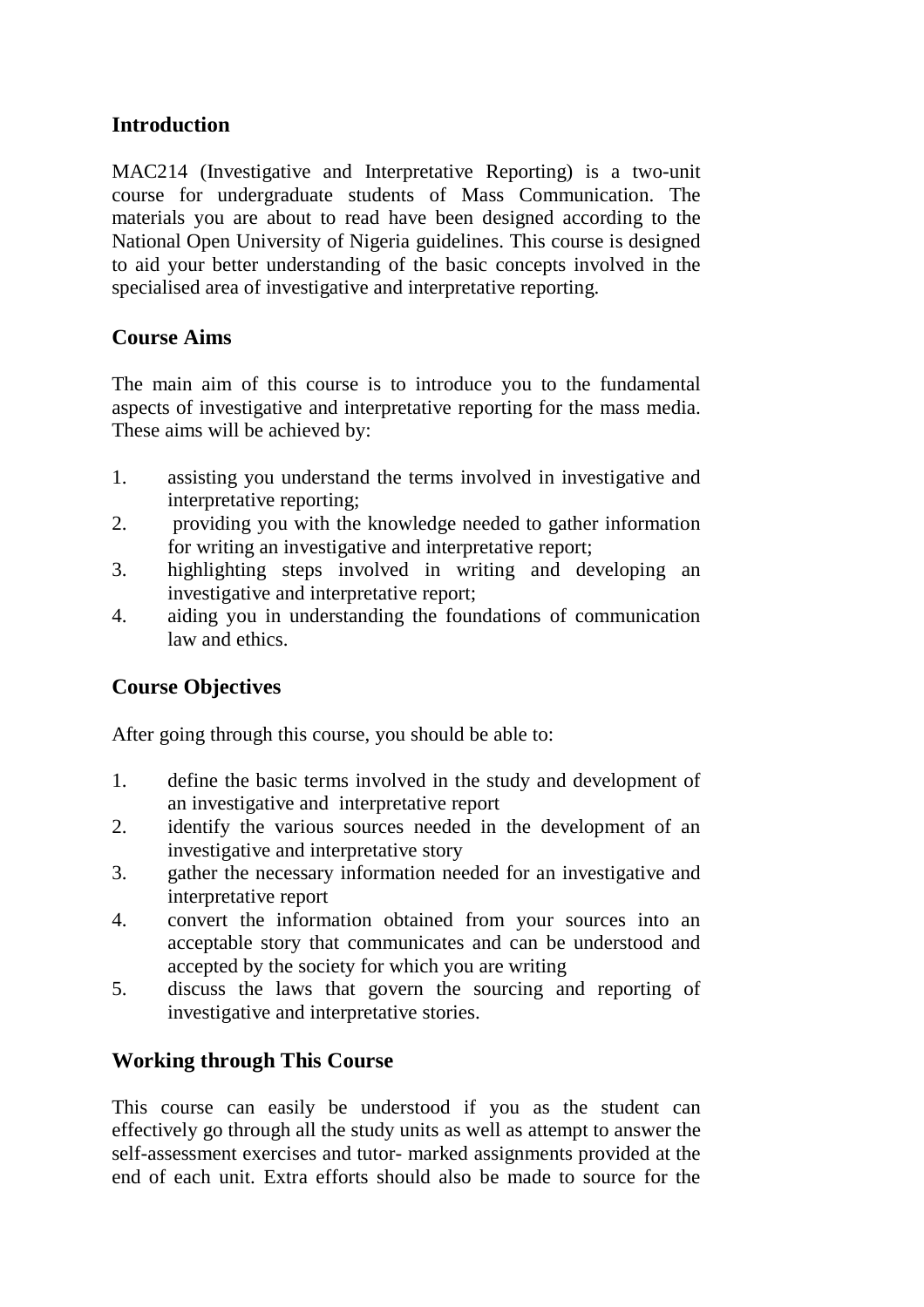## Introduction

MAC214 (Investigative and Interpretative Reporting) is a two-unit course for undergraduate students of Mass Communication. The materials you are about to read have been designed according to the National Open University of Nigeria guidelines. This course is designed to aid your better understanding of the basic concepts involved in the specialised area of investigative and interpretative reporting.

## Course Aims

The main aim of this course is to introduce you to the fundamental aspects of investigative and interpretative reporting for the mass media. These aims will be achieved by:

1. assisting you understand the terms involved in investigative and interpretative reporting;
2. providing you with the knowledge needed to gather information for writing an investigative and interpretative report;
3. highlighting steps involved in writing and developing an investigative and interpretative report;
4. aiding you in understanding the foundations of communication law and ethics.

## Course Objectives

After going through this course, you should be able to:

1. define the basic terms involved in the study and development of an investigative and interpretative report
2. identify the various sources needed in the development of an investigative and interpretative story
3. gather the necessary information needed for an investigative and interpretative report
4. convert the information obtained from your sources into an acceptable story that communicates and can be understood and accepted by the society for which you are writing
5. discuss the laws that govern the sourcing and reporting of investigative and interpretative stories.

## Working through This Course

This course can easily be understood if you as the student can effectively go through all the study units as well as attempt to answer the self-assessment exercises and tutor- marked assignments provided at the end of each unit. Extra efforts should also be made to source for the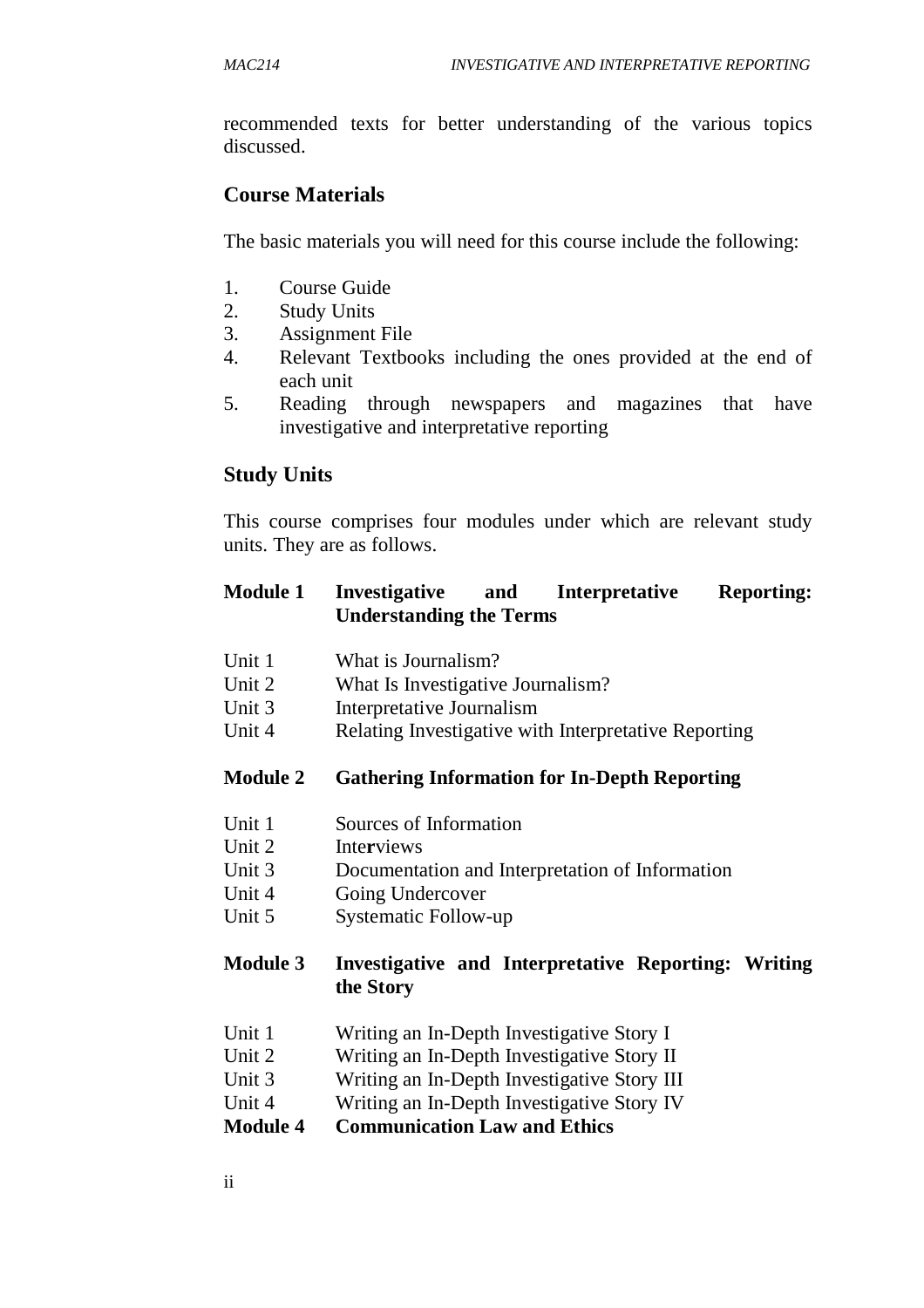recommended texts for better understanding of the various topics discussed.

## Course Materials

The basic materials you will need for this course include the following:

1. Course Guide
2. Study Units
3. Assignment File
4. Relevant Textbooks including the ones provided at the end of each unit
5. Reading through newspapers and magazines that have investigative and interpretative reporting

## Study Units

This course comprises four modules under which are relevant study units. They are as follows.

**Module 1 Investigative and Interpretative Reporting: Understanding the Terms**

Unit 1 What is Journalism?
Unit 2 What Is Investigative Journalism?
Unit 3 Interpretative Journalism
Unit 4 Relating Investigative with Interpretative Reporting

**Module 2 Gathering Information for In-Depth Reporting**

Unit 1 Sources of Information
Unit 2 Interviews
Unit 3 Documentation and Interpretation of Information
Unit 4 Going Undercover
Unit 5 Systematic Follow-up

**Module 3 Investigative and Interpretative Reporting: Writing the Story**

Unit 1 Writing an In-Depth Investigative Story I
Unit 2 Writing an In-Depth Investigative Story II
Unit 3 Writing an In-Depth Investigative Story III
Unit 4 Writing an In-Depth Investigative Story IV

**Module 4 Communication Law and Ethics**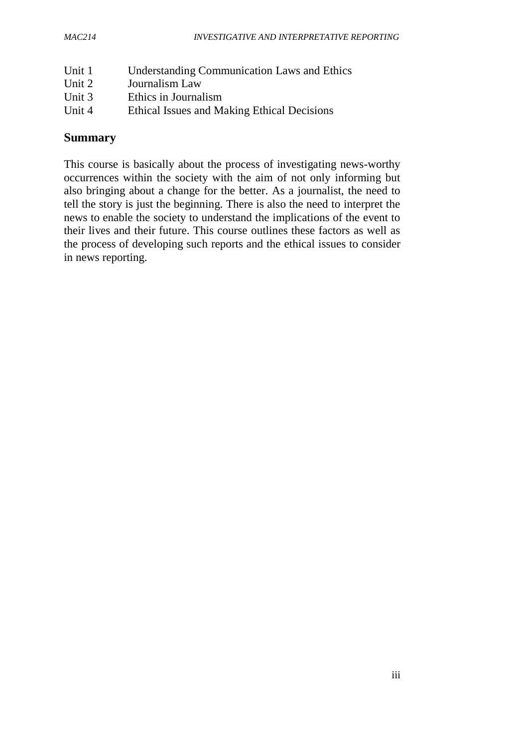Unit 1 Understanding Communication Laws and Ethics
Unit 2 Journalism Law
Unit 3 Ethics in Journalism
Unit 4 Ethical Issues and Making Ethical Decisions

## Summary

This course is basically about the process of investigating news-worthy occurrences within the society with the aim of not only informing but also bringing about a change for the better. As a journalist, the need to tell the story is just the beginning. There is also the need to interpret the news to enable the society to understand the implications of the event to their lives and their future. This course outlines these factors as well as the process of developing such reports and the ethical issues to consider in news reporting.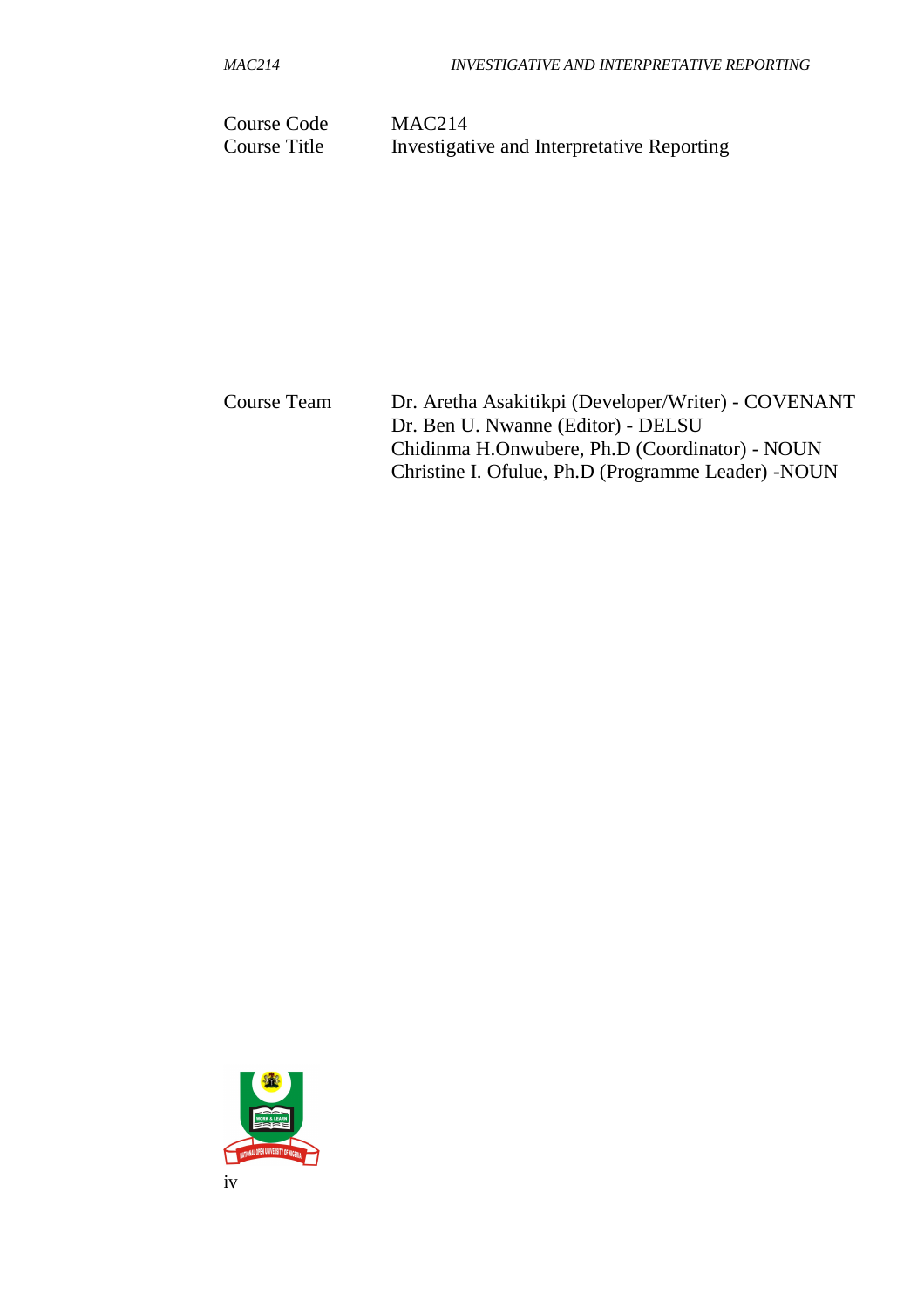| | |
|---|---|
| Course Code | MAC214 |
| Course Title | Investigative and Interpretative Reporting |

| | |
|---|---|
| Course Team | Dr. Aretha Asakitikpi (Developer/Writer) - COVENANT |
| | Dr. Ben U. Nwanne (Editor) - DELSU |
| | Chidinma H.Onwubere, Ph.D (Coordinator) - NOUN |
| | Christine I. Ofulue, Ph.D (Programme Leader) -NOUN |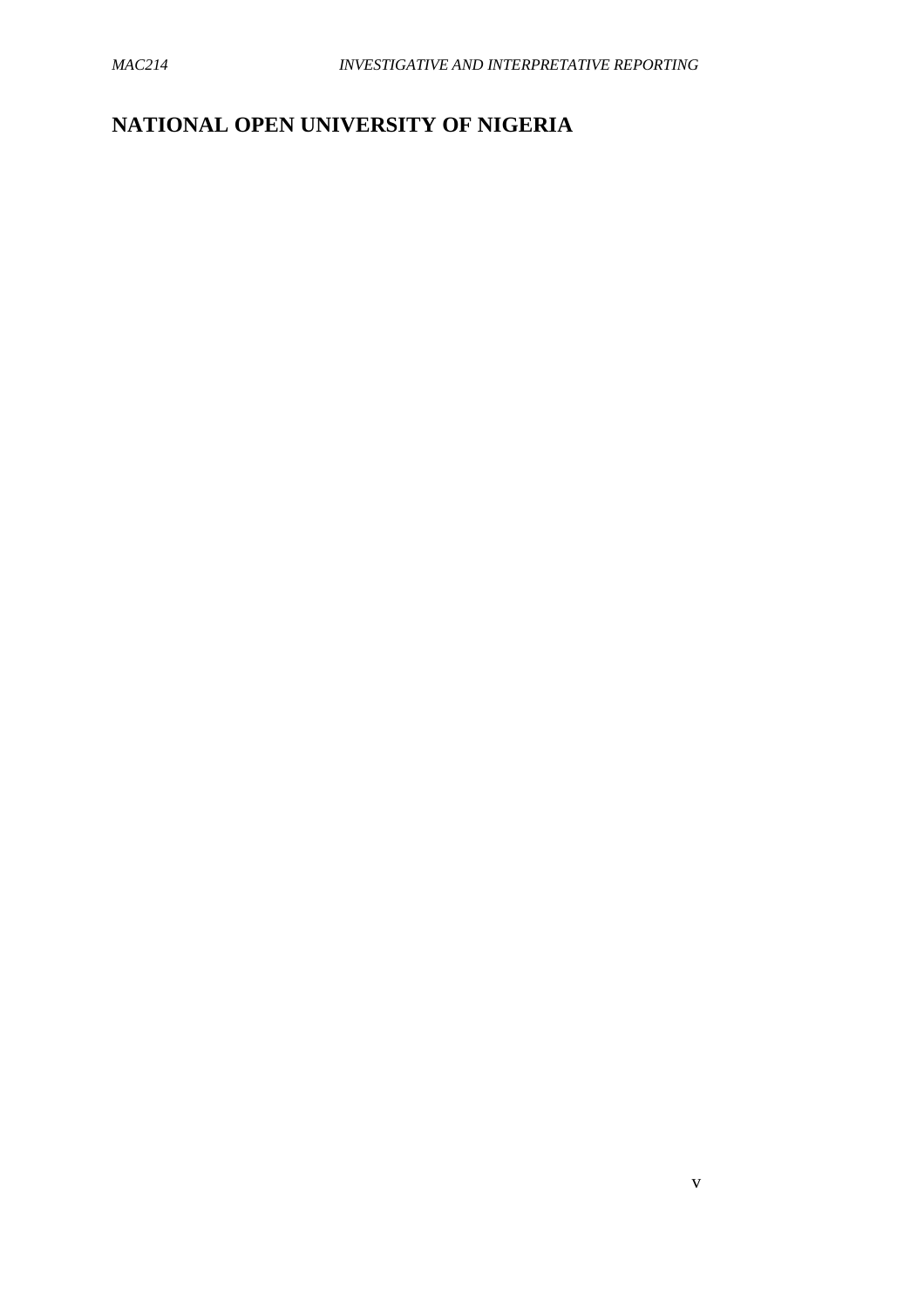# NATIONAL OPEN UNIVERSITY OF NIGERIA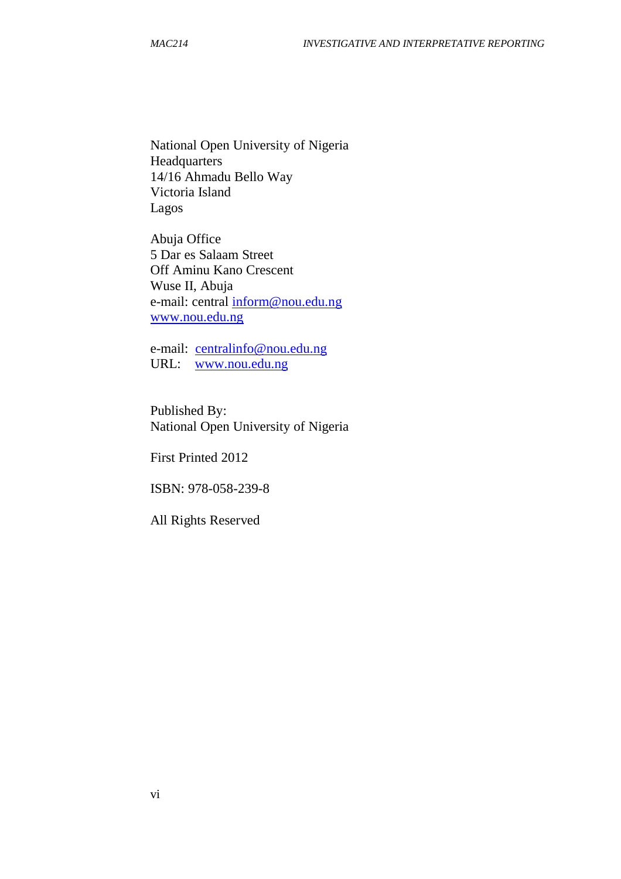National Open University of Nigeria
Headquarters
14/16 Ahmadu Bello Way
Victoria Island
Lagos

Abuja Office
5 Dar es Salaam Street
Off Aminu Kano Crescent
Wuse II, Abuja
e-mail: central inform@nou.edu.ng
www.nou.edu.ng

e-mail: centralinfo@nou.edu.ng
URL: www.nou.edu.ng

Published By:
National Open University of Nigeria

First Printed 2012

ISBN: 978-058-239-8

All Rights Reserved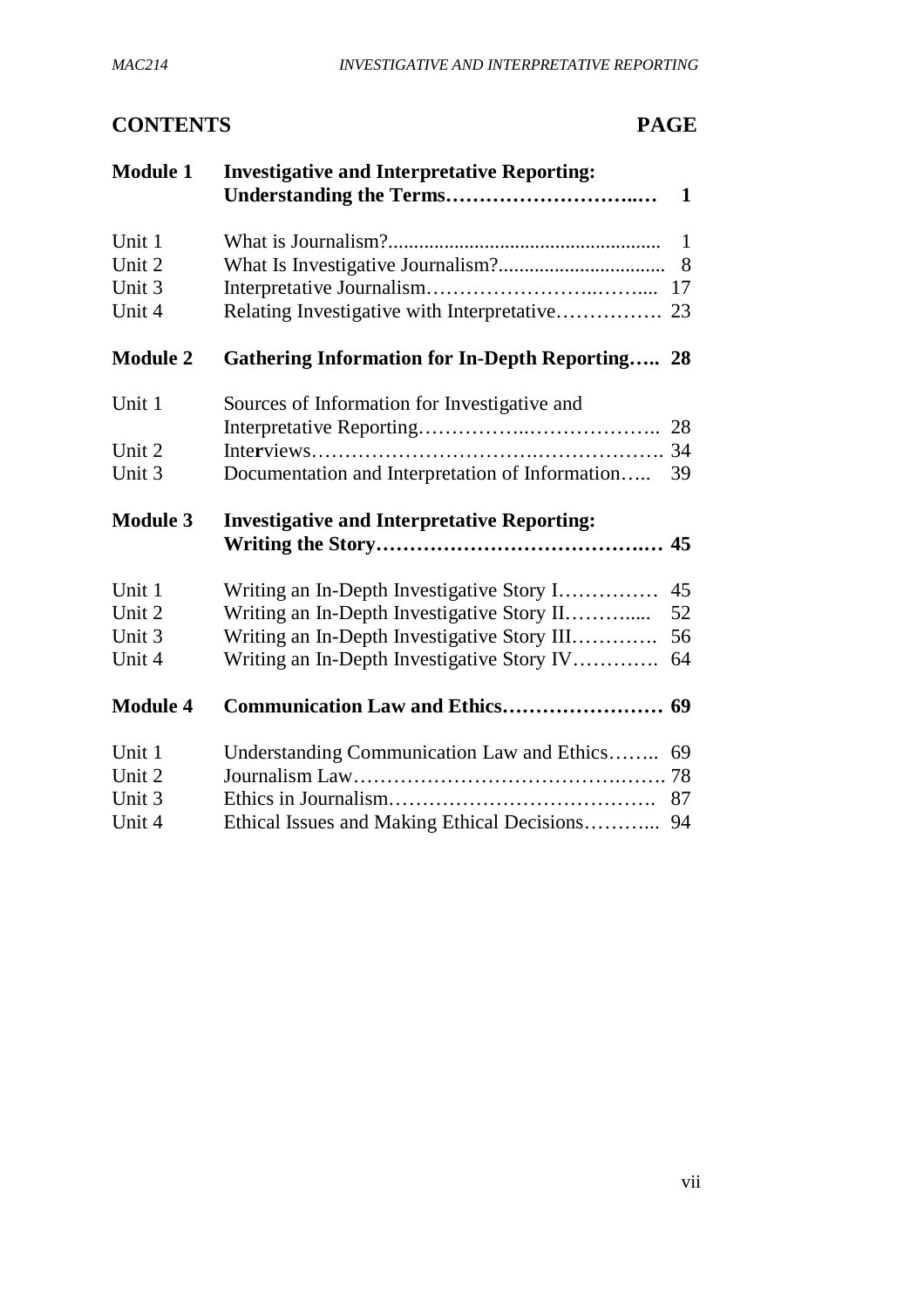## CONTENTS PAGE

| | | |
|---|---|---|
| **Module 1** | **Investigative and Interpretative Reporting: Understanding the Terms** | **1** |
| Unit 1 | What is Journalism? | 1 |
| Unit 2 | What Is Investigative Journalism? | 8 |
| Unit 3 | Interpretative Journalism | 17 |
| Unit 4 | Relating Investigative with Interpretative | 23 |
| **Module 2** | **Gathering Information for In-Depth Reporting** | **28** |
| Unit 1 | Sources of Information for Investigative and Interpretative Reporting | 28 |
| Unit 2 | Interviews | 34 |
| Unit 3 | Documentation and Interpretation of Information | 39 |
| **Module 3** | **Investigative and Interpretative Reporting: Writing the Story** | **45** |
| Unit 1 | Writing an In-Depth Investigative Story I | 45 |
| Unit 2 | Writing an In-Depth Investigative Story II | 52 |
| Unit 3 | Writing an In-Depth Investigative Story III | 56 |
| Unit 4 | Writing an In-Depth Investigative Story IV | 64 |
| **Module 4** | **Communication Law and Ethics** | **69** |
| Unit 1 | Understanding Communication Law and Ethics | 69 |
| Unit 2 | Journalism Law | 78 |
| Unit 3 | Ethics in Journalism | 87 |
| Unit 4 | Ethical Issues and Making Ethical Decisions | 94 |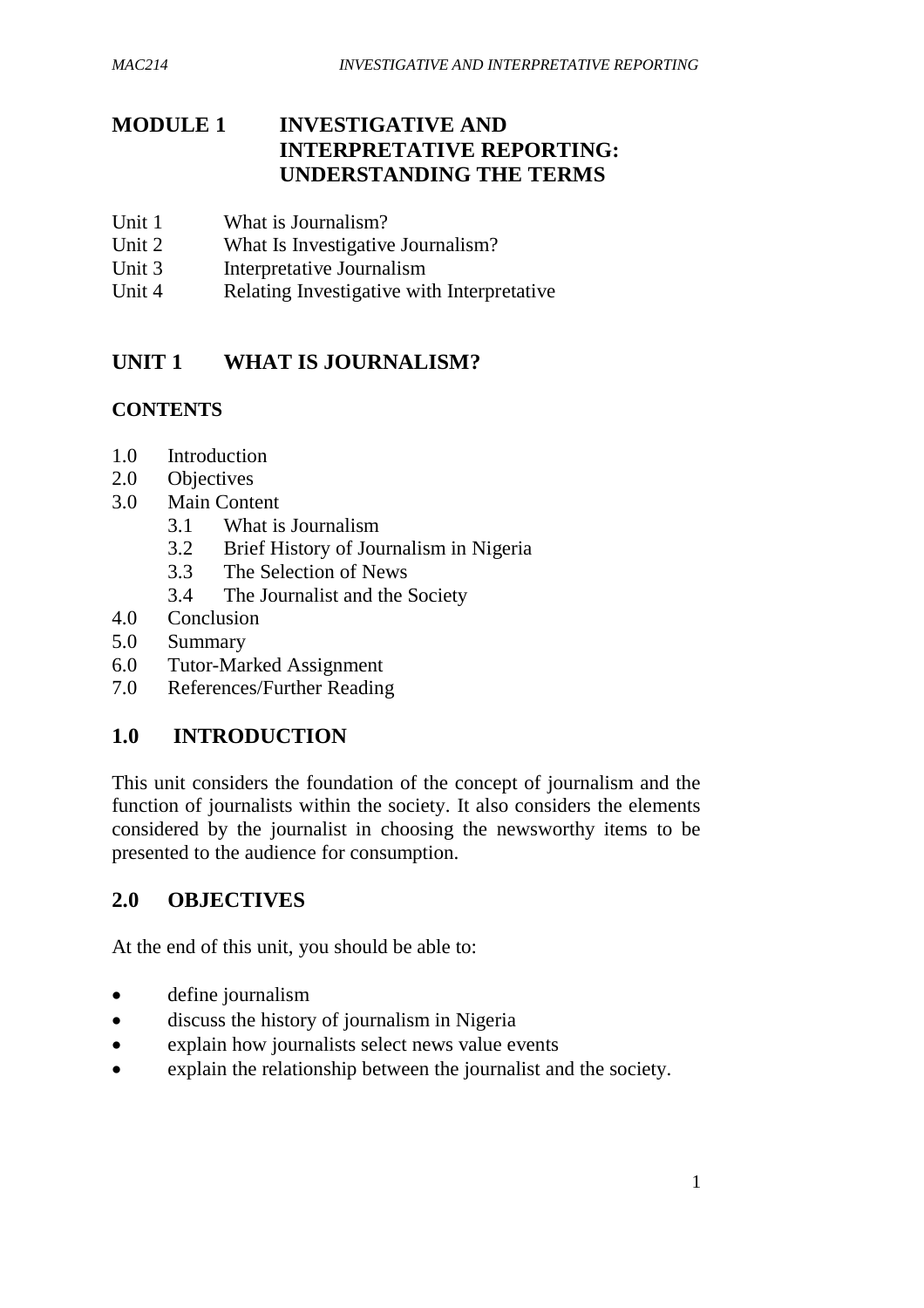# MODULE 1 INVESTIGATIVE AND INTERPRETATIVE REPORTING: UNDERSTANDING THE TERMS

Unit 1 What is Journalism?
Unit 2 What Is Investigative Journalism?
Unit 3 Interpretative Journalism
Unit 4 Relating Investigative with Interpretative

## UNIT 1 WHAT IS JOURNALISM?

### CONTENTS

1.0 Introduction
2.0 Objectives
3.0 Main Content
  3.1 What is Journalism
  3.2 Brief History of Journalism in Nigeria
  3.3 The Selection of News
  3.4 The Journalist and the Society
4.0 Conclusion
5.0 Summary
6.0 Tutor-Marked Assignment
7.0 References/Further Reading

## 1.0 INTRODUCTION

This unit considers the foundation of the concept of journalism and the function of journalists within the society. It also considers the elements considered by the journalist in choosing the newsworthy items to be presented to the audience for consumption.

## 2.0 OBJECTIVES

At the end of this unit, you should be able to:

- define journalism
- discuss the history of journalism in Nigeria
- explain how journalists select news value events
- explain the relationship between the journalist and the society.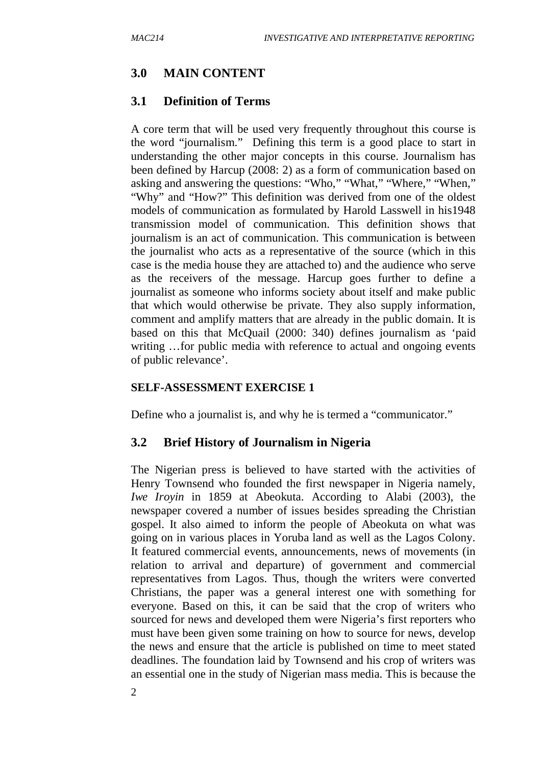## 3.0 MAIN CONTENT

### 3.1 Definition of Terms

A core term that will be used very frequently throughout this course is the word "journalism." Defining this term is a good place to start in understanding the other major concepts in this course. Journalism has been defined by Harcup (2008: 2) as a form of communication based on asking and answering the questions: "Who," "What," "Where," "When," "Why" and "How?" This definition was derived from one of the oldest models of communication as formulated by Harold Lasswell in his1948 transmission model of communication. This definition shows that journalism is an act of communication. This communication is between the journalist who acts as a representative of the source (which in this case is the media house they are attached to) and the audience who serve as the receivers of the message. Harcup goes further to define a journalist as someone who informs society about itself and make public that which would otherwise be private. They also supply information, comment and amplify matters that are already in the public domain. It is based on this that McQuail (2000: 340) defines journalism as 'paid writing …for public media with reference to actual and ongoing events of public relevance'.

**SELF-ASSESSMENT EXERCISE 1**

Define who a journalist is, and why he is termed a "communicator."

### 3.2 Brief History of Journalism in Nigeria

The Nigerian press is believed to have started with the activities of Henry Townsend who founded the first newspaper in Nigeria namely, *Iwe Iroyin* in 1859 at Abeokuta. According to Alabi (2003), the newspaper covered a number of issues besides spreading the Christian gospel. It also aimed to inform the people of Abeokuta on what was going on in various places in Yoruba land as well as the Lagos Colony. It featured commercial events, announcements, news of movements (in relation to arrival and departure) of government and commercial representatives from Lagos. Thus, though the writers were converted Christians, the paper was a general interest one with something for everyone. Based on this, it can be said that the crop of writers who sourced for news and developed them were Nigeria's first reporters who must have been given some training on how to source for news, develop the news and ensure that the article is published on time to meet stated deadlines. The foundation laid by Townsend and his crop of writers was an essential one in the study of Nigerian mass media. This is because the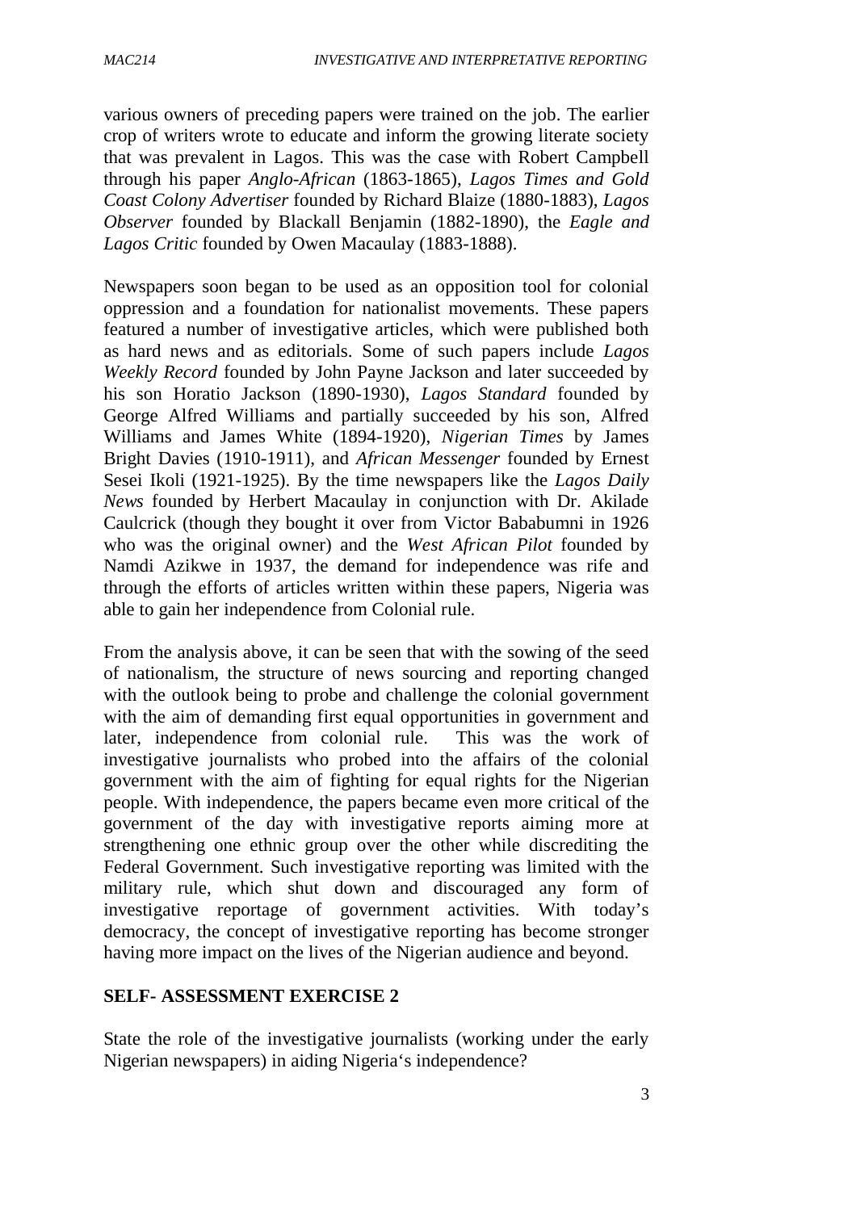various owners of preceding papers were trained on the job. The earlier crop of writers wrote to educate and inform the growing literate society that was prevalent in Lagos. This was the case with Robert Campbell through his paper *Anglo-African* (1863-1865), *Lagos Times and Gold Coast Colony Advertiser* founded by Richard Blaize (1880-1883), *Lagos Observer* founded by Blackall Benjamin (1882-1890), the *Eagle and Lagos Critic* founded by Owen Macaulay (1883-1888).

Newspapers soon began to be used as an opposition tool for colonial oppression and a foundation for nationalist movements. These papers featured a number of investigative articles, which were published both as hard news and as editorials. Some of such papers include *Lagos Weekly Record* founded by John Payne Jackson and later succeeded by his son Horatio Jackson (1890-1930), *Lagos Standard* founded by George Alfred Williams and partially succeeded by his son, Alfred Williams and James White (1894-1920), *Nigerian Times* by James Bright Davies (1910-1911), and *African Messenger* founded by Ernest Sesei Ikoli (1921-1925). By the time newspapers like the *Lagos Daily News* founded by Herbert Macaulay in conjunction with Dr. Akilade Caulcrick (though they bought it over from Victor Bababumni in 1926 who was the original owner) and the *West African Pilot* founded by Namdi Azikwe in 1937, the demand for independence was rife and through the efforts of articles written within these papers, Nigeria was able to gain her independence from Colonial rule.

From the analysis above, it can be seen that with the sowing of the seed of nationalism, the structure of news sourcing and reporting changed with the outlook being to probe and challenge the colonial government with the aim of demanding first equal opportunities in government and later, independence from colonial rule. This was the work of investigative journalists who probed into the affairs of the colonial government with the aim of fighting for equal rights for the Nigerian people. With independence, the papers became even more critical of the government of the day with investigative reports aiming more at strengthening one ethnic group over the other while discrediting the Federal Government. Such investigative reporting was limited with the military rule, which shut down and discouraged any form of investigative reportage of government activities. With today's democracy, the concept of investigative reporting has become stronger having more impact on the lives of the Nigerian audience and beyond.

**SELF- ASSESSMENT EXERCISE 2**

State the role of the investigative journalists (working under the early Nigerian newspapers) in aiding Nigeria's independence?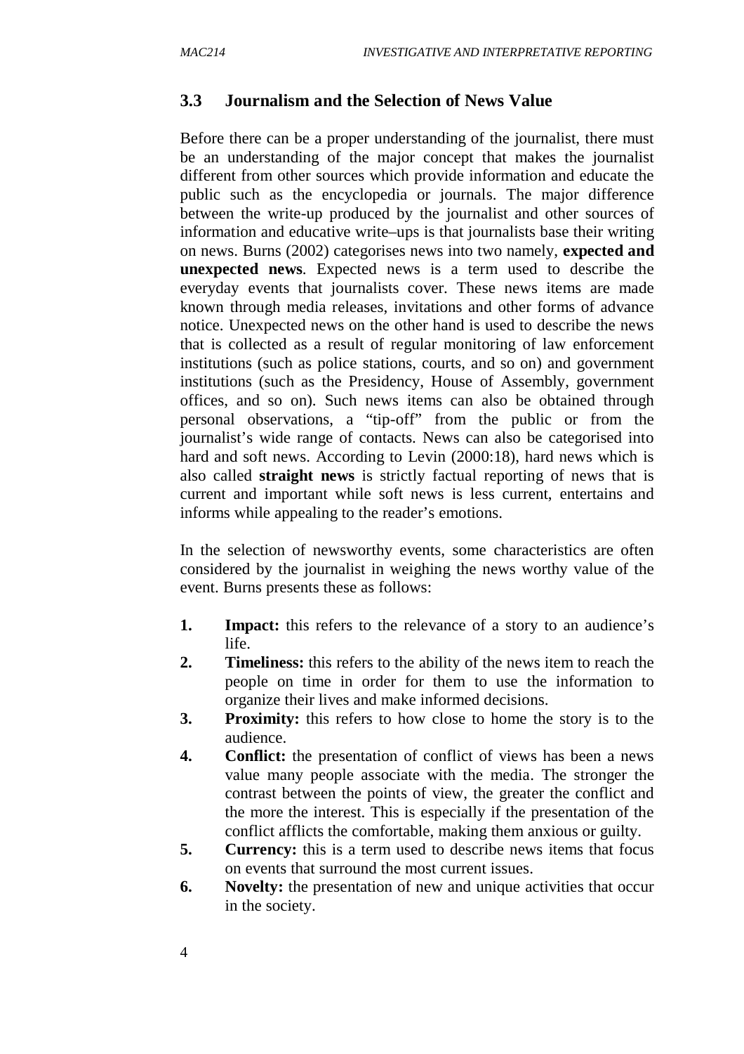## 3.3 Journalism and the Selection of News Value

Before there can be a proper understanding of the journalist, there must be an understanding of the major concept that makes the journalist different from other sources which provide information and educate the public such as the encyclopedia or journals. The major difference between the write-up produced by the journalist and other sources of information and educative write–ups is that journalists base their writing on news. Burns (2002) categorises news into two namely, **expected and unexpected news**. Expected news is a term used to describe the everyday events that journalists cover. These news items are made known through media releases, invitations and other forms of advance notice. Unexpected news on the other hand is used to describe the news that is collected as a result of regular monitoring of law enforcement institutions (such as police stations, courts, and so on) and government institutions (such as the Presidency, House of Assembly, government offices, and so on). Such news items can also be obtained through personal observations, a "tip-off" from the public or from the journalist's wide range of contacts. News can also be categorised into hard and soft news. According to Levin (2000:18), hard news which is also called **straight news** is strictly factual reporting of news that is current and important while soft news is less current, entertains and informs while appealing to the reader's emotions.

In the selection of newsworthy events, some characteristics are often considered by the journalist in weighing the news worthy value of the event. Burns presents these as follows:

1. **Impact:** this refers to the relevance of a story to an audience's life.
2. **Timeliness:** this refers to the ability of the news item to reach the people on time in order for them to use the information to organize their lives and make informed decisions.
3. **Proximity:** this refers to how close to home the story is to the audience.
4. **Conflict:** the presentation of conflict of views has been a news value many people associate with the media. The stronger the contrast between the points of view, the greater the conflict and the more the interest. This is especially if the presentation of the conflict afflicts the comfortable, making them anxious or guilty.
5. **Currency:** this is a term used to describe news items that focus on events that surround the most current issues.
6. **Novelty:** the presentation of new and unique activities that occur in the society.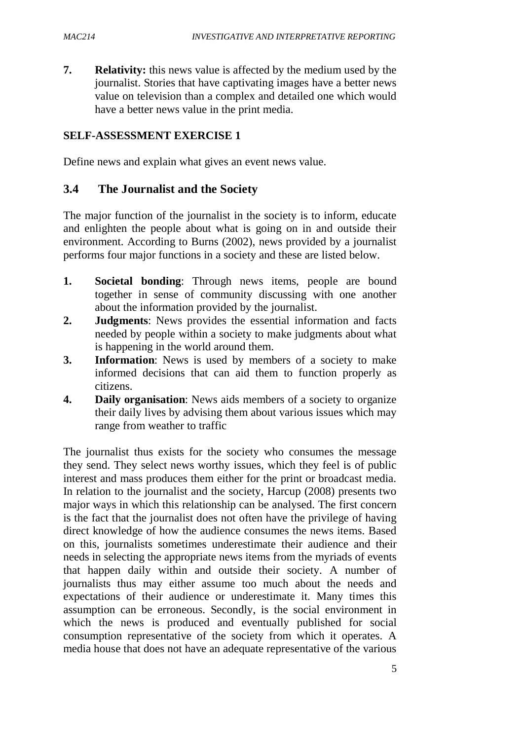7. **Relativity:** this news value is affected by the medium used by the journalist. Stories that have captivating images have a better news value on television than a complex and detailed one which would have a better news value in the print media.

**SELF-ASSESSMENT EXERCISE 1**

Define news and explain what gives an event news value.

## 3.4 The Journalist and the Society

The major function of the journalist in the society is to inform, educate and enlighten the people about what is going on in and outside their environment. According to Burns (2002), news provided by a journalist performs four major functions in a society and these are listed below.

1. **Societal bonding**: Through news items, people are bound together in sense of community discussing with one another about the information provided by the journalist.
2. **Judgments**: News provides the essential information and facts needed by people within a society to make judgments about what is happening in the world around them.
3. **Information**: News is used by members of a society to make informed decisions that can aid them to function properly as citizens.
4. **Daily organisation**: News aids members of a society to organize their daily lives by advising them about various issues which may range from weather to traffic

The journalist thus exists for the society who consumes the message they send. They select news worthy issues, which they feel is of public interest and mass produces them either for the print or broadcast media. In relation to the journalist and the society, Harcup (2008) presents two major ways in which this relationship can be analysed. The first concern is the fact that the journalist does not often have the privilege of having direct knowledge of how the audience consumes the news items. Based on this, journalists sometimes underestimate their audience and their needs in selecting the appropriate news items from the myriads of events that happen daily within and outside their society. A number of journalists thus may either assume too much about the needs and expectations of their audience or underestimate it. Many times this assumption can be erroneous. Secondly, is the social environment in which the news is produced and eventually published for social consumption representative of the society from which it operates. A media house that does not have an adequate representative of the various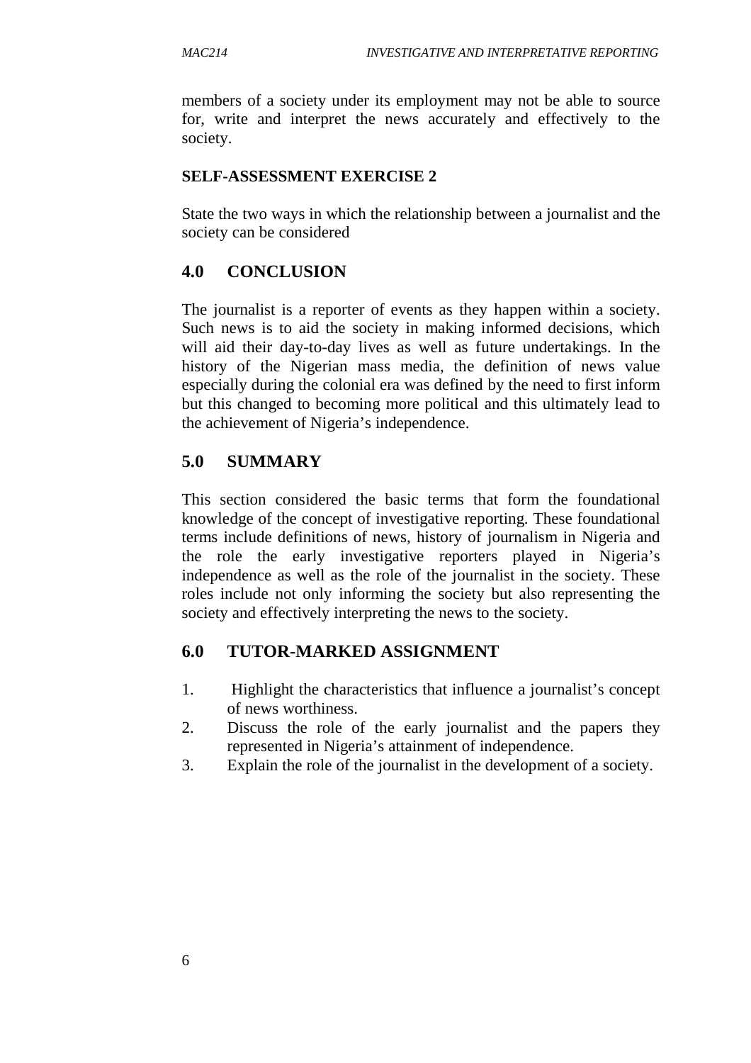members of a society under its employment may not be able to source for, write and interpret the news accurately and effectively to the society.

**SELF-ASSESSMENT EXERCISE 2**

State the two ways in which the relationship between a journalist and the society can be considered

## 4.0 CONCLUSION

The journalist is a reporter of events as they happen within a society. Such news is to aid the society in making informed decisions, which will aid their day-to-day lives as well as future undertakings. In the history of the Nigerian mass media, the definition of news value especially during the colonial era was defined by the need to first inform but this changed to becoming more political and this ultimately lead to the achievement of Nigeria's independence.

## 5.0 SUMMARY

This section considered the basic terms that form the foundational knowledge of the concept of investigative reporting. These foundational terms include definitions of news, history of journalism in Nigeria and the role the early investigative reporters played in Nigeria's independence as well as the role of the journalist in the society. These roles include not only informing the society but also representing the society and effectively interpreting the news to the society.

## 6.0 TUTOR-MARKED ASSIGNMENT

1. Highlight the characteristics that influence a journalist's concept of news worthiness.
2. Discuss the role of the early journalist and the papers they represented in Nigeria's attainment of independence.
3. Explain the role of the journalist in the development of a society.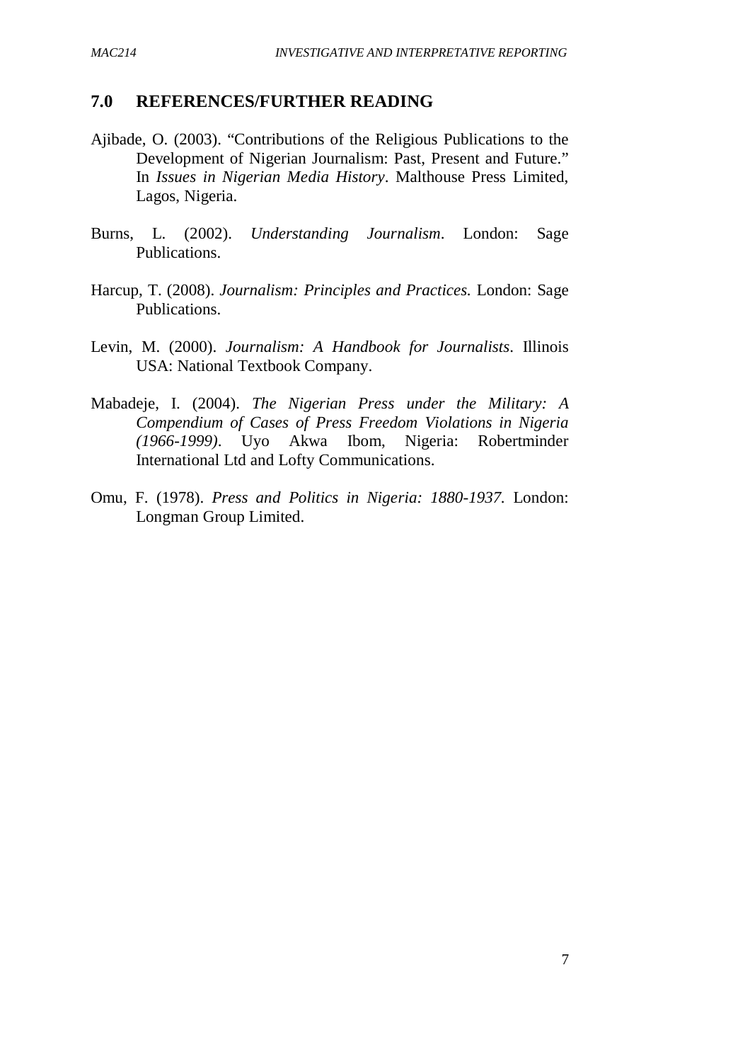## 7.0 REFERENCES/FURTHER READING

Ajibade, O. (2003). "Contributions of the Religious Publications to the Development of Nigerian Journalism: Past, Present and Future." In *Issues in Nigerian Media History*. Malthouse Press Limited, Lagos, Nigeria.

Burns, L. (2002). *Understanding Journalism*. London: Sage Publications.

Harcup, T. (2008). *Journalism: Principles and Practices.* London: Sage Publications.

Levin, M. (2000). *Journalism: A Handbook for Journalists*. Illinois USA: National Textbook Company.

Mabadeje, I. (2004). *The Nigerian Press under the Military: A Compendium of Cases of Press Freedom Violations in Nigeria (1966-1999)*. Uyo Akwa Ibom, Nigeria: Robertminder International Ltd and Lofty Communications.

Omu, F. (1978). *Press and Politics in Nigeria: 1880-1937.* London: Longman Group Limited.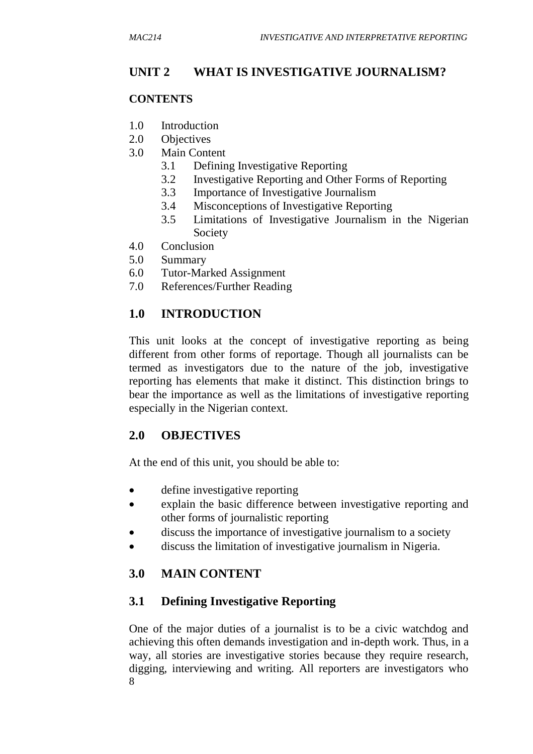## UNIT 2 WHAT IS INVESTIGATIVE JOURNALISM?

**CONTENTS**

1.0 Introduction
2.0 Objectives
3.0 Main Content
  3.1 Defining Investigative Reporting
  3.2 Investigative Reporting and Other Forms of Reporting
  3.3 Importance of Investigative Journalism
  3.4 Misconceptions of Investigative Reporting
  3.5 Limitations of Investigative Journalism in the Nigerian Society
4.0 Conclusion
5.0 Summary
6.0 Tutor-Marked Assignment
7.0 References/Further Reading

## 1.0 INTRODUCTION

This unit looks at the concept of investigative reporting as being different from other forms of reportage. Though all journalists can be termed as investigators due to the nature of the job, investigative reporting has elements that make it distinct. This distinction brings to bear the importance as well as the limitations of investigative reporting especially in the Nigerian context.

## 2.0 OBJECTIVES

At the end of this unit, you should be able to:

- define investigative reporting
- explain the basic difference between investigative reporting and other forms of journalistic reporting
- discuss the importance of investigative journalism to a society
- discuss the limitation of investigative journalism in Nigeria.

## 3.0 MAIN CONTENT

### 3.1 Defining Investigative Reporting

One of the major duties of a journalist is to be a civic watchdog and achieving this often demands investigation and in-depth work. Thus, in a way, all stories are investigative stories because they require research, digging, interviewing and writing. All reporters are investigators who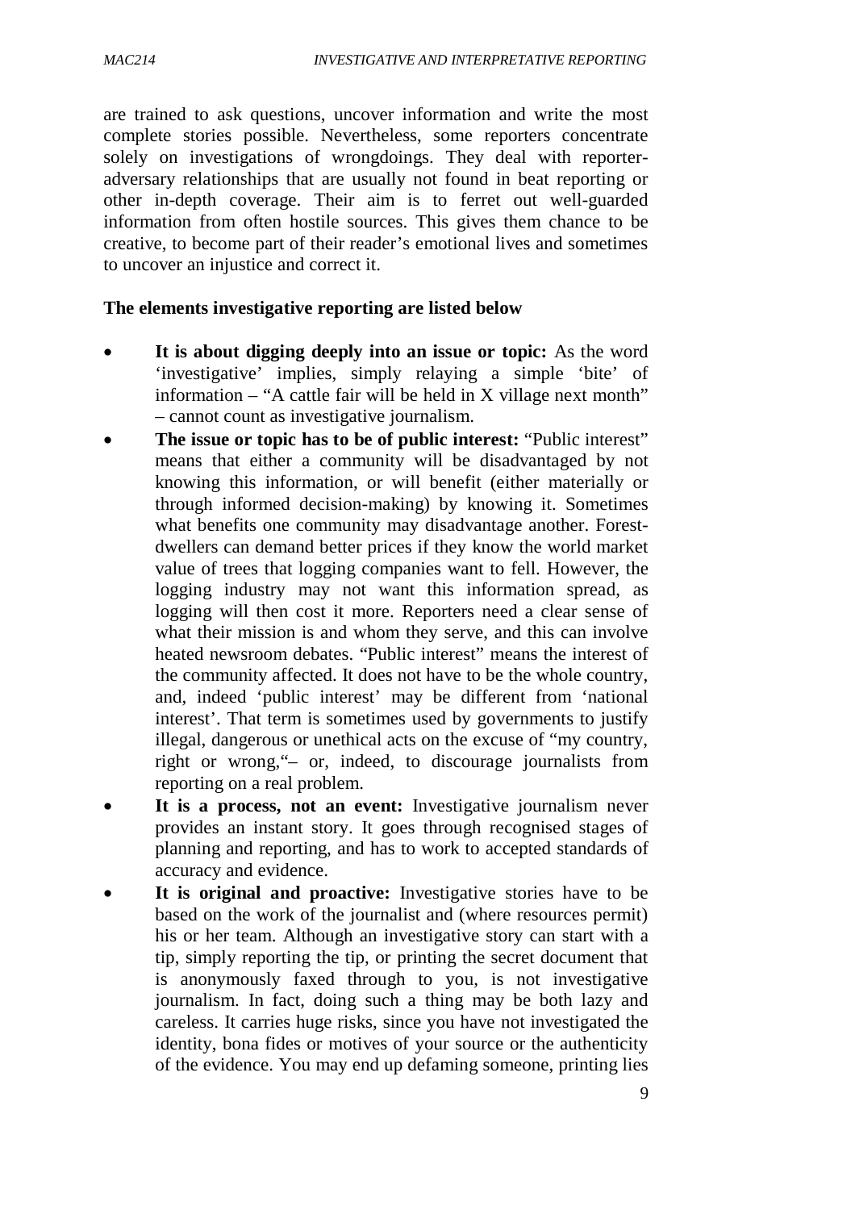are trained to ask questions, uncover information and write the most complete stories possible. Nevertheless, some reporters concentrate solely on investigations of wrongdoings. They deal with reporter-adversary relationships that are usually not found in beat reporting or other in-depth coverage. Their aim is to ferret out well-guarded information from often hostile sources. This gives them chance to be creative, to become part of their reader's emotional lives and sometimes to uncover an injustice and correct it.

**The elements investigative reporting are listed below**

- **It is about digging deeply into an issue or topic:** As the word 'investigative' implies, simply relaying a simple 'bite' of information – "A cattle fair will be held in X village next month" – cannot count as investigative journalism.
- **The issue or topic has to be of public interest:** "Public interest" means that either a community will be disadvantaged by not knowing this information, or will benefit (either materially or through informed decision-making) by knowing it. Sometimes what benefits one community may disadvantage another. Forest-dwellers can demand better prices if they know the world market value of trees that logging companies want to fell. However, the logging industry may not want this information spread, as logging will then cost it more. Reporters need a clear sense of what their mission is and whom they serve, and this can involve heated newsroom debates. "Public interest" means the interest of the community affected. It does not have to be the whole country, and, indeed 'public interest' may be different from 'national interest'. That term is sometimes used by governments to justify illegal, dangerous or unethical acts on the excuse of "my country, right or wrong,"– or, indeed, to discourage journalists from reporting on a real problem.
- **It is a process, not an event:** Investigative journalism never provides an instant story. It goes through recognised stages of planning and reporting, and has to work to accepted standards of accuracy and evidence.
- **It is original and proactive:** Investigative stories have to be based on the work of the journalist and (where resources permit) his or her team. Although an investigative story can start with a tip, simply reporting the tip, or printing the secret document that is anonymously faxed through to you, is not investigative journalism. In fact, doing such a thing may be both lazy and careless. It carries huge risks, since you have not investigated the identity, bona fides or motives of your source or the authenticity of the evidence. You may end up defaming someone, printing lies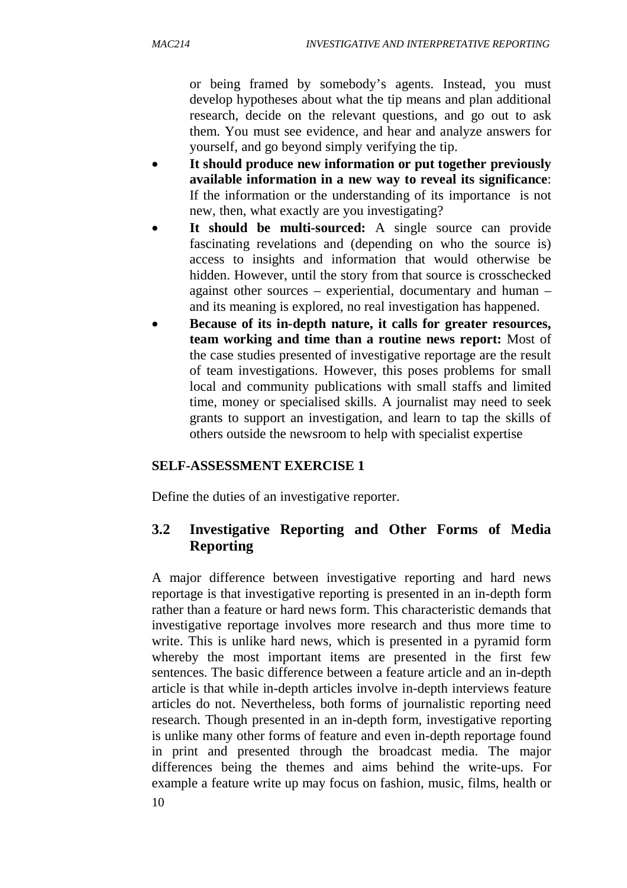or being framed by somebody's agents. Instead, you must develop hypotheses about what the tip means and plan additional research, decide on the relevant questions, and go out to ask them. You must see evidence, and hear and analyze answers for yourself, and go beyond simply verifying the tip.

- **It should produce new information or put together previously available information in a new way to reveal its significance**: If the information or the understanding of its importance is not new, then, what exactly are you investigating?
- **It should be multi-sourced:** A single source can provide fascinating revelations and (depending on who the source is) access to insights and information that would otherwise be hidden. However, until the story from that source is crosschecked against other sources – experiential, documentary and human – and its meaning is explored, no real investigation has happened.
- **Because of its in-depth nature, it calls for greater resources, team working and time than a routine news report:** Most of the case studies presented of investigative reportage are the result of team investigations. However, this poses problems for small local and community publications with small staffs and limited time, money or specialised skills. A journalist may need to seek grants to support an investigation, and learn to tap the skills of others outside the newsroom to help with specialist expertise

**SELF-ASSESSMENT EXERCISE 1**

Define the duties of an investigative reporter.

## 3.2 Investigative Reporting and Other Forms of Media Reporting

A major difference between investigative reporting and hard news reportage is that investigative reporting is presented in an in-depth form rather than a feature or hard news form. This characteristic demands that investigative reportage involves more research and thus more time to write. This is unlike hard news, which is presented in a pyramid form whereby the most important items are presented in the first few sentences. The basic difference between a feature article and an in-depth article is that while in-depth articles involve in-depth interviews feature articles do not. Nevertheless, both forms of journalistic reporting need research. Though presented in an in-depth form, investigative reporting is unlike many other forms of feature and even in-depth reportage found in print and presented through the broadcast media. The major differences being the themes and aims behind the write-ups. For example a feature write up may focus on fashion, music, films, health or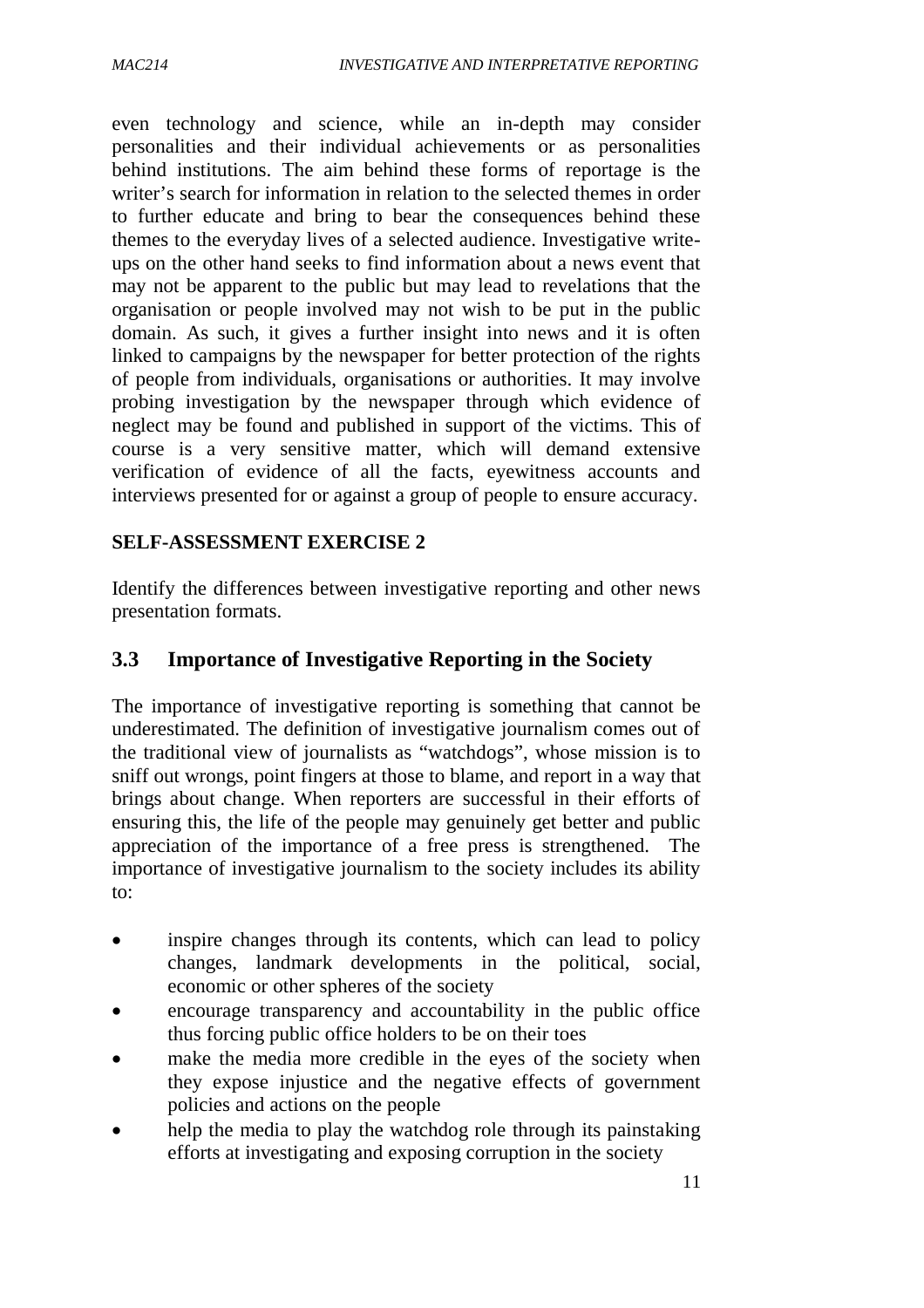even technology and science, while an in-depth may consider personalities and their individual achievements or as personalities behind institutions. The aim behind these forms of reportage is the writer's search for information in relation to the selected themes in order to further educate and bring to bear the consequences behind these themes to the everyday lives of a selected audience. Investigative write-ups on the other hand seeks to find information about a news event that may not be apparent to the public but may lead to revelations that the organisation or people involved may not wish to be put in the public domain. As such, it gives a further insight into news and it is often linked to campaigns by the newspaper for better protection of the rights of people from individuals, organisations or authorities. It may involve probing investigation by the newspaper through which evidence of neglect may be found and published in support of the victims. This of course is a very sensitive matter, which will demand extensive verification of evidence of all the facts, eyewitness accounts and interviews presented for or against a group of people to ensure accuracy.

**SELF-ASSESSMENT EXERCISE 2**

Identify the differences between investigative reporting and other news presentation formats.

## 3.3 Importance of Investigative Reporting in the Society

The importance of investigative reporting is something that cannot be underestimated. The definition of investigative journalism comes out of the traditional view of journalists as "watchdogs", whose mission is to sniff out wrongs, point fingers at those to blame, and report in a way that brings about change. When reporters are successful in their efforts of ensuring this, the life of the people may genuinely get better and public appreciation of the importance of a free press is strengthened. The importance of investigative journalism to the society includes its ability to:

- inspire changes through its contents, which can lead to policy changes, landmark developments in the political, social, economic or other spheres of the society
- encourage transparency and accountability in the public office thus forcing public office holders to be on their toes
- make the media more credible in the eyes of the society when they expose injustice and the negative effects of government policies and actions on the people
- help the media to play the watchdog role through its painstaking efforts at investigating and exposing corruption in the society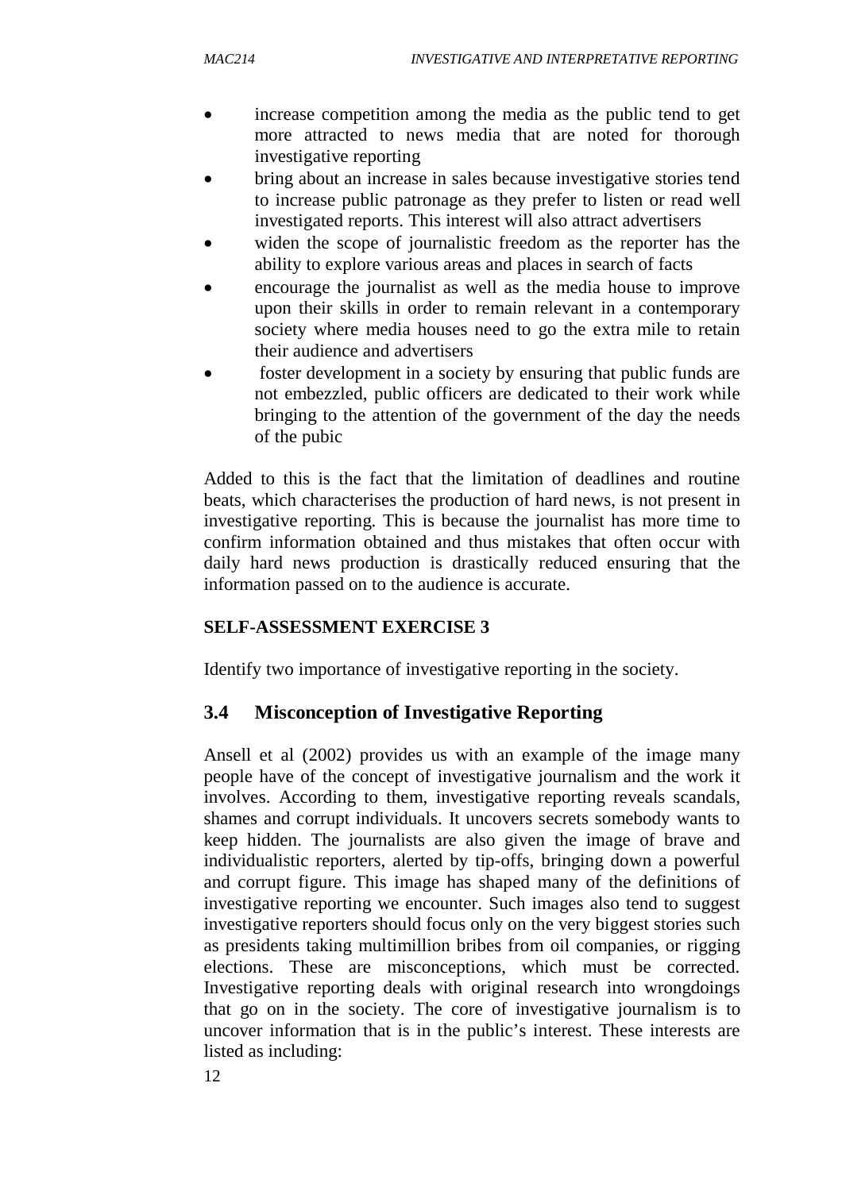- increase competition among the media as the public tend to get more attracted to news media that are noted for thorough investigative reporting
- bring about an increase in sales because investigative stories tend to increase public patronage as they prefer to listen or read well investigated reports. This interest will also attract advertisers
- widen the scope of journalistic freedom as the reporter has the ability to explore various areas and places in search of facts
- encourage the journalist as well as the media house to improve upon their skills in order to remain relevant in a contemporary society where media houses need to go the extra mile to retain their audience and advertisers
- foster development in a society by ensuring that public funds are not embezzled, public officers are dedicated to their work while bringing to the attention of the government of the day the needs of the pubic

Added to this is the fact that the limitation of deadlines and routine beats, which characterises the production of hard news, is not present in investigative reporting. This is because the journalist has more time to confirm information obtained and thus mistakes that often occur with daily hard news production is drastically reduced ensuring that the information passed on to the audience is accurate.

**SELF-ASSESSMENT EXERCISE 3**

Identify two importance of investigative reporting in the society.

## 3.4 Misconception of Investigative Reporting

Ansell et al (2002) provides us with an example of the image many people have of the concept of investigative journalism and the work it involves. According to them, investigative reporting reveals scandals, shames and corrupt individuals. It uncovers secrets somebody wants to keep hidden. The journalists are also given the image of brave and individualistic reporters, alerted by tip-offs, bringing down a powerful and corrupt figure. This image has shaped many of the definitions of investigative reporting we encounter. Such images also tend to suggest investigative reporters should focus only on the very biggest stories such as presidents taking multimillion bribes from oil companies, or rigging elections. These are misconceptions, which must be corrected. Investigative reporting deals with original research into wrongdoings that go on in the society. The core of investigative journalism is to uncover information that is in the public's interest. These interests are listed as including: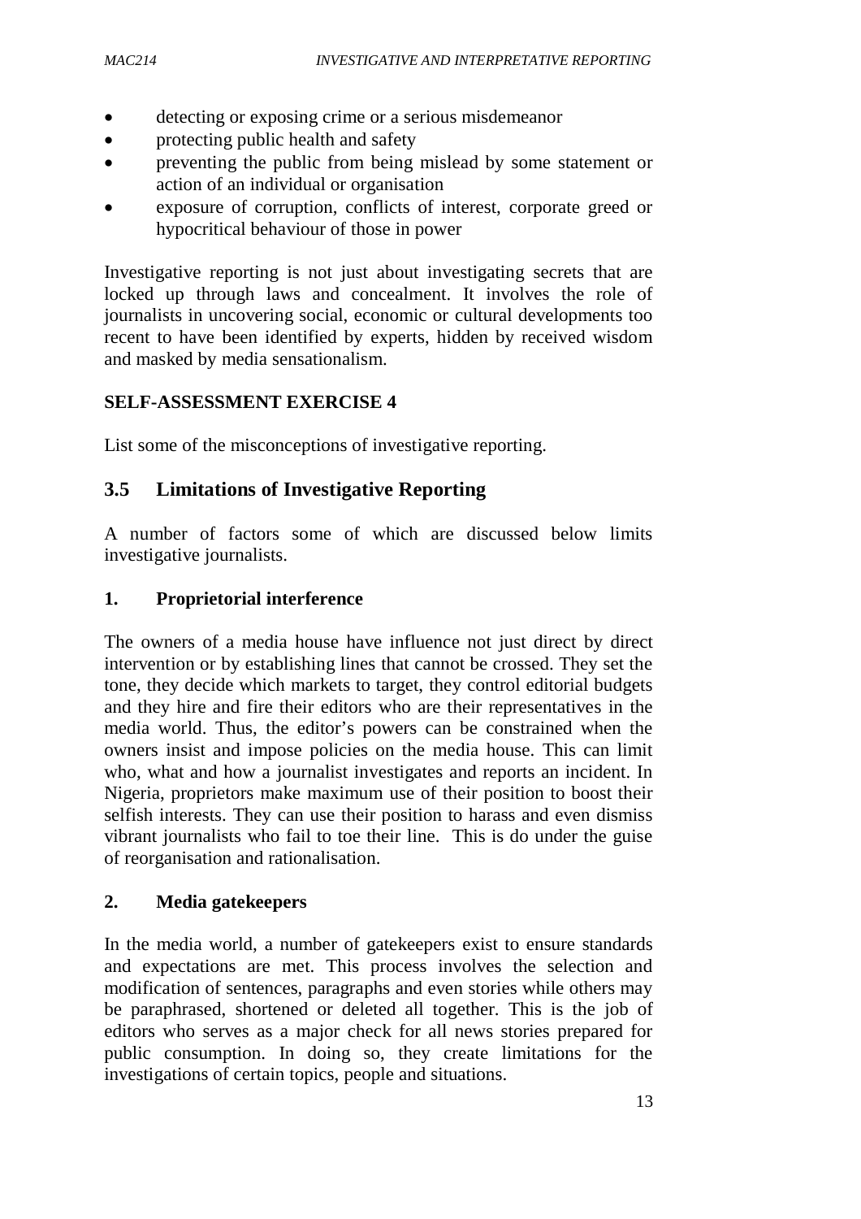- detecting or exposing crime or a serious misdemeanor
- protecting public health and safety
- preventing the public from being mislead by some statement or action of an individual or organisation
- exposure of corruption, conflicts of interest, corporate greed or hypocritical behaviour of those in power

Investigative reporting is not just about investigating secrets that are locked up through laws and concealment. It involves the role of journalists in uncovering social, economic or cultural developments too recent to have been identified by experts, hidden by received wisdom and masked by media sensationalism.

**SELF-ASSESSMENT EXERCISE 4**

List some of the misconceptions of investigative reporting.

## 3.5 Limitations of Investigative Reporting

A number of factors some of which are discussed below limits investigative journalists.

**1. Proprietorial interference**

The owners of a media house have influence not just direct by direct intervention or by establishing lines that cannot be crossed. They set the tone, they decide which markets to target, they control editorial budgets and they hire and fire their editors who are their representatives in the media world. Thus, the editor's powers can be constrained when the owners insist and impose policies on the media house. This can limit who, what and how a journalist investigates and reports an incident. In Nigeria, proprietors make maximum use of their position to boost their selfish interests. They can use their position to harass and even dismiss vibrant journalists who fail to toe their line. This is do under the guise of reorganisation and rationalisation.

**2. Media gatekeepers**

In the media world, a number of gatekeepers exist to ensure standards and expectations are met. This process involves the selection and modification of sentences, paragraphs and even stories while others may be paraphrased, shortened or deleted all together. This is the job of editors who serves as a major check for all news stories prepared for public consumption. In doing so, they create limitations for the investigations of certain topics, people and situations.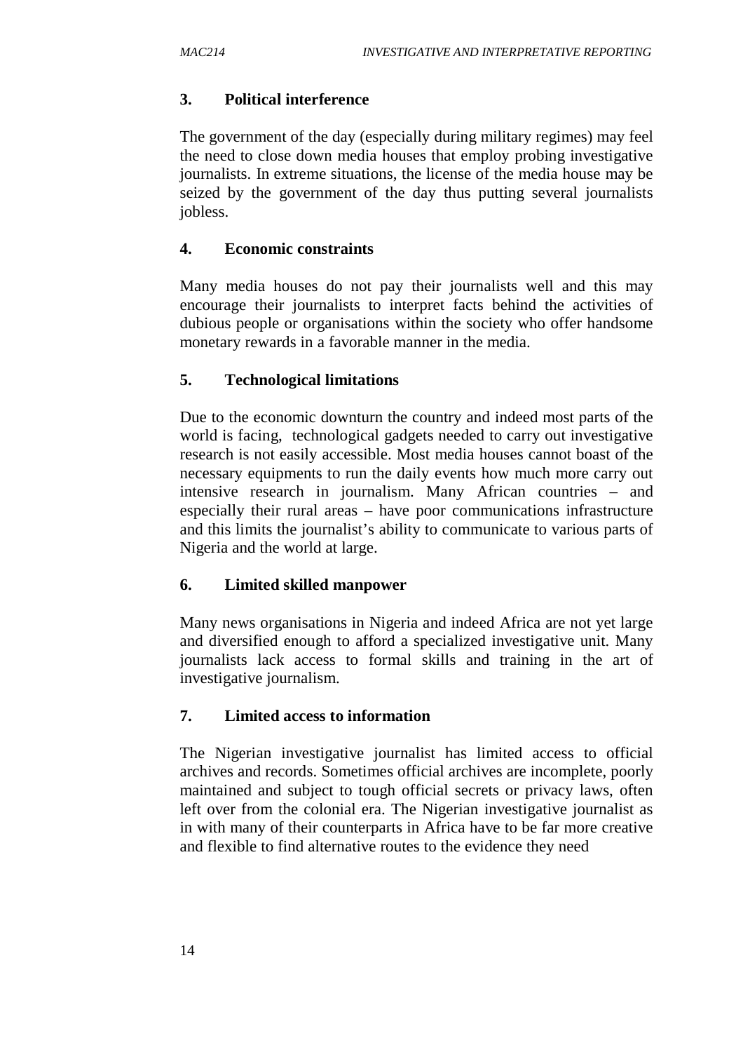**3. Political interference**

The government of the day (especially during military regimes) may feel the need to close down media houses that employ probing investigative journalists. In extreme situations, the license of the media house may be seized by the government of the day thus putting several journalists jobless.

**4. Economic constraints**

Many media houses do not pay their journalists well and this may encourage their journalists to interpret facts behind the activities of dubious people or organisations within the society who offer handsome monetary rewards in a favorable manner in the media.

**5. Technological limitations**

Due to the economic downturn the country and indeed most parts of the world is facing, technological gadgets needed to carry out investigative research is not easily accessible. Most media houses cannot boast of the necessary equipments to run the daily events how much more carry out intensive research in journalism. Many African countries – and especially their rural areas – have poor communications infrastructure and this limits the journalist's ability to communicate to various parts of Nigeria and the world at large.

**6. Limited skilled manpower**

Many news organisations in Nigeria and indeed Africa are not yet large and diversified enough to afford a specialized investigative unit. Many journalists lack access to formal skills and training in the art of investigative journalism.

**7. Limited access to information**

The Nigerian investigative journalist has limited access to official archives and records. Sometimes official archives are incomplete, poorly maintained and subject to tough official secrets or privacy laws, often left over from the colonial era. The Nigerian investigative journalist as in with many of their counterparts in Africa have to be far more creative and flexible to find alternative routes to the evidence they need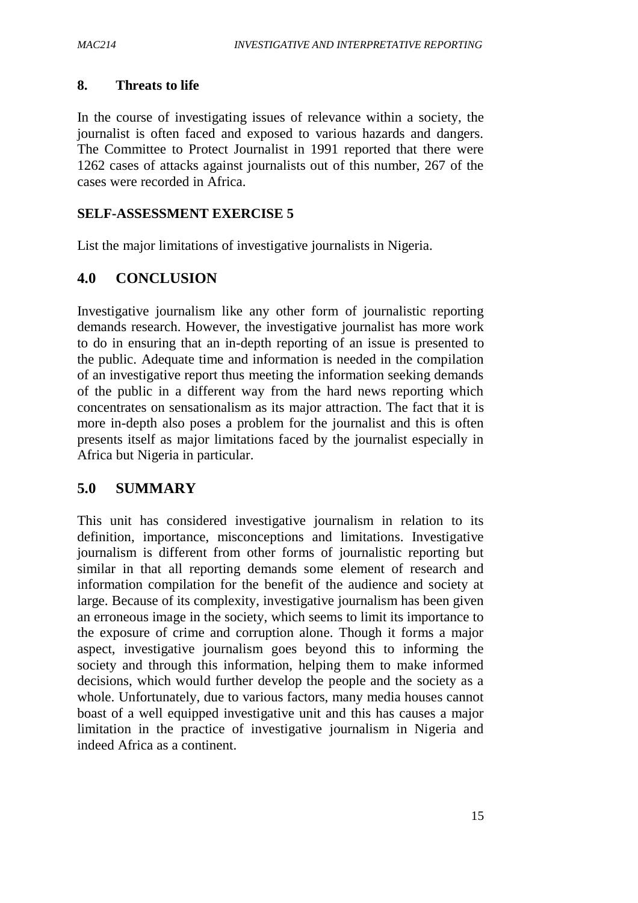**8. Threats to life**

In the course of investigating issues of relevance within a society, the journalist is often faced and exposed to various hazards and dangers. The Committee to Protect Journalist in 1991 reported that there were 1262 cases of attacks against journalists out of this number, 267 of the cases were recorded in Africa.

**SELF-ASSESSMENT EXERCISE 5**

List the major limitations of investigative journalists in Nigeria.

## 4.0 CONCLUSION

Investigative journalism like any other form of journalistic reporting demands research. However, the investigative journalist has more work to do in ensuring that an in-depth reporting of an issue is presented to the public. Adequate time and information is needed in the compilation of an investigative report thus meeting the information seeking demands of the public in a different way from the hard news reporting which concentrates on sensationalism as its major attraction. The fact that it is more in-depth also poses a problem for the journalist and this is often presents itself as major limitations faced by the journalist especially in Africa but Nigeria in particular.

## 5.0 SUMMARY

This unit has considered investigative journalism in relation to its definition, importance, misconceptions and limitations. Investigative journalism is different from other forms of journalistic reporting but similar in that all reporting demands some element of research and information compilation for the benefit of the audience and society at large. Because of its complexity, investigative journalism has been given an erroneous image in the society, which seems to limit its importance to the exposure of crime and corruption alone. Though it forms a major aspect, investigative journalism goes beyond this to informing the society and through this information, helping them to make informed decisions, which would further develop the people and the society as a whole. Unfortunately, due to various factors, many media houses cannot boast of a well equipped investigative unit and this has causes a major limitation in the practice of investigative journalism in Nigeria and indeed Africa as a continent.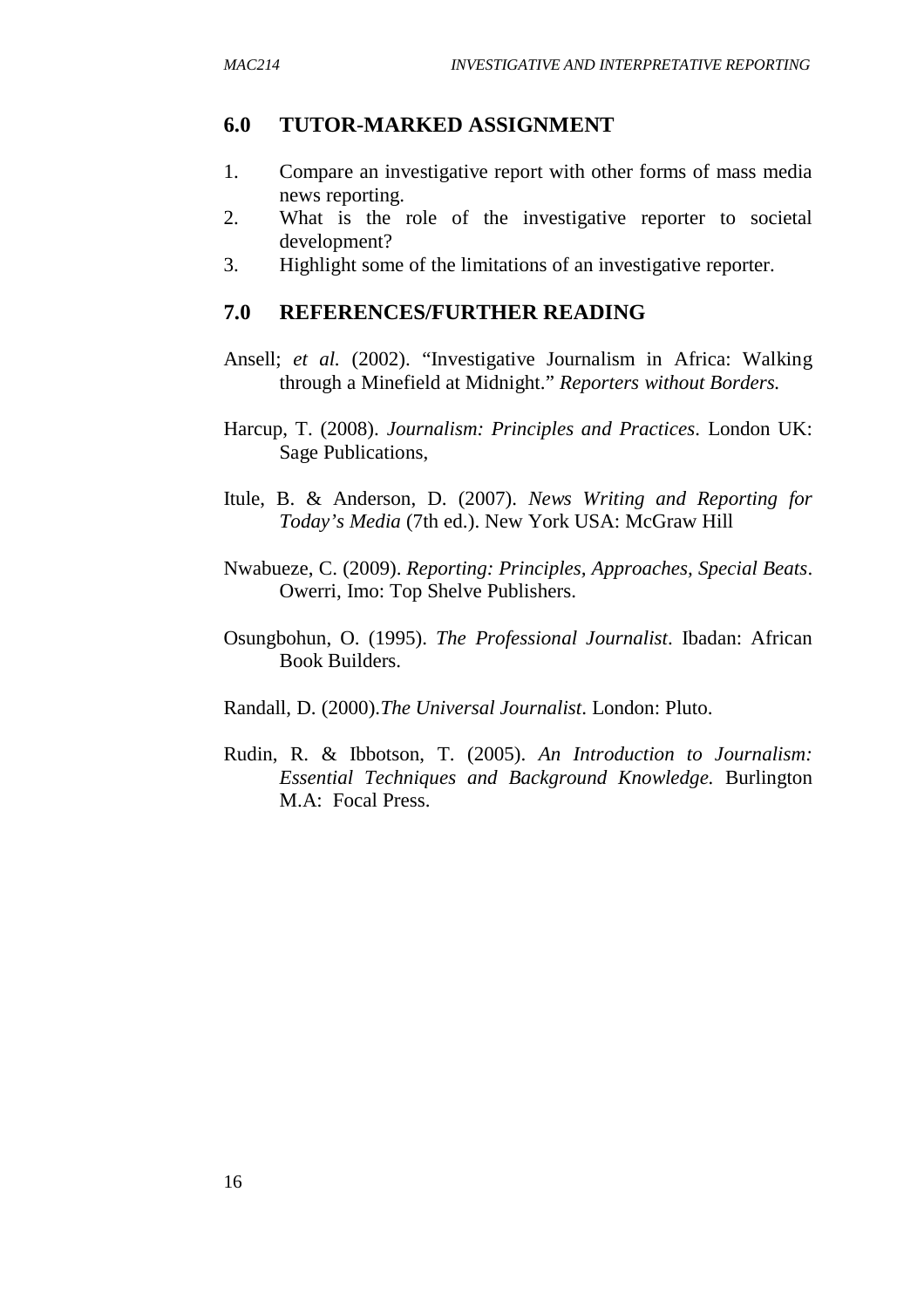## 6.0 TUTOR-MARKED ASSIGNMENT

1. Compare an investigative report with other forms of mass media news reporting.
2. What is the role of the investigative reporter to societal development?
3. Highlight some of the limitations of an investigative reporter.

## 7.0 REFERENCES/FURTHER READING

Ansell; *et al.* (2002). "Investigative Journalism in Africa: Walking through a Minefield at Midnight." *Reporters without Borders.*

Harcup, T. (2008). *Journalism: Principles and Practices*. London UK: Sage Publications,

Itule, B. & Anderson, D. (2007). *News Writing and Reporting for Today's Media* (7th ed.). New York USA: McGraw Hill

Nwabueze, C. (2009). *Reporting: Principles, Approaches, Special Beats*. Owerri, Imo: Top Shelve Publishers.

Osungbohun, O. (1995). *The Professional Journalist*. Ibadan: African Book Builders.

Randall, D. (2000).*The Universal Journalist*. London: Pluto.

Rudin, R. & Ibbotson, T. (2005). *An Introduction to Journalism: Essential Techniques and Background Knowledge.* Burlington M.A: Focal Press.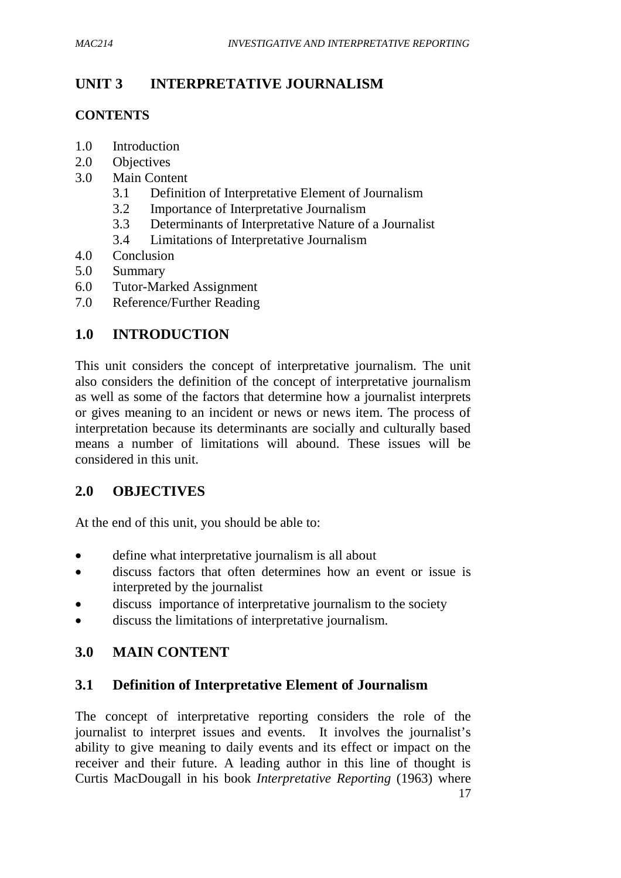# UNIT 3 INTERPRETATIVE JOURNALISM

## CONTENTS

- 1.0 Introduction
- 2.0 Objectives
- 3.0 Main Content
  - 3.1 Definition of Interpretative Element of Journalism
  - 3.2 Importance of Interpretative Journalism
  - 3.3 Determinants of Interpretative Nature of a Journalist
  - 3.4 Limitations of Interpretative Journalism
- 4.0 Conclusion
- 5.0 Summary
- 6.0 Tutor-Marked Assignment
- 7.0 Reference/Further Reading

## 1.0 INTRODUCTION

This unit considers the concept of interpretative journalism. The unit also considers the definition of the concept of interpretative journalism as well as some of the factors that determine how a journalist interprets or gives meaning to an incident or news or news item. The process of interpretation because its determinants are socially and culturally based means a number of limitations will abound. These issues will be considered in this unit.

## 2.0 OBJECTIVES

At the end of this unit, you should be able to:

- define what interpretative journalism is all about
- discuss factors that often determines how an event or issue is interpreted by the journalist
- discuss importance of interpretative journalism to the society
- discuss the limitations of interpretative journalism.

## 3.0 MAIN CONTENT

### 3.1 Definition of Interpretative Element of Journalism

The concept of interpretative reporting considers the role of the journalist to interpret issues and events. It involves the journalist's ability to give meaning to daily events and its effect or impact on the receiver and their future. A leading author in this line of thought is Curtis MacDougall in his book *Interpretative Reporting* (1963) where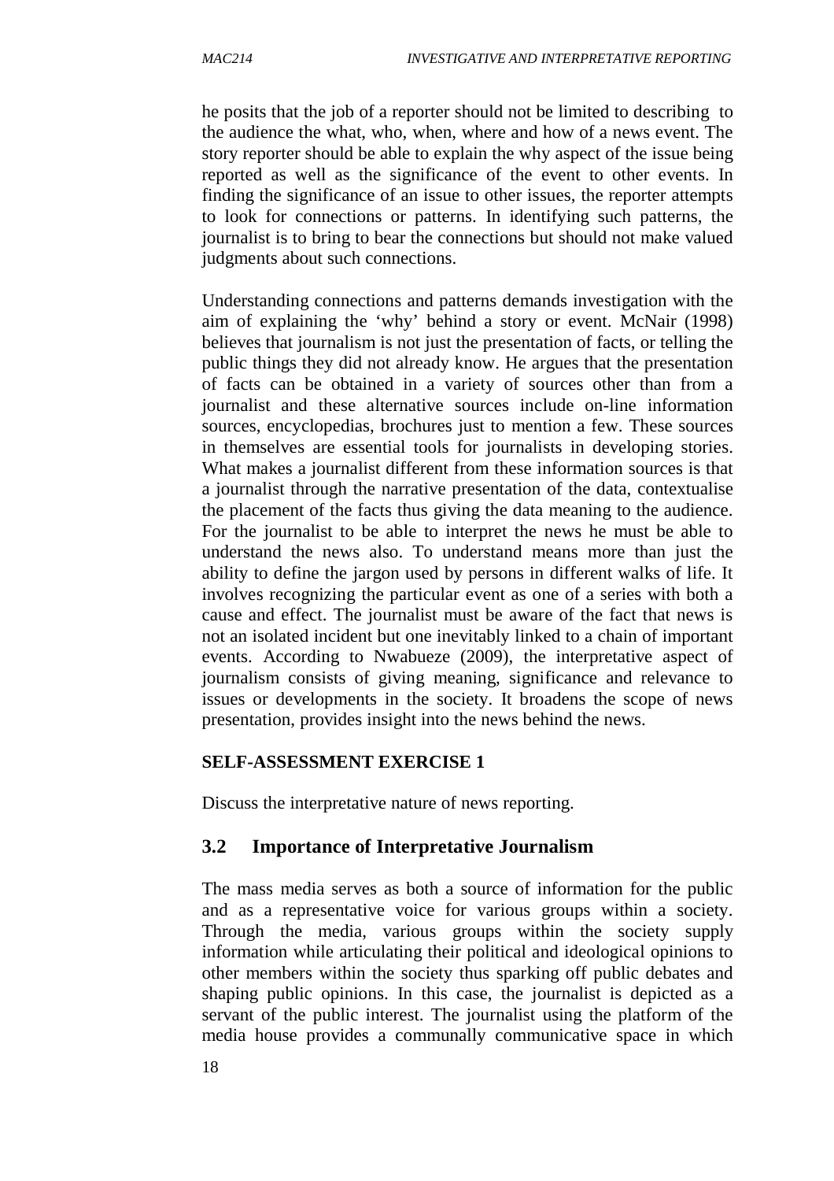he posits that the job of a reporter should not be limited to describing to the audience the what, who, when, where and how of a news event. The story reporter should be able to explain the why aspect of the issue being reported as well as the significance of the event to other events. In finding the significance of an issue to other issues, the reporter attempts to look for connections or patterns. In identifying such patterns, the journalist is to bring to bear the connections but should not make valued judgments about such connections.

Understanding connections and patterns demands investigation with the aim of explaining the 'why' behind a story or event. McNair (1998) believes that journalism is not just the presentation of facts, or telling the public things they did not already know. He argues that the presentation of facts can be obtained in a variety of sources other than from a journalist and these alternative sources include on-line information sources, encyclopedias, brochures just to mention a few. These sources in themselves are essential tools for journalists in developing stories. What makes a journalist different from these information sources is that a journalist through the narrative presentation of the data, contextualise the placement of the facts thus giving the data meaning to the audience. For the journalist to be able to interpret the news he must be able to understand the news also. To understand means more than just the ability to define the jargon used by persons in different walks of life. It involves recognizing the particular event as one of a series with both a cause and effect. The journalist must be aware of the fact that news is not an isolated incident but one inevitably linked to a chain of important events. According to Nwabueze (2009), the interpretative aspect of journalism consists of giving meaning, significance and relevance to issues or developments in the society. It broadens the scope of news presentation, provides insight into the news behind the news.

**SELF-ASSESSMENT EXERCISE 1**

Discuss the interpretative nature of news reporting.

## 3.2 Importance of Interpretative Journalism

The mass media serves as both a source of information for the public and as a representative voice for various groups within a society. Through the media, various groups within the society supply information while articulating their political and ideological opinions to other members within the society thus sparking off public debates and shaping public opinions. In this case, the journalist is depicted as a servant of the public interest. The journalist using the platform of the media house provides a communally communicative space in which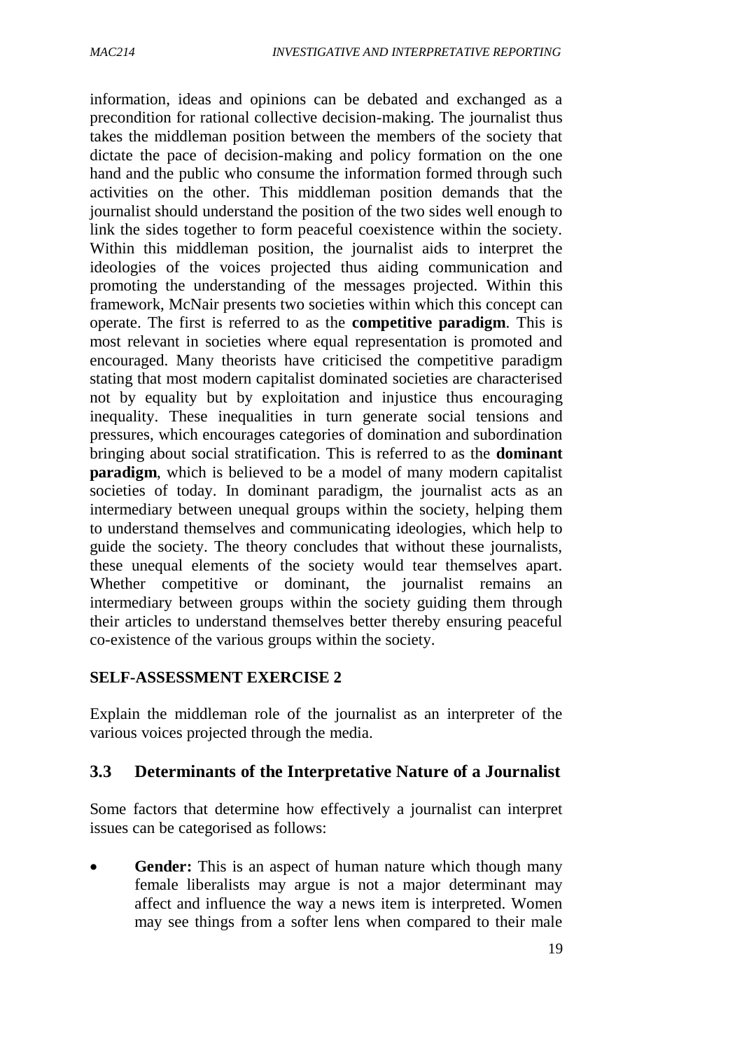information, ideas and opinions can be debated and exchanged as a precondition for rational collective decision-making. The journalist thus takes the middleman position between the members of the society that dictate the pace of decision-making and policy formation on the one hand and the public who consume the information formed through such activities on the other. This middleman position demands that the journalist should understand the position of the two sides well enough to link the sides together to form peaceful coexistence within the society. Within this middleman position, the journalist aids to interpret the ideologies of the voices projected thus aiding communication and promoting the understanding of the messages projected. Within this framework, McNair presents two societies within which this concept can operate. The first is referred to as the **competitive paradigm**. This is most relevant in societies where equal representation is promoted and encouraged. Many theorists have criticised the competitive paradigm stating that most modern capitalist dominated societies are characterised not by equality but by exploitation and injustice thus encouraging inequality. These inequalities in turn generate social tensions and pressures, which encourages categories of domination and subordination bringing about social stratification. This is referred to as the **dominant paradigm**, which is believed to be a model of many modern capitalist societies of today. In dominant paradigm, the journalist acts as an intermediary between unequal groups within the society, helping them to understand themselves and communicating ideologies, which help to guide the society. The theory concludes that without these journalists, these unequal elements of the society would tear themselves apart. Whether competitive or dominant, the journalist remains an intermediary between groups within the society guiding them through their articles to understand themselves better thereby ensuring peaceful co-existence of the various groups within the society.

**SELF-ASSESSMENT EXERCISE 2**

Explain the middleman role of the journalist as an interpreter of the various voices projected through the media.

## 3.3 Determinants of the Interpretative Nature of a Journalist

Some factors that determine how effectively a journalist can interpret issues can be categorised as follows:

- **Gender:** This is an aspect of human nature which though many female liberalists may argue is not a major determinant may affect and influence the way a news item is interpreted. Women may see things from a softer lens when compared to their male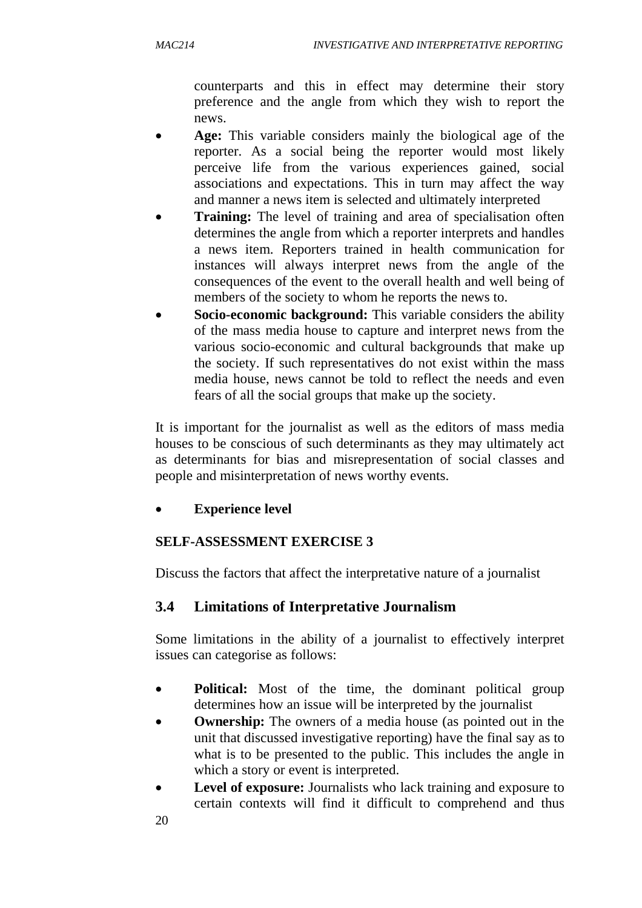counterparts and this in effect may determine their story preference and the angle from which they wish to report the news.

- **Age:** This variable considers mainly the biological age of the reporter. As a social being the reporter would most likely perceive life from the various experiences gained, social associations and expectations. This in turn may affect the way and manner a news item is selected and ultimately interpreted
- **Training:** The level of training and area of specialisation often determines the angle from which a reporter interprets and handles a news item. Reporters trained in health communication for instances will always interpret news from the angle of the consequences of the event to the overall health and well being of members of the society to whom he reports the news to.
- **Socio-economic background:** This variable considers the ability of the mass media house to capture and interpret news from the various socio-economic and cultural backgrounds that make up the society. If such representatives do not exist within the mass media house, news cannot be told to reflect the needs and even fears of all the social groups that make up the society.

It is important for the journalist as well as the editors of mass media houses to be conscious of such determinants as they may ultimately act as determinants for bias and misrepresentation of social classes and people and misinterpretation of news worthy events.

- **Experience level**

**SELF-ASSESSMENT EXERCISE 3**

Discuss the factors that affect the interpretative nature of a journalist

## 3.4 Limitations of Interpretative Journalism

Some limitations in the ability of a journalist to effectively interpret issues can categorise as follows:

- **Political:** Most of the time, the dominant political group determines how an issue will be interpreted by the journalist
- **Ownership:** The owners of a media house (as pointed out in the unit that discussed investigative reporting) have the final say as to what is to be presented to the public. This includes the angle in which a story or event is interpreted.
- **Level of exposure:** Journalists who lack training and exposure to certain contexts will find it difficult to comprehend and thus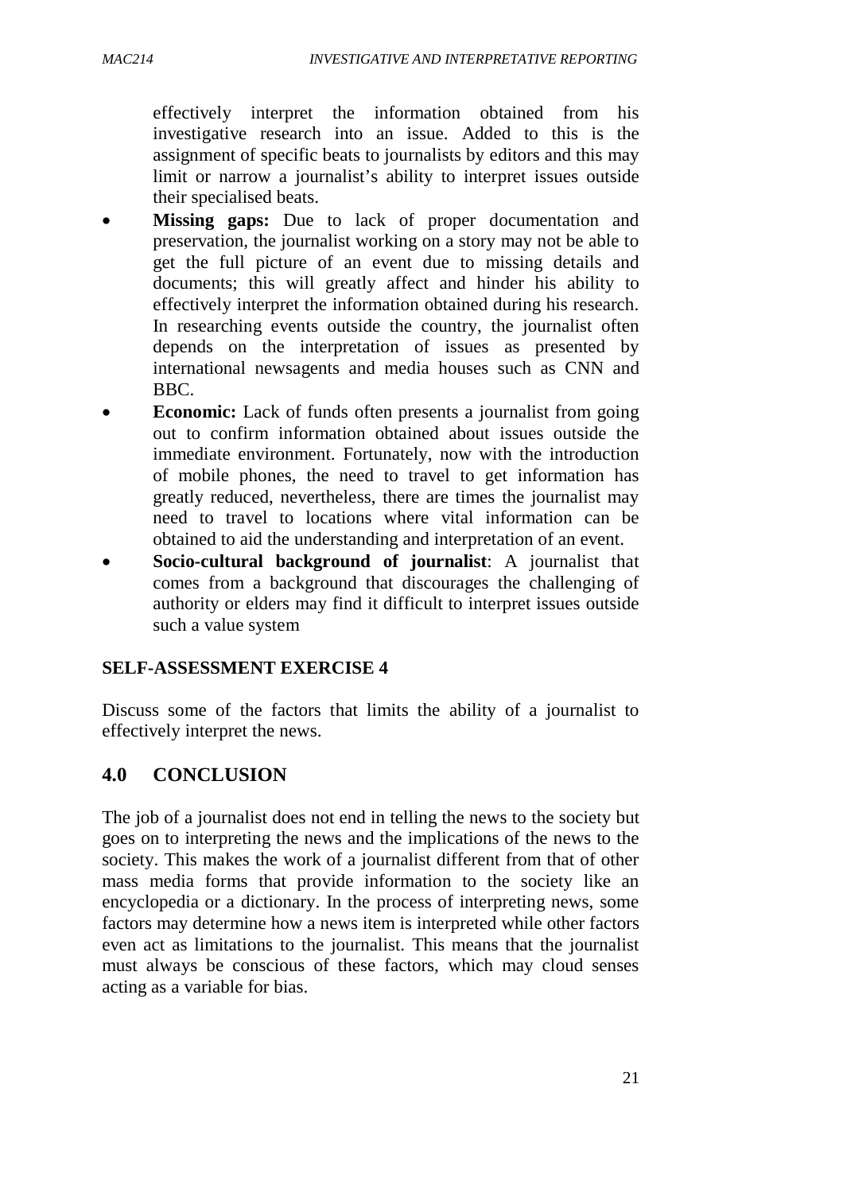effectively interpret the information obtained from his investigative research into an issue. Added to this is the assignment of specific beats to journalists by editors and this may limit or narrow a journalist's ability to interpret issues outside their specialised beats.

- **Missing gaps:** Due to lack of proper documentation and preservation, the journalist working on a story may not be able to get the full picture of an event due to missing details and documents; this will greatly affect and hinder his ability to effectively interpret the information obtained during his research. In researching events outside the country, the journalist often depends on the interpretation of issues as presented by international newsagents and media houses such as CNN and BBC.
- **Economic:** Lack of funds often presents a journalist from going out to confirm information obtained about issues outside the immediate environment. Fortunately, now with the introduction of mobile phones, the need to travel to get information has greatly reduced, nevertheless, there are times the journalist may need to travel to locations where vital information can be obtained to aid the understanding and interpretation of an event.
- **Socio-cultural background of journalist**: A journalist that comes from a background that discourages the challenging of authority or elders may find it difficult to interpret issues outside such a value system

**SELF-ASSESSMENT EXERCISE 4**

Discuss some of the factors that limits the ability of a journalist to effectively interpret the news.

## 4.0 CONCLUSION

The job of a journalist does not end in telling the news to the society but goes on to interpreting the news and the implications of the news to the society. This makes the work of a journalist different from that of other mass media forms that provide information to the society like an encyclopedia or a dictionary. In the process of interpreting news, some factors may determine how a news item is interpreted while other factors even act as limitations to the journalist. This means that the journalist must always be conscious of these factors, which may cloud senses acting as a variable for bias.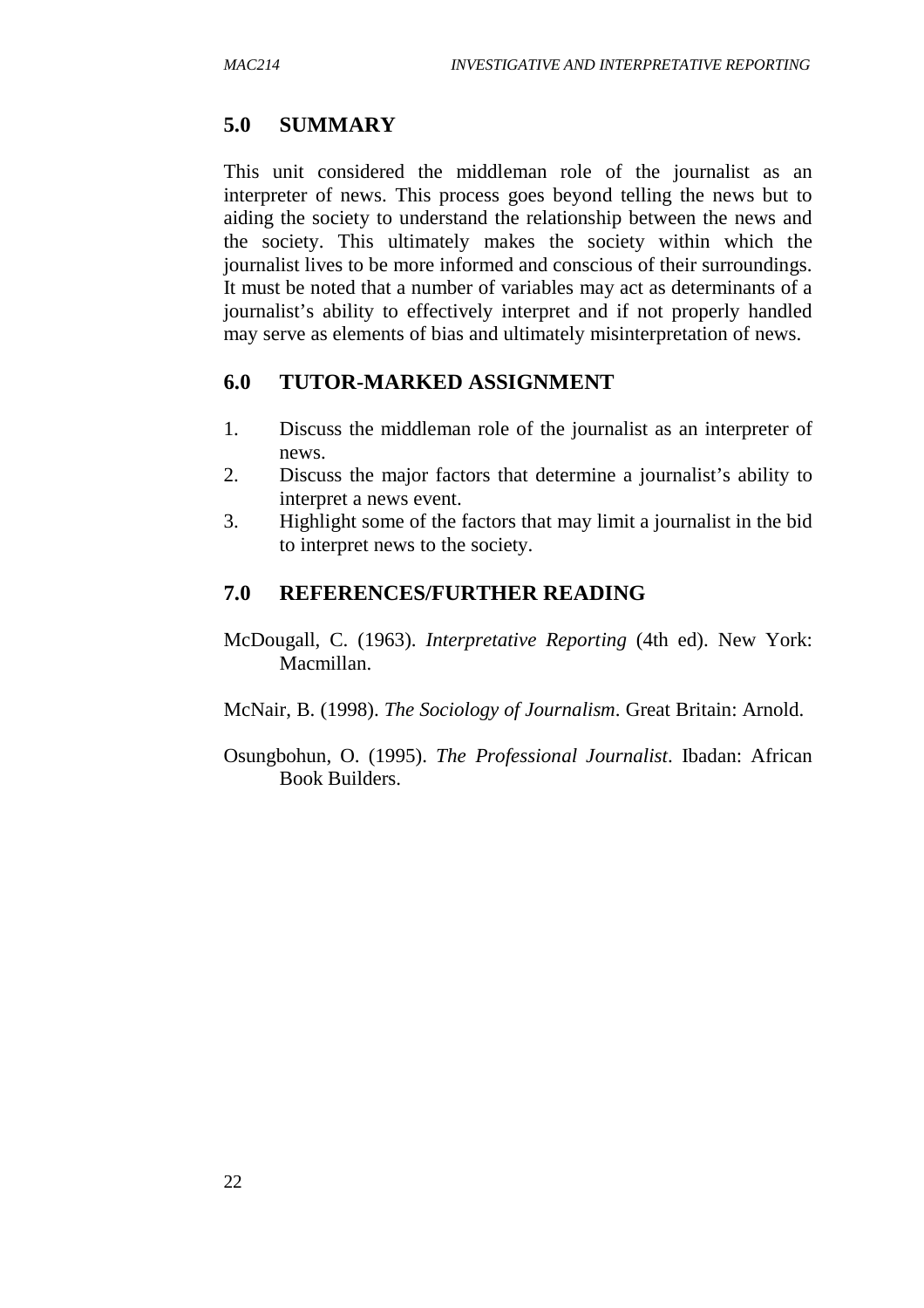## 5.0 SUMMARY

This unit considered the middleman role of the journalist as an interpreter of news. This process goes beyond telling the news but to aiding the society to understand the relationship between the news and the society. This ultimately makes the society within which the journalist lives to be more informed and conscious of their surroundings. It must be noted that a number of variables may act as determinants of a journalist's ability to effectively interpret and if not properly handled may serve as elements of bias and ultimately misinterpretation of news.

## 6.0 TUTOR-MARKED ASSIGNMENT

1. Discuss the middleman role of the journalist as an interpreter of news.
2. Discuss the major factors that determine a journalist's ability to interpret a news event.
3. Highlight some of the factors that may limit a journalist in the bid to interpret news to the society.

## 7.0 REFERENCES/FURTHER READING

McDougall, C. (1963). *Interpretative Reporting* (4th ed). New York: Macmillan.

McNair, B. (1998). *The Sociology of Journalism*. Great Britain: Arnold.

Osungbohun, O. (1995). *The Professional Journalist*. Ibadan: African Book Builders.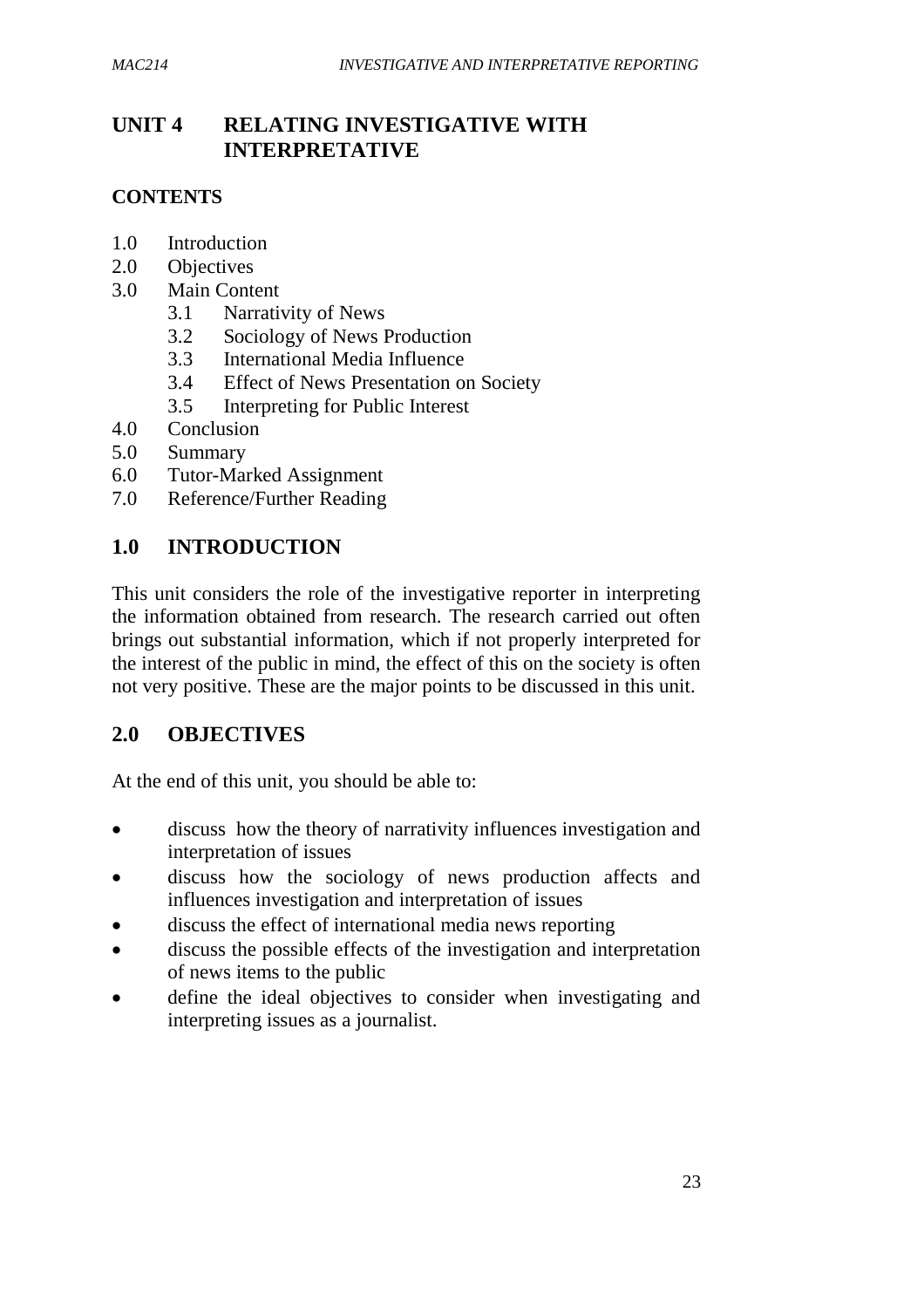# UNIT 4 RELATING INVESTIGATIVE WITH INTERPRETATIVE

**CONTENTS**

- 1.0 Introduction
- 2.0 Objectives
- 3.0 Main Content
    - 3.1 Narrativity of News
    - 3.2 Sociology of News Production
    - 3.3 International Media Influence
    - 3.4 Effect of News Presentation on Society
    - 3.5 Interpreting for Public Interest
- 4.0 Conclusion
- 5.0 Summary
- 6.0 Tutor-Marked Assignment
- 7.0 Reference/Further Reading

## 1.0 INTRODUCTION

This unit considers the role of the investigative reporter in interpreting the information obtained from research. The research carried out often brings out substantial information, which if not properly interpreted for the interest of the public in mind, the effect of this on the society is often not very positive. These are the major points to be discussed in this unit.

## 2.0 OBJECTIVES

At the end of this unit, you should be able to:

- discuss how the theory of narrativity influences investigation and interpretation of issues
- discuss how the sociology of news production affects and influences investigation and interpretation of issues
- discuss the effect of international media news reporting
- discuss the possible effects of the investigation and interpretation of news items to the public
- define the ideal objectives to consider when investigating and interpreting issues as a journalist.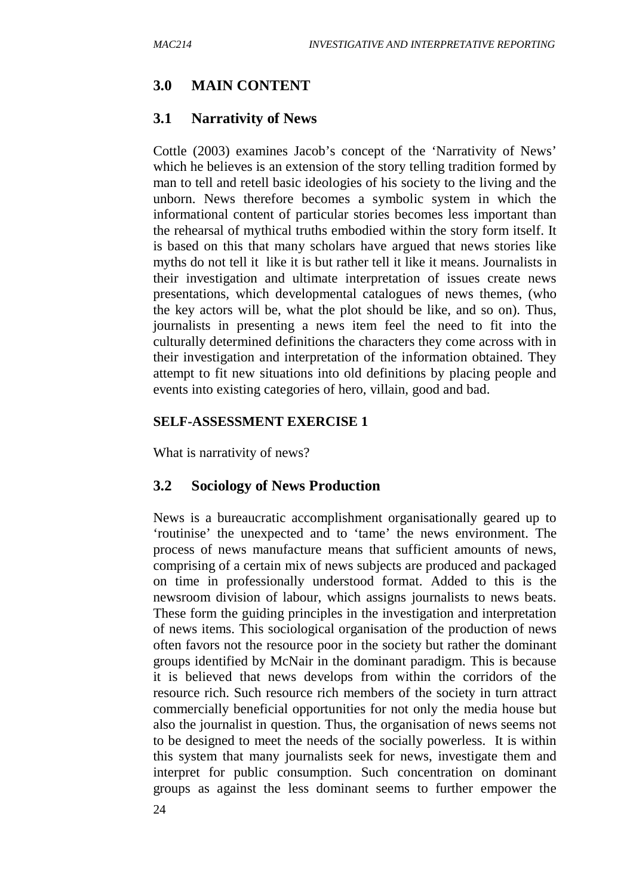## 3.0 MAIN CONTENT

### 3.1 Narrativity of News

Cottle (2003) examines Jacob's concept of the 'Narrativity of News' which he believes is an extension of the story telling tradition formed by man to tell and retell basic ideologies of his society to the living and the unborn. News therefore becomes a symbolic system in which the informational content of particular stories becomes less important than the rehearsal of mythical truths embodied within the story form itself. It is based on this that many scholars have argued that news stories like myths do not tell it like it is but rather tell it like it means. Journalists in their investigation and ultimate interpretation of issues create news presentations, which developmental catalogues of news themes, (who the key actors will be, what the plot should be like, and so on). Thus, journalists in presenting a news item feel the need to fit into the culturally determined definitions the characters they come across with in their investigation and interpretation of the information obtained. They attempt to fit new situations into old definitions by placing people and events into existing categories of hero, villain, good and bad.

**SELF-ASSESSMENT EXERCISE 1**

What is narrativity of news?

### 3.2 Sociology of News Production

News is a bureaucratic accomplishment organisationally geared up to 'routinise' the unexpected and to 'tame' the news environment. The process of news manufacture means that sufficient amounts of news, comprising of a certain mix of news subjects are produced and packaged on time in professionally understood format. Added to this is the newsroom division of labour, which assigns journalists to news beats. These form the guiding principles in the investigation and interpretation of news items. This sociological organisation of the production of news often favors not the resource poor in the society but rather the dominant groups identified by McNair in the dominant paradigm. This is because it is believed that news develops from within the corridors of the resource rich. Such resource rich members of the society in turn attract commercially beneficial opportunities for not only the media house but also the journalist in question. Thus, the organisation of news seems not to be designed to meet the needs of the socially powerless. It is within this system that many journalists seek for news, investigate them and interpret for public consumption. Such concentration on dominant groups as against the less dominant seems to further empower the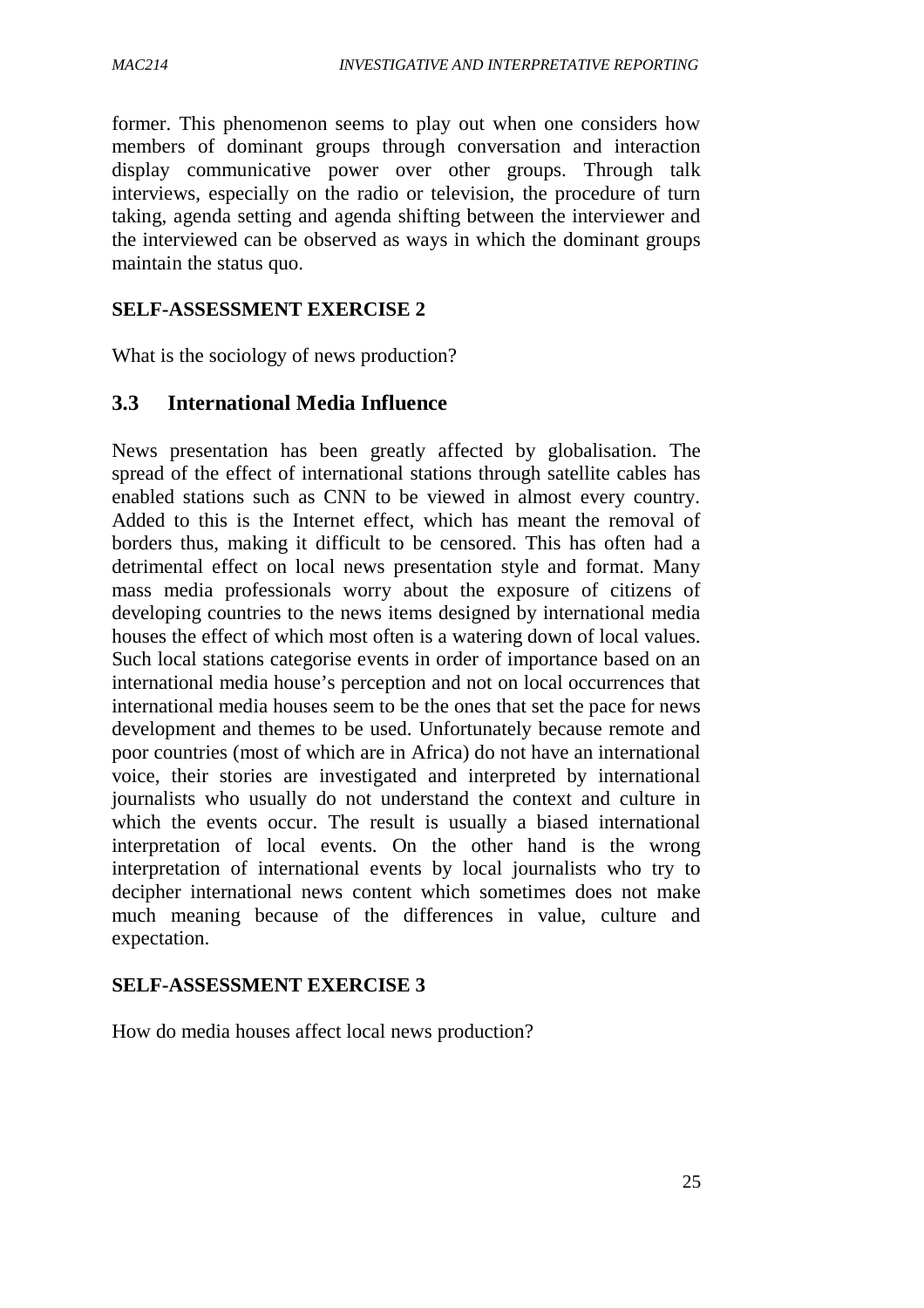former. This phenomenon seems to play out when one considers how members of dominant groups through conversation and interaction display communicative power over other groups. Through talk interviews, especially on the radio or television, the procedure of turn taking, agenda setting and agenda shifting between the interviewer and the interviewed can be observed as ways in which the dominant groups maintain the status quo.

**SELF-ASSESSMENT EXERCISE 2**

What is the sociology of news production?

## 3.3 International Media Influence

News presentation has been greatly affected by globalisation. The spread of the effect of international stations through satellite cables has enabled stations such as CNN to be viewed in almost every country. Added to this is the Internet effect, which has meant the removal of borders thus, making it difficult to be censored. This has often had a detrimental effect on local news presentation style and format. Many mass media professionals worry about the exposure of citizens of developing countries to the news items designed by international media houses the effect of which most often is a watering down of local values. Such local stations categorise events in order of importance based on an international media house's perception and not on local occurrences that international media houses seem to be the ones that set the pace for news development and themes to be used. Unfortunately because remote and poor countries (most of which are in Africa) do not have an international voice, their stories are investigated and interpreted by international journalists who usually do not understand the context and culture in which the events occur. The result is usually a biased international interpretation of local events. On the other hand is the wrong interpretation of international events by local journalists who try to decipher international news content which sometimes does not make much meaning because of the differences in value, culture and expectation.

**SELF-ASSESSMENT EXERCISE 3**

How do media houses affect local news production?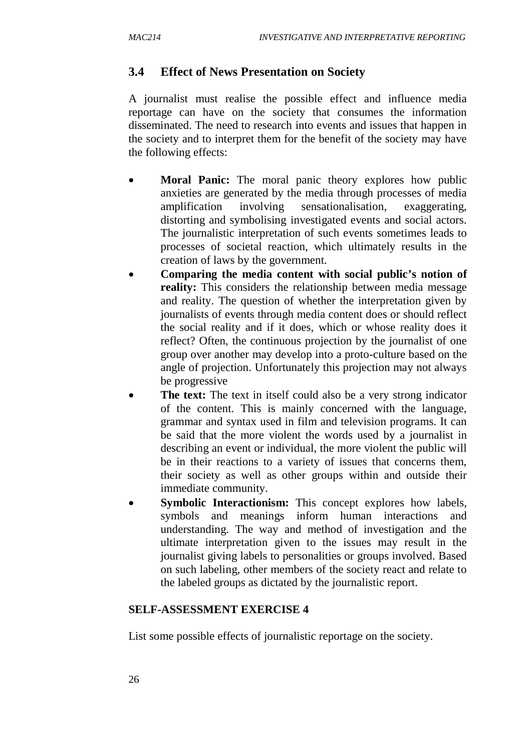## 3.4 Effect of News Presentation on Society

A journalist must realise the possible effect and influence media reportage can have on the society that consumes the information disseminated. The need to research into events and issues that happen in the society and to interpret them for the benefit of the society may have the following effects:

- **Moral Panic:** The moral panic theory explores how public anxieties are generated by the media through processes of media amplification involving sensationalisation, exaggerating, distorting and symbolising investigated events and social actors. The journalistic interpretation of such events sometimes leads to processes of societal reaction, which ultimately results in the creation of laws by the government.
- **Comparing the media content with social public's notion of reality:** This considers the relationship between media message and reality. The question of whether the interpretation given by journalists of events through media content does or should reflect the social reality and if it does, which or whose reality does it reflect? Often, the continuous projection by the journalist of one group over another may develop into a proto-culture based on the angle of projection. Unfortunately this projection may not always be progressive
- **The text:** The text in itself could also be a very strong indicator of the content. This is mainly concerned with the language, grammar and syntax used in film and television programs. It can be said that the more violent the words used by a journalist in describing an event or individual, the more violent the public will be in their reactions to a variety of issues that concerns them, their society as well as other groups within and outside their immediate community.
- **Symbolic Interactionism:** This concept explores how labels, symbols and meanings inform human interactions and understanding. The way and method of investigation and the ultimate interpretation given to the issues may result in the journalist giving labels to personalities or groups involved. Based on such labeling, other members of the society react and relate to the labeled groups as dictated by the journalistic report.

**SELF-ASSESSMENT EXERCISE 4**

List some possible effects of journalistic reportage on the society.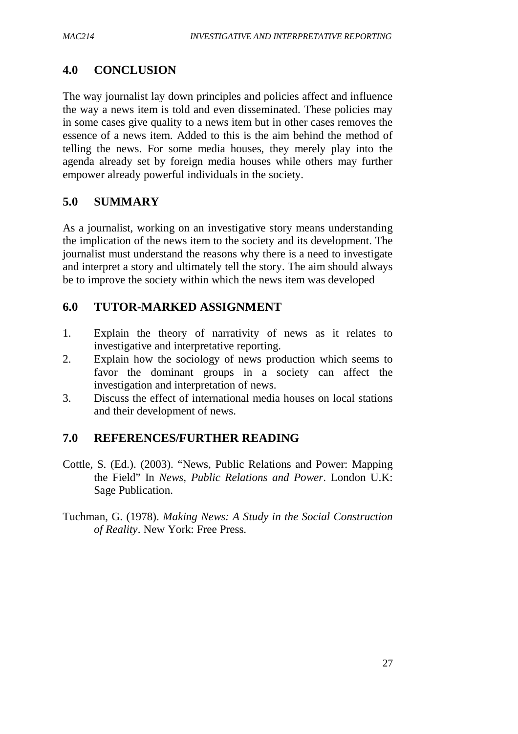## 4.0 CONCLUSION

The way journalist lay down principles and policies affect and influence the way a news item is told and even disseminated. These policies may in some cases give quality to a news item but in other cases removes the essence of a news item. Added to this is the aim behind the method of telling the news. For some media houses, they merely play into the agenda already set by foreign media houses while others may further empower already powerful individuals in the society.

## 5.0 SUMMARY

As a journalist, working on an investigative story means understanding the implication of the news item to the society and its development. The journalist must understand the reasons why there is a need to investigate and interpret a story and ultimately tell the story. The aim should always be to improve the society within which the news item was developed

## 6.0 TUTOR-MARKED ASSIGNMENT

1. Explain the theory of narrativity of news as it relates to investigative and interpretative reporting.
2. Explain how the sociology of news production which seems to favor the dominant groups in a society can affect the investigation and interpretation of news.
3. Discuss the effect of international media houses on local stations and their development of news.

## 7.0 REFERENCES/FURTHER READING

Cottle, S. (Ed.). (2003). "News, Public Relations and Power: Mapping the Field" In *News, Public Relations and Power*. London U.K: Sage Publication.

Tuchman, G. (1978). *Making News: A Study in the Social Construction of Reality*. New York: Free Press.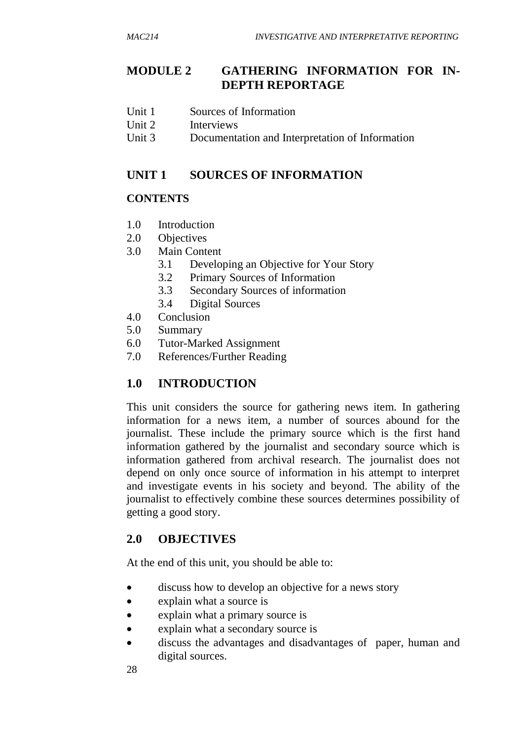# MODULE 2 GATHERING INFORMATION FOR IN-DEPTH REPORTAGE

Unit 1 Sources of Information
Unit 2 Interviews
Unit 3 Documentation and Interpretation of Information

## UNIT 1 SOURCES OF INFORMATION

### CONTENTS

1.0 Introduction
2.0 Objectives
3.0 Main Content
  3.1 Developing an Objective for Your Story
  3.2 Primary Sources of Information
  3.3 Secondary Sources of information
  3.4 Digital Sources
4.0 Conclusion
5.0 Summary
6.0 Tutor-Marked Assignment
7.0 References/Further Reading

## 1.0 INTRODUCTION

This unit considers the source for gathering news item. In gathering information for a news item, a number of sources abound for the journalist. These include the primary source which is the first hand information gathered by the journalist and secondary source which is information gathered from archival research. The journalist does not depend on only once source of information in his attempt to interpret and investigate events in his society and beyond. The ability of the journalist to effectively combine these sources determines possibility of getting a good story.

## 2.0 OBJECTIVES

At the end of this unit, you should be able to:

- discuss how to develop an objective for a news story
- explain what a source is
- explain what a primary source is
- explain what a secondary source is
- discuss the advantages and disadvantages of paper, human and digital sources.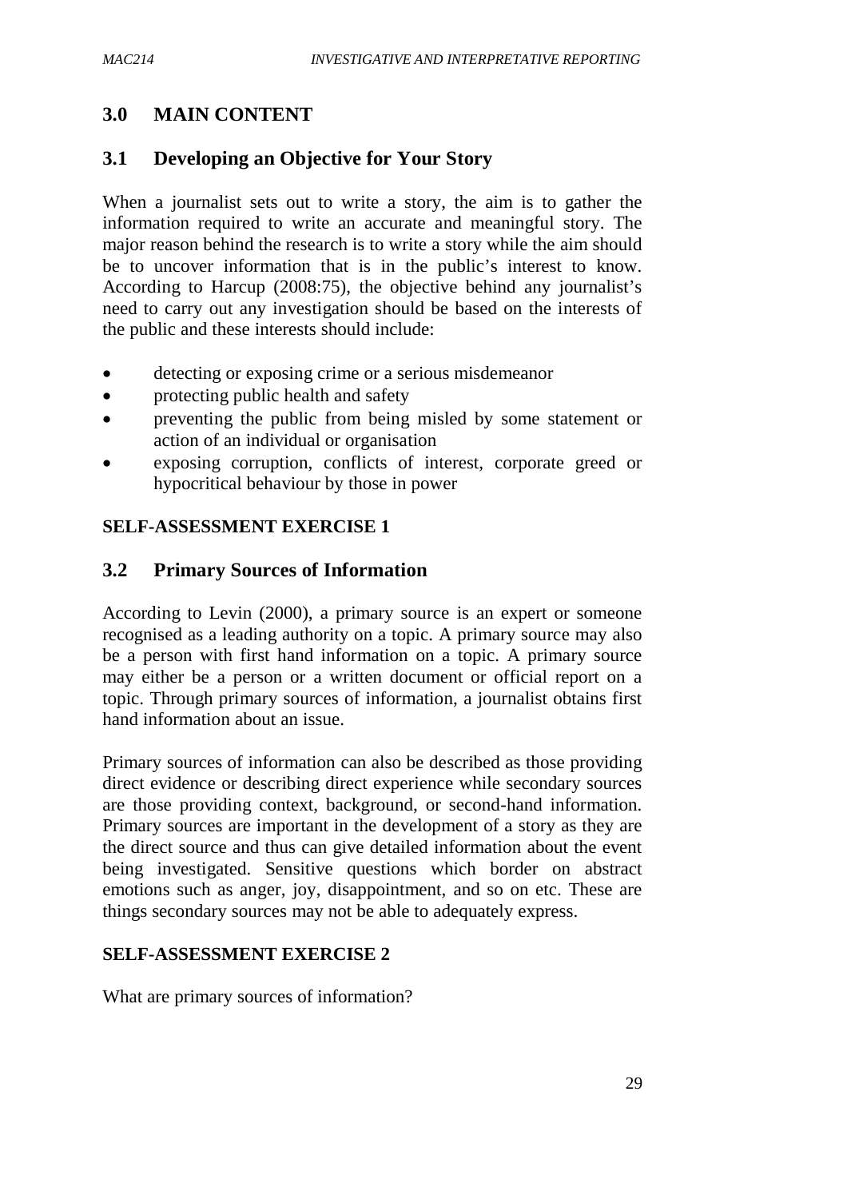## 3.0 MAIN CONTENT

### 3.1 Developing an Objective for Your Story

When a journalist sets out to write a story, the aim is to gather the information required to write an accurate and meaningful story. The major reason behind the research is to write a story while the aim should be to uncover information that is in the public's interest to know. According to Harcup (2008:75), the objective behind any journalist's need to carry out any investigation should be based on the interests of the public and these interests should include:

- detecting or exposing crime or a serious misdemeanor
- protecting public health and safety
- preventing the public from being misled by some statement or action of an individual or organisation
- exposing corruption, conflicts of interest, corporate greed or hypocritical behaviour by those in power

**SELF-ASSESSMENT EXERCISE 1**

### 3.2 Primary Sources of Information

According to Levin (2000), a primary source is an expert or someone recognised as a leading authority on a topic. A primary source may also be a person with first hand information on a topic. A primary source may either be a person or a written document or official report on a topic. Through primary sources of information, a journalist obtains first hand information about an issue.

Primary sources of information can also be described as those providing direct evidence or describing direct experience while secondary sources are those providing context, background, or second-hand information. Primary sources are important in the development of a story as they are the direct source and thus can give detailed information about the event being investigated. Sensitive questions which border on abstract emotions such as anger, joy, disappointment, and so on etc. These are things secondary sources may not be able to adequately express.

**SELF-ASSESSMENT EXERCISE 2**

What are primary sources of information?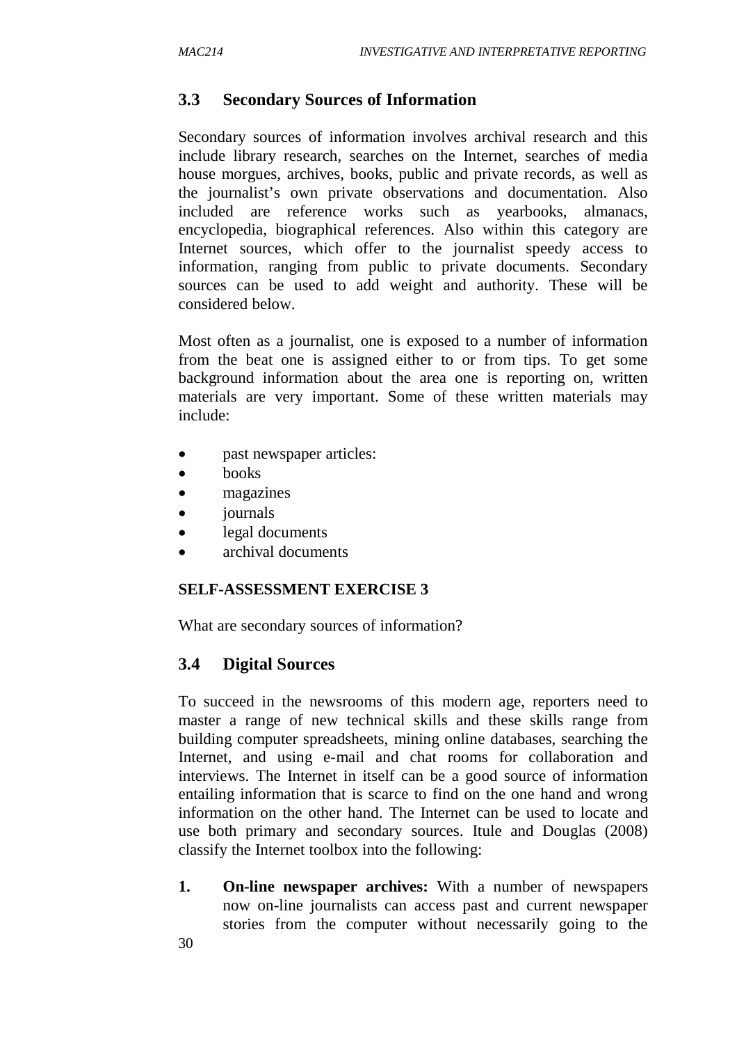## 3.3 Secondary Sources of Information

Secondary sources of information involves archival research and this include library research, searches on the Internet, searches of media house morgues, archives, books, public and private records, as well as the journalist's own private observations and documentation. Also included are reference works such as yearbooks, almanacs, encyclopedia, biographical references. Also within this category are Internet sources, which offer to the journalist speedy access to information, ranging from public to private documents. Secondary sources can be used to add weight and authority. These will be considered below.

Most often as a journalist, one is exposed to a number of information from the beat one is assigned either to or from tips. To get some background information about the area one is reporting on, written materials are very important. Some of these written materials may include:

- past newspaper articles:
- books
- magazines
- journals
- legal documents
- archival documents

**SELF-ASSESSMENT EXERCISE 3**

What are secondary sources of information?

## 3.4 Digital Sources

To succeed in the newsrooms of this modern age, reporters need to master a range of new technical skills and these skills range from building computer spreadsheets, mining online databases, searching the Internet, and using e-mail and chat rooms for collaboration and interviews. The Internet in itself can be a good source of information entailing information that is scarce to find on the one hand and wrong information on the other hand. The Internet can be used to locate and use both primary and secondary sources. Itule and Douglas (2008) classify the Internet toolbox into the following:

1. **On-line newspaper archives:** With a number of newspapers now on-line journalists can access past and current newspaper stories from the computer without necessarily going to the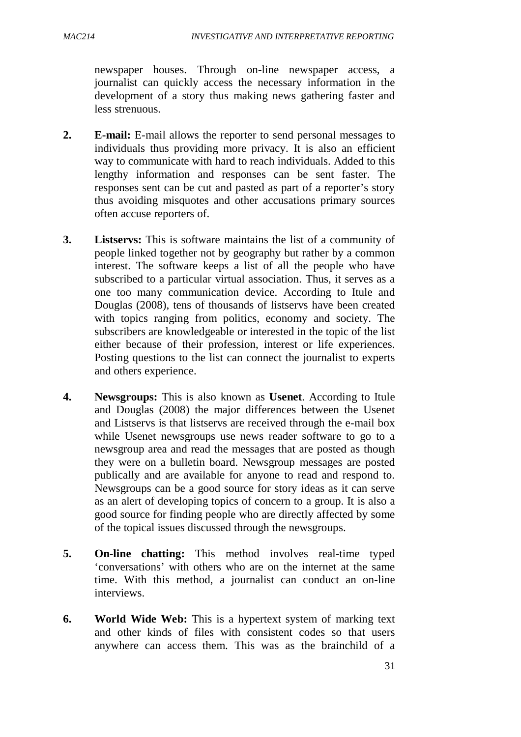newspaper houses. Through on-line newspaper access, a journalist can quickly access the necessary information in the development of a story thus making news gathering faster and less strenuous.

2. **E-mail:** E-mail allows the reporter to send personal messages to individuals thus providing more privacy. It is also an efficient way to communicate with hard to reach individuals. Added to this lengthy information and responses can be sent faster. The responses sent can be cut and pasted as part of a reporter's story thus avoiding misquotes and other accusations primary sources often accuse reporters of.

3. **Listservs:** This is software maintains the list of a community of people linked together not by geography but rather by a common interest. The software keeps a list of all the people who have subscribed to a particular virtual association. Thus, it serves as a one too many communication device. According to Itule and Douglas (2008), tens of thousands of listservs have been created with topics ranging from politics, economy and society. The subscribers are knowledgeable or interested in the topic of the list either because of their profession, interest or life experiences. Posting questions to the list can connect the journalist to experts and others experience.

4. **Newsgroups:** This is also known as **Usenet**. According to Itule and Douglas (2008) the major differences between the Usenet and Listservs is that listservs are received through the e-mail box while Usenet newsgroups use news reader software to go to a newsgroup area and read the messages that are posted as though they were on a bulletin board. Newsgroup messages are posted publically and are available for anyone to read and respond to. Newsgroups can be a good source for story ideas as it can serve as an alert of developing topics of concern to a group. It is also a good source for finding people who are directly affected by some of the topical issues discussed through the newsgroups.

5. **On-line chatting:** This method involves real-time typed 'conversations' with others who are on the internet at the same time. With this method, a journalist can conduct an on-line interviews.

6. **World Wide Web:** This is a hypertext system of marking text and other kinds of files with consistent codes so that users anywhere can access them. This was as the brainchild of a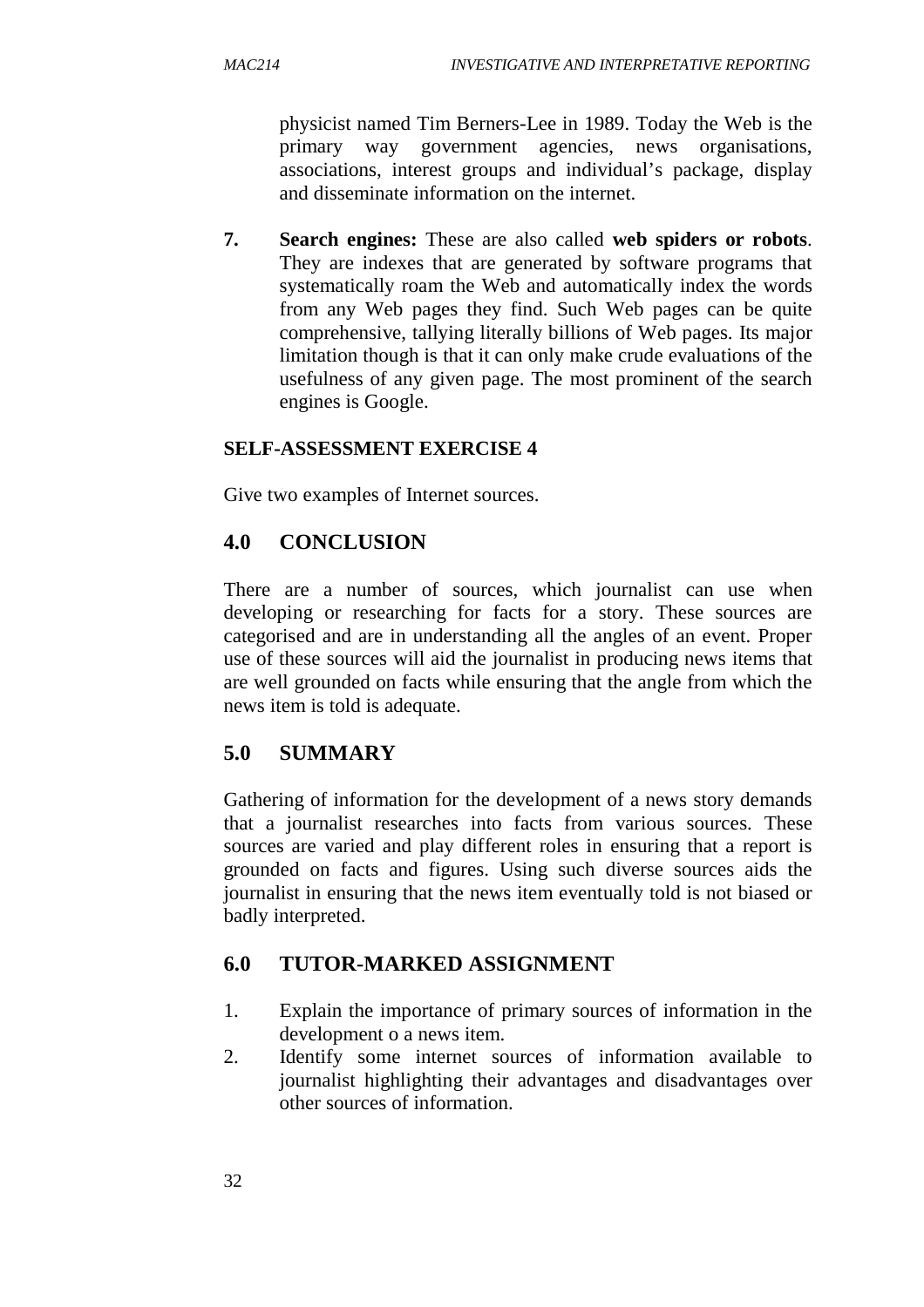physicist named Tim Berners-Lee in 1989. Today the Web is the primary way government agencies, news organisations, associations, interest groups and individual's package, display and disseminate information on the internet.

7. **Search engines:** These are also called **web spiders or robots**. They are indexes that are generated by software programs that systematically roam the Web and automatically index the words from any Web pages they find. Such Web pages can be quite comprehensive, tallying literally billions of Web pages. Its major limitation though is that it can only make crude evaluations of the usefulness of any given page. The most prominent of the search engines is Google.

**SELF-ASSESSMENT EXERCISE 4**

Give two examples of Internet sources.

## 4.0 CONCLUSION

There are a number of sources, which journalist can use when developing or researching for facts for a story. These sources are categorised and are in understanding all the angles of an event. Proper use of these sources will aid the journalist in producing news items that are well grounded on facts while ensuring that the angle from which the news item is told is adequate.

## 5.0 SUMMARY

Gathering of information for the development of a news story demands that a journalist researches into facts from various sources. These sources are varied and play different roles in ensuring that a report is grounded on facts and figures. Using such diverse sources aids the journalist in ensuring that the news item eventually told is not biased or badly interpreted.

## 6.0 TUTOR-MARKED ASSIGNMENT

1. Explain the importance of primary sources of information in the development o a news item.
2. Identify some internet sources of information available to journalist highlighting their advantages and disadvantages over other sources of information.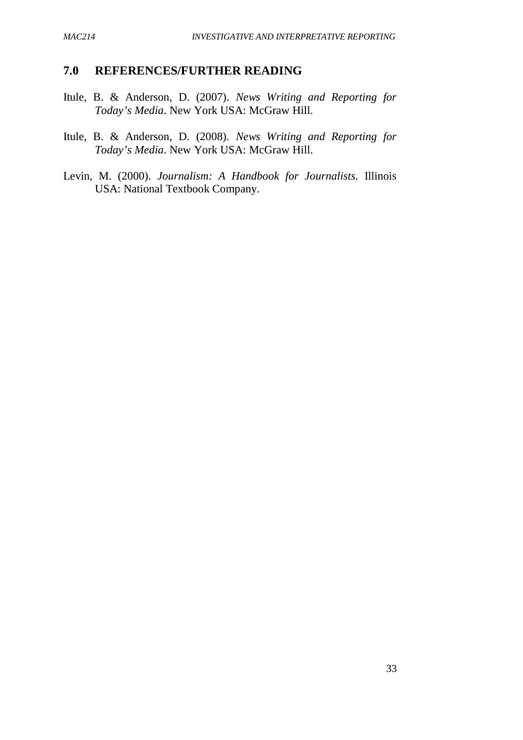## 7.0 REFERENCES/FURTHER READING

Itule, B. & Anderson, D. (2007). *News Writing and Reporting for Today's Media*. New York USA: McGraw Hill.

Itule, B. & Anderson, D. (2008). *News Writing and Reporting for Today's Media*. New York USA: McGraw Hill.

Levin, M. (2000). *Journalism: A Handbook for Journalists*. Illinois USA: National Textbook Company.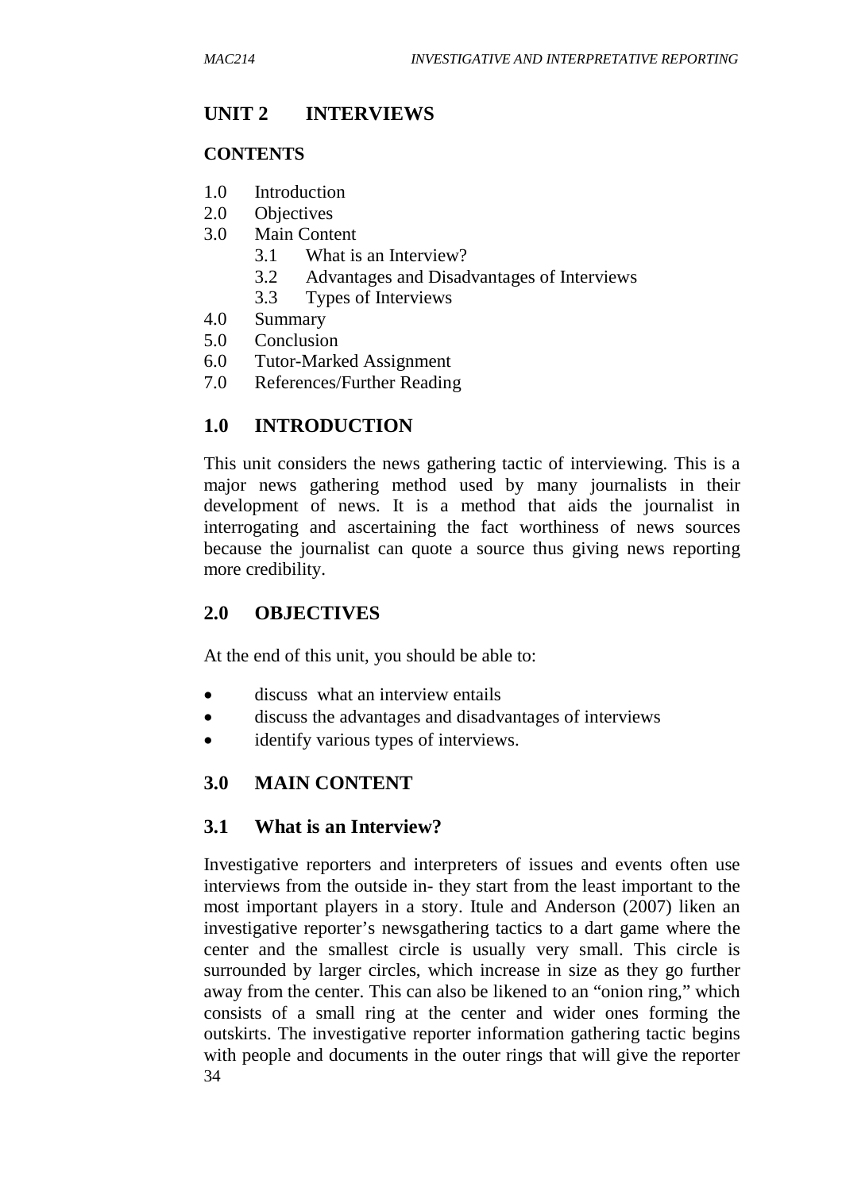## UNIT 2 INTERVIEWS

### CONTENTS

1.0 Introduction
2.0 Objectives
3.0 Main Content
    3.1 What is an Interview?
    3.2 Advantages and Disadvantages of Interviews
    3.3 Types of Interviews
4.0 Summary
5.0 Conclusion
6.0 Tutor-Marked Assignment
7.0 References/Further Reading

### 1.0 INTRODUCTION

This unit considers the news gathering tactic of interviewing. This is a major news gathering method used by many journalists in their development of news. It is a method that aids the journalist in interrogating and ascertaining the fact worthiness of news sources because the journalist can quote a source thus giving news reporting more credibility.

### 2.0 OBJECTIVES

At the end of this unit, you should be able to:

- discuss what an interview entails
- discuss the advantages and disadvantages of interviews
- identify various types of interviews.

### 3.0 MAIN CONTENT

### 3.1 What is an Interview?

Investigative reporters and interpreters of issues and events often use interviews from the outside in- they start from the least important to the most important players in a story. Itule and Anderson (2007) liken an investigative reporter's newsgathering tactics to a dart game where the center and the smallest circle is usually very small. This circle is surrounded by larger circles, which increase in size as they go further away from the center. This can also be likened to an "onion ring," which consists of a small ring at the center and wider ones forming the outskirts. The investigative reporter information gathering tactic begins with people and documents in the outer rings that will give the reporter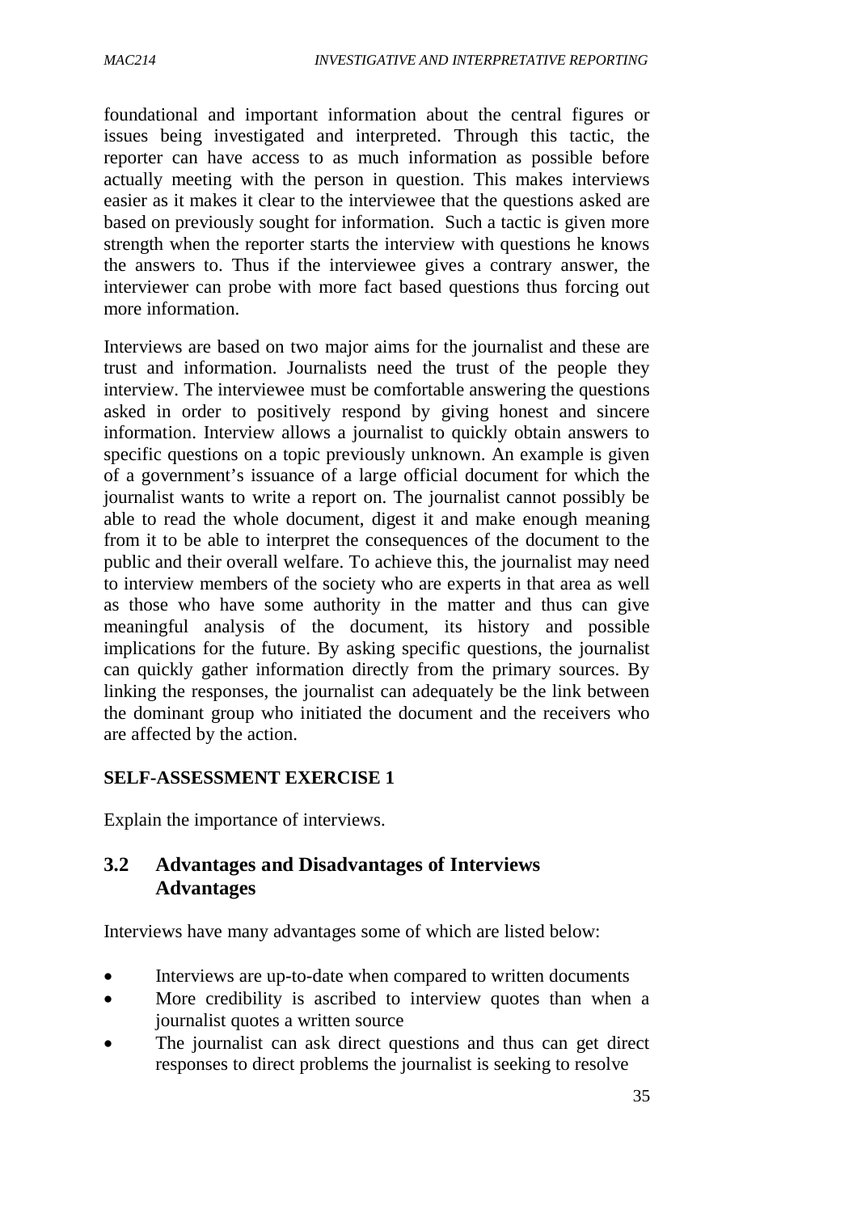foundational and important information about the central figures or issues being investigated and interpreted. Through this tactic, the reporter can have access to as much information as possible before actually meeting with the person in question. This makes interviews easier as it makes it clear to the interviewee that the questions asked are based on previously sought for information. Such a tactic is given more strength when the reporter starts the interview with questions he knows the answers to. Thus if the interviewee gives a contrary answer, the interviewer can probe with more fact based questions thus forcing out more information.

Interviews are based on two major aims for the journalist and these are trust and information. Journalists need the trust of the people they interview. The interviewee must be comfortable answering the questions asked in order to positively respond by giving honest and sincere information. Interview allows a journalist to quickly obtain answers to specific questions on a topic previously unknown. An example is given of a government's issuance of a large official document for which the journalist wants to write a report on. The journalist cannot possibly be able to read the whole document, digest it and make enough meaning from it to be able to interpret the consequences of the document to the public and their overall welfare. To achieve this, the journalist may need to interview members of the society who are experts in that area as well as those who have some authority in the matter and thus can give meaningful analysis of the document, its history and possible implications for the future. By asking specific questions, the journalist can quickly gather information directly from the primary sources. By linking the responses, the journalist can adequately be the link between the dominant group who initiated the document and the receivers who are affected by the action.

**SELF-ASSESSMENT EXERCISE 1**

Explain the importance of interviews.

## 3.2 Advantages and Disadvantages of Interviews

### Advantages

Interviews have many advantages some of which are listed below:

- Interviews are up-to-date when compared to written documents
- More credibility is ascribed to interview quotes than when a journalist quotes a written source
- The journalist can ask direct questions and thus can get direct responses to direct problems the journalist is seeking to resolve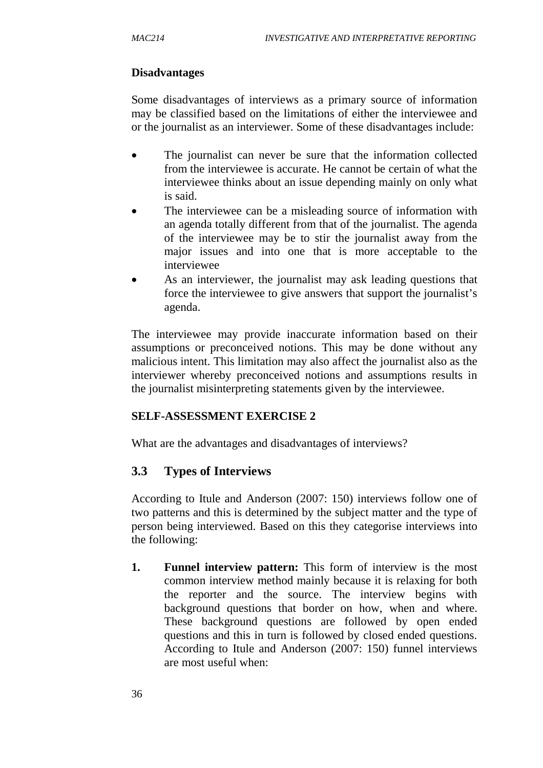**Disadvantages**

Some disadvantages of interviews as a primary source of information may be classified based on the limitations of either the interviewee and or the journalist as an interviewer. Some of these disadvantages include:

- The journalist can never be sure that the information collected from the interviewee is accurate. He cannot be certain of what the interviewee thinks about an issue depending mainly on only what is said.
- The interviewee can be a misleading source of information with an agenda totally different from that of the journalist. The agenda of the interviewee may be to stir the journalist away from the major issues and into one that is more acceptable to the interviewee
- As an interviewer, the journalist may ask leading questions that force the interviewee to give answers that support the journalist's agenda.

The interviewee may provide inaccurate information based on their assumptions or preconceived notions. This may be done without any malicious intent. This limitation may also affect the journalist also as the interviewer whereby preconceived notions and assumptions results in the journalist misinterpreting statements given by the interviewee.

**SELF-ASSESSMENT EXERCISE 2**

What are the advantages and disadvantages of interviews?

## 3.3 Types of Interviews

According to Itule and Anderson (2007: 150) interviews follow one of two patterns and this is determined by the subject matter and the type of person being interviewed. Based on this they categorise interviews into the following:

1. **Funnel interview pattern:** This form of interview is the most common interview method mainly because it is relaxing for both the reporter and the source. The interview begins with background questions that border on how, when and where. These background questions are followed by open ended questions and this in turn is followed by closed ended questions. According to Itule and Anderson (2007: 150) funnel interviews are most useful when: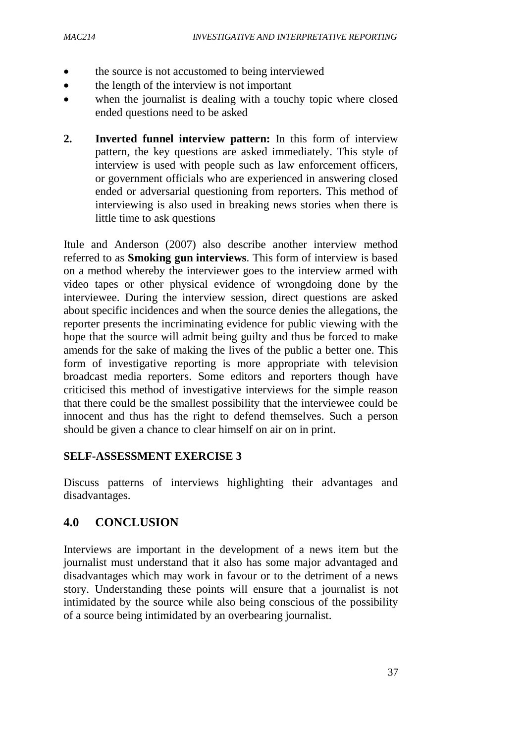- the source is not accustomed to being interviewed
- the length of the interview is not important
- when the journalist is dealing with a touchy topic where closed ended questions need to be asked

2. **Inverted funnel interview pattern:** In this form of interview pattern, the key questions are asked immediately. This style of interview is used with people such as law enforcement officers, or government officials who are experienced in answering closed ended or adversarial questioning from reporters. This method of interviewing is also used in breaking news stories when there is little time to ask questions

Itule and Anderson (2007) also describe another interview method referred to as **Smoking gun interviews**. This form of interview is based on a method whereby the interviewer goes to the interview armed with video tapes or other physical evidence of wrongdoing done by the interviewee. During the interview session, direct questions are asked about specific incidences and when the source denies the allegations, the reporter presents the incriminating evidence for public viewing with the hope that the source will admit being guilty and thus be forced to make amends for the sake of making the lives of the public a better one. This form of investigative reporting is more appropriate with television broadcast media reporters. Some editors and reporters though have criticised this method of investigative interviews for the simple reason that there could be the smallest possibility that the interviewee could be innocent and thus has the right to defend themselves. Such a person should be given a chance to clear himself on air on in print.

**SELF-ASSESSMENT EXERCISE 3**

Discuss patterns of interviews highlighting their advantages and disadvantages.

## 4.0 CONCLUSION

Interviews are important in the development of a news item but the journalist must understand that it also has some major advantaged and disadvantages which may work in favour or to the detriment of a news story. Understanding these points will ensure that a journalist is not intimidated by the source while also being conscious of the possibility of a source being intimidated by an overbearing journalist.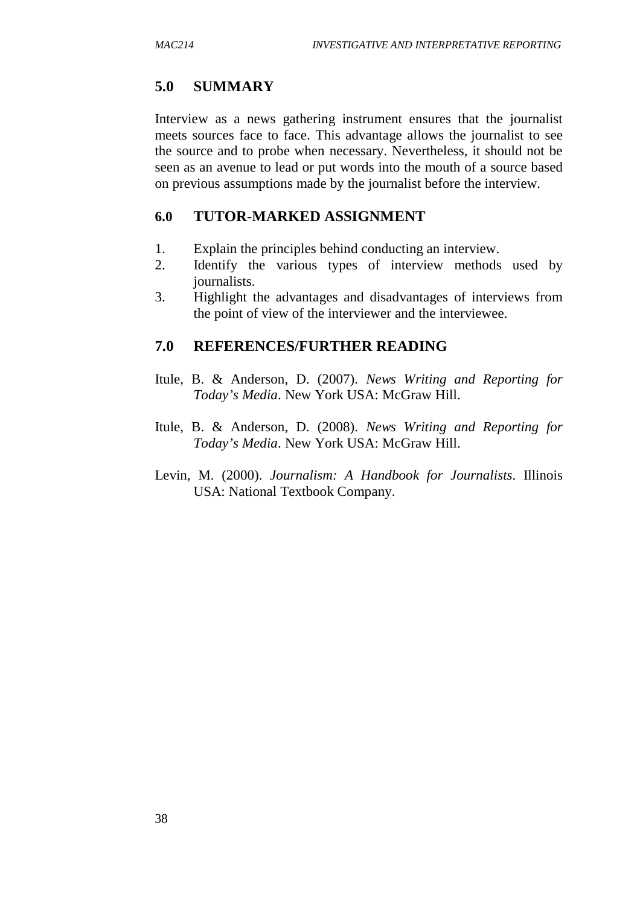## 5.0 SUMMARY

Interview as a news gathering instrument ensures that the journalist meets sources face to face. This advantage allows the journalist to see the source and to probe when necessary. Nevertheless, it should not be seen as an avenue to lead or put words into the mouth of a source based on previous assumptions made by the journalist before the interview.

## 6.0 TUTOR-MARKED ASSIGNMENT

1. Explain the principles behind conducting an interview.
2. Identify the various types of interview methods used by journalists.
3. Highlight the advantages and disadvantages of interviews from the point of view of the interviewer and the interviewee.

## 7.0 REFERENCES/FURTHER READING

Itule, B. & Anderson, D. (2007). *News Writing and Reporting for Today's Media*. New York USA: McGraw Hill.

Itule, B. & Anderson, D. (2008). *News Writing and Reporting for Today's Media*. New York USA: McGraw Hill.

Levin, M. (2000). *Journalism: A Handbook for Journalists*. Illinois USA: National Textbook Company.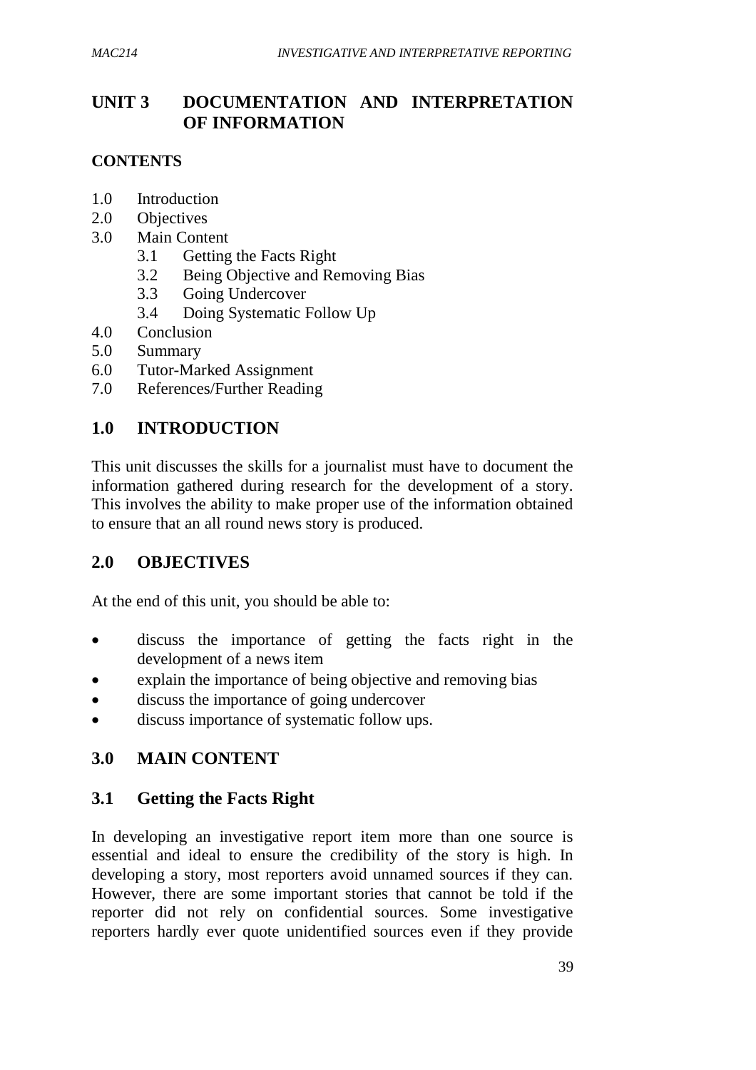## UNIT 3 DOCUMENTATION AND INTERPRETATION OF INFORMATION

### CONTENTS

1.0 Introduction
2.0 Objectives
3.0 Main Content
    3.1 Getting the Facts Right
    3.2 Being Objective and Removing Bias
    3.3 Going Undercover
    3.4 Doing Systematic Follow Up
4.0 Conclusion
5.0 Summary
6.0 Tutor-Marked Assignment
7.0 References/Further Reading

## 1.0 INTRODUCTION

This unit discusses the skills for a journalist must have to document the information gathered during research for the development of a story. This involves the ability to make proper use of the information obtained to ensure that an all round news story is produced.

## 2.0 OBJECTIVES

At the end of this unit, you should be able to:

- discuss the importance of getting the facts right in the development of a news item
- explain the importance of being objective and removing bias
- discuss the importance of going undercover
- discuss importance of systematic follow ups.

## 3.0 MAIN CONTENT

### 3.1 Getting the Facts Right

In developing an investigative report item more than one source is essential and ideal to ensure the credibility of the story is high. In developing a story, most reporters avoid unnamed sources if they can. However, there are some important stories that cannot be told if the reporter did not rely on confidential sources. Some investigative reporters hardly ever quote unidentified sources even if they provide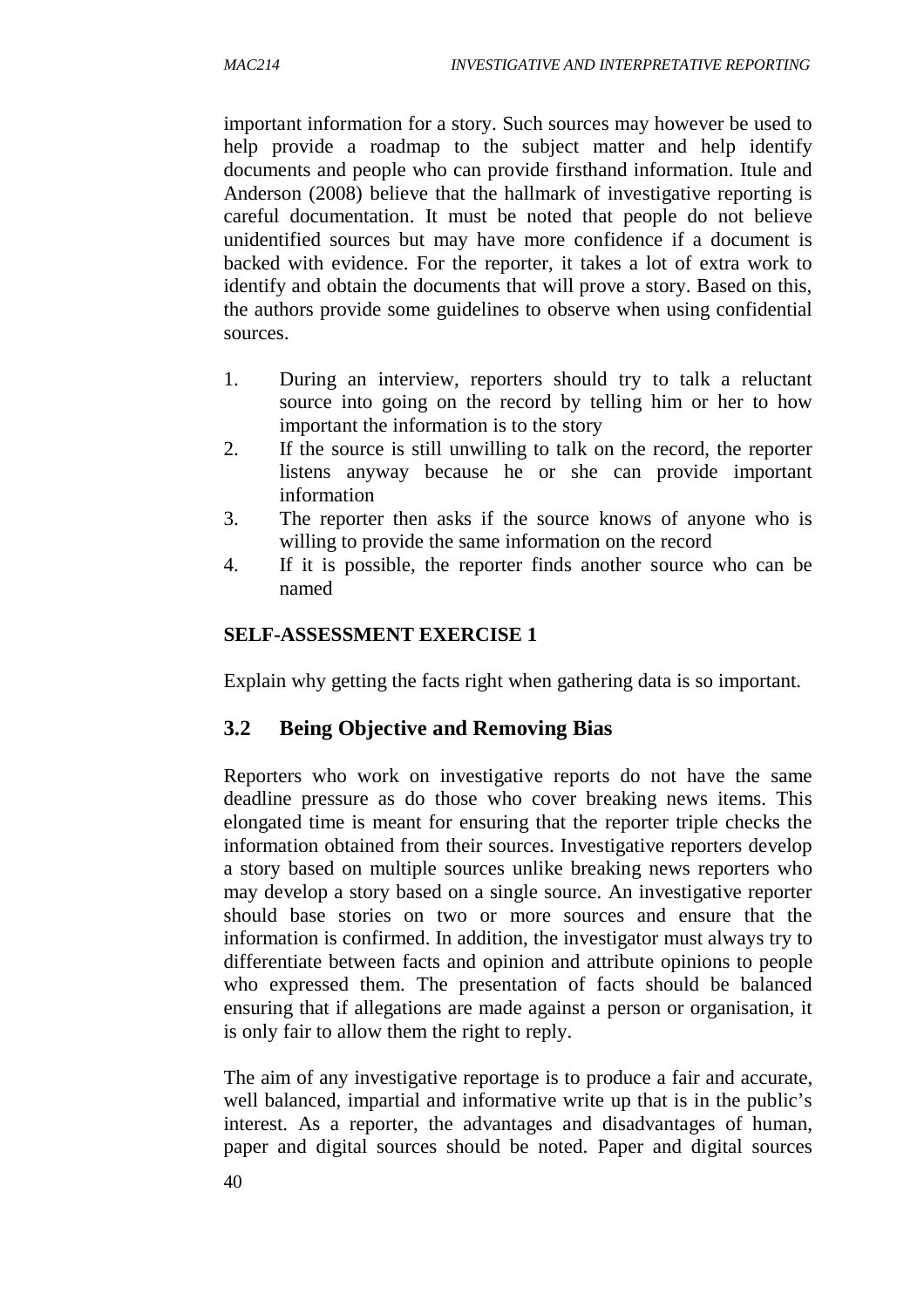important information for a story. Such sources may however be used to help provide a roadmap to the subject matter and help identify documents and people who can provide firsthand information. Itule and Anderson (2008) believe that the hallmark of investigative reporting is careful documentation. It must be noted that people do not believe unidentified sources but may have more confidence if a document is backed with evidence. For the reporter, it takes a lot of extra work to identify and obtain the documents that will prove a story. Based on this, the authors provide some guidelines to observe when using confidential sources.

1. During an interview, reporters should try to talk a reluctant source into going on the record by telling him or her to how important the information is to the story
2. If the source is still unwilling to talk on the record, the reporter listens anyway because he or she can provide important information
3. The reporter then asks if the source knows of anyone who is willing to provide the same information on the record
4. If it is possible, the reporter finds another source who can be named

**SELF-ASSESSMENT EXERCISE 1**

Explain why getting the facts right when gathering data is so important.

## 3.2 Being Objective and Removing Bias

Reporters who work on investigative reports do not have the same deadline pressure as do those who cover breaking news items. This elongated time is meant for ensuring that the reporter triple checks the information obtained from their sources. Investigative reporters develop a story based on multiple sources unlike breaking news reporters who may develop a story based on a single source. An investigative reporter should base stories on two or more sources and ensure that the information is confirmed. In addition, the investigator must always try to differentiate between facts and opinion and attribute opinions to people who expressed them. The presentation of facts should be balanced ensuring that if allegations are made against a person or organisation, it is only fair to allow them the right to reply.

The aim of any investigative reportage is to produce a fair and accurate, well balanced, impartial and informative write up that is in the public's interest. As a reporter, the advantages and disadvantages of human, paper and digital sources should be noted. Paper and digital sources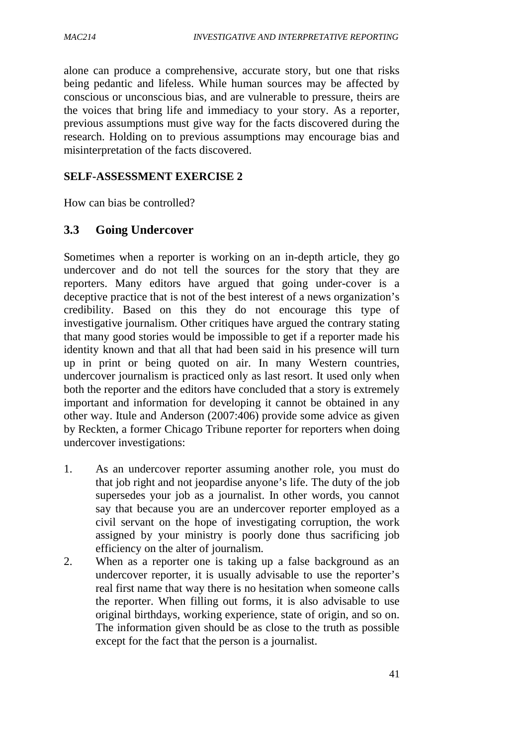alone can produce a comprehensive, accurate story, but one that risks being pedantic and lifeless. While human sources may be affected by conscious or unconscious bias, and are vulnerable to pressure, theirs are the voices that bring life and immediacy to your story. As a reporter, previous assumptions must give way for the facts discovered during the research. Holding on to previous assumptions may encourage bias and misinterpretation of the facts discovered.

**SELF-ASSESSMENT EXERCISE 2**

How can bias be controlled?

## 3.3 Going Undercover

Sometimes when a reporter is working on an in-depth article, they go undercover and do not tell the sources for the story that they are reporters. Many editors have argued that going under-cover is a deceptive practice that is not of the best interest of a news organization's credibility. Based on this they do not encourage this type of investigative journalism. Other critiques have argued the contrary stating that many good stories would be impossible to get if a reporter made his identity known and that all that had been said in his presence will turn up in print or being quoted on air. In many Western countries, undercover journalism is practiced only as last resort. It used only when both the reporter and the editors have concluded that a story is extremely important and information for developing it cannot be obtained in any other way. Itule and Anderson (2007:406) provide some advice as given by Reckten, a former Chicago Tribune reporter for reporters when doing undercover investigations:

1. As an undercover reporter assuming another role, you must do that job right and not jeopardise anyone's life. The duty of the job supersedes your job as a journalist. In other words, you cannot say that because you are an undercover reporter employed as a civil servant on the hope of investigating corruption, the work assigned by your ministry is poorly done thus sacrificing job efficiency on the alter of journalism.
2. When as a reporter one is taking up a false background as an undercover reporter, it is usually advisable to use the reporter's real first name that way there is no hesitation when someone calls the reporter. When filling out forms, it is also advisable to use original birthdays, working experience, state of origin, and so on. The information given should be as close to the truth as possible except for the fact that the person is a journalist.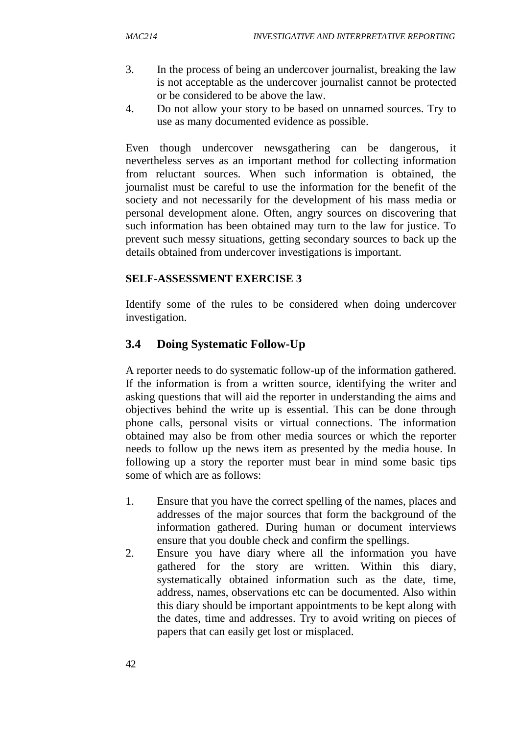3. In the process of being an undercover journalist, breaking the law is not acceptable as the undercover journalist cannot be protected or be considered to be above the law.
4. Do not allow your story to be based on unnamed sources. Try to use as many documented evidence as possible.

Even though undercover newsgathering can be dangerous, it nevertheless serves as an important method for collecting information from reluctant sources. When such information is obtained, the journalist must be careful to use the information for the benefit of the society and not necessarily for the development of his mass media or personal development alone. Often, angry sources on discovering that such information has been obtained may turn to the law for justice. To prevent such messy situations, getting secondary sources to back up the details obtained from undercover investigations is important.

**SELF-ASSESSMENT EXERCISE 3**

Identify some of the rules to be considered when doing undercover investigation.

## 3.4 Doing Systematic Follow-Up

A reporter needs to do systematic follow-up of the information gathered. If the information is from a written source, identifying the writer and asking questions that will aid the reporter in understanding the aims and objectives behind the write up is essential. This can be done through phone calls, personal visits or virtual connections. The information obtained may also be from other media sources or which the reporter needs to follow up the news item as presented by the media house. In following up a story the reporter must bear in mind some basic tips some of which are as follows:

1. Ensure that you have the correct spelling of the names, places and addresses of the major sources that form the background of the information gathered. During human or document interviews ensure that you double check and confirm the spellings.
2. Ensure you have diary where all the information you have gathered for the story are written. Within this diary, systematically obtained information such as the date, time, address, names, observations etc can be documented. Also within this diary should be important appointments to be kept along with the dates, time and addresses. Try to avoid writing on pieces of papers that can easily get lost or misplaced.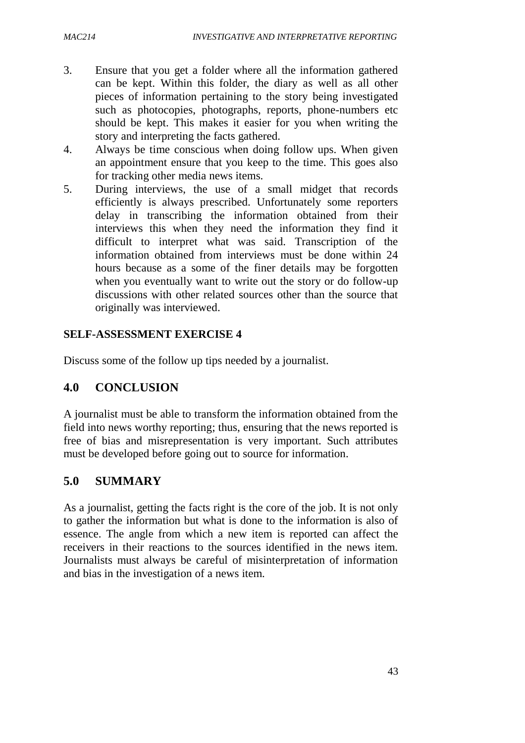3. Ensure that you get a folder where all the information gathered can be kept. Within this folder, the diary as well as all other pieces of information pertaining to the story being investigated such as photocopies, photographs, reports, phone-numbers etc should be kept. This makes it easier for you when writing the story and interpreting the facts gathered.
4. Always be time conscious when doing follow ups. When given an appointment ensure that you keep to the time. This goes also for tracking other media news items.
5. During interviews, the use of a small midget that records efficiently is always prescribed. Unfortunately some reporters delay in transcribing the information obtained from their interviews this when they need the information they find it difficult to interpret what was said. Transcription of the information obtained from interviews must be done within 24 hours because as a some of the finer details may be forgotten when you eventually want to write out the story or do follow-up discussions with other related sources other than the source that originally was interviewed.

**SELF-ASSESSMENT EXERCISE 4**

Discuss some of the follow up tips needed by a journalist.

## 4.0 CONCLUSION

A journalist must be able to transform the information obtained from the field into news worthy reporting; thus, ensuring that the news reported is free of bias and misrepresentation is very important. Such attributes must be developed before going out to source for information.

## 5.0 SUMMARY

As a journalist, getting the facts right is the core of the job. It is not only to gather the information but what is done to the information is also of essence. The angle from which a new item is reported can affect the receivers in their reactions to the sources identified in the news item. Journalists must always be careful of misinterpretation of information and bias in the investigation of a news item.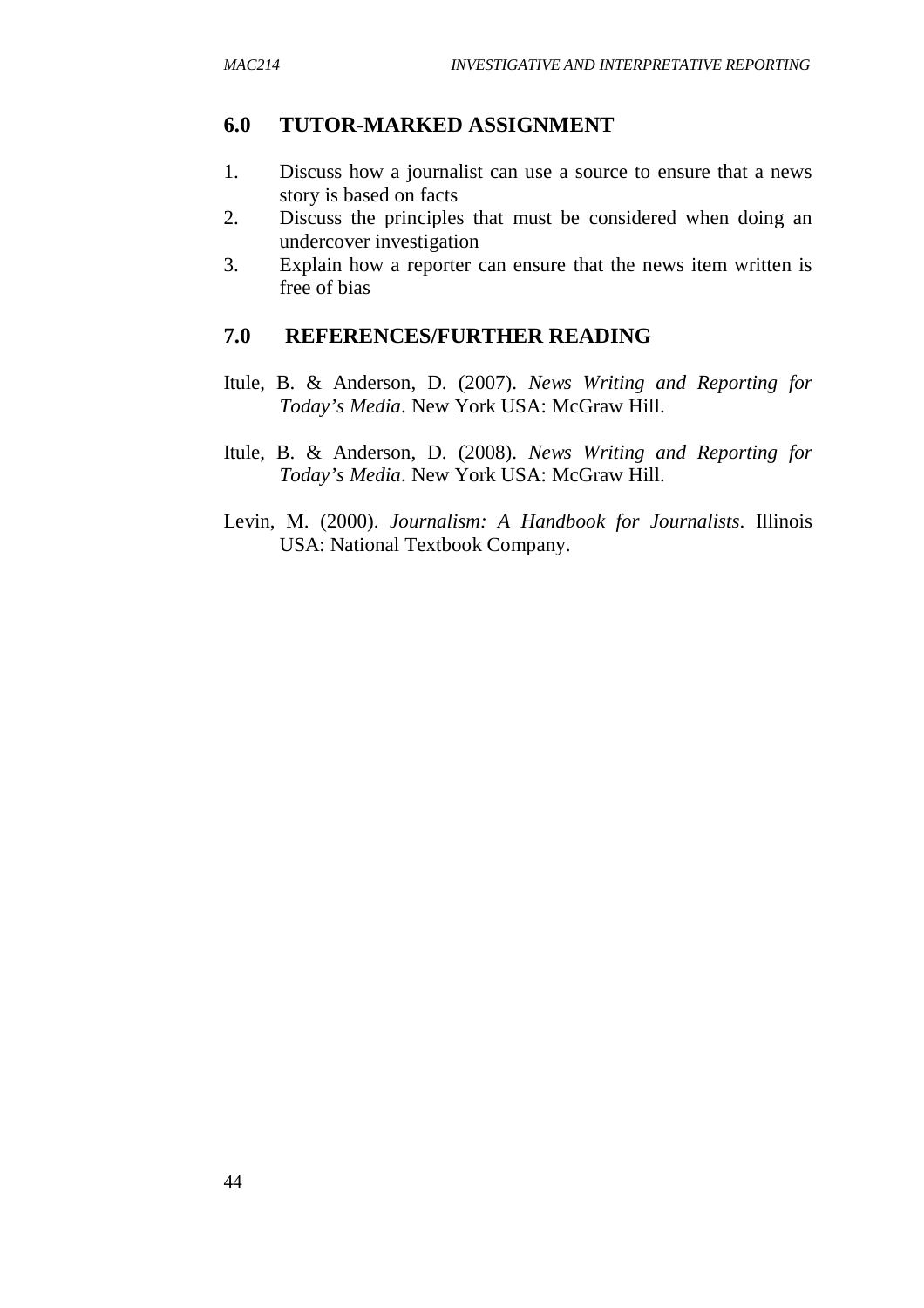## 6.0 TUTOR-MARKED ASSIGNMENT

1. Discuss how a journalist can use a source to ensure that a news story is based on facts
2. Discuss the principles that must be considered when doing an undercover investigation
3. Explain how a reporter can ensure that the news item written is free of bias

## 7.0 REFERENCES/FURTHER READING

Itule, B. & Anderson, D. (2007). *News Writing and Reporting for Today's Media*. New York USA: McGraw Hill.

Itule, B. & Anderson, D. (2008). *News Writing and Reporting for Today's Media*. New York USA: McGraw Hill.

Levin, M. (2000). *Journalism: A Handbook for Journalists*. Illinois USA: National Textbook Company.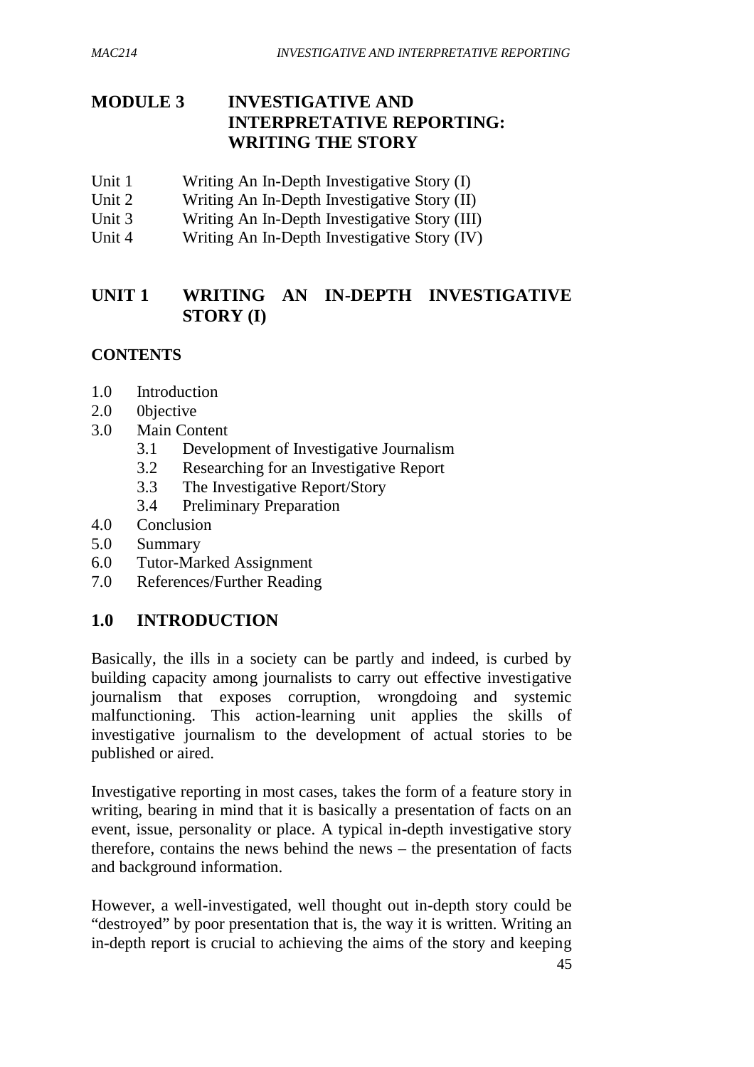# MODULE 3 INVESTIGATIVE AND INTERPRETATIVE REPORTING: WRITING THE STORY

Unit 1 Writing An In-Depth Investigative Story (I)
Unit 2 Writing An In-Depth Investigative Story (II)
Unit 3 Writing An In-Depth Investigative Story (III)
Unit 4 Writing An In-Depth Investigative Story (IV)

## UNIT 1 WRITING AN IN-DEPTH INVESTIGATIVE STORY (I)

**CONTENTS**

1.0 Introduction
2.0 0bjective
3.0 Main Content
 3.1 Development of Investigative Journalism
 3.2 Researching for an Investigative Report
 3.3 The Investigative Report/Story
 3.4 Preliminary Preparation
4.0 Conclusion
5.0 Summary
6.0 Tutor-Marked Assignment
7.0 References/Further Reading

## 1.0 INTRODUCTION

Basically, the ills in a society can be partly and indeed, is curbed by building capacity among journalists to carry out effective investigative journalism that exposes corruption, wrongdoing and systemic malfunctioning. This action-learning unit applies the skills of investigative journalism to the development of actual stories to be published or aired.

Investigative reporting in most cases, takes the form of a feature story in writing, bearing in mind that it is basically a presentation of facts on an event, issue, personality or place. A typical in-depth investigative story therefore, contains the news behind the news – the presentation of facts and background information.

However, a well-investigated, well thought out in-depth story could be "destroyed" by poor presentation that is, the way it is written. Writing an in-depth report is crucial to achieving the aims of the story and keeping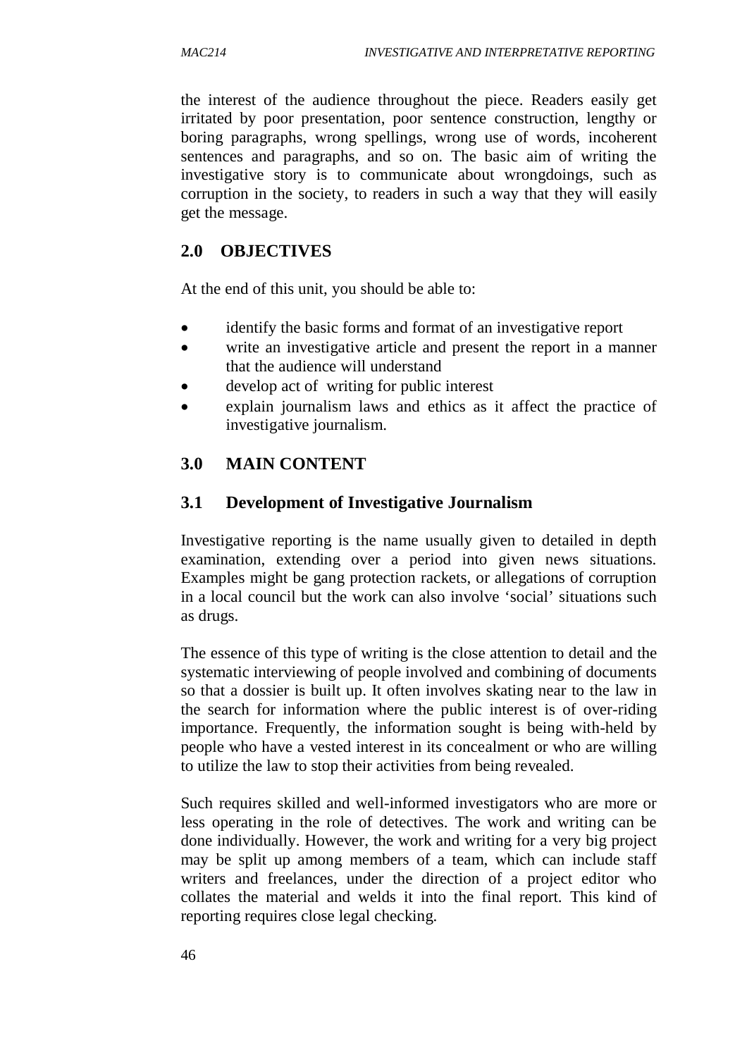the interest of the audience throughout the piece. Readers easily get irritated by poor presentation, poor sentence construction, lengthy or boring paragraphs, wrong spellings, wrong use of words, incoherent sentences and paragraphs, and so on. The basic aim of writing the investigative story is to communicate about wrongdoings, such as corruption in the society, to readers in such a way that they will easily get the message.

## 2.0 OBJECTIVES

At the end of this unit, you should be able to:

- identify the basic forms and format of an investigative report
- write an investigative article and present the report in a manner that the audience will understand
- develop act of writing for public interest
- explain journalism laws and ethics as it affect the practice of investigative journalism.

## 3.0 MAIN CONTENT

### 3.1 Development of Investigative Journalism

Investigative reporting is the name usually given to detailed in depth examination, extending over a period into given news situations. Examples might be gang protection rackets, or allegations of corruption in a local council but the work can also involve 'social' situations such as drugs.

The essence of this type of writing is the close attention to detail and the systematic interviewing of people involved and combining of documents so that a dossier is built up. It often involves skating near to the law in the search for information where the public interest is of over-riding importance. Frequently, the information sought is being with-held by people who have a vested interest in its concealment or who are willing to utilize the law to stop their activities from being revealed.

Such requires skilled and well-informed investigators who are more or less operating in the role of detectives. The work and writing can be done individually. However, the work and writing for a very big project may be split up among members of a team, which can include staff writers and freelances, under the direction of a project editor who collates the material and welds it into the final report. This kind of reporting requires close legal checking.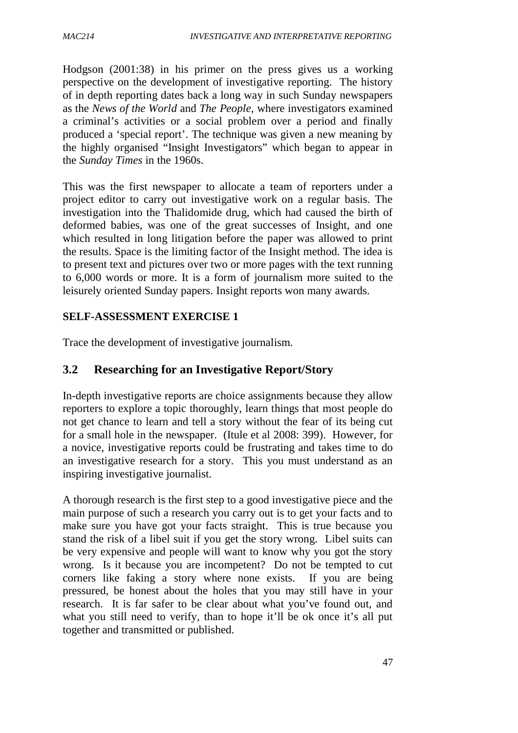Hodgson (2001:38) in his primer on the press gives us a working perspective on the development of investigative reporting. The history of in depth reporting dates back a long way in such Sunday newspapers as the *News of the World* and *The People*, where investigators examined a criminal's activities or a social problem over a period and finally produced a 'special report'. The technique was given a new meaning by the highly organised "Insight Investigators" which began to appear in the *Sunday Times* in the 1960s.

This was the first newspaper to allocate a team of reporters under a project editor to carry out investigative work on a regular basis. The investigation into the Thalidomide drug, which had caused the birth of deformed babies, was one of the great successes of Insight, and one which resulted in long litigation before the paper was allowed to print the results. Space is the limiting factor of the Insight method. The idea is to present text and pictures over two or more pages with the text running to 6,000 words or more. It is a form of journalism more suited to the leisurely oriented Sunday papers. Insight reports won many awards.

**SELF-ASSESSMENT EXERCISE 1**

Trace the development of investigative journalism.

## 3.2 Researching for an Investigative Report/Story

In-depth investigative reports are choice assignments because they allow reporters to explore a topic thoroughly, learn things that most people do not get chance to learn and tell a story without the fear of its being cut for a small hole in the newspaper. (Itule et al 2008: 399). However, for a novice, investigative reports could be frustrating and takes time to do an investigative research for a story. This you must understand as an inspiring investigative journalist.

A thorough research is the first step to a good investigative piece and the main purpose of such a research you carry out is to get your facts and to make sure you have got your facts straight. This is true because you stand the risk of a libel suit if you get the story wrong. Libel suits can be very expensive and people will want to know why you got the story wrong. Is it because you are incompetent? Do not be tempted to cut corners like faking a story where none exists. If you are being pressured, be honest about the holes that you may still have in your research. It is far safer to be clear about what you've found out, and what you still need to verify, than to hope it'll be ok once it's all put together and transmitted or published.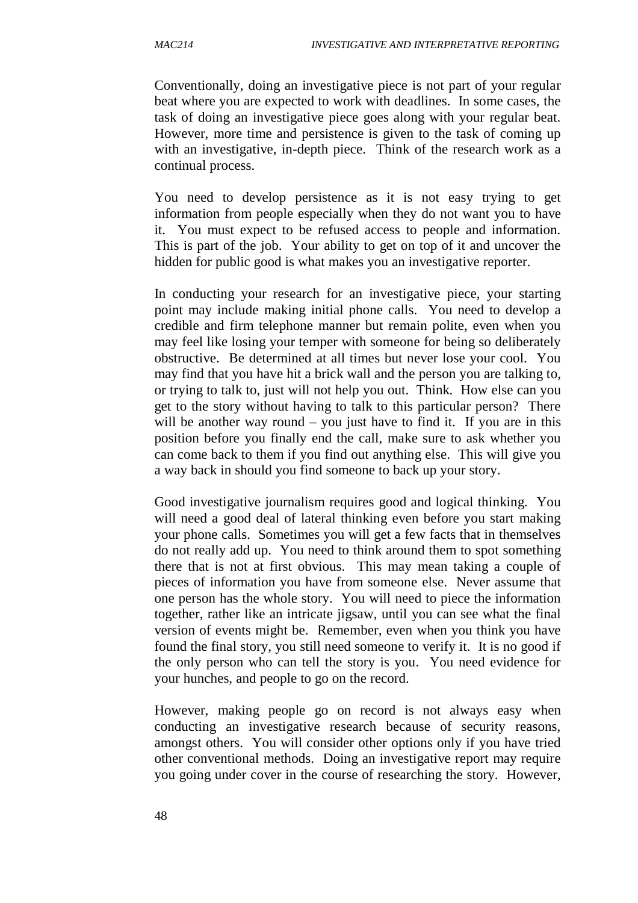Conventionally, doing an investigative piece is not part of your regular beat where you are expected to work with deadlines. In some cases, the task of doing an investigative piece goes along with your regular beat. However, more time and persistence is given to the task of coming up with an investigative, in-depth piece. Think of the research work as a continual process.

You need to develop persistence as it is not easy trying to get information from people especially when they do not want you to have it. You must expect to be refused access to people and information. This is part of the job. Your ability to get on top of it and uncover the hidden for public good is what makes you an investigative reporter.

In conducting your research for an investigative piece, your starting point may include making initial phone calls. You need to develop a credible and firm telephone manner but remain polite, even when you may feel like losing your temper with someone for being so deliberately obstructive. Be determined at all times but never lose your cool. You may find that you have hit a brick wall and the person you are talking to, or trying to talk to, just will not help you out. Think. How else can you get to the story without having to talk to this particular person? There will be another way round – you just have to find it. If you are in this position before you finally end the call, make sure to ask whether you can come back to them if you find out anything else. This will give you a way back in should you find someone to back up your story.

Good investigative journalism requires good and logical thinking. You will need a good deal of lateral thinking even before you start making your phone calls. Sometimes you will get a few facts that in themselves do not really add up. You need to think around them to spot something there that is not at first obvious. This may mean taking a couple of pieces of information you have from someone else. Never assume that one person has the whole story. You will need to piece the information together, rather like an intricate jigsaw, until you can see what the final version of events might be. Remember, even when you think you have found the final story, you still need someone to verify it. It is no good if the only person who can tell the story is you. You need evidence for your hunches, and people to go on the record.

However, making people go on record is not always easy when conducting an investigative research because of security reasons, amongst others. You will consider other options only if you have tried other conventional methods. Doing an investigative report may require you going under cover in the course of researching the story. However,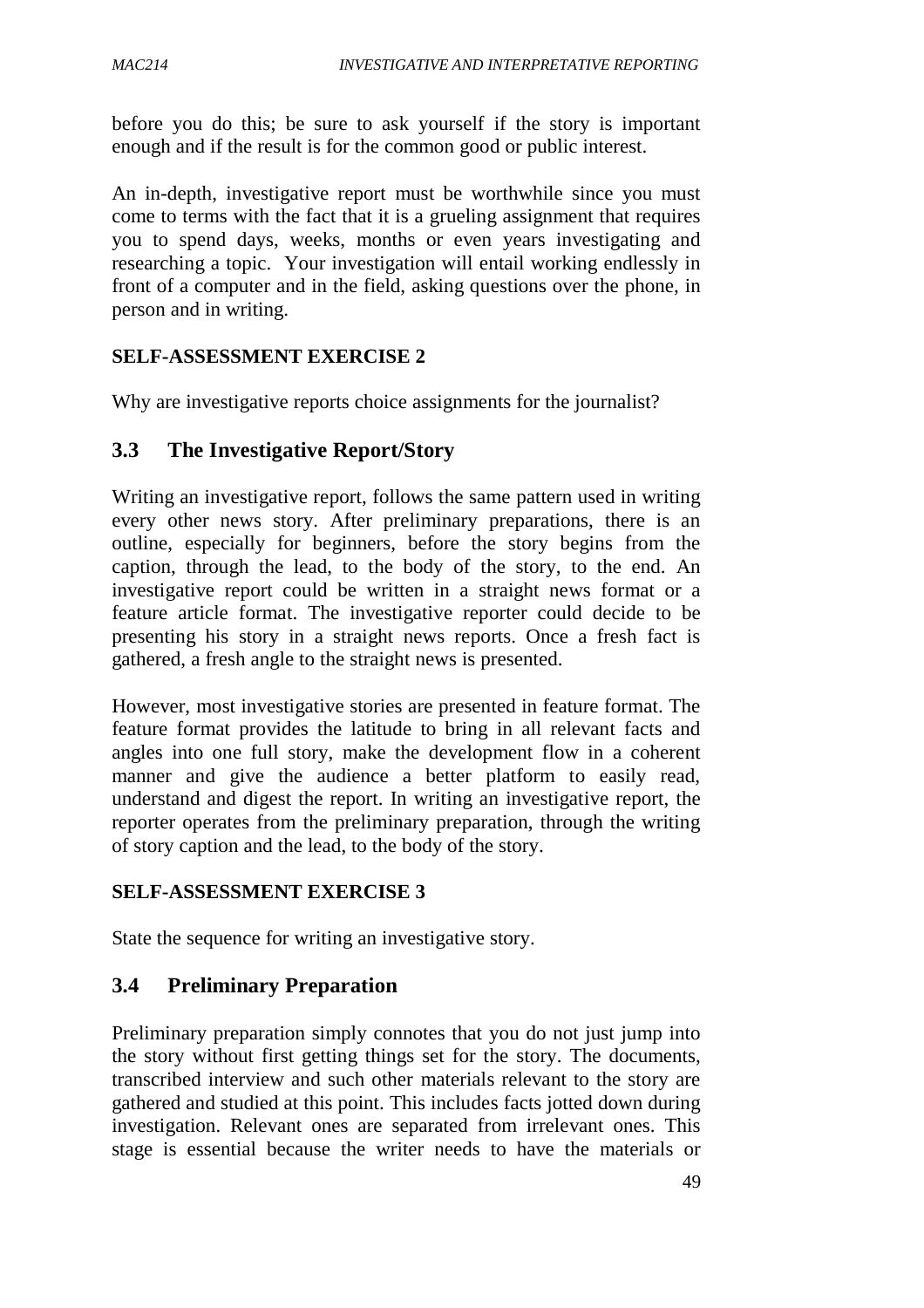before you do this; be sure to ask yourself if the story is important enough and if the result is for the common good or public interest.

An in-depth, investigative report must be worthwhile since you must come to terms with the fact that it is a grueling assignment that requires you to spend days, weeks, months or even years investigating and researching a topic. Your investigation will entail working endlessly in front of a computer and in the field, asking questions over the phone, in person and in writing.

**SELF-ASSESSMENT EXERCISE 2**

Why are investigative reports choice assignments for the journalist?

## 3.3 The Investigative Report/Story

Writing an investigative report, follows the same pattern used in writing every other news story. After preliminary preparations, there is an outline, especially for beginners, before the story begins from the caption, through the lead, to the body of the story, to the end. An investigative report could be written in a straight news format or a feature article format. The investigative reporter could decide to be presenting his story in a straight news reports. Once a fresh fact is gathered, a fresh angle to the straight news is presented.

However, most investigative stories are presented in feature format. The feature format provides the latitude to bring in all relevant facts and angles into one full story, make the development flow in a coherent manner and give the audience a better platform to easily read, understand and digest the report. In writing an investigative report, the reporter operates from the preliminary preparation, through the writing of story caption and the lead, to the body of the story.

**SELF-ASSESSMENT EXERCISE 3**

State the sequence for writing an investigative story.

## 3.4 Preliminary Preparation

Preliminary preparation simply connotes that you do not just jump into the story without first getting things set for the story. The documents, transcribed interview and such other materials relevant to the story are gathered and studied at this point. This includes facts jotted down during investigation. Relevant ones are separated from irrelevant ones. This stage is essential because the writer needs to have the materials or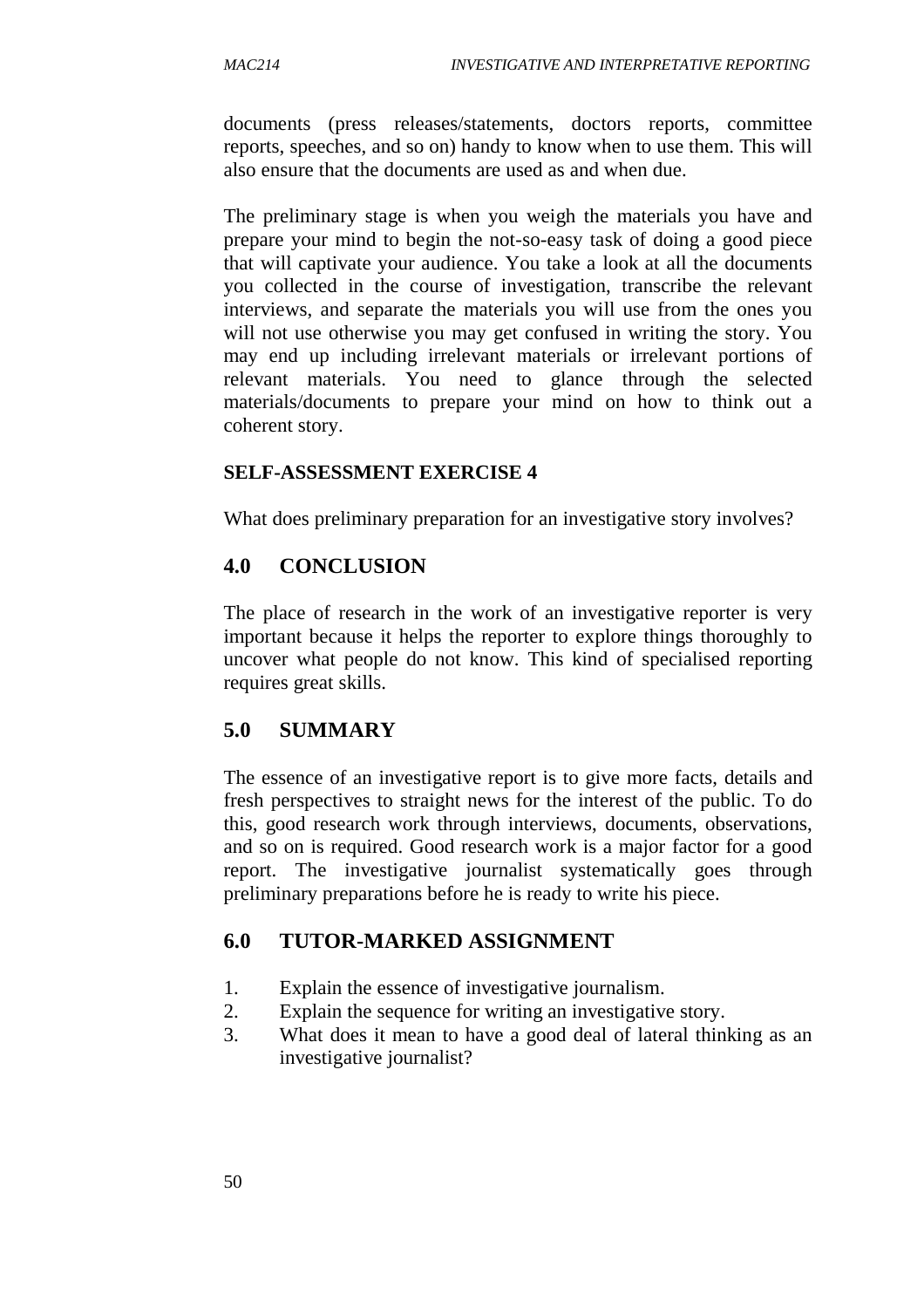documents (press releases/statements, doctors reports, committee reports, speeches, and so on) handy to know when to use them. This will also ensure that the documents are used as and when due.

The preliminary stage is when you weigh the materials you have and prepare your mind to begin the not-so-easy task of doing a good piece that will captivate your audience. You take a look at all the documents you collected in the course of investigation, transcribe the relevant interviews, and separate the materials you will use from the ones you will not use otherwise you may get confused in writing the story. You may end up including irrelevant materials or irrelevant portions of relevant materials. You need to glance through the selected materials/documents to prepare your mind on how to think out a coherent story.

**SELF-ASSESSMENT EXERCISE 4**

What does preliminary preparation for an investigative story involves?

## 4.0 CONCLUSION

The place of research in the work of an investigative reporter is very important because it helps the reporter to explore things thoroughly to uncover what people do not know. This kind of specialised reporting requires great skills.

## 5.0 SUMMARY

The essence of an investigative report is to give more facts, details and fresh perspectives to straight news for the interest of the public. To do this, good research work through interviews, documents, observations, and so on is required. Good research work is a major factor for a good report. The investigative journalist systematically goes through preliminary preparations before he is ready to write his piece.

## 6.0 TUTOR-MARKED ASSIGNMENT

1. Explain the essence of investigative journalism.
2. Explain the sequence for writing an investigative story.
3. What does it mean to have a good deal of lateral thinking as an investigative journalist?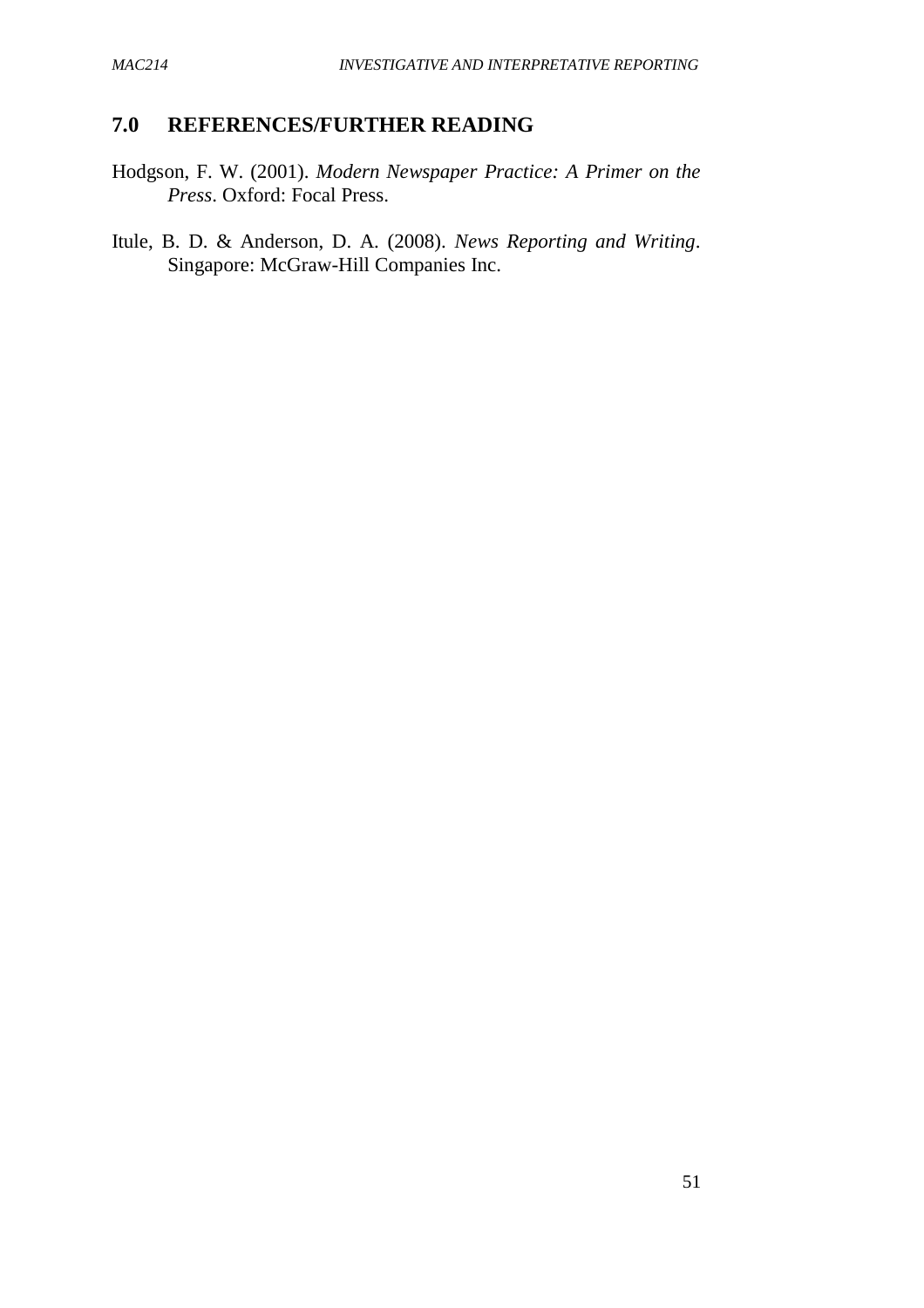## 7.0 REFERENCES/FURTHER READING

Hodgson, F. W. (2001). *Modern Newspaper Practice: A Primer on the Press*. Oxford: Focal Press.

Itule, B. D. & Anderson, D. A. (2008). *News Reporting and Writing*. Singapore: McGraw-Hill Companies Inc.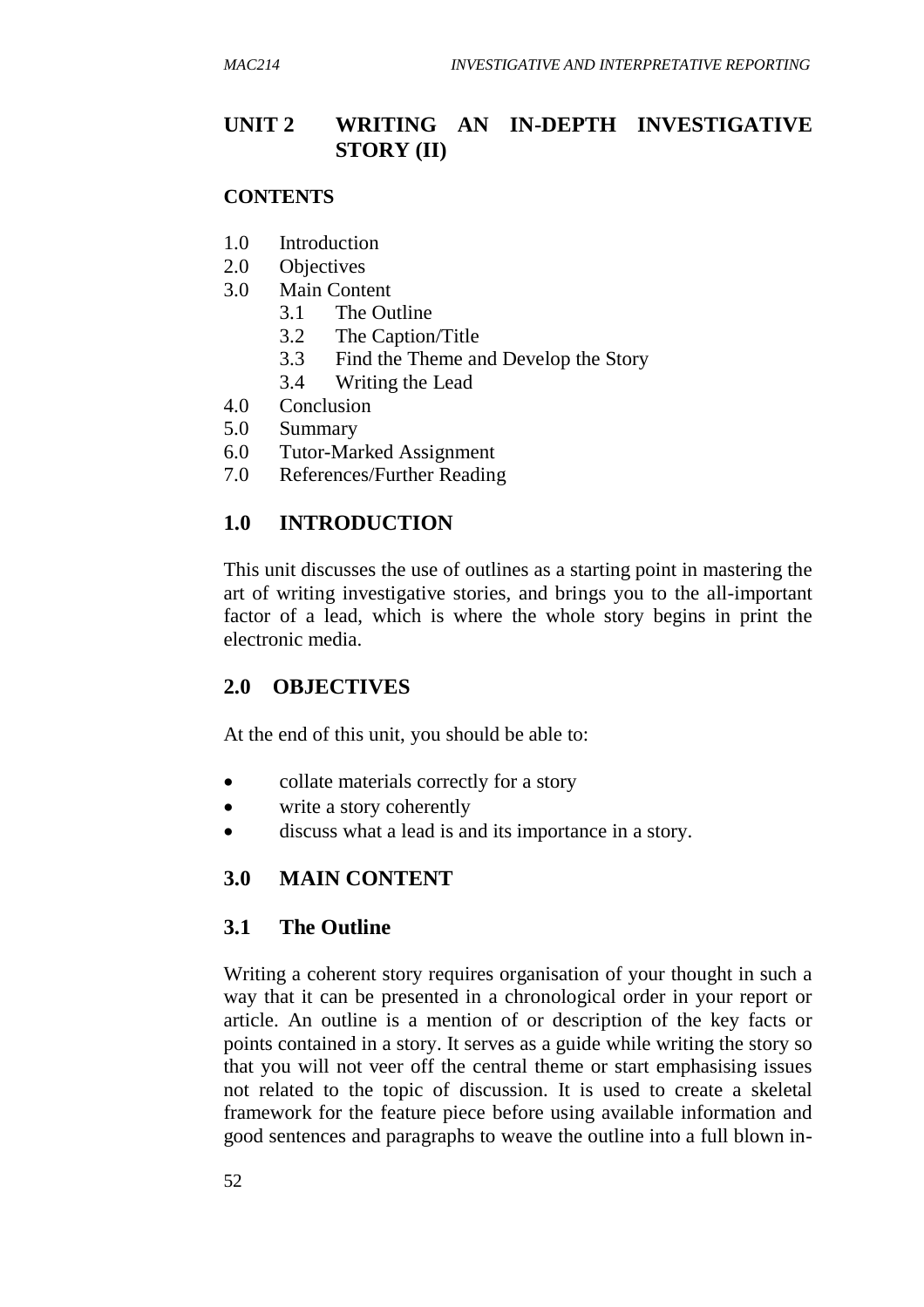# UNIT 2 WRITING AN IN-DEPTH INVESTIGATIVE STORY (II)

**CONTENTS**

1.0 Introduction
2.0 Objectives
3.0 Main Content
    3.1 The Outline
    3.2 The Caption/Title
    3.3 Find the Theme and Develop the Story
    3.4 Writing the Lead
4.0 Conclusion
5.0 Summary
6.0 Tutor-Marked Assignment
7.0 References/Further Reading

## 1.0 INTRODUCTION

This unit discusses the use of outlines as a starting point in mastering the art of writing investigative stories, and brings you to the all-important factor of a lead, which is where the whole story begins in print the electronic media.

## 2.0 OBJECTIVES

At the end of this unit, you should be able to:

- collate materials correctly for a story
- write a story coherently
- discuss what a lead is and its importance in a story.

## 3.0 MAIN CONTENT

### 3.1 The Outline

Writing a coherent story requires organisation of your thought in such a way that it can be presented in a chronological order in your report or article. An outline is a mention of or description of the key facts or points contained in a story. It serves as a guide while writing the story so that you will not veer off the central theme or start emphasising issues not related to the topic of discussion. It is used to create a skeletal framework for the feature piece before using available information and good sentences and paragraphs to weave the outline into a full blown in-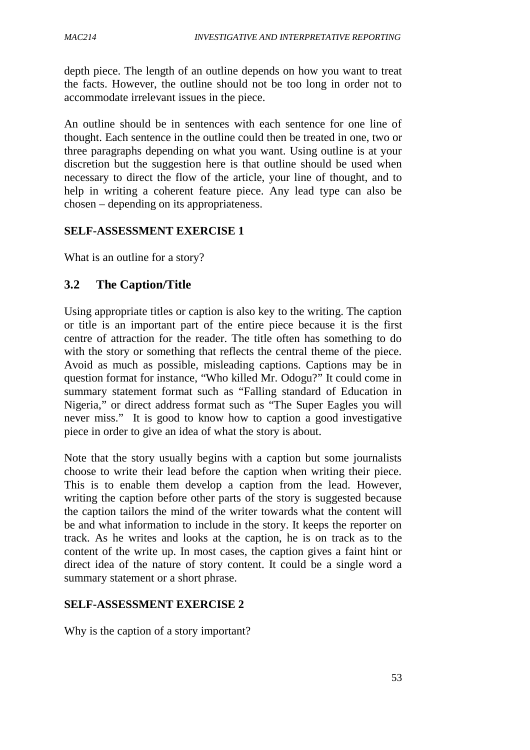depth piece. The length of an outline depends on how you want to treat the facts. However, the outline should not be too long in order not to accommodate irrelevant issues in the piece.

An outline should be in sentences with each sentence for one line of thought. Each sentence in the outline could then be treated in one, two or three paragraphs depending on what you want. Using outline is at your discretion but the suggestion here is that outline should be used when necessary to direct the flow of the article, your line of thought, and to help in writing a coherent feature piece. Any lead type can also be chosen – depending on its appropriateness.

**SELF-ASSESSMENT EXERCISE 1**

What is an outline for a story?

## 3.2 The Caption/Title

Using appropriate titles or caption is also key to the writing. The caption or title is an important part of the entire piece because it is the first centre of attraction for the reader. The title often has something to do with the story or something that reflects the central theme of the piece. Avoid as much as possible, misleading captions. Captions may be in question format for instance, "Who killed Mr. Odogu?" It could come in summary statement format such as "Falling standard of Education in Nigeria," or direct address format such as "The Super Eagles you will never miss." It is good to know how to caption a good investigative piece in order to give an idea of what the story is about.

Note that the story usually begins with a caption but some journalists choose to write their lead before the caption when writing their piece. This is to enable them develop a caption from the lead. However, writing the caption before other parts of the story is suggested because the caption tailors the mind of the writer towards what the content will be and what information to include in the story. It keeps the reporter on track. As he writes and looks at the caption, he is on track as to the content of the write up. In most cases, the caption gives a faint hint or direct idea of the nature of story content. It could be a single word a summary statement or a short phrase.

**SELF-ASSESSMENT EXERCISE 2**

Why is the caption of a story important?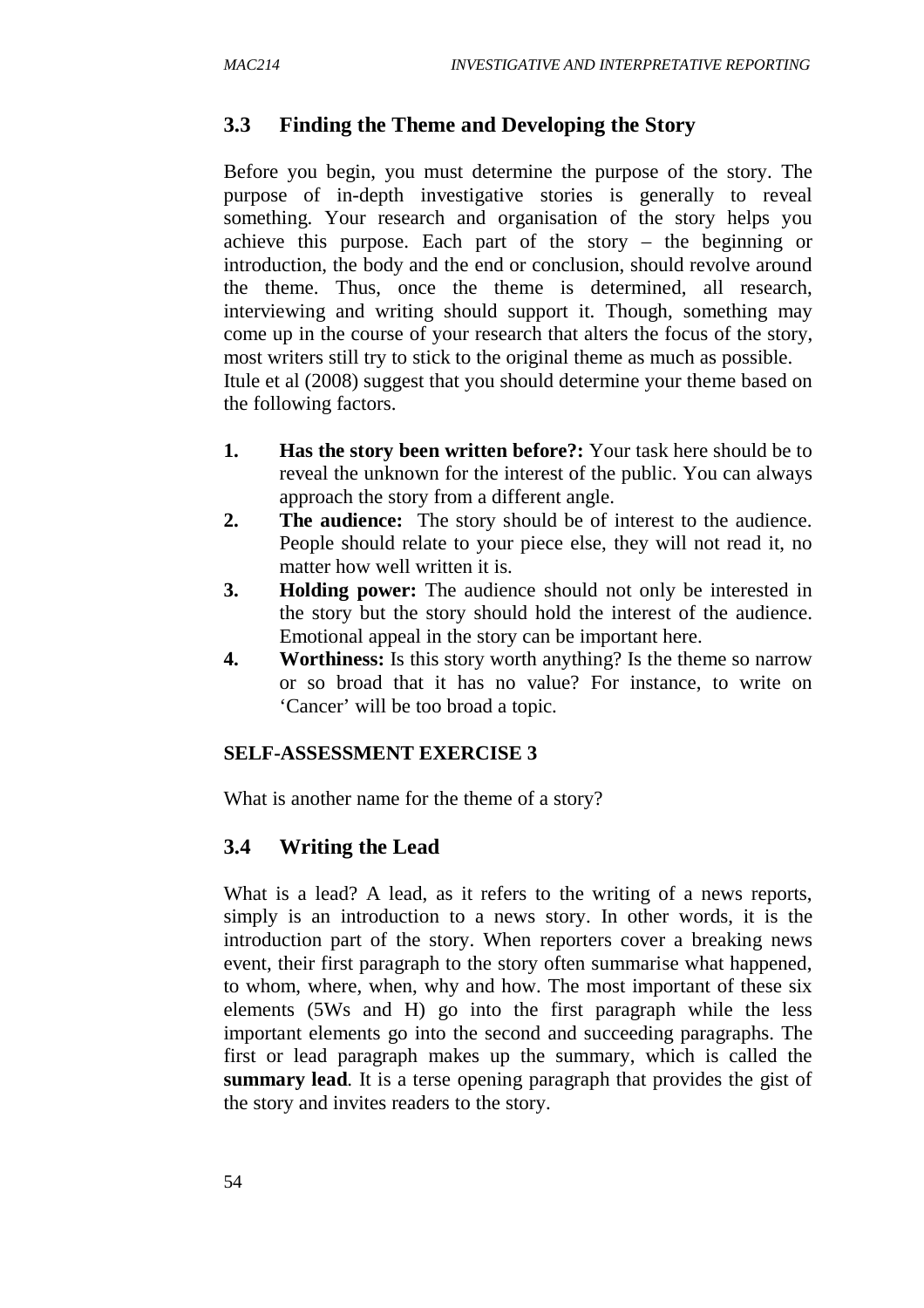## 3.3 Finding the Theme and Developing the Story

Before you begin, you must determine the purpose of the story. The purpose of in-depth investigative stories is generally to reveal something. Your research and organisation of the story helps you achieve this purpose. Each part of the story – the beginning or introduction, the body and the end or conclusion, should revolve around the theme. Thus, once the theme is determined, all research, interviewing and writing should support it. Though, something may come up in the course of your research that alters the focus of the story, most writers still try to stick to the original theme as much as possible. Itule et al (2008) suggest that you should determine your theme based on the following factors.

1. **Has the story been written before?:** Your task here should be to reveal the unknown for the interest of the public. You can always approach the story from a different angle.
2. **The audience:** The story should be of interest to the audience. People should relate to your piece else, they will not read it, no matter how well written it is.
3. **Holding power:** The audience should not only be interested in the story but the story should hold the interest of the audience. Emotional appeal in the story can be important here.
4. **Worthiness:** Is this story worth anything? Is the theme so narrow or so broad that it has no value? For instance, to write on 'Cancer' will be too broad a topic.

**SELF-ASSESSMENT EXERCISE 3**

What is another name for the theme of a story?

## 3.4 Writing the Lead

What is a lead? A lead, as it refers to the writing of a news reports, simply is an introduction to a news story. In other words, it is the introduction part of the story. When reporters cover a breaking news event, their first paragraph to the story often summarise what happened, to whom, where, when, why and how. The most important of these six elements (5Ws and H) go into the first paragraph while the less important elements go into the second and succeeding paragraphs. The first or lead paragraph makes up the summary, which is called the **summary lead**. It is a terse opening paragraph that provides the gist of the story and invites readers to the story.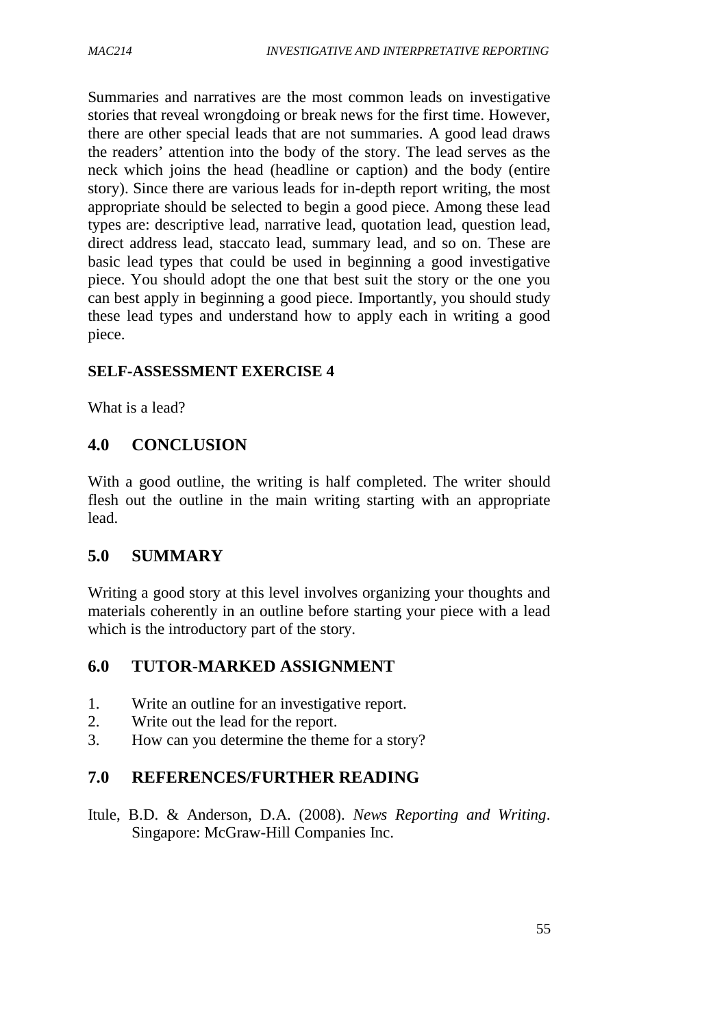Summaries and narratives are the most common leads on investigative stories that reveal wrongdoing or break news for the first time. However, there are other special leads that are not summaries. A good lead draws the readers' attention into the body of the story. The lead serves as the neck which joins the head (headline or caption) and the body (entire story). Since there are various leads for in-depth report writing, the most appropriate should be selected to begin a good piece. Among these lead types are: descriptive lead, narrative lead, quotation lead, question lead, direct address lead, staccato lead, summary lead, and so on. These are basic lead types that could be used in beginning a good investigative piece. You should adopt the one that best suit the story or the one you can best apply in beginning a good piece. Importantly, you should study these lead types and understand how to apply each in writing a good piece.

**SELF-ASSESSMENT EXERCISE 4**

What is a lead?

## 4.0 CONCLUSION

With a good outline, the writing is half completed. The writer should flesh out the outline in the main writing starting with an appropriate lead.

## 5.0 SUMMARY

Writing a good story at this level involves organizing your thoughts and materials coherently in an outline before starting your piece with a lead which is the introductory part of the story.

## 6.0 TUTOR-MARKED ASSIGNMENT

1. Write an outline for an investigative report.
2. Write out the lead for the report.
3. How can you determine the theme for a story?

## 7.0 REFERENCES/FURTHER READING

Itule, B.D. & Anderson, D.A. (2008). *News Reporting and Writing*. Singapore: McGraw-Hill Companies Inc.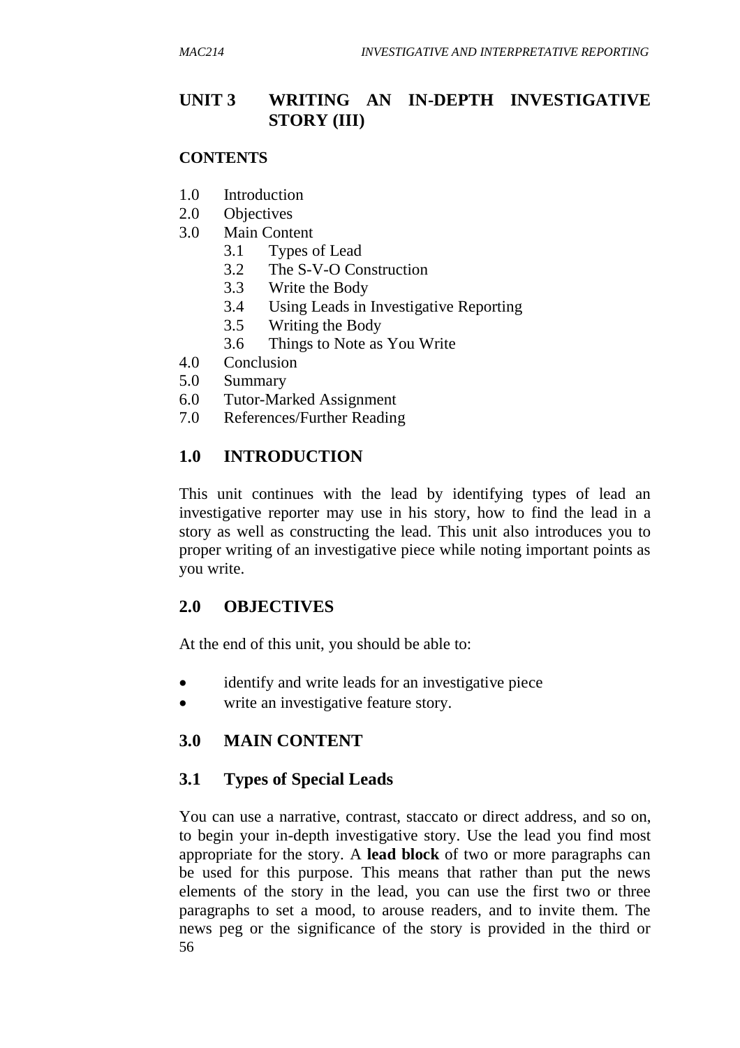# UNIT 3 WRITING AN IN-DEPTH INVESTIGATIVE STORY (III)

**CONTENTS**

1.0 Introduction
2.0 Objectives
3.0 Main Content
 3.1 Types of Lead
 3.2 The S-V-O Construction
 3.3 Write the Body
 3.4 Using Leads in Investigative Reporting
 3.5 Writing the Body
 3.6 Things to Note as You Write
4.0 Conclusion
5.0 Summary
6.0 Tutor-Marked Assignment
7.0 References/Further Reading

## 1.0 INTRODUCTION

This unit continues with the lead by identifying types of lead an investigative reporter may use in his story, how to find the lead in a story as well as constructing the lead. This unit also introduces you to proper writing of an investigative piece while noting important points as you write.

## 2.0 OBJECTIVES

At the end of this unit, you should be able to:

- identify and write leads for an investigative piece
- write an investigative feature story.

## 3.0 MAIN CONTENT

### 3.1 Types of Special Leads

You can use a narrative, contrast, staccato or direct address, and so on, to begin your in-depth investigative story. Use the lead you find most appropriate for the story. A **lead block** of two or more paragraphs can be used for this purpose. This means that rather than put the news elements of the story in the lead, you can use the first two or three paragraphs to set a mood, to arouse readers, and to invite them. The news peg or the significance of the story is provided in the third or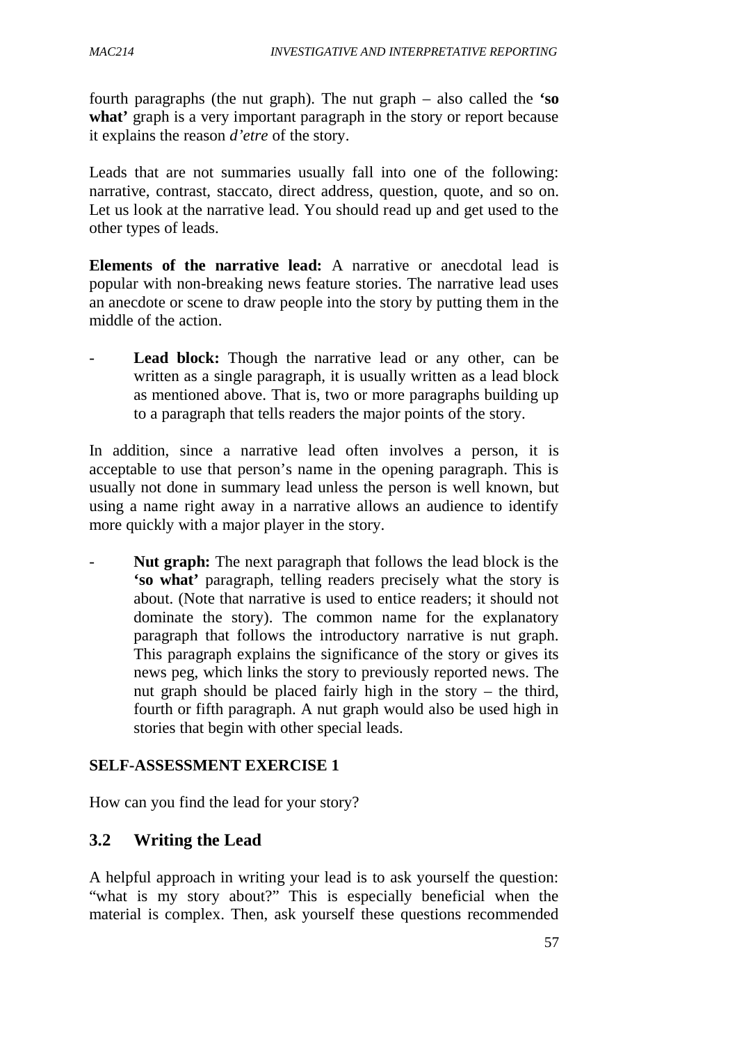fourth paragraphs (the nut graph). The nut graph – also called the **'so what'** graph is a very important paragraph in the story or report because it explains the reason *d'etre* of the story.

Leads that are not summaries usually fall into one of the following: narrative, contrast, staccato, direct address, question, quote, and so on. Let us look at the narrative lead. You should read up and get used to the other types of leads.

**Elements of the narrative lead:** A narrative or anecdotal lead is popular with non-breaking news feature stories. The narrative lead uses an anecdote or scene to draw people into the story by putting them in the middle of the action.

- **Lead block:** Though the narrative lead or any other, can be written as a single paragraph, it is usually written as a lead block as mentioned above. That is, two or more paragraphs building up to a paragraph that tells readers the major points of the story.

In addition, since a narrative lead often involves a person, it is acceptable to use that person's name in the opening paragraph. This is usually not done in summary lead unless the person is well known, but using a name right away in a narrative allows an audience to identify more quickly with a major player in the story.

- **Nut graph:** The next paragraph that follows the lead block is the **'so what'** paragraph, telling readers precisely what the story is about. (Note that narrative is used to entice readers; it should not dominate the story). The common name for the explanatory paragraph that follows the introductory narrative is nut graph. This paragraph explains the significance of the story or gives its news peg, which links the story to previously reported news. The nut graph should be placed fairly high in the story – the third, fourth or fifth paragraph. A nut graph would also be used high in stories that begin with other special leads.

**SELF-ASSESSMENT EXERCISE 1**

How can you find the lead for your story?

## 3.2 Writing the Lead

A helpful approach in writing your lead is to ask yourself the question: "what is my story about?" This is especially beneficial when the material is complex. Then, ask yourself these questions recommended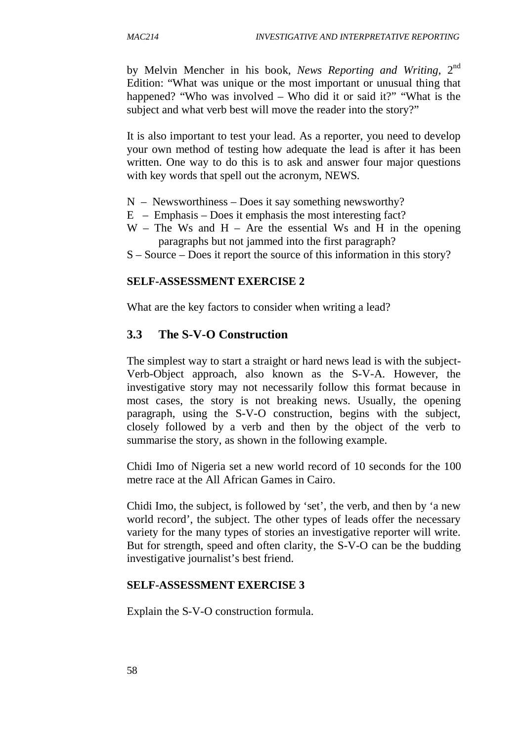by Melvin Mencher in his book, *News Reporting and Writing*, 2nd Edition: "What was unique or the most important or unusual thing that happened? "Who was involved – Who did it or said it?" "What is the subject and what verb best will move the reader into the story?"

It is also important to test your lead. As a reporter, you need to develop your own method of testing how adequate the lead is after it has been written. One way to do this is to ask and answer four major questions with key words that spell out the acronym, NEWS.

N – Newsworthiness – Does it say something newsworthy?
E – Emphasis – Does it emphasis the most interesting fact?
W – The Ws and H – Are the essential Ws and H in the opening paragraphs but not jammed into the first paragraph?
S – Source – Does it report the source of this information in this story?

**SELF-ASSESSMENT EXERCISE 2**

What are the key factors to consider when writing a lead?

## 3.3 The S-V-O Construction

The simplest way to start a straight or hard news lead is with the subject-Verb-Object approach, also known as the S-V-A. However, the investigative story may not necessarily follow this format because in most cases, the story is not breaking news. Usually, the opening paragraph, using the S-V-O construction, begins with the subject, closely followed by a verb and then by the object of the verb to summarise the story, as shown in the following example.

Chidi Imo of Nigeria set a new world record of 10 seconds for the 100 metre race at the All African Games in Cairo.

Chidi Imo, the subject, is followed by 'set', the verb, and then by 'a new world record', the subject. The other types of leads offer the necessary variety for the many types of stories an investigative reporter will write. But for strength, speed and often clarity, the S-V-O can be the budding investigative journalist's best friend.

**SELF-ASSESSMENT EXERCISE 3**

Explain the S-V-O construction formula.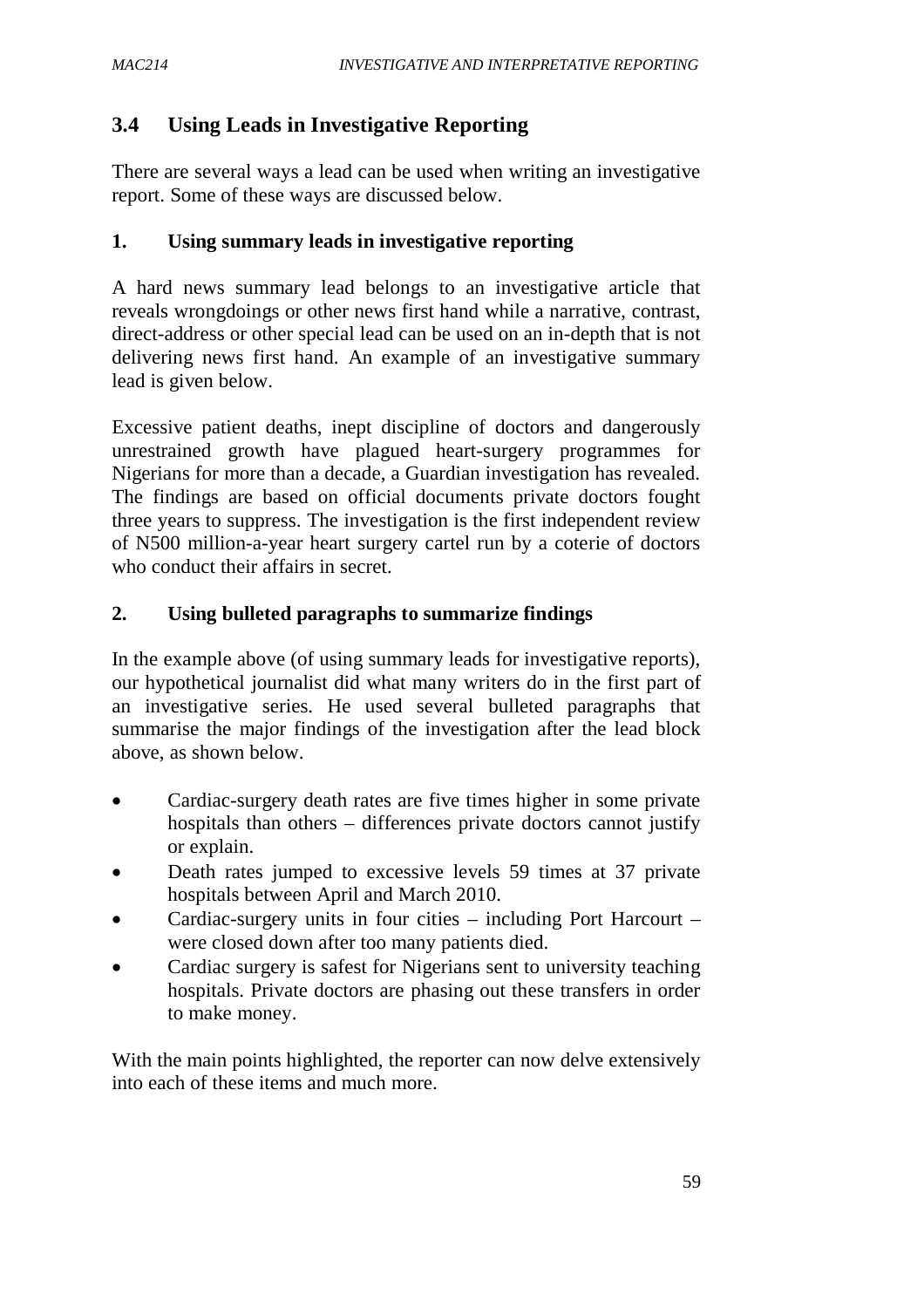## 3.4 Using Leads in Investigative Reporting

There are several ways a lead can be used when writing an investigative report. Some of these ways are discussed below.

### 1. Using summary leads in investigative reporting

A hard news summary lead belongs to an investigative article that reveals wrongdoings or other news first hand while a narrative, contrast, direct-address or other special lead can be used on an in-depth that is not delivering news first hand. An example of an investigative summary lead is given below.

Excessive patient deaths, inept discipline of doctors and dangerously unrestrained growth have plagued heart-surgery programmes for Nigerians for more than a decade, a Guardian investigation has revealed. The findings are based on official documents private doctors fought three years to suppress. The investigation is the first independent review of N500 million-a-year heart surgery cartel run by a coterie of doctors who conduct their affairs in secret.

### 2. Using bulleted paragraphs to summarize findings

In the example above (of using summary leads for investigative reports), our hypothetical journalist did what many writers do in the first part of an investigative series. He used several bulleted paragraphs that summarise the major findings of the investigation after the lead block above, as shown below.

- Cardiac-surgery death rates are five times higher in some private hospitals than others – differences private doctors cannot justify or explain.
- Death rates jumped to excessive levels 59 times at 37 private hospitals between April and March 2010.
- Cardiac-surgery units in four cities – including Port Harcourt – were closed down after too many patients died.
- Cardiac surgery is safest for Nigerians sent to university teaching hospitals. Private doctors are phasing out these transfers in order to make money.

With the main points highlighted, the reporter can now delve extensively into each of these items and much more.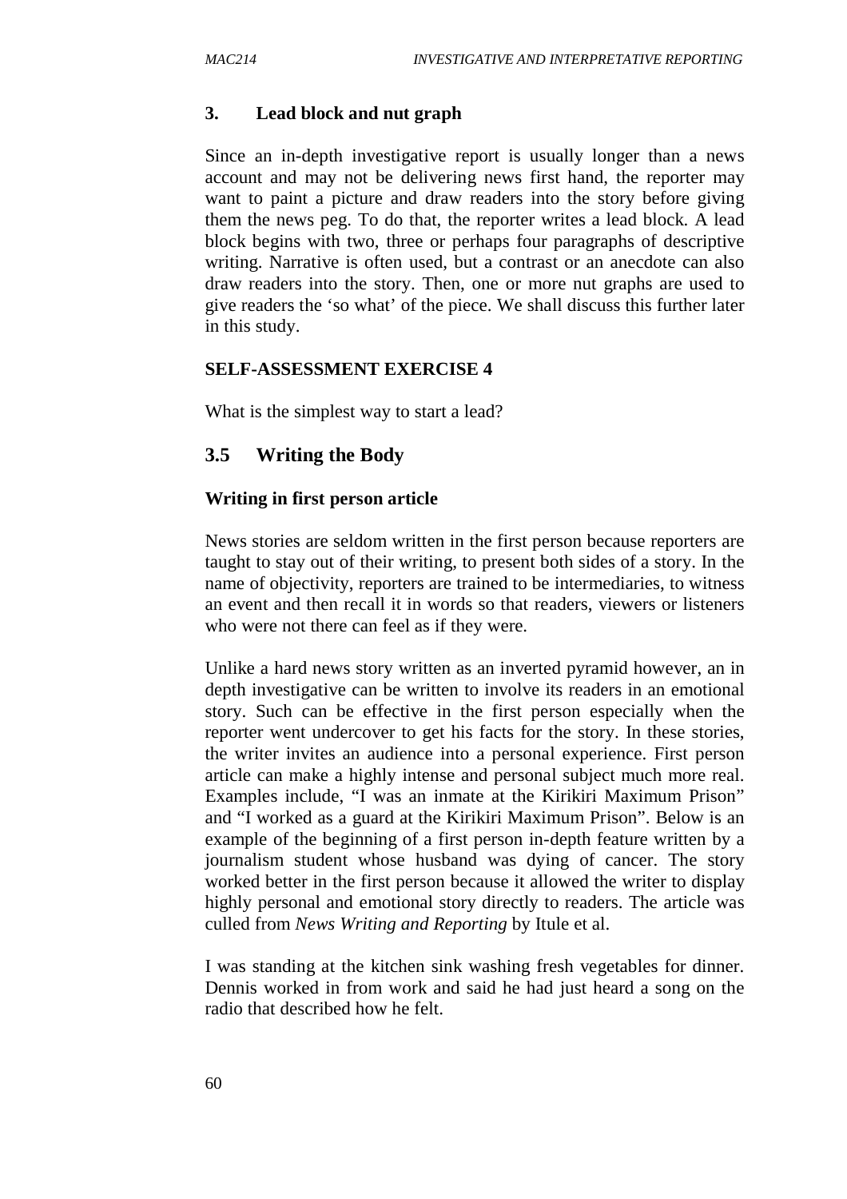### 3. Lead block and nut graph

Since an in-depth investigative report is usually longer than a news account and may not be delivering news first hand, the reporter may want to paint a picture and draw readers into the story before giving them the news peg. To do that, the reporter writes a lead block. A lead block begins with two, three or perhaps four paragraphs of descriptive writing. Narrative is often used, but a contrast or an anecdote can also draw readers into the story. Then, one or more nut graphs are used to give readers the 'so what' of the piece. We shall discuss this further later in this study.

**SELF-ASSESSMENT EXERCISE 4**

What is the simplest way to start a lead?

## 3.5 Writing the Body

**Writing in first person article**

News stories are seldom written in the first person because reporters are taught to stay out of their writing, to present both sides of a story. In the name of objectivity, reporters are trained to be intermediaries, to witness an event and then recall it in words so that readers, viewers or listeners who were not there can feel as if they were.

Unlike a hard news story written as an inverted pyramid however, an in depth investigative can be written to involve its readers in an emotional story. Such can be effective in the first person especially when the reporter went undercover to get his facts for the story. In these stories, the writer invites an audience into a personal experience. First person article can make a highly intense and personal subject much more real. Examples include, "I was an inmate at the Kirikiri Maximum Prison" and "I worked as a guard at the Kirikiri Maximum Prison". Below is an example of the beginning of a first person in-depth feature written by a journalism student whose husband was dying of cancer. The story worked better in the first person because it allowed the writer to display highly personal and emotional story directly to readers. The article was culled from *News Writing and Reporting* by Itule et al.

I was standing at the kitchen sink washing fresh vegetables for dinner. Dennis worked in from work and said he had just heard a song on the radio that described how he felt.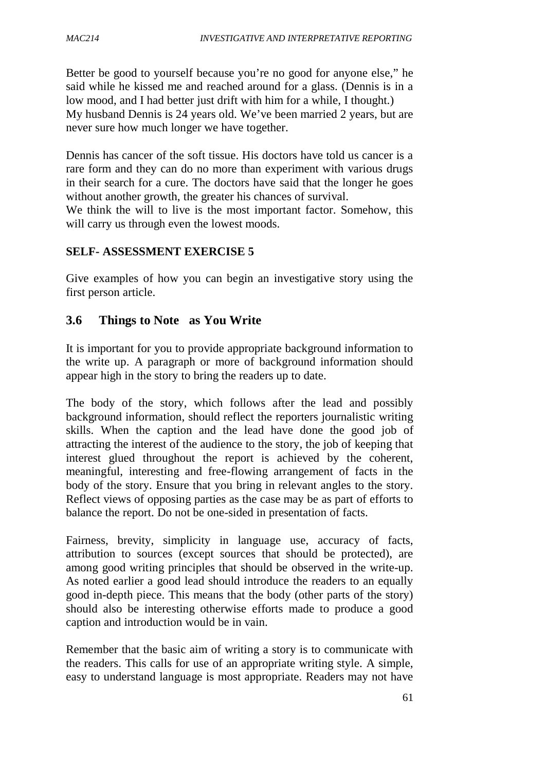Better be good to yourself because you're no good for anyone else," he said while he kissed me and reached around for a glass. (Dennis is in a low mood, and I had better just drift with him for a while, I thought.) My husband Dennis is 24 years old. We've been married 2 years, but are never sure how much longer we have together.

Dennis has cancer of the soft tissue. His doctors have told us cancer is a rare form and they can do no more than experiment with various drugs in their search for a cure. The doctors have said that the longer he goes without another growth, the greater his chances of survival.
We think the will to live is the most important factor. Somehow, this will carry us through even the lowest moods.

**SELF- ASSESSMENT EXERCISE 5**

Give examples of how you can begin an investigative story using the first person article.

## 3.6 Things to Note as You Write

It is important for you to provide appropriate background information to the write up. A paragraph or more of background information should appear high in the story to bring the readers up to date.

The body of the story, which follows after the lead and possibly background information, should reflect the reporters journalistic writing skills. When the caption and the lead have done the good job of attracting the interest of the audience to the story, the job of keeping that interest glued throughout the report is achieved by the coherent, meaningful, interesting and free-flowing arrangement of facts in the body of the story. Ensure that you bring in relevant angles to the story. Reflect views of opposing parties as the case may be as part of efforts to balance the report. Do not be one-sided in presentation of facts.

Fairness, brevity, simplicity in language use, accuracy of facts, attribution to sources (except sources that should be protected), are among good writing principles that should be observed in the write-up. As noted earlier a good lead should introduce the readers to an equally good in-depth piece. This means that the body (other parts of the story) should also be interesting otherwise efforts made to produce a good caption and introduction would be in vain.

Remember that the basic aim of writing a story is to communicate with the readers. This calls for use of an appropriate writing style. A simple, easy to understand language is most appropriate. Readers may not have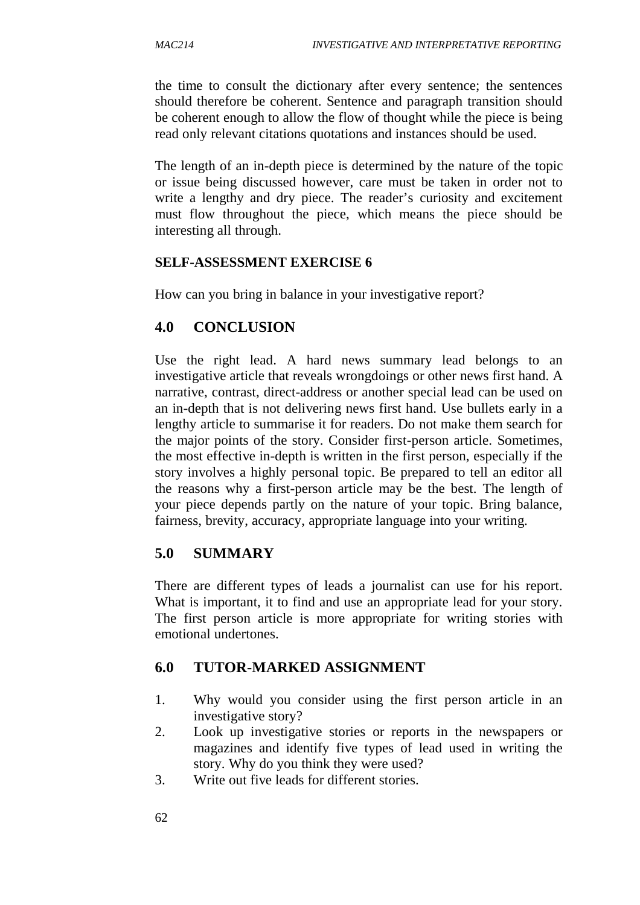the time to consult the dictionary after every sentence; the sentences should therefore be coherent. Sentence and paragraph transition should be coherent enough to allow the flow of thought while the piece is being read only relevant citations quotations and instances should be used.

The length of an in-depth piece is determined by the nature of the topic or issue being discussed however, care must be taken in order not to write a lengthy and dry piece. The reader's curiosity and excitement must flow throughout the piece, which means the piece should be interesting all through.

**SELF-ASSESSMENT EXERCISE 6**

How can you bring in balance in your investigative report?

## 4.0 CONCLUSION

Use the right lead. A hard news summary lead belongs to an investigative article that reveals wrongdoings or other news first hand. A narrative, contrast, direct-address or another special lead can be used on an in-depth that is not delivering news first hand. Use bullets early in a lengthy article to summarise it for readers. Do not make them search for the major points of the story. Consider first-person article. Sometimes, the most effective in-depth is written in the first person, especially if the story involves a highly personal topic. Be prepared to tell an editor all the reasons why a first-person article may be the best. The length of your piece depends partly on the nature of your topic. Bring balance, fairness, brevity, accuracy, appropriate language into your writing.

## 5.0 SUMMARY

There are different types of leads a journalist can use for his report. What is important, it to find and use an appropriate lead for your story. The first person article is more appropriate for writing stories with emotional undertones.

## 6.0 TUTOR-MARKED ASSIGNMENT

1. Why would you consider using the first person article in an investigative story?
2. Look up investigative stories or reports in the newspapers or magazines and identify five types of lead used in writing the story. Why do you think they were used?
3. Write out five leads for different stories.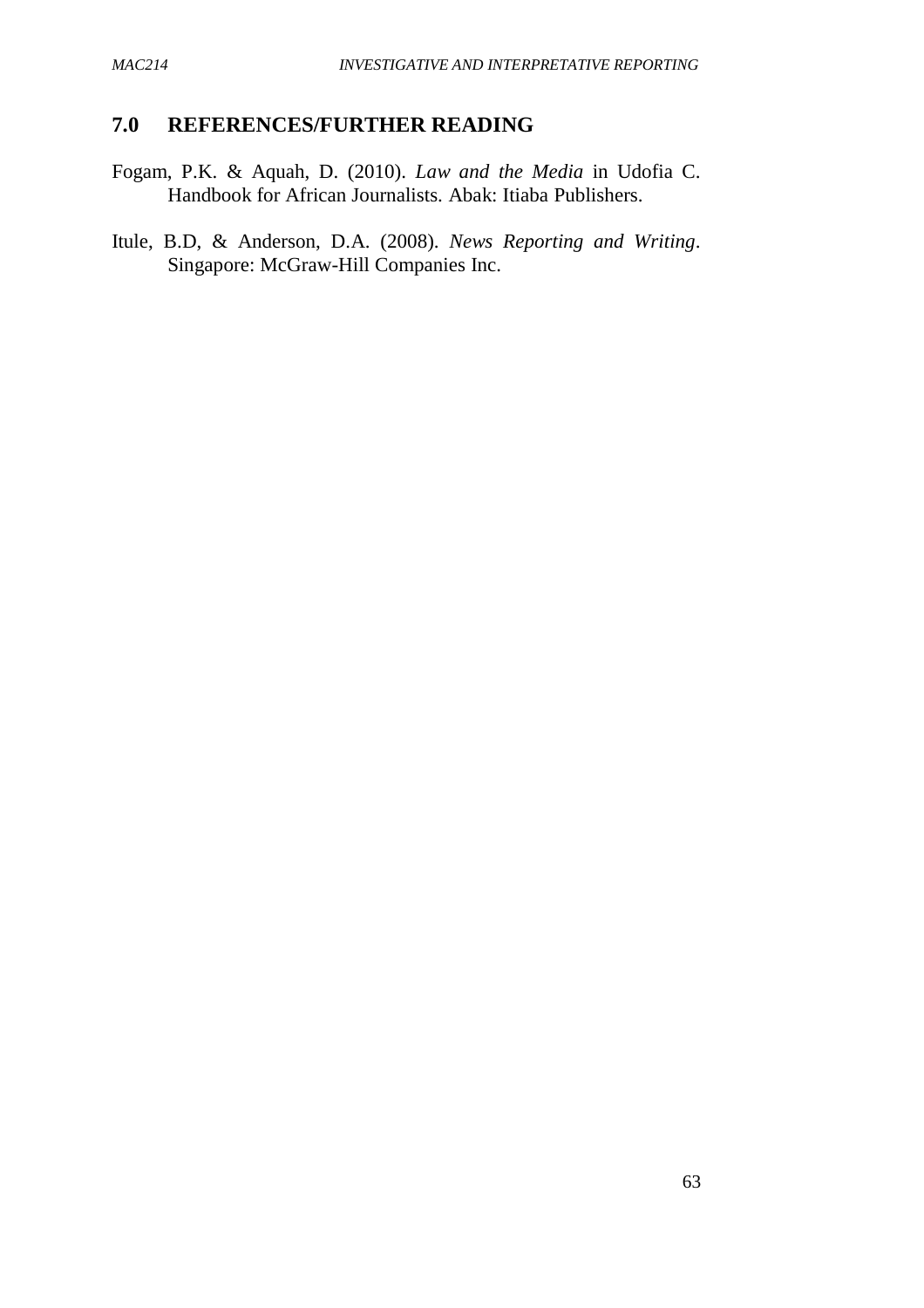## 7.0 REFERENCES/FURTHER READING

Fogam, P.K. & Aquah, D. (2010). *Law and the Media* in Udofia C. Handbook for African Journalists. Abak: Itiaba Publishers.

Itule, B.D, & Anderson, D.A. (2008). *News Reporting and Writing*. Singapore: McGraw-Hill Companies Inc.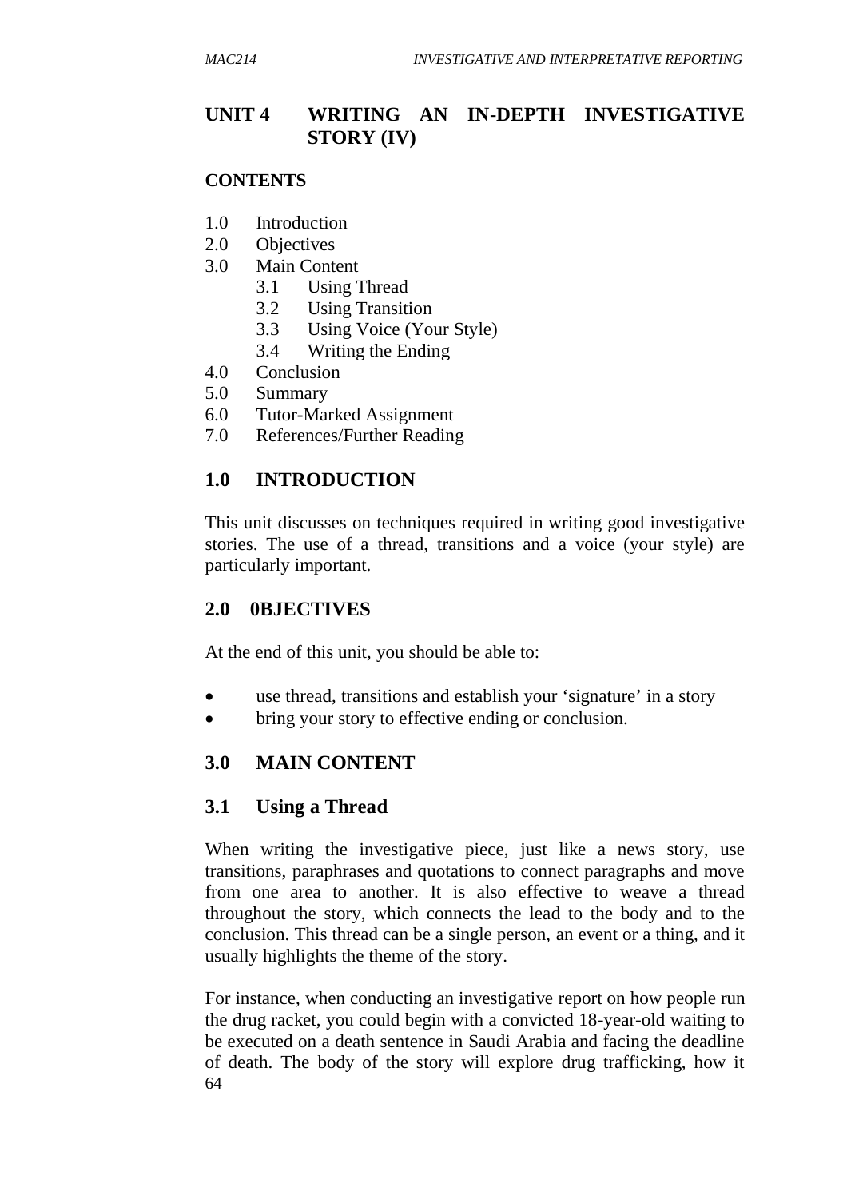# UNIT 4 WRITING AN IN-DEPTH INVESTIGATIVE STORY (IV)

**CONTENTS**

1.0 Introduction
2.0 Objectives
3.0 Main Content
 3.1 Using Thread
 3.2 Using Transition
 3.3 Using Voice (Your Style)
 3.4 Writing the Ending
4.0 Conclusion
5.0 Summary
6.0 Tutor-Marked Assignment
7.0 References/Further Reading

## 1.0 INTRODUCTION

This unit discusses on techniques required in writing good investigative stories. The use of a thread, transitions and a voice (your style) are particularly important.

## 2.0 0BJECTIVES

At the end of this unit, you should be able to:

- use thread, transitions and establish your 'signature' in a story
- bring your story to effective ending or conclusion.

## 3.0 MAIN CONTENT

### 3.1 Using a Thread

When writing the investigative piece, just like a news story, use transitions, paraphrases and quotations to connect paragraphs and move from one area to another. It is also effective to weave a thread throughout the story, which connects the lead to the body and to the conclusion. This thread can be a single person, an event or a thing, and it usually highlights the theme of the story.

For instance, when conducting an investigative report on how people run the drug racket, you could begin with a convicted 18-year-old waiting to be executed on a death sentence in Saudi Arabia and facing the deadline of death. The body of the story will explore drug trafficking, how it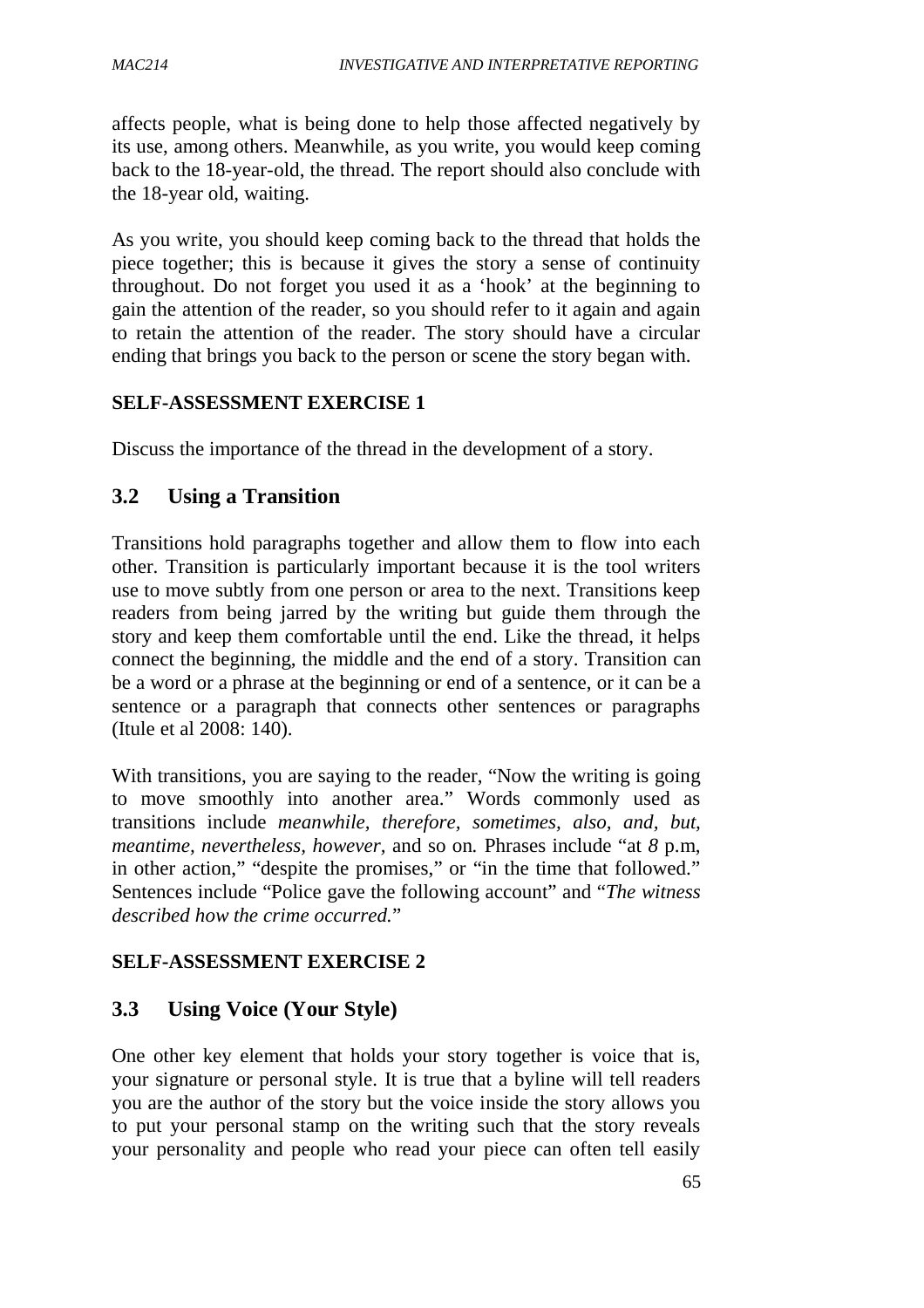affects people, what is being done to help those affected negatively by its use, among others. Meanwhile, as you write, you would keep coming back to the 18-year-old, the thread. The report should also conclude with the 18-year old, waiting.

As you write, you should keep coming back to the thread that holds the piece together; this is because it gives the story a sense of continuity throughout. Do not forget you used it as a 'hook' at the beginning to gain the attention of the reader, so you should refer to it again and again to retain the attention of the reader. The story should have a circular ending that brings you back to the person or scene the story began with.

**SELF-ASSESSMENT EXERCISE 1**

Discuss the importance of the thread in the development of a story.

## 3.2 Using a Transition

Transitions hold paragraphs together and allow them to flow into each other. Transition is particularly important because it is the tool writers use to move subtly from one person or area to the next. Transitions keep readers from being jarred by the writing but guide them through the story and keep them comfortable until the end. Like the thread, it helps connect the beginning, the middle and the end of a story. Transition can be a word or a phrase at the beginning or end of a sentence, or it can be a sentence or a paragraph that connects other sentences or paragraphs (Itule et al 2008: 140).

With transitions, you are saying to the reader, "Now the writing is going to move smoothly into another area." Words commonly used as transitions include *meanwhile, therefore, sometimes, also, and, but, meantime, nevertheless, however,* and so on. Phrases include "at *8* p.m, in other action," "despite the promises," or "in the time that followed." Sentences include "Police gave the following account" and "*The witness described how the crime occurred.*"

**SELF-ASSESSMENT EXERCISE 2**

## 3.3 Using Voice (Your Style)

One other key element that holds your story together is voice that is, your signature or personal style. It is true that a byline will tell readers you are the author of the story but the voice inside the story allows you to put your personal stamp on the writing such that the story reveals your personality and people who read your piece can often tell easily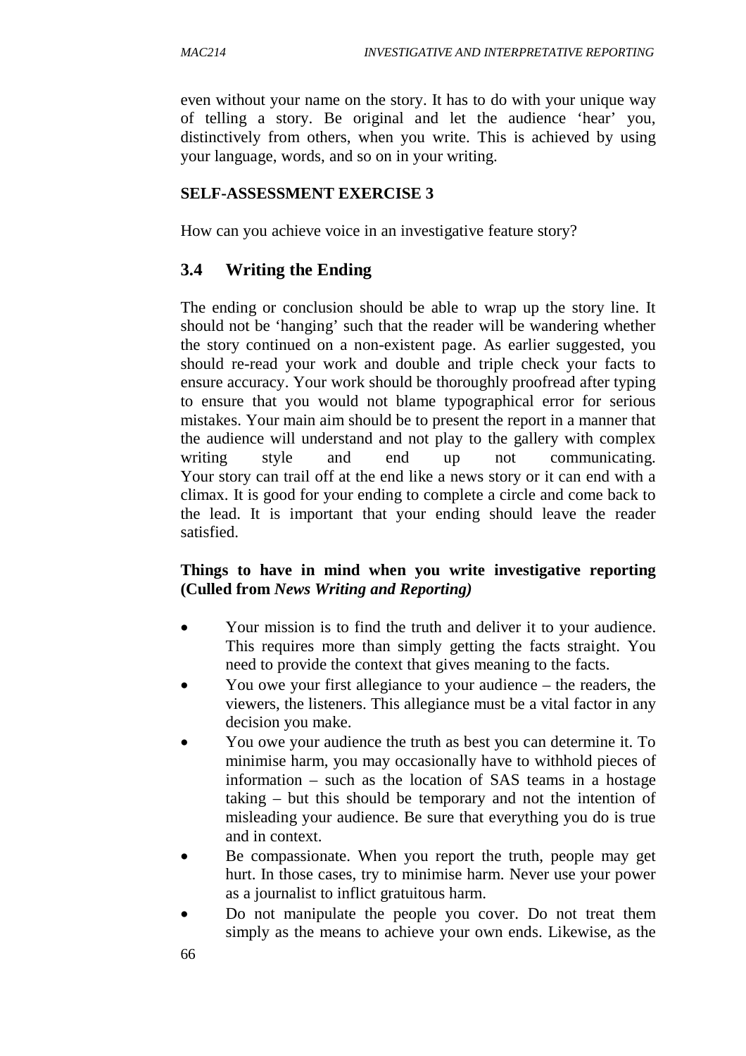even without your name on the story. It has to do with your unique way of telling a story. Be original and let the audience 'hear' you, distinctively from others, when you write. This is achieved by using your language, words, and so on in your writing.

**SELF-ASSESSMENT EXERCISE 3**

How can you achieve voice in an investigative feature story?

## 3.4 Writing the Ending

The ending or conclusion should be able to wrap up the story line. It should not be 'hanging' such that the reader will be wandering whether the story continued on a non-existent page. As earlier suggested, you should re-read your work and double and triple check your facts to ensure accuracy. Your work should be thoroughly proofread after typing to ensure that you would not blame typographical error for serious mistakes. Your main aim should be to present the report in a manner that the audience will understand and not play to the gallery with complex writing style and end up not communicating. Your story can trail off at the end like a news story or it can end with a climax. It is good for your ending to complete a circle and come back to the lead. It is important that your ending should leave the reader satisfied.

**Things to have in mind when you write investigative reporting (Culled from *News Writing and Reporting*)**

- Your mission is to find the truth and deliver it to your audience. This requires more than simply getting the facts straight. You need to provide the context that gives meaning to the facts.
- You owe your first allegiance to your audience – the readers, the viewers, the listeners. This allegiance must be a vital factor in any decision you make.
- You owe your audience the truth as best you can determine it. To minimise harm, you may occasionally have to withhold pieces of information – such as the location of SAS teams in a hostage taking – but this should be temporary and not the intention of misleading your audience. Be sure that everything you do is true and in context.
- Be compassionate. When you report the truth, people may get hurt. In those cases, try to minimise harm. Never use your power as a journalist to inflict gratuitous harm.
- Do not manipulate the people you cover. Do not treat them simply as the means to achieve your own ends. Likewise, as the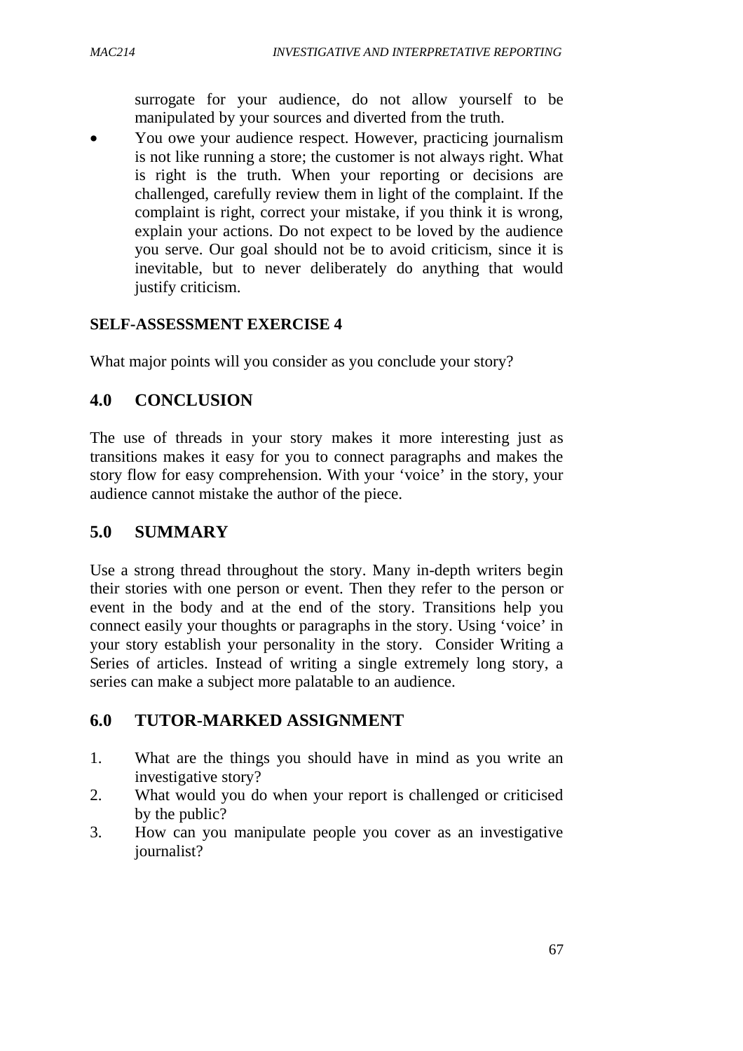surrogate for your audience, do not allow yourself to be manipulated by your sources and diverted from the truth.

- You owe your audience respect. However, practicing journalism is not like running a store; the customer is not always right. What is right is the truth. When your reporting or decisions are challenged, carefully review them in light of the complaint. If the complaint is right, correct your mistake, if you think it is wrong, explain your actions. Do not expect to be loved by the audience you serve. Our goal should not be to avoid criticism, since it is inevitable, but to never deliberately do anything that would justify criticism.

**SELF-ASSESSMENT EXERCISE 4**

What major points will you consider as you conclude your story?

## 4.0 CONCLUSION

The use of threads in your story makes it more interesting just as transitions makes it easy for you to connect paragraphs and makes the story flow for easy comprehension. With your 'voice' in the story, your audience cannot mistake the author of the piece.

## 5.0 SUMMARY

Use a strong thread throughout the story. Many in-depth writers begin their stories with one person or event. Then they refer to the person or event in the body and at the end of the story. Transitions help you connect easily your thoughts or paragraphs in the story. Using 'voice' in your story establish your personality in the story. Consider Writing a Series of articles. Instead of writing a single extremely long story, a series can make a subject more palatable to an audience.

## 6.0 TUTOR-MARKED ASSIGNMENT

1. What are the things you should have in mind as you write an investigative story?
2. What would you do when your report is challenged or criticised by the public?
3. How can you manipulate people you cover as an investigative journalist?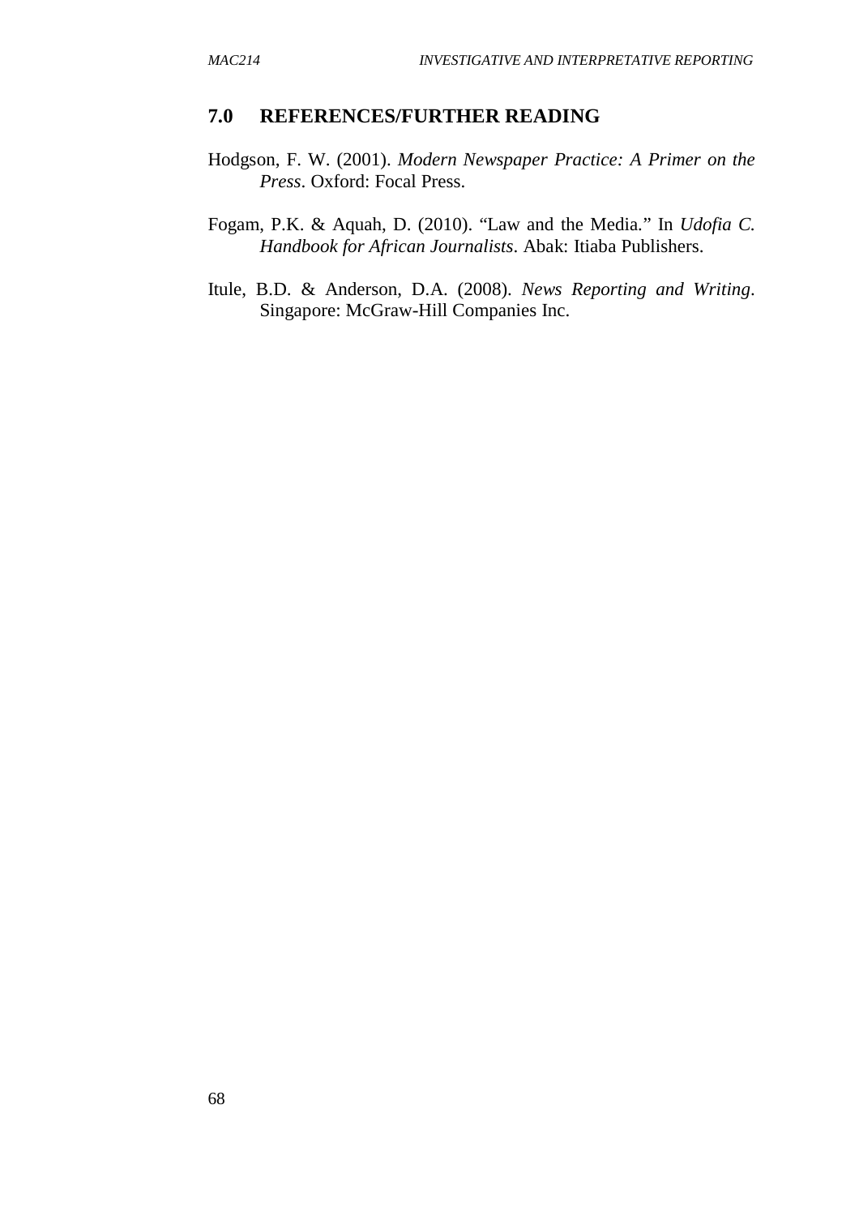## 7.0 REFERENCES/FURTHER READING

Hodgson, F. W. (2001). *Modern Newspaper Practice: A Primer on the Press*. Oxford: Focal Press.

Fogam, P.K. & Aquah, D. (2010). "Law and the Media." In *Udofia C. Handbook for African Journalists*. Abak: Itiaba Publishers.

Itule, B.D. & Anderson, D.A. (2008). *News Reporting and Writing*. Singapore: McGraw-Hill Companies Inc.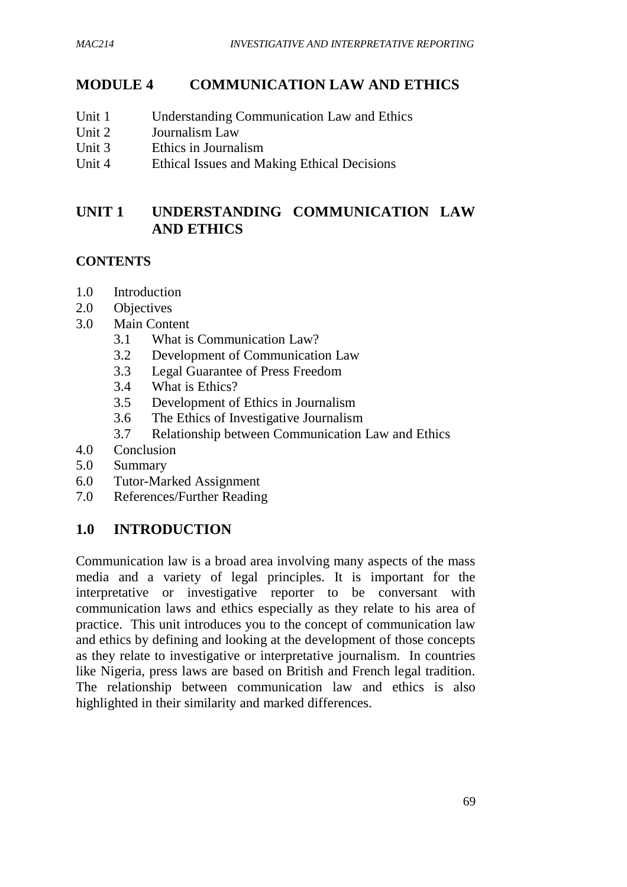# MODULE 4 COMMUNICATION LAW AND ETHICS

Unit 1 Understanding Communication Law and Ethics
Unit 2 Journalism Law
Unit 3 Ethics in Journalism
Unit 4 Ethical Issues and Making Ethical Decisions

## UNIT 1 UNDERSTANDING COMMUNICATION LAW AND ETHICS

### CONTENTS

1.0 Introduction
2.0 Objectives
3.0 Main Content
 3.1 What is Communication Law?
 3.2 Development of Communication Law
 3.3 Legal Guarantee of Press Freedom
 3.4 What is Ethics?
 3.5 Development of Ethics in Journalism
 3.6 The Ethics of Investigative Journalism
 3.7 Relationship between Communication Law and Ethics
4.0 Conclusion
5.0 Summary
6.0 Tutor-Marked Assignment
7.0 References/Further Reading

## 1.0 INTRODUCTION

Communication law is a broad area involving many aspects of the mass media and a variety of legal principles. It is important for the interpretative or investigative reporter to be conversant with communication laws and ethics especially as they relate to his area of practice. This unit introduces you to the concept of communication law and ethics by defining and looking at the development of those concepts as they relate to investigative or interpretative journalism. In countries like Nigeria, press laws are based on British and French legal tradition. The relationship between communication law and ethics is also highlighted in their similarity and marked differences.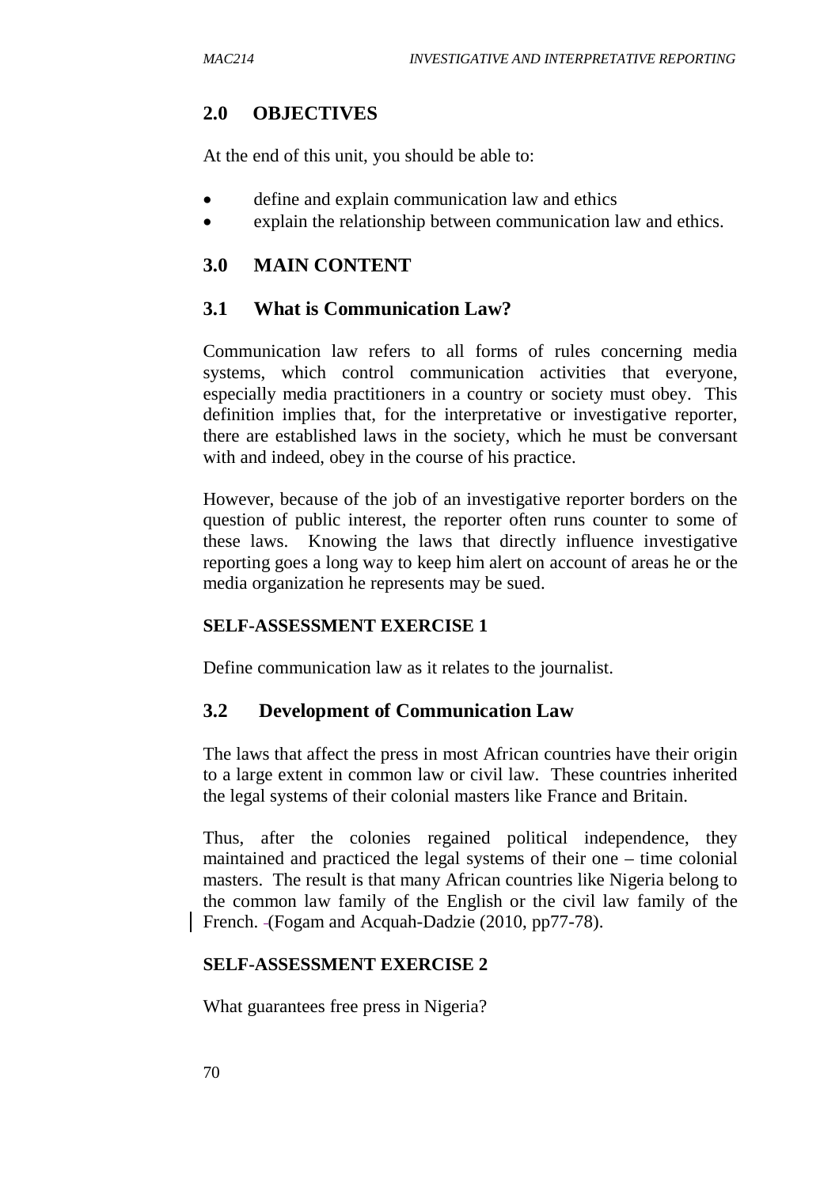## 2.0 OBJECTIVES

At the end of this unit, you should be able to:

- define and explain communication law and ethics
- explain the relationship between communication law and ethics.

## 3.0 MAIN CONTENT

### 3.1 What is Communication Law?

Communication law refers to all forms of rules concerning media systems, which control communication activities that everyone, especially media practitioners in a country or society must obey. This definition implies that, for the interpretative or investigative reporter, there are established laws in the society, which he must be conversant with and indeed, obey in the course of his practice.

However, because of the job of an investigative reporter borders on the question of public interest, the reporter often runs counter to some of these laws. Knowing the laws that directly influence investigative reporting goes a long way to keep him alert on account of areas he or the media organization he represents may be sued.

**SELF-ASSESSMENT EXERCISE 1**

Define communication law as it relates to the journalist.

### 3.2 Development of Communication Law

The laws that affect the press in most African countries have their origin to a large extent in common law or civil law. These countries inherited the legal systems of their colonial masters like France and Britain.

Thus, after the colonies regained political independence, they maintained and practiced the legal systems of their one – time colonial masters. The result is that many African countries like Nigeria belong to the common law family of the English or the civil law family of the French. (Fogam and Acquah-Dadzie (2010, pp77-78).

**SELF-ASSESSMENT EXERCISE 2**

What guarantees free press in Nigeria?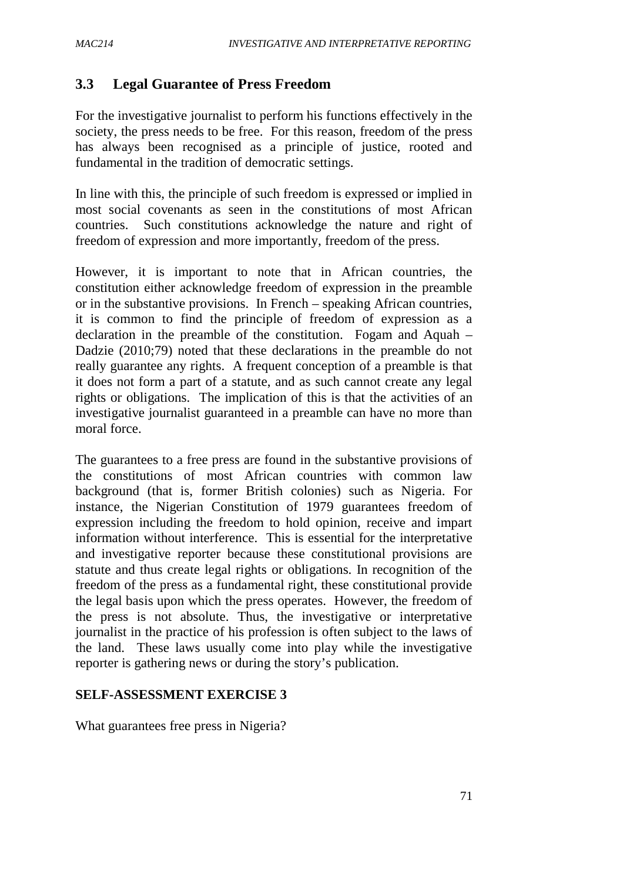## 3.3 Legal Guarantee of Press Freedom

For the investigative journalist to perform his functions effectively in the society, the press needs to be free. For this reason, freedom of the press has always been recognised as a principle of justice, rooted and fundamental in the tradition of democratic settings.

In line with this, the principle of such freedom is expressed or implied in most social covenants as seen in the constitutions of most African countries. Such constitutions acknowledge the nature and right of freedom of expression and more importantly, freedom of the press.

However, it is important to note that in African countries, the constitution either acknowledge freedom of expression in the preamble or in the substantive provisions. In French – speaking African countries, it is common to find the principle of freedom of expression as a declaration in the preamble of the constitution. Fogam and Aquah – Dadzie (2010;79) noted that these declarations in the preamble do not really guarantee any rights. A frequent conception of a preamble is that it does not form a part of a statute, and as such cannot create any legal rights or obligations. The implication of this is that the activities of an investigative journalist guaranteed in a preamble can have no more than moral force.

The guarantees to a free press are found in the substantive provisions of the constitutions of most African countries with common law background (that is, former British colonies) such as Nigeria. For instance, the Nigerian Constitution of 1979 guarantees freedom of expression including the freedom to hold opinion, receive and impart information without interference. This is essential for the interpretative and investigative reporter because these constitutional provisions are statute and thus create legal rights or obligations. In recognition of the freedom of the press as a fundamental right, these constitutional provide the legal basis upon which the press operates. However, the freedom of the press is not absolute. Thus, the investigative or interpretative journalist in the practice of his profession is often subject to the laws of the land. These laws usually come into play while the investigative reporter is gathering news or during the story's publication.

**SELF-ASSESSMENT EXERCISE 3**

What guarantees free press in Nigeria?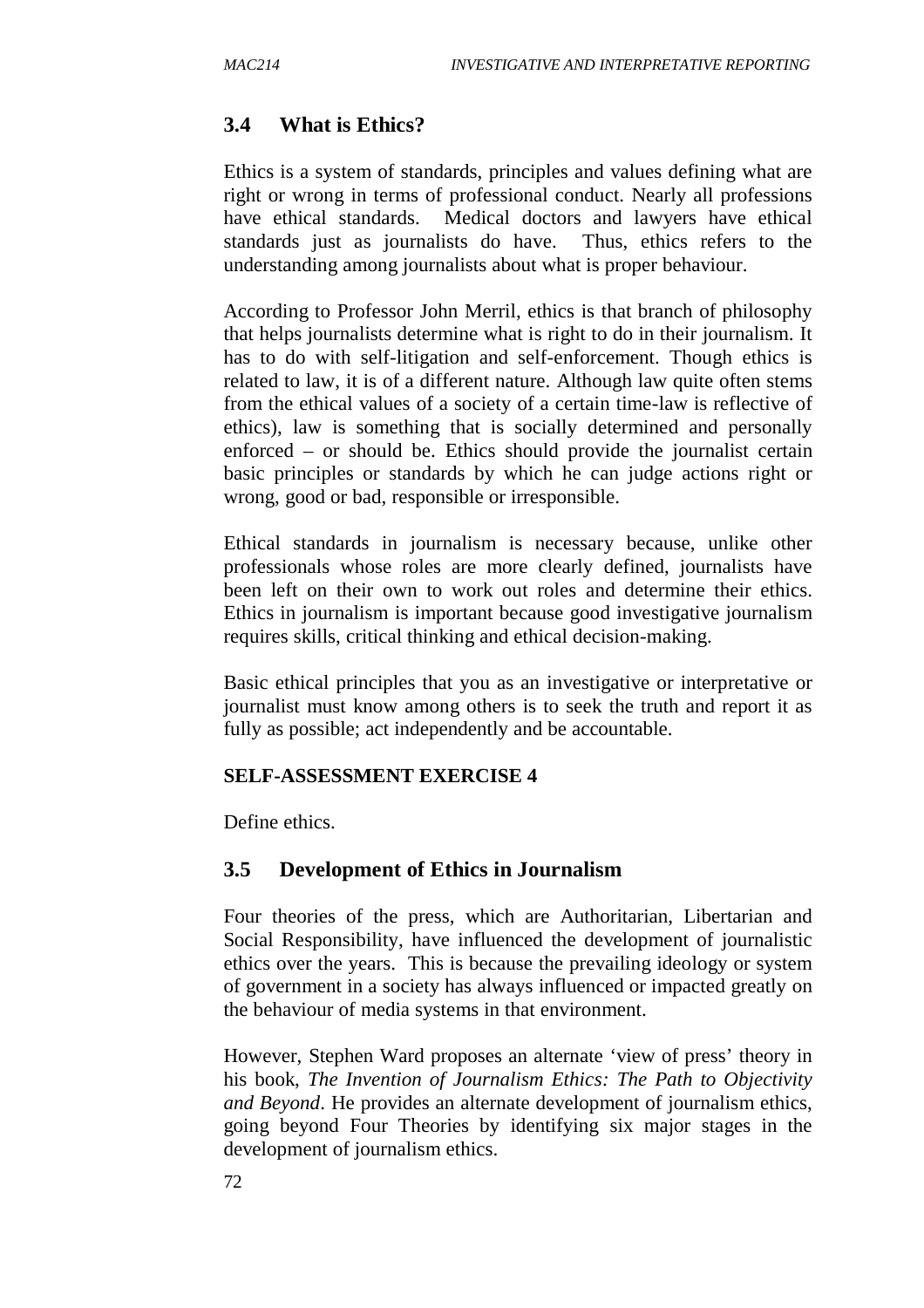## 3.4 What is Ethics?

Ethics is a system of standards, principles and values defining what are right or wrong in terms of professional conduct. Nearly all professions have ethical standards. Medical doctors and lawyers have ethical standards just as journalists do have. Thus, ethics refers to the understanding among journalists about what is proper behaviour.

According to Professor John Merril, ethics is that branch of philosophy that helps journalists determine what is right to do in their journalism. It has to do with self-litigation and self-enforcement. Though ethics is related to law, it is of a different nature. Although law quite often stems from the ethical values of a society of a certain time-law is reflective of ethics), law is something that is socially determined and personally enforced – or should be. Ethics should provide the journalist certain basic principles or standards by which he can judge actions right or wrong, good or bad, responsible or irresponsible.

Ethical standards in journalism is necessary because, unlike other professionals whose roles are more clearly defined, journalists have been left on their own to work out roles and determine their ethics. Ethics in journalism is important because good investigative journalism requires skills, critical thinking and ethical decision-making.

Basic ethical principles that you as an investigative or interpretative or journalist must know among others is to seek the truth and report it as fully as possible; act independently and be accountable.

**SELF-ASSESSMENT EXERCISE 4**

Define ethics.

## 3.5 Development of Ethics in Journalism

Four theories of the press, which are Authoritarian, Libertarian and Social Responsibility, have influenced the development of journalistic ethics over the years. This is because the prevailing ideology or system of government in a society has always influenced or impacted greatly on the behaviour of media systems in that environment.

However, Stephen Ward proposes an alternate 'view of press' theory in his book, *The Invention of Journalism Ethics: The Path to Objectivity and Beyond*. He provides an alternate development of journalism ethics, going beyond Four Theories by identifying six major stages in the development of journalism ethics.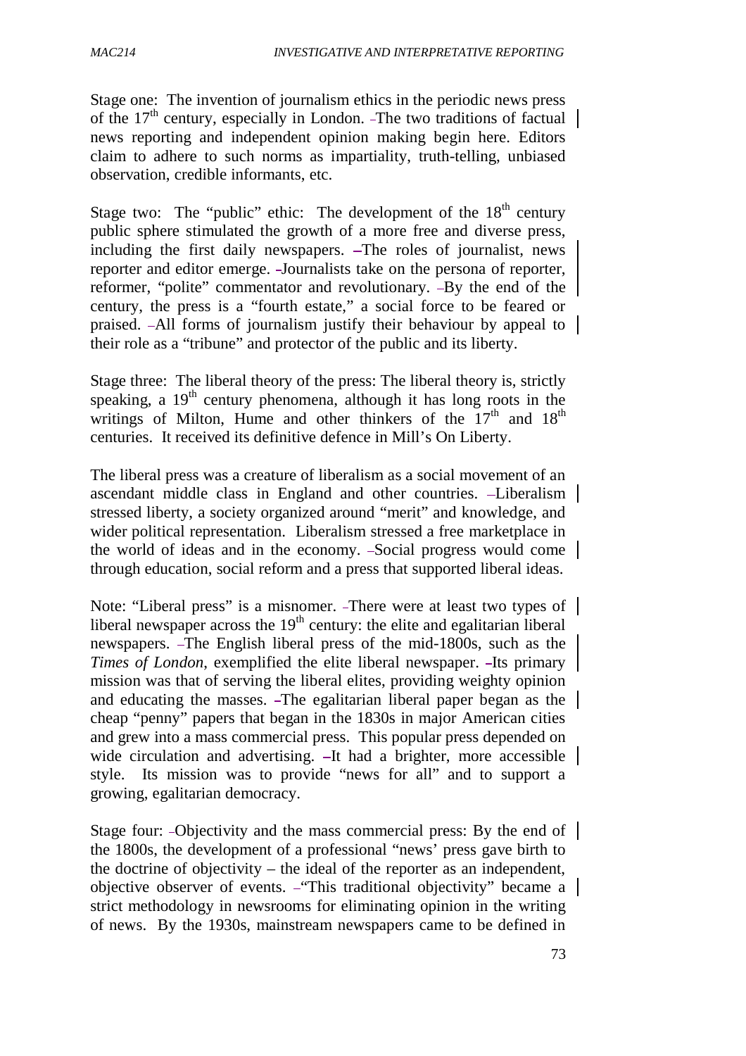Stage one: The invention of journalism ethics in the periodic news press of the 17th century, especially in London. The two traditions of factual news reporting and independent opinion making begin here. Editors claim to adhere to such norms as impartiality, truth-telling, unbiased observation, credible informants, etc.

Stage two: The "public" ethic: The development of the 18th century public sphere stimulated the growth of a more free and diverse press, including the first daily newspapers. The roles of journalist, news reporter and editor emerge. Journalists take on the persona of reporter, reformer, "polite" commentator and revolutionary. By the end of the century, the press is a "fourth estate," a social force to be feared or praised. All forms of journalism justify their behaviour by appeal to their role as a "tribune" and protector of the public and its liberty.

Stage three: The liberal theory of the press: The liberal theory is, strictly speaking, a 19th century phenomena, although it has long roots in the writings of Milton, Hume and other thinkers of the 17th and 18th centuries. It received its definitive defence in Mill's On Liberty.

The liberal press was a creature of liberalism as a social movement of an ascendant middle class in England and other countries. Liberalism stressed liberty, a society organized around "merit" and knowledge, and wider political representation. Liberalism stressed a free marketplace in the world of ideas and in the economy. Social progress would come through education, social reform and a press that supported liberal ideas.

Note: "Liberal press" is a misnomer. There were at least two types of liberal newspaper across the 19th century: the elite and egalitarian liberal newspapers. The English liberal press of the mid-1800s, such as the *Times of London*, exemplified the elite liberal newspaper. Its primary mission was that of serving the liberal elites, providing weighty opinion and educating the masses. The egalitarian liberal paper began as the cheap "penny" papers that began in the 1830s in major American cities and grew into a mass commercial press. This popular press depended on wide circulation and advertising. It had a brighter, more accessible style. Its mission was to provide "news for all" and to support a growing, egalitarian democracy.

Stage four: Objectivity and the mass commercial press: By the end of the 1800s, the development of a professional "news' press gave birth to the doctrine of objectivity – the ideal of the reporter as an independent, objective observer of events. "This traditional objectivity" became a strict methodology in newsrooms for eliminating opinion in the writing of news. By the 1930s, mainstream newspapers came to be defined in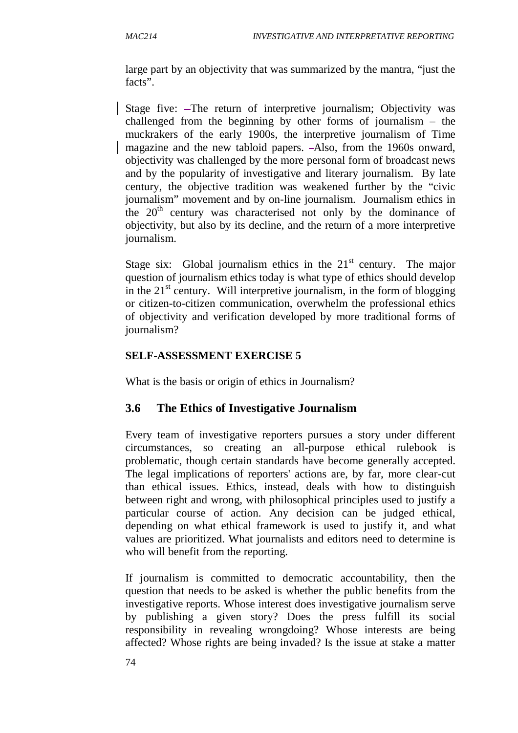large part by an objectivity that was summarized by the mantra, "just the facts".

Stage five: –The return of interpretive journalism; Objectivity was challenged from the beginning by other forms of journalism – the muckrakers of the early 1900s, the interpretive journalism of Time magazine and the new tabloid papers. –Also, from the 1960s onward, objectivity was challenged by the more personal form of broadcast news and by the popularity of investigative and literary journalism. By late century, the objective tradition was weakened further by the "civic journalism" movement and by on-line journalism. Journalism ethics in the 20th century was characterised not only by the dominance of objectivity, but also by its decline, and the return of a more interpretive journalism.

Stage six: Global journalism ethics in the 21st century. The major question of journalism ethics today is what type of ethics should develop in the 21st century. Will interpretive journalism, in the form of blogging or citizen-to-citizen communication, overwhelm the professional ethics of objectivity and verification developed by more traditional forms of journalism?

**SELF-ASSESSMENT EXERCISE 5**

What is the basis or origin of ethics in Journalism?

## 3.6 The Ethics of Investigative Journalism

Every team of investigative reporters pursues a story under different circumstances, so creating an all-purpose ethical rulebook is problematic, though certain standards have become generally accepted. The legal implications of reporters' actions are, by far, more clear-cut than ethical issues. Ethics, instead, deals with how to distinguish between right and wrong, with philosophical principles used to justify a particular course of action. Any decision can be judged ethical, depending on what ethical framework is used to justify it, and what values are prioritized. What journalists and editors need to determine is who will benefit from the reporting.

If journalism is committed to democratic accountability, then the question that needs to be asked is whether the public benefits from the investigative reports. Whose interest does investigative journalism serve by publishing a given story? Does the press fulfill its social responsibility in revealing wrongdoing? Whose interests are being affected? Whose rights are being invaded? Is the issue at stake a matter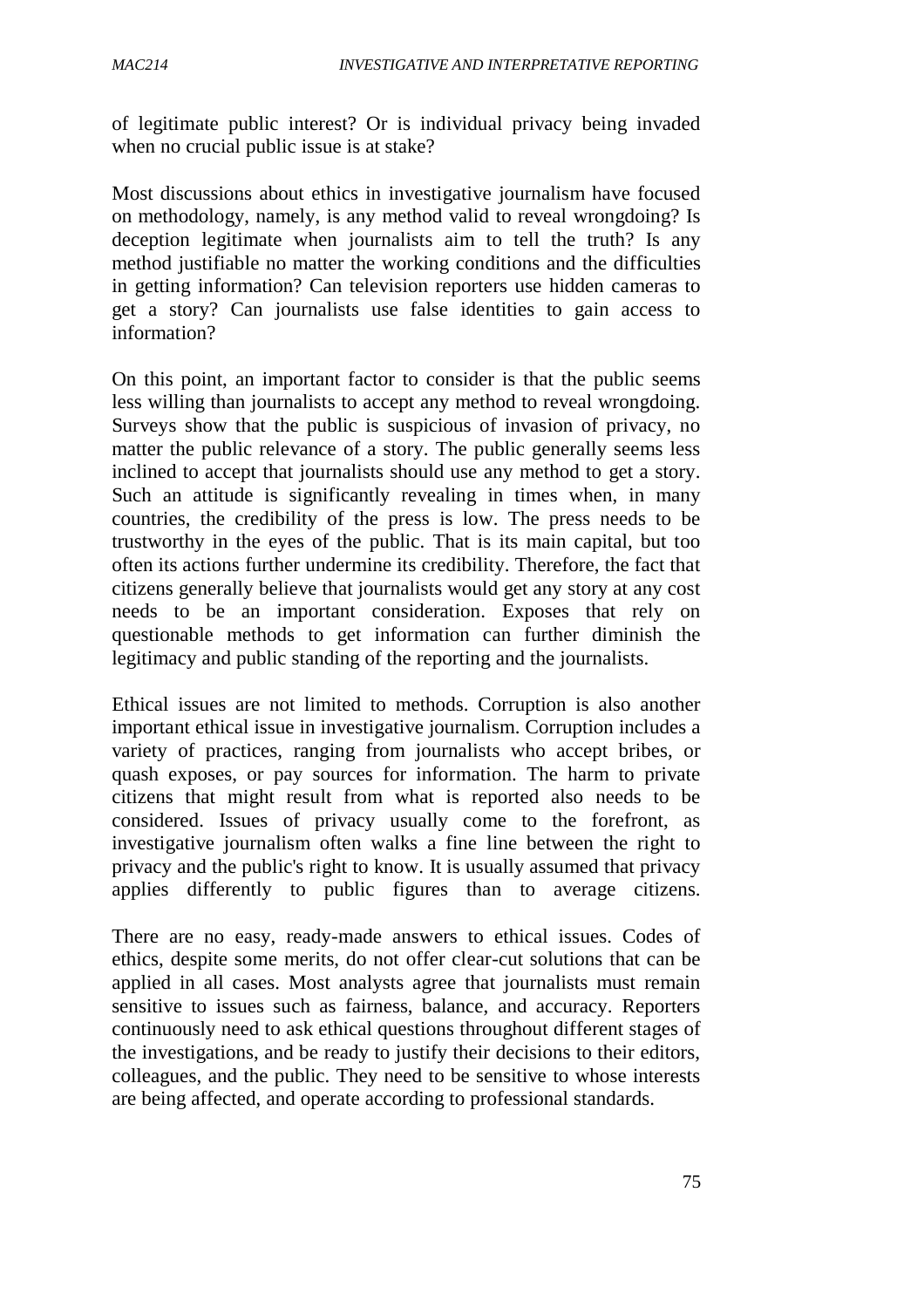of legitimate public interest? Or is individual privacy being invaded when no crucial public issue is at stake?

Most discussions about ethics in investigative journalism have focused on methodology, namely, is any method valid to reveal wrongdoing? Is deception legitimate when journalists aim to tell the truth? Is any method justifiable no matter the working conditions and the difficulties in getting information? Can television reporters use hidden cameras to get a story? Can journalists use false identities to gain access to information?

On this point, an important factor to consider is that the public seems less willing than journalists to accept any method to reveal wrongdoing. Surveys show that the public is suspicious of invasion of privacy, no matter the public relevance of a story. The public generally seems less inclined to accept that journalists should use any method to get a story. Such an attitude is significantly revealing in times when, in many countries, the credibility of the press is low. The press needs to be trustworthy in the eyes of the public. That is its main capital, but too often its actions further undermine its credibility. Therefore, the fact that citizens generally believe that journalists would get any story at any cost needs to be an important consideration. Exposes that rely on questionable methods to get information can further diminish the legitimacy and public standing of the reporting and the journalists.

Ethical issues are not limited to methods. Corruption is also another important ethical issue in investigative journalism. Corruption includes a variety of practices, ranging from journalists who accept bribes, or quash exposes, or pay sources for information. The harm to private citizens that might result from what is reported also needs to be considered. Issues of privacy usually come to the forefront, as investigative journalism often walks a fine line between the right to privacy and the public's right to know. It is usually assumed that privacy applies differently to public figures than to average citizens.

There are no easy, ready-made answers to ethical issues. Codes of ethics, despite some merits, do not offer clear-cut solutions that can be applied in all cases. Most analysts agree that journalists must remain sensitive to issues such as fairness, balance, and accuracy. Reporters continuously need to ask ethical questions throughout different stages of the investigations, and be ready to justify their decisions to their editors, colleagues, and the public. They need to be sensitive to whose interests are being affected, and operate according to professional standards.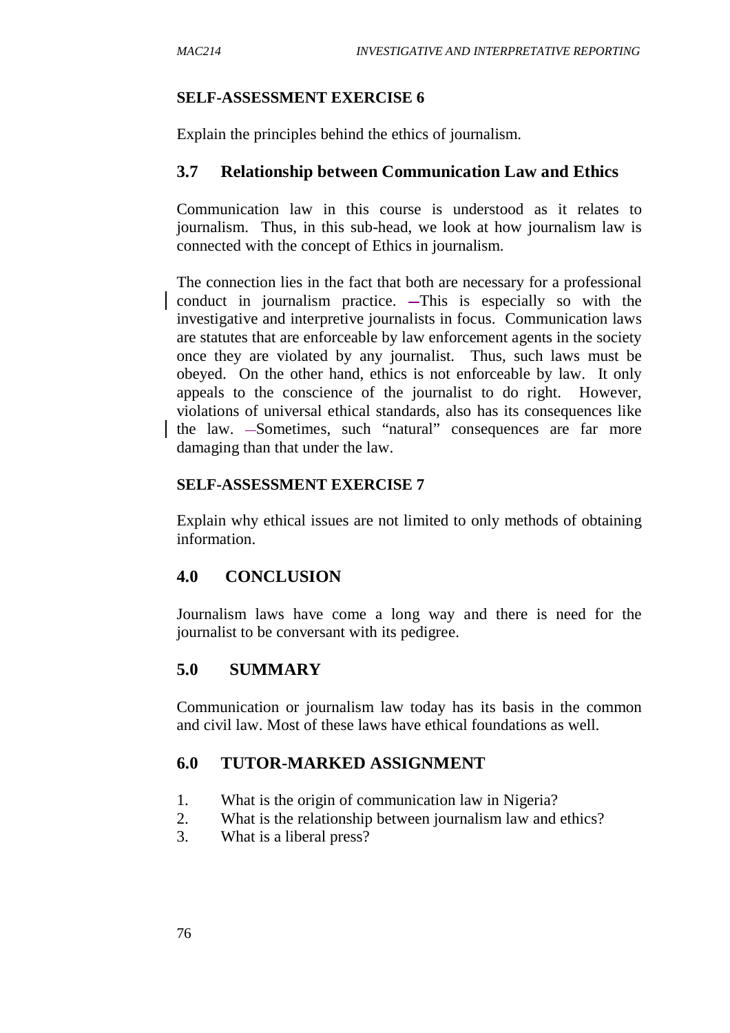**SELF-ASSESSMENT EXERCISE 6**

Explain the principles behind the ethics of journalism.

## 3.7 Relationship between Communication Law and Ethics

Communication law in this course is understood as it relates to journalism. Thus, in this sub-head, we look at how journalism law is connected with the concept of Ethics in journalism.

The connection lies in the fact that both are necessary for a professional conduct in journalism practice. This is especially so with the investigative and interpretive journalists in focus. Communication laws are statutes that are enforceable by law enforcement agents in the society once they are violated by any journalist. Thus, such laws must be obeyed. On the other hand, ethics is not enforceable by law. It only appeals to the conscience of the journalist to do right. However, violations of universal ethical standards, also has its consequences like the law. Sometimes, such "natural" consequences are far more damaging than that under the law.

**SELF-ASSESSMENT EXERCISE 7**

Explain why ethical issues are not limited to only methods of obtaining information.

## 4.0 CONCLUSION

Journalism laws have come a long way and there is need for the journalist to be conversant with its pedigree.

## 5.0 SUMMARY

Communication or journalism law today has its basis in the common and civil law. Most of these laws have ethical foundations as well.

## 6.0 TUTOR-MARKED ASSIGNMENT

1. What is the origin of communication law in Nigeria?
2. What is the relationship between journalism law and ethics?
3. What is a liberal press?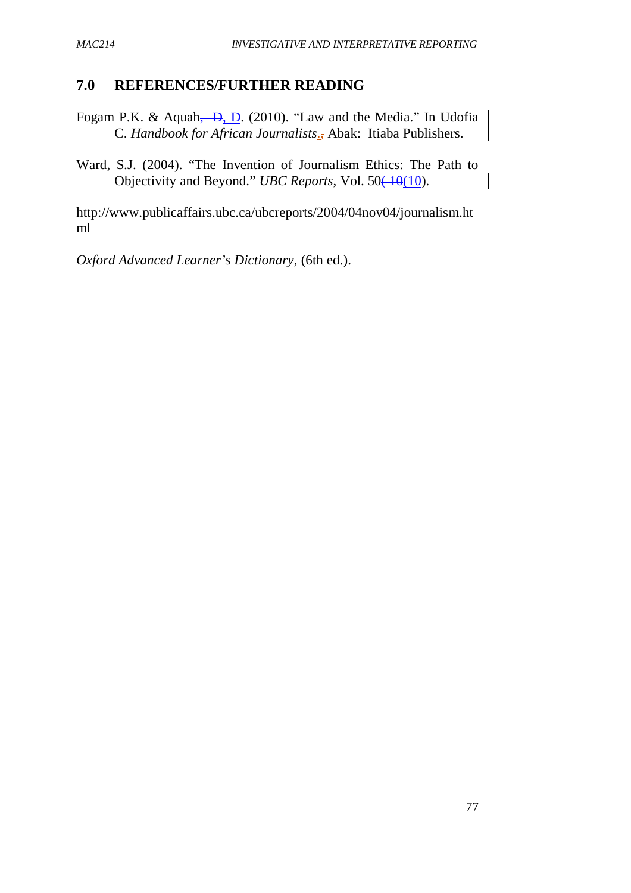## 7.0 REFERENCES/FURTHER READING

Fogam P.K. & Aquah, D. (2010). "Law and the Media." In Udofia C. *Handbook for African Journalists*. Abak: Itiaba Publishers.

Ward, S.J. (2004). "The Invention of Journalism Ethics: The Path to Objectivity and Beyond." *UBC Reports*, Vol. 50(10).

http://www.publicaffairs.ubc.ca/ubcreports/2004/04nov04/journalism.html

*Oxford Advanced Learner's Dictionary*, (6th ed.).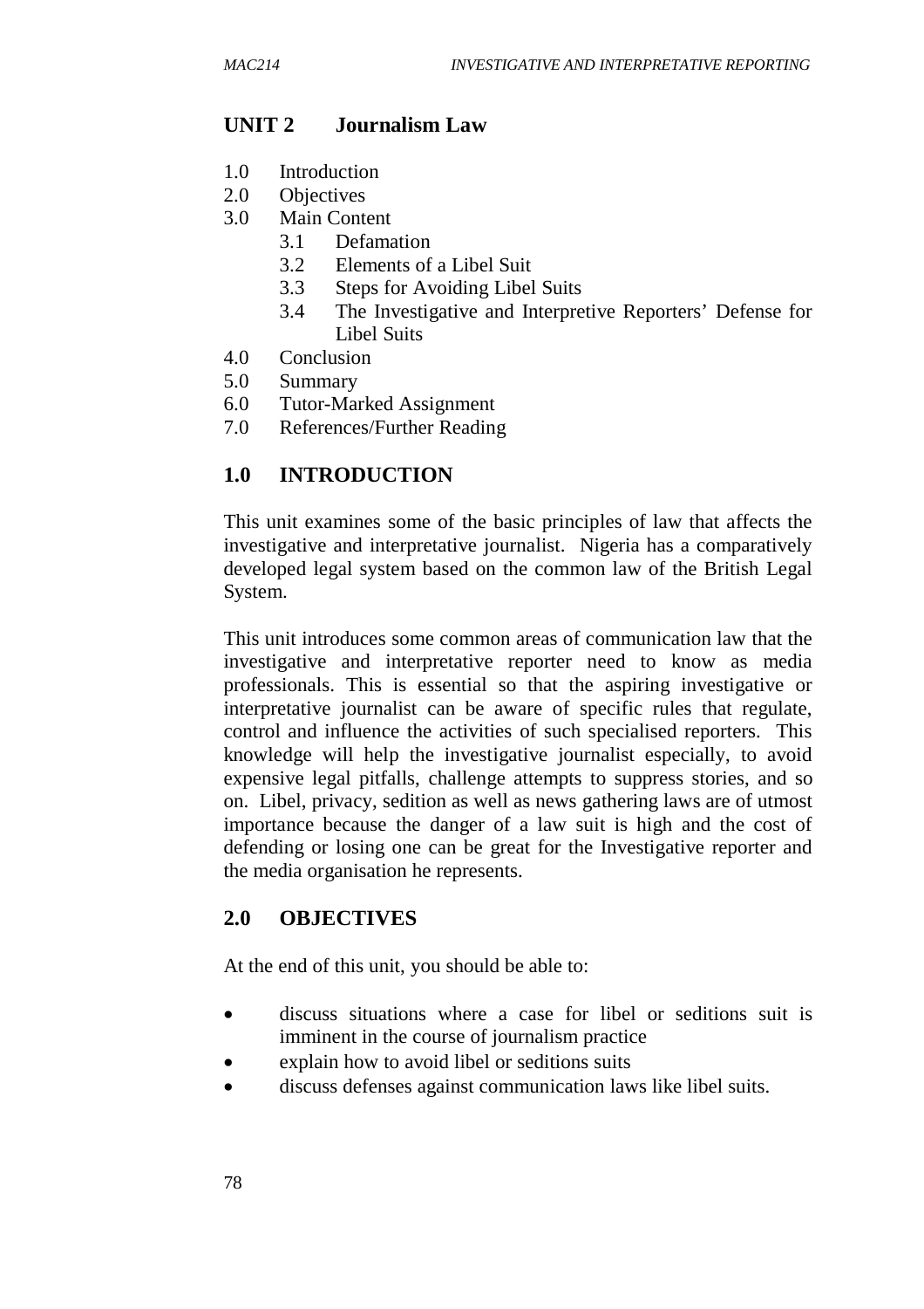## UNIT 2 Journalism Law

1.0 Introduction
2.0 Objectives
3.0 Main Content
    3.1 Defamation
    3.2 Elements of a Libel Suit
    3.3 Steps for Avoiding Libel Suits
    3.4 The Investigative and Interpretive Reporters' Defense for Libel Suits
4.0 Conclusion
5.0 Summary
6.0 Tutor-Marked Assignment
7.0 References/Further Reading

## 1.0 INTRODUCTION

This unit examines some of the basic principles of law that affects the investigative and interpretative journalist. Nigeria has a comparatively developed legal system based on the common law of the British Legal System.

This unit introduces some common areas of communication law that the investigative and interpretative reporter need to know as media professionals. This is essential so that the aspiring investigative or interpretative journalist can be aware of specific rules that regulate, control and influence the activities of such specialised reporters. This knowledge will help the investigative journalist especially, to avoid expensive legal pitfalls, challenge attempts to suppress stories, and so on. Libel, privacy, sedition as well as news gathering laws are of utmost importance because the danger of a law suit is high and the cost of defending or losing one can be great for the Investigative reporter and the media organisation he represents.

## 2.0 OBJECTIVES

At the end of this unit, you should be able to:

- discuss situations where a case for libel or seditions suit is imminent in the course of journalism practice
- explain how to avoid libel or seditions suits
- discuss defenses against communication laws like libel suits.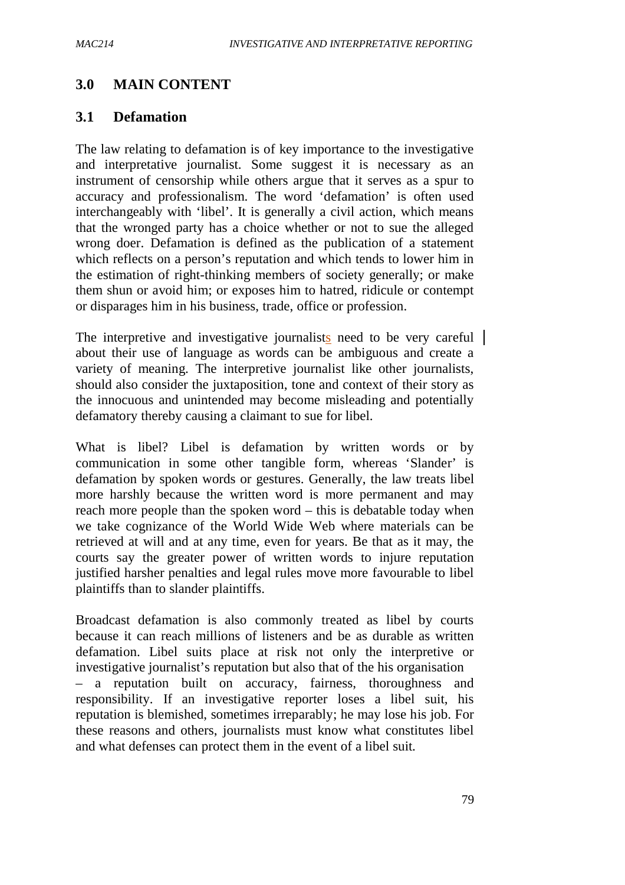## 3.0 MAIN CONTENT

### 3.1 Defamation

The law relating to defamation is of key importance to the investigative and interpretative journalist. Some suggest it is necessary as an instrument of censorship while others argue that it serves as a spur to accuracy and professionalism. The word 'defamation' is often used interchangeably with 'libel'. It is generally a civil action, which means that the wronged party has a choice whether or not to sue the alleged wrong doer. Defamation is defined as the publication of a statement which reflects on a person's reputation and which tends to lower him in the estimation of right-thinking members of society generally; or make them shun or avoid him; or exposes him to hatred, ridicule or contempt or disparages him in his business, trade, office or profession.

The interpretive and investigative journalists need to be very careful about their use of language as words can be ambiguous and create a variety of meaning. The interpretive journalist like other journalists, should also consider the juxtaposition, tone and context of their story as the innocuous and unintended may become misleading and potentially defamatory thereby causing a claimant to sue for libel.

What is libel? Libel is defamation by written words or by communication in some other tangible form, whereas 'Slander' is defamation by spoken words or gestures. Generally, the law treats libel more harshly because the written word is more permanent and may reach more people than the spoken word – this is debatable today when we take cognizance of the World Wide Web where materials can be retrieved at will and at any time, even for years. Be that as it may, the courts say the greater power of written words to injure reputation justified harsher penalties and legal rules move more favourable to libel plaintiffs than to slander plaintiffs.

Broadcast defamation is also commonly treated as libel by courts because it can reach millions of listeners and be as durable as written defamation. Libel suits place at risk not only the interpretive or investigative journalist's reputation but also that of the his organisation – a reputation built on accuracy, fairness, thoroughness and responsibility. If an investigative reporter loses a libel suit, his reputation is blemished, sometimes irreparably; he may lose his job. For these reasons and others, journalists must know what constitutes libel and what defenses can protect them in the event of a libel suit.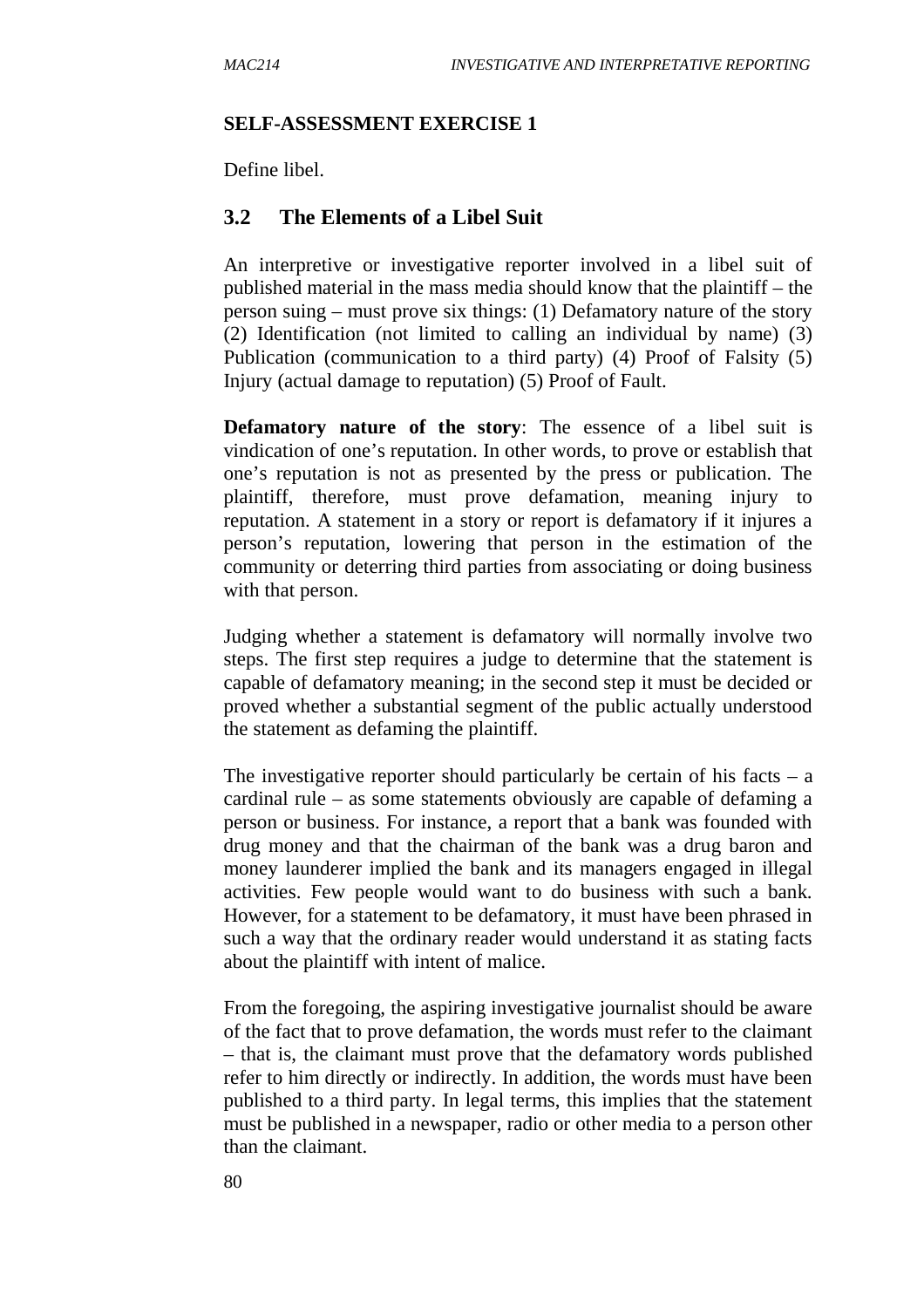**SELF-ASSESSMENT EXERCISE 1**

Define libel.

## 3.2 The Elements of a Libel Suit

An interpretive or investigative reporter involved in a libel suit of published material in the mass media should know that the plaintiff – the person suing – must prove six things: (1) Defamatory nature of the story (2) Identification (not limited to calling an individual by name) (3) Publication (communication to a third party) (4) Proof of Falsity (5) Injury (actual damage to reputation) (5) Proof of Fault.

**Defamatory nature of the story**: The essence of a libel suit is vindication of one's reputation. In other words, to prove or establish that one's reputation is not as presented by the press or publication. The plaintiff, therefore, must prove defamation, meaning injury to reputation. A statement in a story or report is defamatory if it injures a person's reputation, lowering that person in the estimation of the community or deterring third parties from associating or doing business with that person.

Judging whether a statement is defamatory will normally involve two steps. The first step requires a judge to determine that the statement is capable of defamatory meaning; in the second step it must be decided or proved whether a substantial segment of the public actually understood the statement as defaming the plaintiff.

The investigative reporter should particularly be certain of his facts – a cardinal rule – as some statements obviously are capable of defaming a person or business. For instance, a report that a bank was founded with drug money and that the chairman of the bank was a drug baron and money launderer implied the bank and its managers engaged in illegal activities. Few people would want to do business with such a bank. However, for a statement to be defamatory, it must have been phrased in such a way that the ordinary reader would understand it as stating facts about the plaintiff with intent of malice.

From the foregoing, the aspiring investigative journalist should be aware of the fact that to prove defamation, the words must refer to the claimant – that is, the claimant must prove that the defamatory words published refer to him directly or indirectly. In addition, the words must have been published to a third party. In legal terms, this implies that the statement must be published in a newspaper, radio or other media to a person other than the claimant.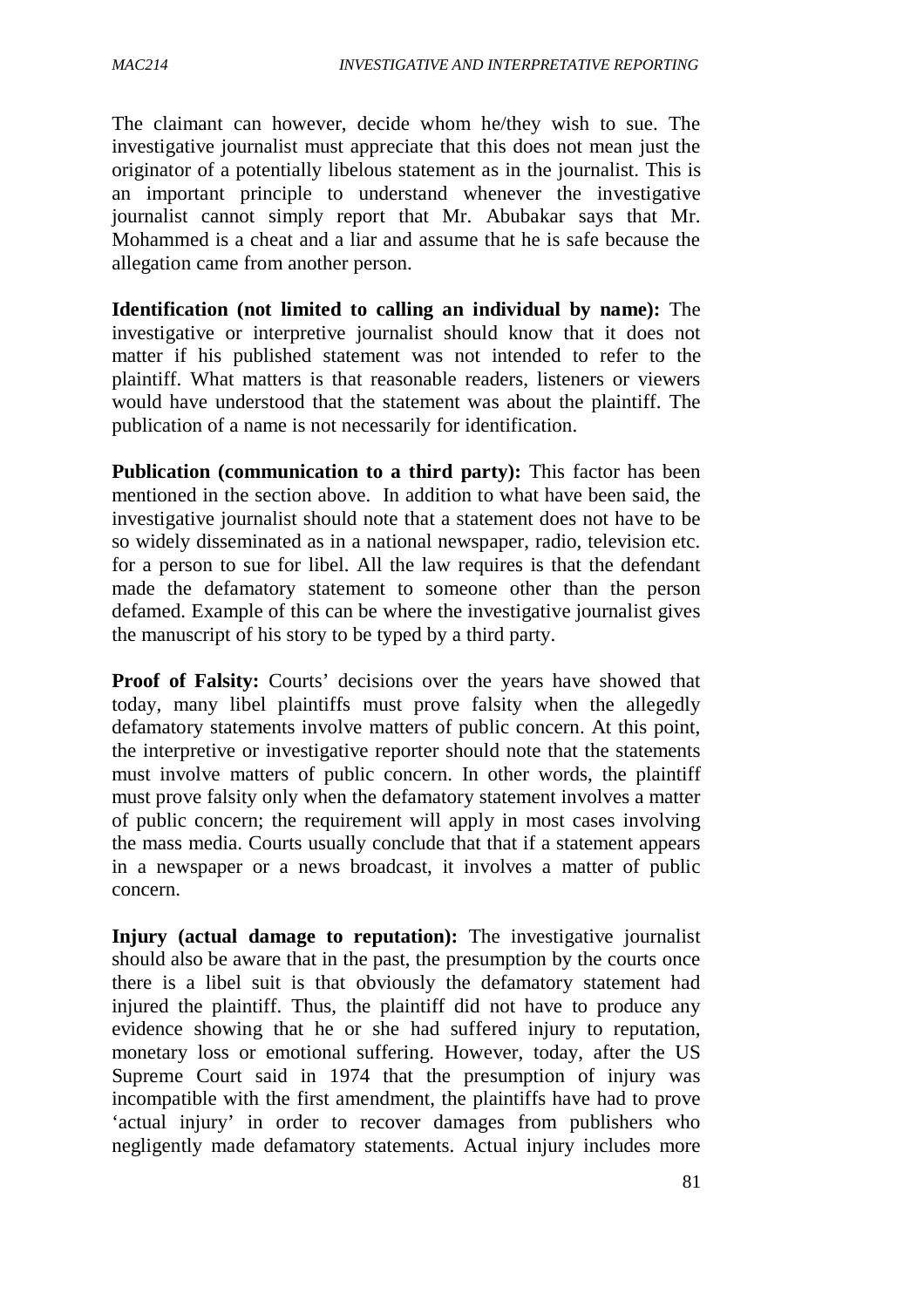The claimant can however, decide whom he/they wish to sue. The investigative journalist must appreciate that this does not mean just the originator of a potentially libelous statement as in the journalist. This is an important principle to understand whenever the investigative journalist cannot simply report that Mr. Abubakar says that Mr. Mohammed is a cheat and a liar and assume that he is safe because the allegation came from another person.

**Identification (not limited to calling an individual by name):** The investigative or interpretive journalist should know that it does not matter if his published statement was not intended to refer to the plaintiff. What matters is that reasonable readers, listeners or viewers would have understood that the statement was about the plaintiff. The publication of a name is not necessarily for identification.

**Publication (communication to a third party):** This factor has been mentioned in the section above. In addition to what have been said, the investigative journalist should note that a statement does not have to be so widely disseminated as in a national newspaper, radio, television etc. for a person to sue for libel. All the law requires is that the defendant made the defamatory statement to someone other than the person defamed. Example of this can be where the investigative journalist gives the manuscript of his story to be typed by a third party.

**Proof of Falsity:** Courts' decisions over the years have showed that today, many libel plaintiffs must prove falsity when the allegedly defamatory statements involve matters of public concern. At this point, the interpretive or investigative reporter should note that the statements must involve matters of public concern. In other words, the plaintiff must prove falsity only when the defamatory statement involves a matter of public concern; the requirement will apply in most cases involving the mass media. Courts usually conclude that that if a statement appears in a newspaper or a news broadcast, it involves a matter of public concern.

**Injury (actual damage to reputation):** The investigative journalist should also be aware that in the past, the presumption by the courts once there is a libel suit is that obviously the defamatory statement had injured the plaintiff. Thus, the plaintiff did not have to produce any evidence showing that he or she had suffered injury to reputation, monetary loss or emotional suffering. However, today, after the US Supreme Court said in 1974 that the presumption of injury was incompatible with the first amendment, the plaintiffs have had to prove 'actual injury' in order to recover damages from publishers who negligently made defamatory statements. Actual injury includes more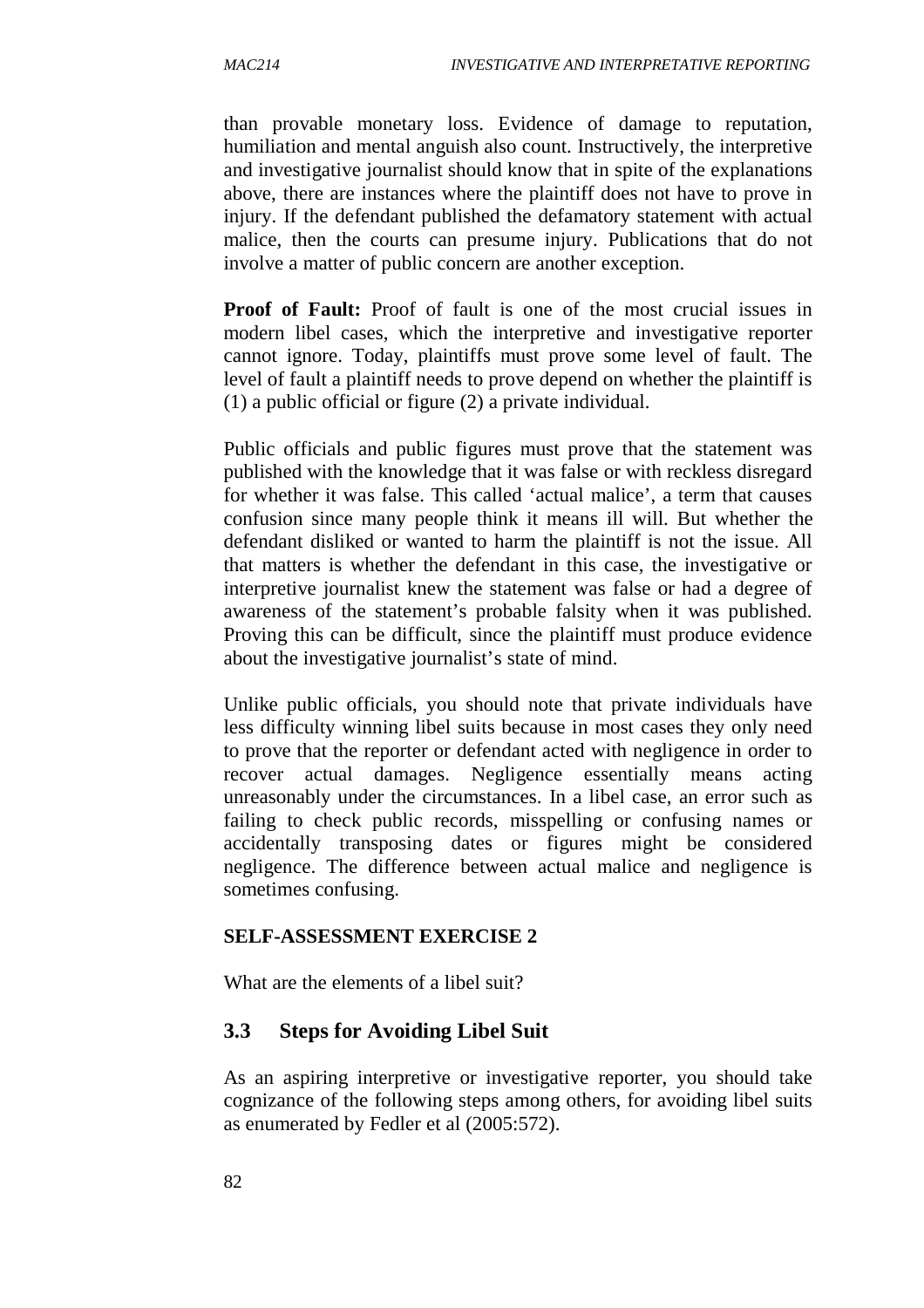than provable monetary loss. Evidence of damage to reputation, humiliation and mental anguish also count. Instructively, the interpretive and investigative journalist should know that in spite of the explanations above, there are instances where the plaintiff does not have to prove in injury. If the defendant published the defamatory statement with actual malice, then the courts can presume injury. Publications that do not involve a matter of public concern are another exception.

**Proof of Fault:** Proof of fault is one of the most crucial issues in modern libel cases, which the interpretive and investigative reporter cannot ignore. Today, plaintiffs must prove some level of fault. The level of fault a plaintiff needs to prove depend on whether the plaintiff is (1) a public official or figure (2) a private individual.

Public officials and public figures must prove that the statement was published with the knowledge that it was false or with reckless disregard for whether it was false. This called 'actual malice', a term that causes confusion since many people think it means ill will. But whether the defendant disliked or wanted to harm the plaintiff is not the issue. All that matters is whether the defendant in this case, the investigative or interpretive journalist knew the statement was false or had a degree of awareness of the statement's probable falsity when it was published. Proving this can be difficult, since the plaintiff must produce evidence about the investigative journalist's state of mind.

Unlike public officials, you should note that private individuals have less difficulty winning libel suits because in most cases they only need to prove that the reporter or defendant acted with negligence in order to recover actual damages. Negligence essentially means acting unreasonably under the circumstances. In a libel case, an error such as failing to check public records, misspelling or confusing names or accidentally transposing dates or figures might be considered negligence. The difference between actual malice and negligence is sometimes confusing.

**SELF-ASSESSMENT EXERCISE 2**

What are the elements of a libel suit?

## 3.3 Steps for Avoiding Libel Suit

As an aspiring interpretive or investigative reporter, you should take cognizance of the following steps among others, for avoiding libel suits as enumerated by Fedler et al (2005:572).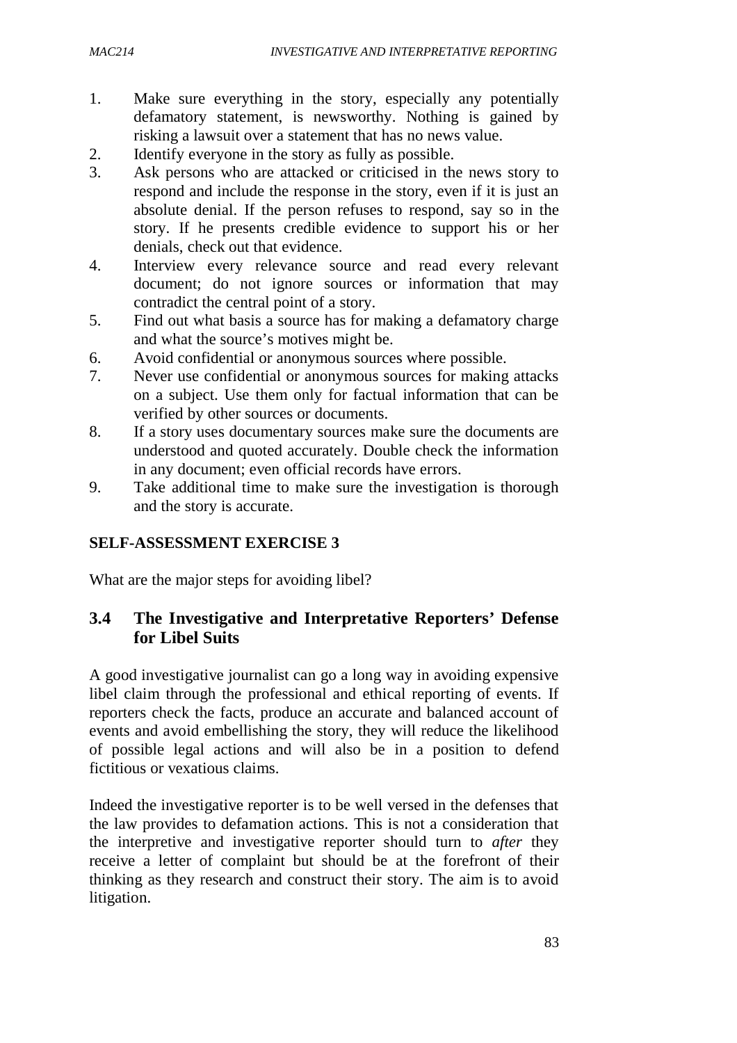1. Make sure everything in the story, especially any potentially defamatory statement, is newsworthy. Nothing is gained by risking a lawsuit over a statement that has no news value.
2. Identify everyone in the story as fully as possible.
3. Ask persons who are attacked or criticised in the news story to respond and include the response in the story, even if it is just an absolute denial. If the person refuses to respond, say so in the story. If he presents credible evidence to support his or her denials, check out that evidence.
4. Interview every relevance source and read every relevant document; do not ignore sources or information that may contradict the central point of a story.
5. Find out what basis a source has for making a defamatory charge and what the source's motives might be.
6. Avoid confidential or anonymous sources where possible.
7. Never use confidential or anonymous sources for making attacks on a subject. Use them only for factual information that can be verified by other sources or documents.
8. If a story uses documentary sources make sure the documents are understood and quoted accurately. Double check the information in any document; even official records have errors.
9. Take additional time to make sure the investigation is thorough and the story is accurate.

**SELF-ASSESSMENT EXERCISE 3**

What are the major steps for avoiding libel?

### 3.4 The Investigative and Interpretative Reporters' Defense for Libel Suits

A good investigative journalist can go a long way in avoiding expensive libel claim through the professional and ethical reporting of events. If reporters check the facts, produce an accurate and balanced account of events and avoid embellishing the story, they will reduce the likelihood of possible legal actions and will also be in a position to defend fictitious or vexatious claims.

Indeed the investigative reporter is to be well versed in the defenses that the law provides to defamation actions. This is not a consideration that the interpretive and investigative reporter should turn to *after* they receive a letter of complaint but should be at the forefront of their thinking as they research and construct their story. The aim is to avoid litigation.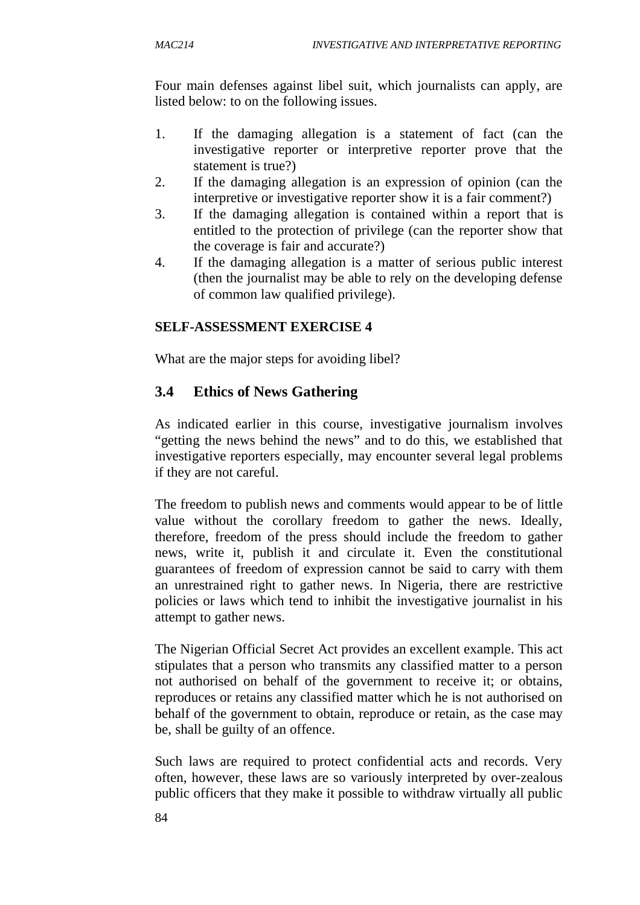Four main defenses against libel suit, which journalists can apply, are listed below: to on the following issues.

1. If the damaging allegation is a statement of fact (can the investigative reporter or interpretive reporter prove that the statement is true?)
2. If the damaging allegation is an expression of opinion (can the interpretive or investigative reporter show it is a fair comment?)
3. If the damaging allegation is contained within a report that is entitled to the protection of privilege (can the reporter show that the coverage is fair and accurate?)
4. If the damaging allegation is a matter of serious public interest (then the journalist may be able to rely on the developing defense of common law qualified privilege).

**SELF-ASSESSMENT EXERCISE 4**

What are the major steps for avoiding libel?

## 3.4 Ethics of News Gathering

As indicated earlier in this course, investigative journalism involves "getting the news behind the news" and to do this, we established that investigative reporters especially, may encounter several legal problems if they are not careful.

The freedom to publish news and comments would appear to be of little value without the corollary freedom to gather the news. Ideally, therefore, freedom of the press should include the freedom to gather news, write it, publish it and circulate it. Even the constitutional guarantees of freedom of expression cannot be said to carry with them an unrestrained right to gather news. In Nigeria, there are restrictive policies or laws which tend to inhibit the investigative journalist in his attempt to gather news.

The Nigerian Official Secret Act provides an excellent example. This act stipulates that a person who transmits any classified matter to a person not authorised on behalf of the government to receive it; or obtains, reproduces or retains any classified matter which he is not authorised on behalf of the government to obtain, reproduce or retain, as the case may be, shall be guilty of an offence.

Such laws are required to protect confidential acts and records. Very often, however, these laws are so variously interpreted by over-zealous public officers that they make it possible to withdraw virtually all public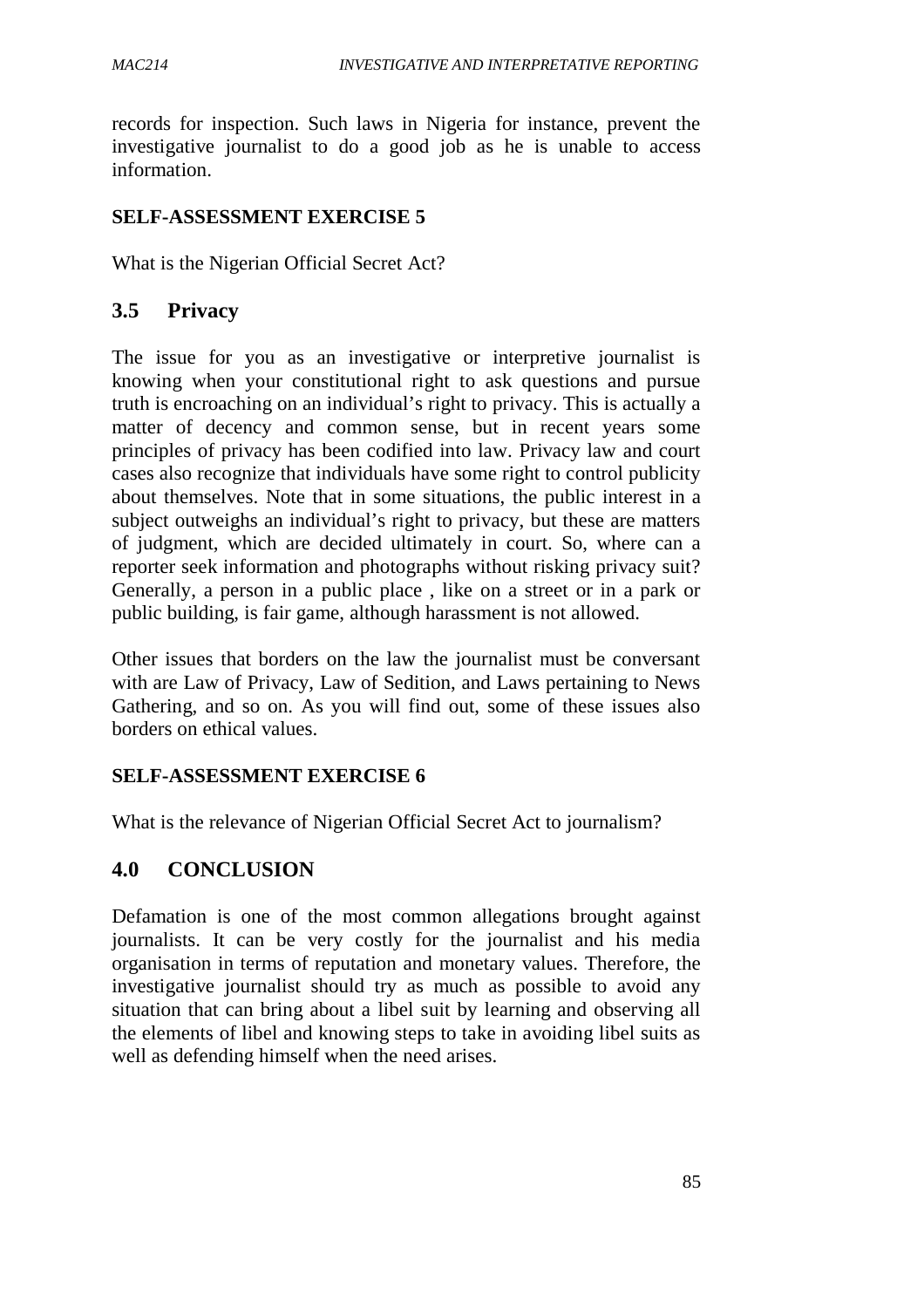records for inspection. Such laws in Nigeria for instance, prevent the investigative journalist to do a good job as he is unable to access information.

**SELF-ASSESSMENT EXERCISE 5**

What is the Nigerian Official Secret Act?

## 3.5 Privacy

The issue for you as an investigative or interpretive journalist is knowing when your constitutional right to ask questions and pursue truth is encroaching on an individual's right to privacy. This is actually a matter of decency and common sense, but in recent years some principles of privacy has been codified into law. Privacy law and court cases also recognize that individuals have some right to control publicity about themselves. Note that in some situations, the public interest in a subject outweighs an individual's right to privacy, but these are matters of judgment, which are decided ultimately in court. So, where can a reporter seek information and photographs without risking privacy suit? Generally, a person in a public place , like on a street or in a park or public building, is fair game, although harassment is not allowed.

Other issues that borders on the law the journalist must be conversant with are Law of Privacy, Law of Sedition, and Laws pertaining to News Gathering, and so on. As you will find out, some of these issues also borders on ethical values.

**SELF-ASSESSMENT EXERCISE 6**

What is the relevance of Nigerian Official Secret Act to journalism?

# 4.0 CONCLUSION

Defamation is one of the most common allegations brought against journalists. It can be very costly for the journalist and his media organisation in terms of reputation and monetary values. Therefore, the investigative journalist should try as much as possible to avoid any situation that can bring about a libel suit by learning and observing all the elements of libel and knowing steps to take in avoiding libel suits as well as defending himself when the need arises.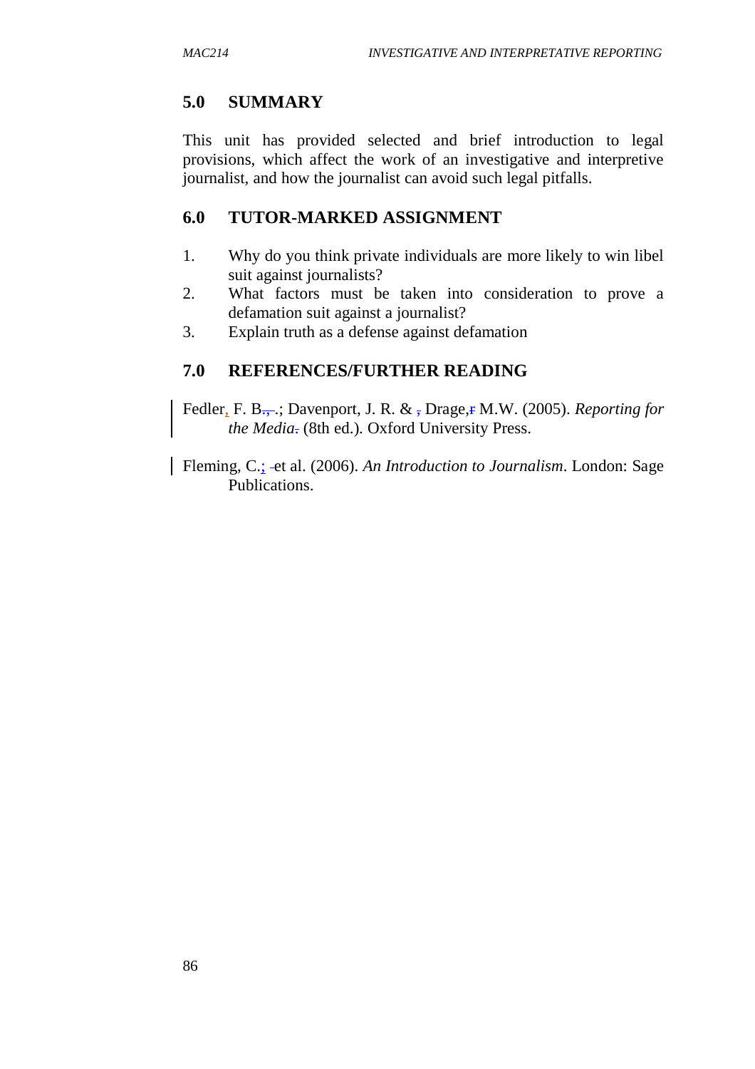## 5.0 SUMMARY

This unit has provided selected and brief introduction to legal provisions, which affect the work of an investigative and interpretive journalist, and how the journalist can avoid such legal pitfalls.

## 6.0 TUTOR-MARKED ASSIGNMENT

1. Why do you think private individuals are more likely to win libel suit against journalists?
2. What factors must be taken into consideration to prove a defamation suit against a journalist?
3. Explain truth as a defense against defamation

## 7.0 REFERENCES/FURTHER READING

Fedler, F. B.; Davenport, J. R. & Drage, M.W. (2005). *Reporting for the Media* (8th ed.). Oxford University Press.

Fleming, C.; et al. (2006). *An Introduction to Journalism*. London: Sage Publications.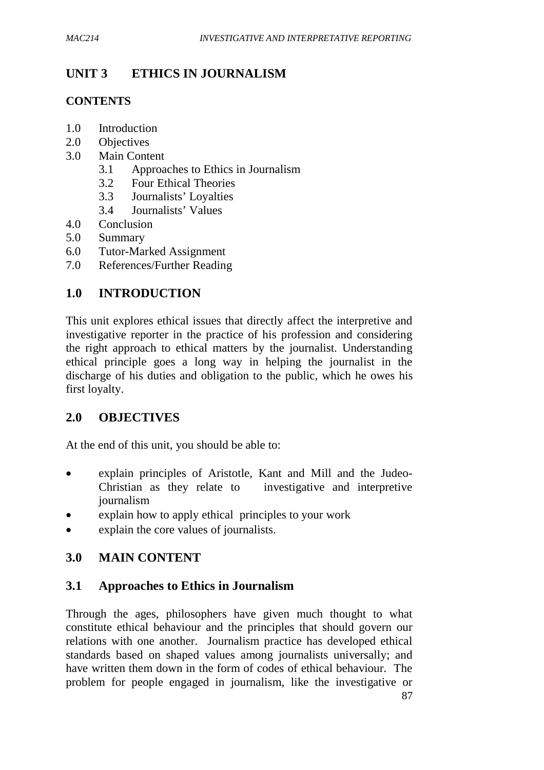# UNIT 3 ETHICS IN JOURNALISM

**CONTENTS**

1.0 Introduction
2.0 Objectives
3.0 Main Content
  3.1 Approaches to Ethics in Journalism
  3.2 Four Ethical Theories
  3.3 Journalists' Loyalties
  3.4 Journalists' Values
4.0 Conclusion
5.0 Summary
6.0 Tutor-Marked Assignment
7.0 References/Further Reading

## 1.0 INTRODUCTION

This unit explores ethical issues that directly affect the interpretive and investigative reporter in the practice of his profession and considering the right approach to ethical matters by the journalist. Understanding ethical principle goes a long way in helping the journalist in the discharge of his duties and obligation to the public, which he owes his first loyalty.

## 2.0 OBJECTIVES

At the end of this unit, you should be able to:

- explain principles of Aristotle, Kant and Mill and the Judeo-Christian as they relate to investigative and interpretive journalism
- explain how to apply ethical principles to your work
- explain the core values of journalists.

## 3.0 MAIN CONTENT

### 3.1 Approaches to Ethics in Journalism

Through the ages, philosophers have given much thought to what constitute ethical behaviour and the principles that should govern our relations with one another. Journalism practice has developed ethical standards based on shaped values among journalists universally; and have written them down in the form of codes of ethical behaviour. The problem for people engaged in journalism, like the investigative or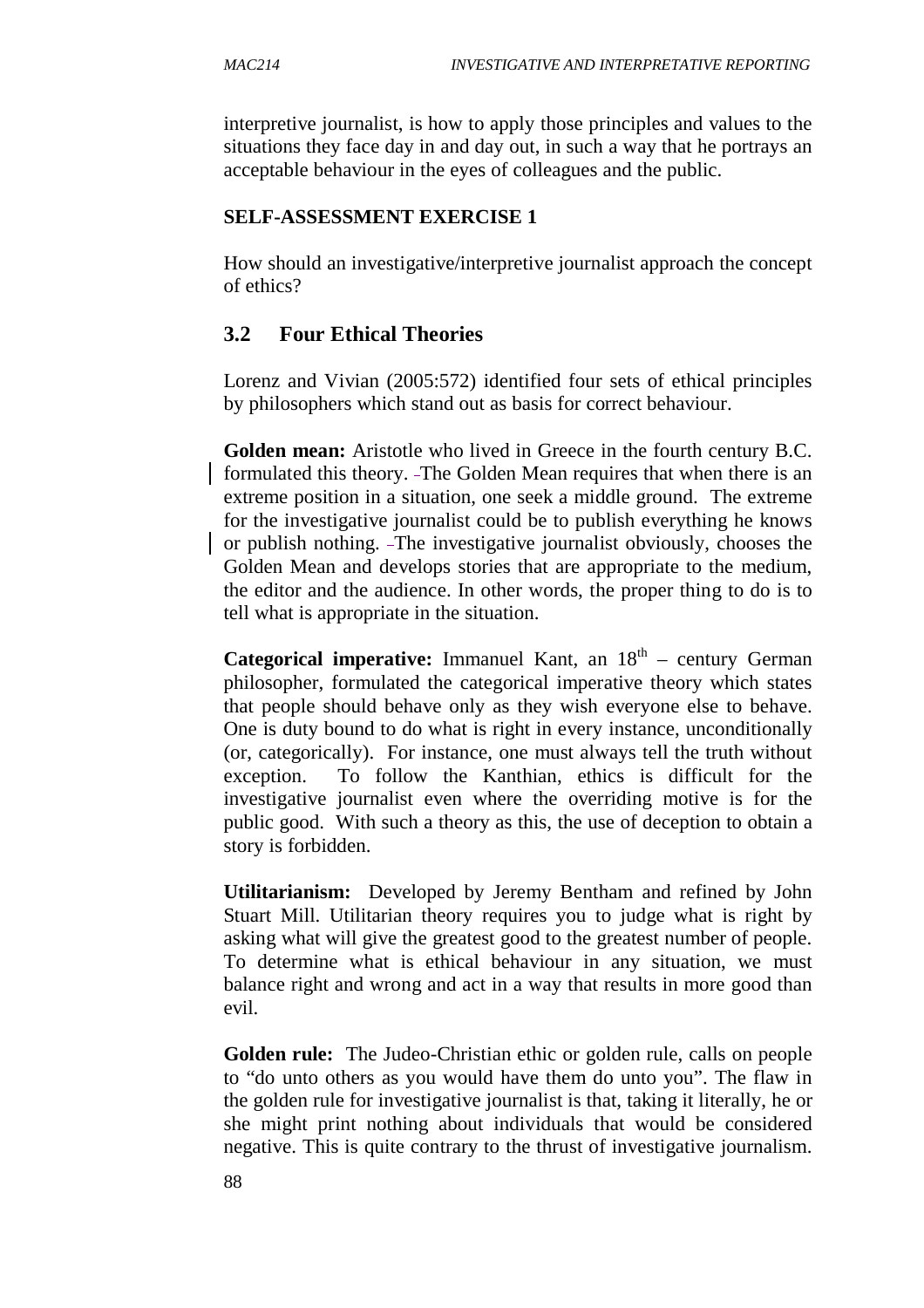interpretive journalist, is how to apply those principles and values to the situations they face day in and day out, in such a way that he portrays an acceptable behaviour in the eyes of colleagues and the public.

**SELF-ASSESSMENT EXERCISE 1**

How should an investigative/interpretive journalist approach the concept of ethics?

## 3.2 Four Ethical Theories

Lorenz and Vivian (2005:572) identified four sets of ethical principles by philosophers which stand out as basis for correct behaviour.

**Golden mean:** Aristotle who lived in Greece in the fourth century B.C. formulated this theory. The Golden Mean requires that when there is an extreme position in a situation, one seek a middle ground. The extreme for the investigative journalist could be to publish everything he knows or publish nothing. The investigative journalist obviously, chooses the Golden Mean and develops stories that are appropriate to the medium, the editor and the audience. In other words, the proper thing to do is to tell what is appropriate in the situation.

**Categorical imperative:** Immanuel Kant, an 18th – century German philosopher, formulated the categorical imperative theory which states that people should behave only as they wish everyone else to behave. One is duty bound to do what is right in every instance, unconditionally (or, categorically). For instance, one must always tell the truth without exception. To follow the Kanthian, ethics is difficult for the investigative journalist even where the overriding motive is for the public good. With such a theory as this, the use of deception to obtain a story is forbidden.

**Utilitarianism:** Developed by Jeremy Bentham and refined by John Stuart Mill. Utilitarian theory requires you to judge what is right by asking what will give the greatest good to the greatest number of people. To determine what is ethical behaviour in any situation, we must balance right and wrong and act in a way that results in more good than evil.

**Golden rule:** The Judeo-Christian ethic or golden rule, calls on people to "do unto others as you would have them do unto you". The flaw in the golden rule for investigative journalist is that, taking it literally, he or she might print nothing about individuals that would be considered negative. This is quite contrary to the thrust of investigative journalism.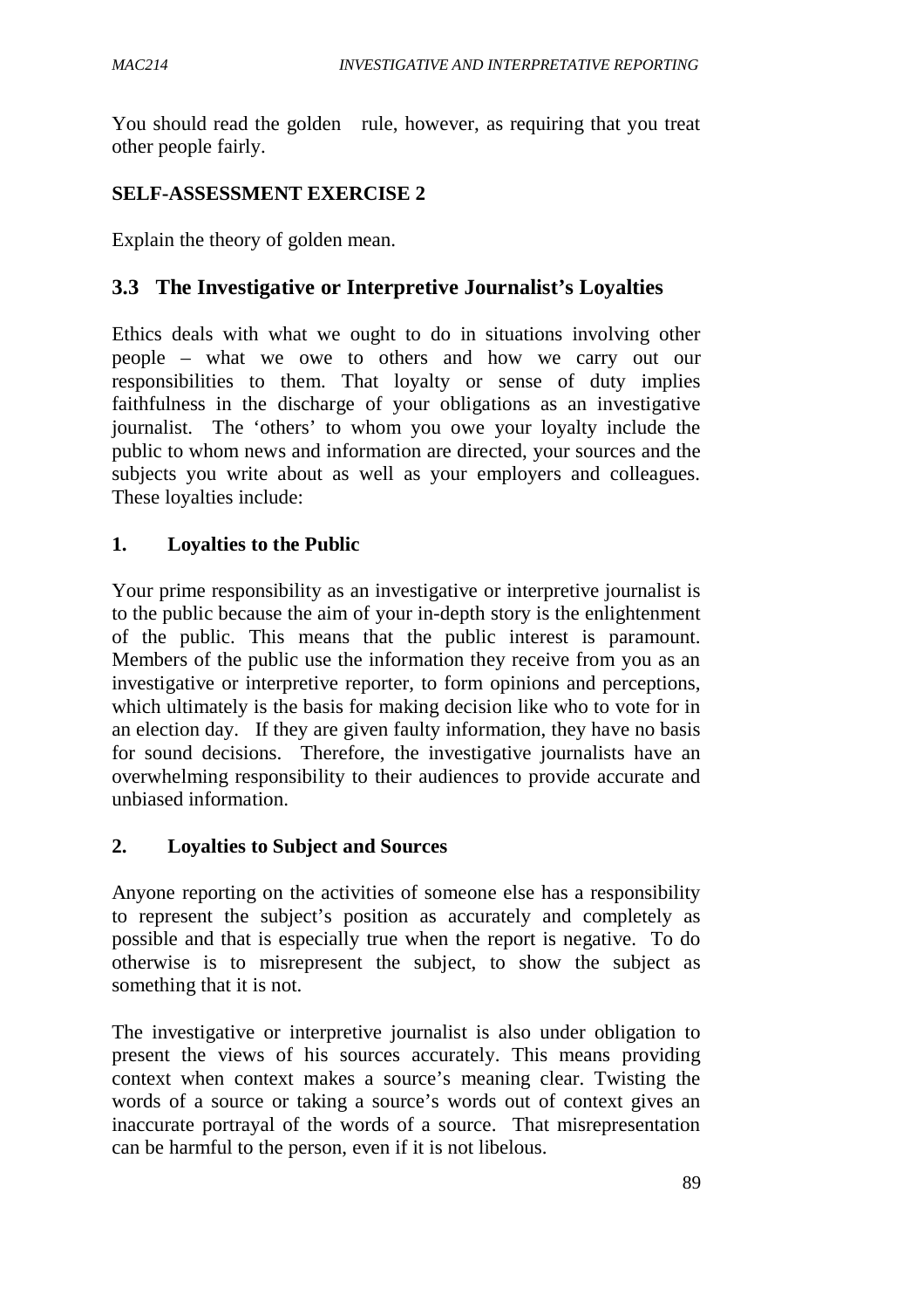You should read the golden rule, however, as requiring that you treat other people fairly.

**SELF-ASSESSMENT EXERCISE 2**

Explain the theory of golden mean.

## 3.3 The Investigative or Interpretive Journalist's Loyalties

Ethics deals with what we ought to do in situations involving other people – what we owe to others and how we carry out our responsibilities to them. That loyalty or sense of duty implies faithfulness in the discharge of your obligations as an investigative journalist. The 'others' to whom you owe your loyalty include the public to whom news and information are directed, your sources and the subjects you write about as well as your employers and colleagues. These loyalties include:

### 1. Loyalties to the Public

Your prime responsibility as an investigative or interpretive journalist is to the public because the aim of your in-depth story is the enlightenment of the public. This means that the public interest is paramount. Members of the public use the information they receive from you as an investigative or interpretive reporter, to form opinions and perceptions, which ultimately is the basis for making decision like who to vote for in an election day. If they are given faulty information, they have no basis for sound decisions. Therefore, the investigative journalists have an overwhelming responsibility to their audiences to provide accurate and unbiased information.

### 2. Loyalties to Subject and Sources

Anyone reporting on the activities of someone else has a responsibility to represent the subject's position as accurately and completely as possible and that is especially true when the report is negative. To do otherwise is to misrepresent the subject, to show the subject as something that it is not.

The investigative or interpretive journalist is also under obligation to present the views of his sources accurately. This means providing context when context makes a source's meaning clear. Twisting the words of a source or taking a source's words out of context gives an inaccurate portrayal of the words of a source. That misrepresentation can be harmful to the person, even if it is not libelous.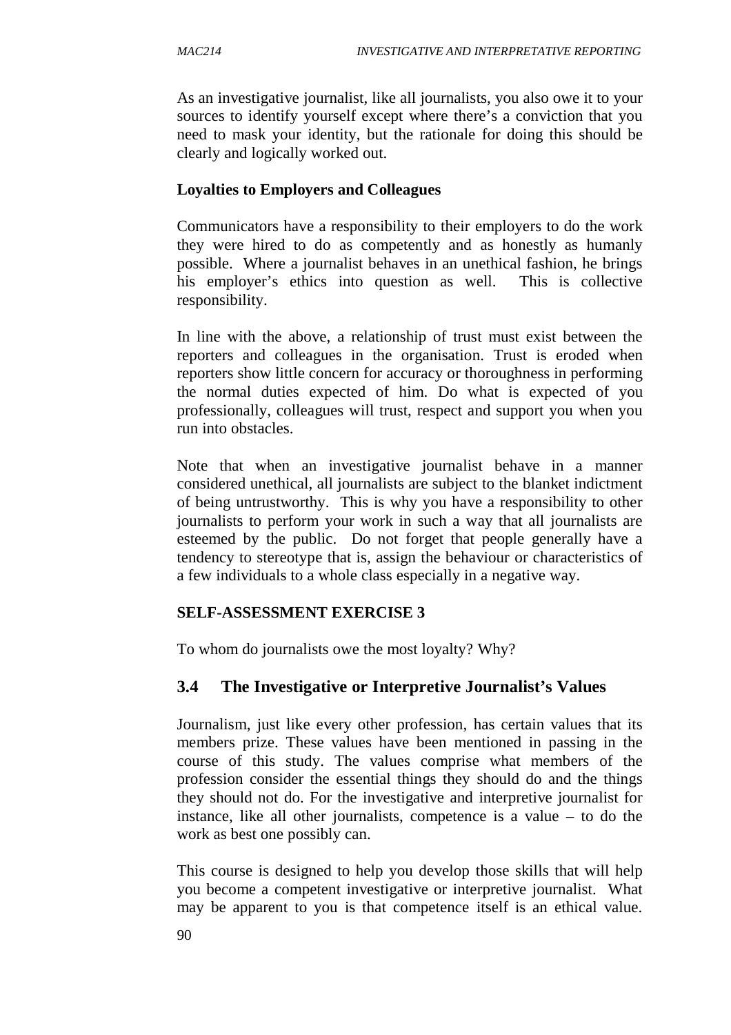As an investigative journalist, like all journalists, you also owe it to your sources to identify yourself except where there's a conviction that you need to mask your identity, but the rationale for doing this should be clearly and logically worked out.

**Loyalties to Employers and Colleagues**

Communicators have a responsibility to their employers to do the work they were hired to do as competently and as honestly as humanly possible. Where a journalist behaves in an unethical fashion, he brings his employer's ethics into question as well. This is collective responsibility.

In line with the above, a relationship of trust must exist between the reporters and colleagues in the organisation. Trust is eroded when reporters show little concern for accuracy or thoroughness in performing the normal duties expected of him. Do what is expected of you professionally, colleagues will trust, respect and support you when you run into obstacles.

Note that when an investigative journalist behave in a manner considered unethical, all journalists are subject to the blanket indictment of being untrustworthy. This is why you have a responsibility to other journalists to perform your work in such a way that all journalists are esteemed by the public. Do not forget that people generally have a tendency to stereotype that is, assign the behaviour or characteristics of a few individuals to a whole class especially in a negative way.

**SELF-ASSESSMENT EXERCISE 3**

To whom do journalists owe the most loyalty? Why?

## 3.4 The Investigative or Interpretive Journalist's Values

Journalism, just like every other profession, has certain values that its members prize. These values have been mentioned in passing in the course of this study. The values comprise what members of the profession consider the essential things they should do and the things they should not do. For the investigative and interpretive journalist for instance, like all other journalists, competence is a value – to do the work as best one possibly can.

This course is designed to help you develop those skills that will help you become a competent investigative or interpretive journalist. What may be apparent to you is that competence itself is an ethical value.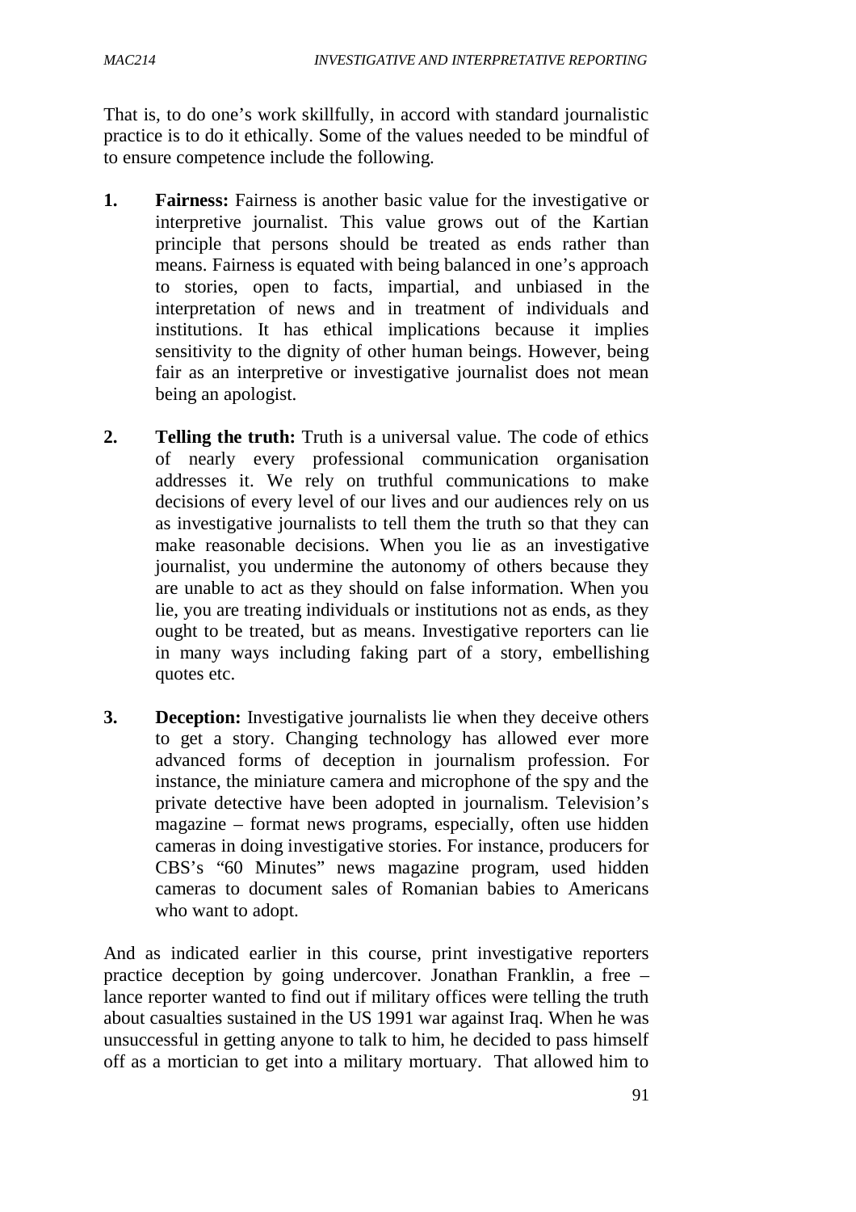That is, to do one's work skillfully, in accord with standard journalistic practice is to do it ethically. Some of the values needed to be mindful of to ensure competence include the following.

1. **Fairness:** Fairness is another basic value for the investigative or interpretive journalist. This value grows out of the Kartian principle that persons should be treated as ends rather than means. Fairness is equated with being balanced in one's approach to stories, open to facts, impartial, and unbiased in the interpretation of news and in treatment of individuals and institutions. It has ethical implications because it implies sensitivity to the dignity of other human beings. However, being fair as an interpretive or investigative journalist does not mean being an apologist.

2. **Telling the truth:** Truth is a universal value. The code of ethics of nearly every professional communication organisation addresses it. We rely on truthful communications to make decisions of every level of our lives and our audiences rely on us as investigative journalists to tell them the truth so that they can make reasonable decisions. When you lie as an investigative journalist, you undermine the autonomy of others because they are unable to act as they should on false information. When you lie, you are treating individuals or institutions not as ends, as they ought to be treated, but as means. Investigative reporters can lie in many ways including faking part of a story, embellishing quotes etc.

3. **Deception:** Investigative journalists lie when they deceive others to get a story. Changing technology has allowed ever more advanced forms of deception in journalism profession. For instance, the miniature camera and microphone of the spy and the private detective have been adopted in journalism. Television's magazine – format news programs, especially, often use hidden cameras in doing investigative stories. For instance, producers for CBS's "60 Minutes" news magazine program, used hidden cameras to document sales of Romanian babies to Americans who want to adopt.

And as indicated earlier in this course, print investigative reporters practice deception by going undercover. Jonathan Franklin, a free – lance reporter wanted to find out if military offices were telling the truth about casualties sustained in the US 1991 war against Iraq. When he was unsuccessful in getting anyone to talk to him, he decided to pass himself off as a mortician to get into a military mortuary. That allowed him to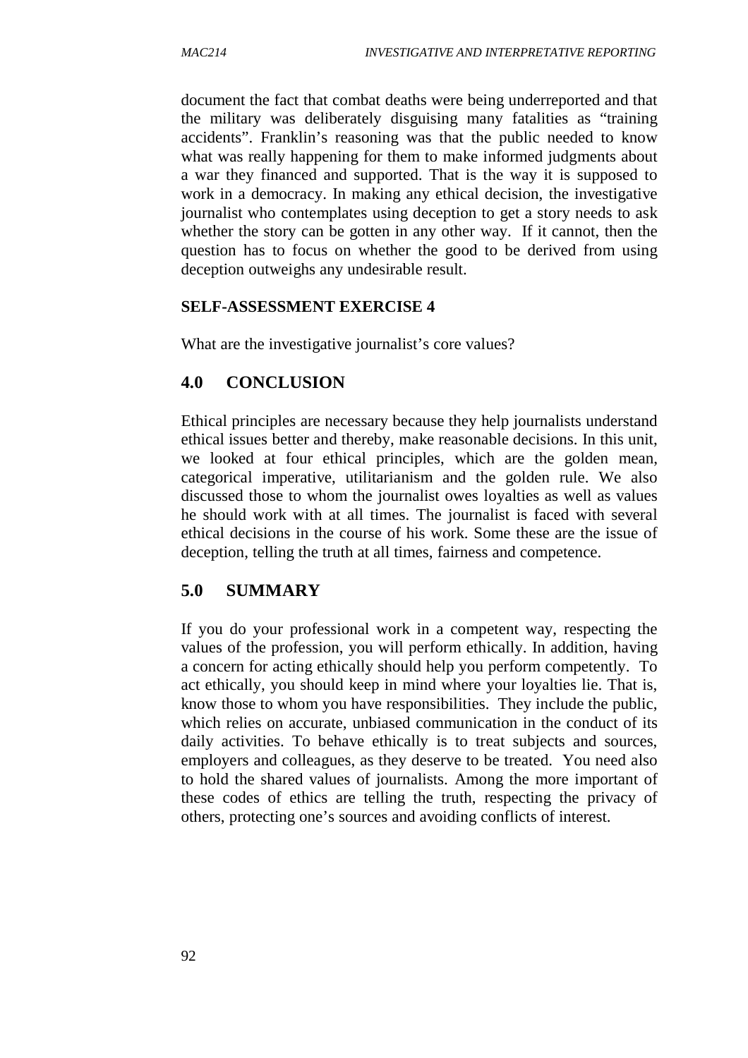document the fact that combat deaths were being underreported and that the military was deliberately disguising many fatalities as "training accidents". Franklin's reasoning was that the public needed to know what was really happening for them to make informed judgments about a war they financed and supported. That is the way it is supposed to work in a democracy. In making any ethical decision, the investigative journalist who contemplates using deception to get a story needs to ask whether the story can be gotten in any other way. If it cannot, then the question has to focus on whether the good to be derived from using deception outweighs any undesirable result.

**SELF-ASSESSMENT EXERCISE 4**

What are the investigative journalist's core values?

## 4.0 CONCLUSION

Ethical principles are necessary because they help journalists understand ethical issues better and thereby, make reasonable decisions. In this unit, we looked at four ethical principles, which are the golden mean, categorical imperative, utilitarianism and the golden rule. We also discussed those to whom the journalist owes loyalties as well as values he should work with at all times. The journalist is faced with several ethical decisions in the course of his work. Some these are the issue of deception, telling the truth at all times, fairness and competence.

## 5.0 SUMMARY

If you do your professional work in a competent way, respecting the values of the profession, you will perform ethically. In addition, having a concern for acting ethically should help you perform competently. To act ethically, you should keep in mind where your loyalties lie. That is, know those to whom you have responsibilities. They include the public, which relies on accurate, unbiased communication in the conduct of its daily activities. To behave ethically is to treat subjects and sources, employers and colleagues, as they deserve to be treated. You need also to hold the shared values of journalists. Among the more important of these codes of ethics are telling the truth, respecting the privacy of others, protecting one's sources and avoiding conflicts of interest.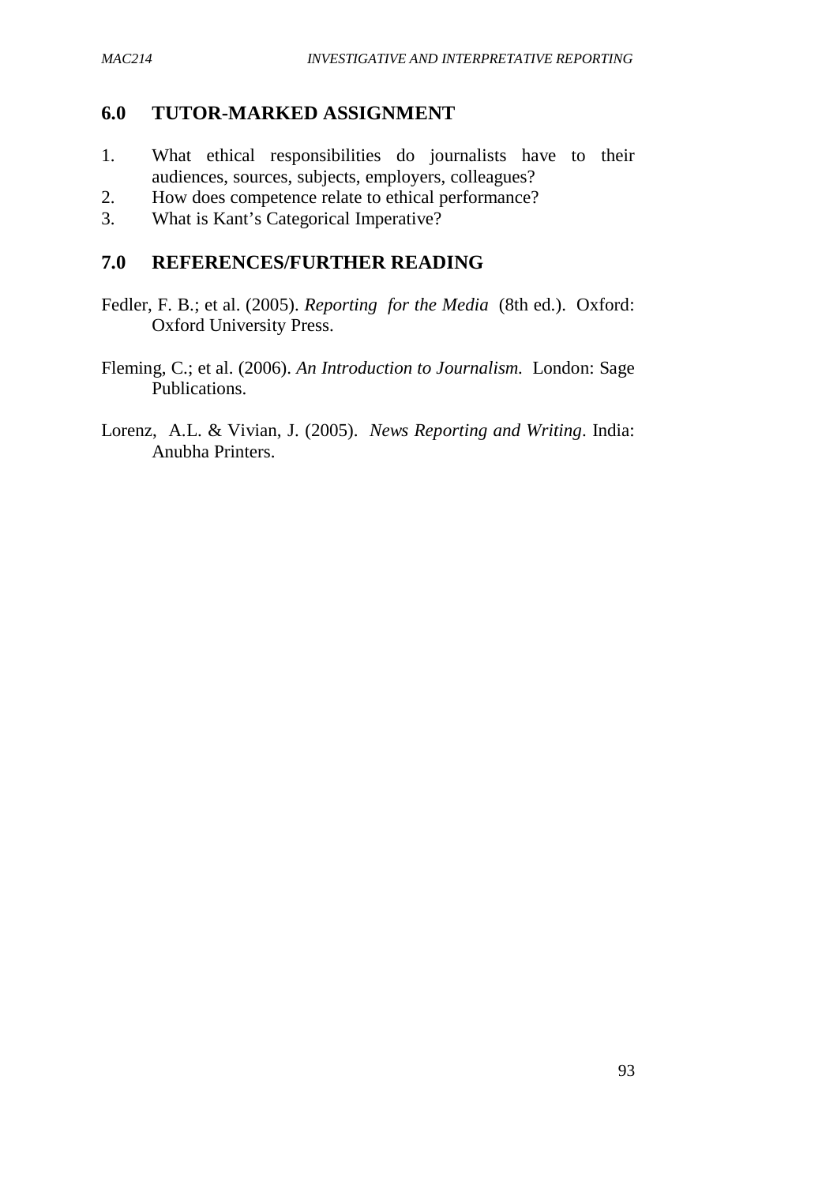## 6.0 TUTOR-MARKED ASSIGNMENT

1. What ethical responsibilities do journalists have to their audiences, sources, subjects, employers, colleagues?
2. How does competence relate to ethical performance?
3. What is Kant's Categorical Imperative?

## 7.0 REFERENCES/FURTHER READING

Fedler, F. B.; et al. (2005). *Reporting for the Media* (8th ed.). Oxford: Oxford University Press.

Fleming, C.; et al. (2006). *An Introduction to Journalism.* London: Sage Publications.

Lorenz, A.L. & Vivian, J. (2005). *News Reporting and Writing*. India: Anubha Printers.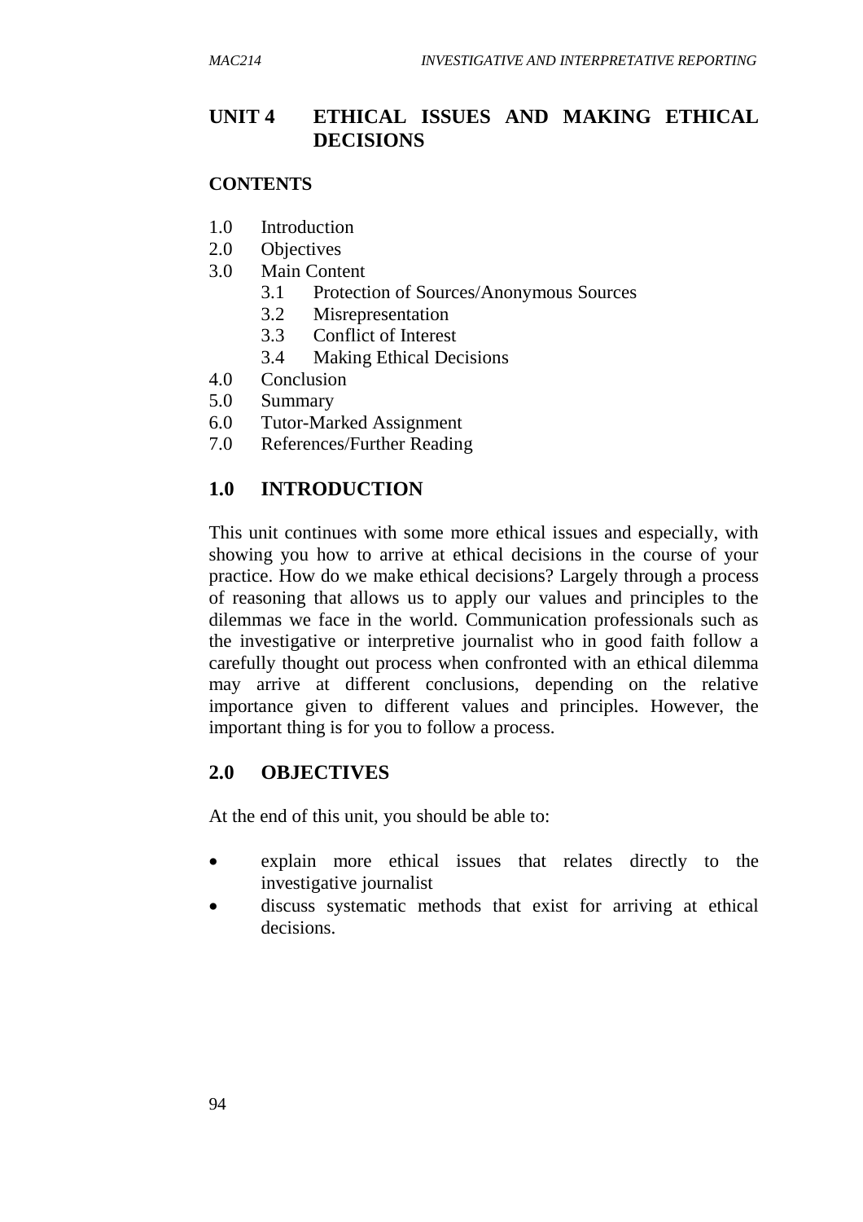# UNIT 4 ETHICAL ISSUES AND MAKING ETHICAL DECISIONS

**CONTENTS**

1.0 Introduction
2.0 Objectives
3.0 Main Content
    3.1 Protection of Sources/Anonymous Sources
    3.2 Misrepresentation
    3.3 Conflict of Interest
    3.4 Making Ethical Decisions
4.0 Conclusion
5.0 Summary
6.0 Tutor-Marked Assignment
7.0 References/Further Reading

## 1.0 INTRODUCTION

This unit continues with some more ethical issues and especially, with showing you how to arrive at ethical decisions in the course of your practice. How do we make ethical decisions? Largely through a process of reasoning that allows us to apply our values and principles to the dilemmas we face in the world. Communication professionals such as the investigative or interpretive journalist who in good faith follow a carefully thought out process when confronted with an ethical dilemma may arrive at different conclusions, depending on the relative importance given to different values and principles. However, the important thing is for you to follow a process.

## 2.0 OBJECTIVES

At the end of this unit, you should be able to:

- explain more ethical issues that relates directly to the investigative journalist
- discuss systematic methods that exist for arriving at ethical decisions.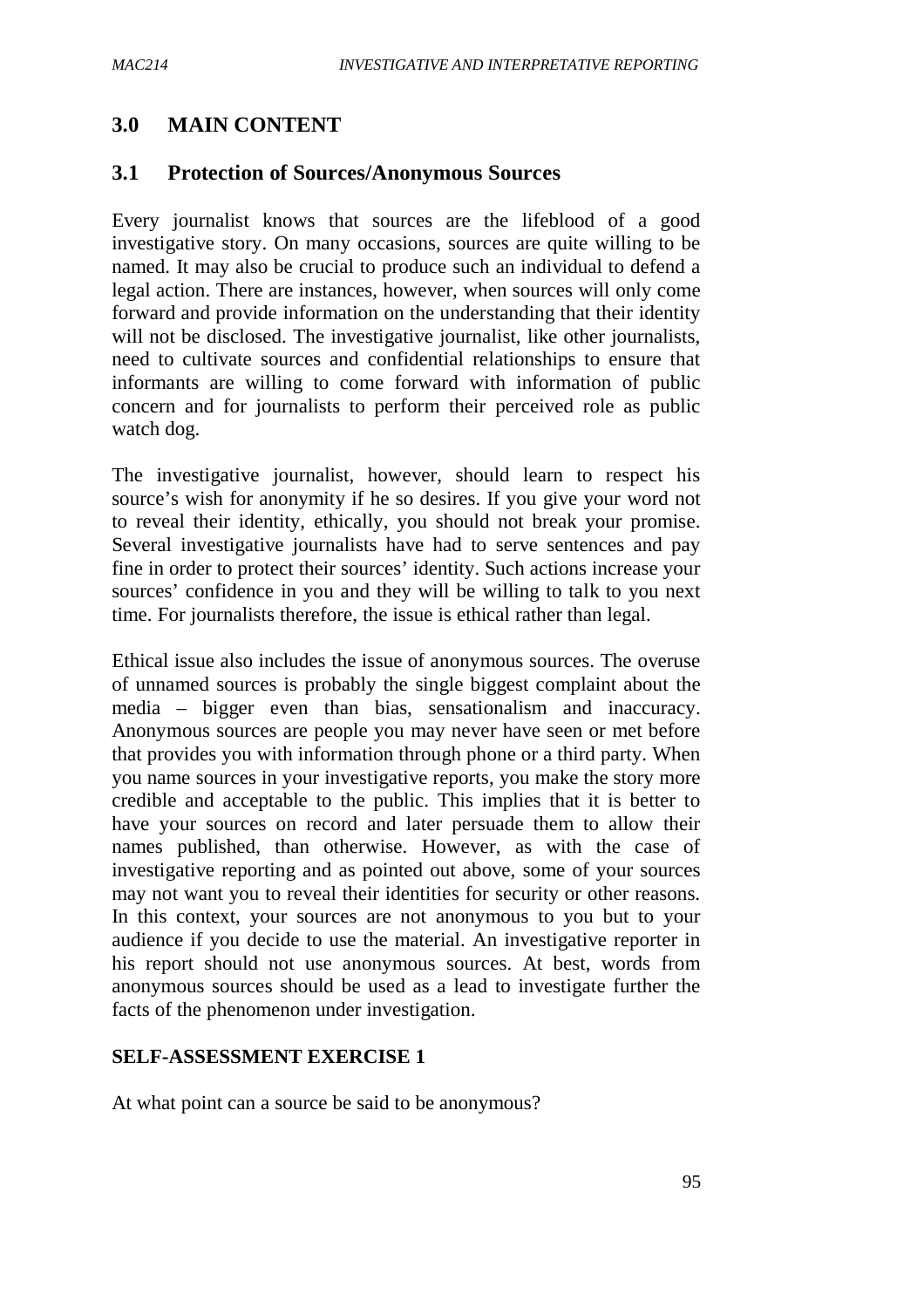## 3.0 MAIN CONTENT

### 3.1 Protection of Sources/Anonymous Sources

Every journalist knows that sources are the lifeblood of a good investigative story. On many occasions, sources are quite willing to be named. It may also be crucial to produce such an individual to defend a legal action. There are instances, however, when sources will only come forward and provide information on the understanding that their identity will not be disclosed. The investigative journalist, like other journalists, need to cultivate sources and confidential relationships to ensure that informants are willing to come forward with information of public concern and for journalists to perform their perceived role as public watch dog.

The investigative journalist, however, should learn to respect his source's wish for anonymity if he so desires. If you give your word not to reveal their identity, ethically, you should not break your promise. Several investigative journalists have had to serve sentences and pay fine in order to protect their sources' identity. Such actions increase your sources' confidence in you and they will be willing to talk to you next time. For journalists therefore, the issue is ethical rather than legal.

Ethical issue also includes the issue of anonymous sources. The overuse of unnamed sources is probably the single biggest complaint about the media – bigger even than bias, sensationalism and inaccuracy. Anonymous sources are people you may never have seen or met before that provides you with information through phone or a third party. When you name sources in your investigative reports, you make the story more credible and acceptable to the public. This implies that it is better to have your sources on record and later persuade them to allow their names published, than otherwise. However, as with the case of investigative reporting and as pointed out above, some of your sources may not want you to reveal their identities for security or other reasons. In this context, your sources are not anonymous to you but to your audience if you decide to use the material. An investigative reporter in his report should not use anonymous sources. At best, words from anonymous sources should be used as a lead to investigate further the facts of the phenomenon under investigation.

**SELF-ASSESSMENT EXERCISE 1**

At what point can a source be said to be anonymous?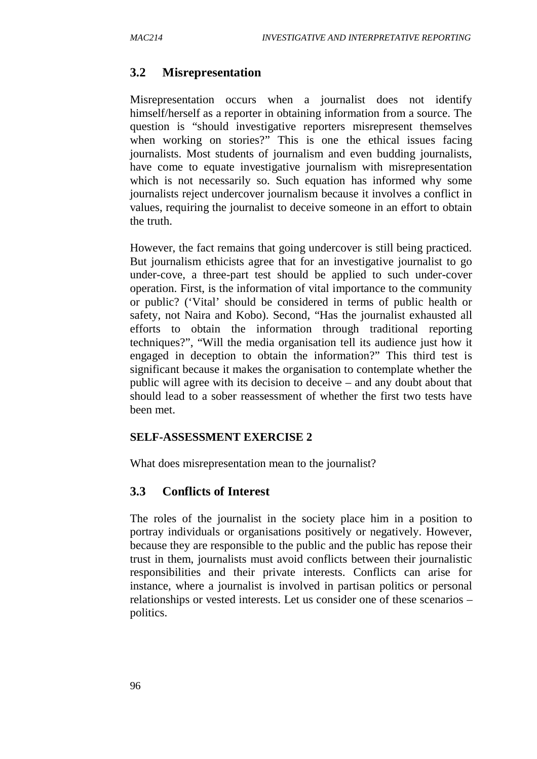## 3.2 Misrepresentation

Misrepresentation occurs when a journalist does not identify himself/herself as a reporter in obtaining information from a source. The question is "should investigative reporters misrepresent themselves when working on stories?" This is one the ethical issues facing journalists. Most students of journalism and even budding journalists, have come to equate investigative journalism with misrepresentation which is not necessarily so. Such equation has informed why some journalists reject undercover journalism because it involves a conflict in values, requiring the journalist to deceive someone in an effort to obtain the truth.

However, the fact remains that going undercover is still being practiced. But journalism ethicists agree that for an investigative journalist to go under-cove, a three-part test should be applied to such under-cover operation. First, is the information of vital importance to the community or public? ('Vital' should be considered in terms of public health or safety, not Naira and Kobo). Second, "Has the journalist exhausted all efforts to obtain the information through traditional reporting techniques?", "Will the media organisation tell its audience just how it engaged in deception to obtain the information?" This third test is significant because it makes the organisation to contemplate whether the public will agree with its decision to deceive – and any doubt about that should lead to a sober reassessment of whether the first two tests have been met.

**SELF-ASSESSMENT EXERCISE 2**

What does misrepresentation mean to the journalist?

## 3.3 Conflicts of Interest

The roles of the journalist in the society place him in a position to portray individuals or organisations positively or negatively. However, because they are responsible to the public and the public has repose their trust in them, journalists must avoid conflicts between their journalistic responsibilities and their private interests. Conflicts can arise for instance, where a journalist is involved in partisan politics or personal relationships or vested interests. Let us consider one of these scenarios – politics.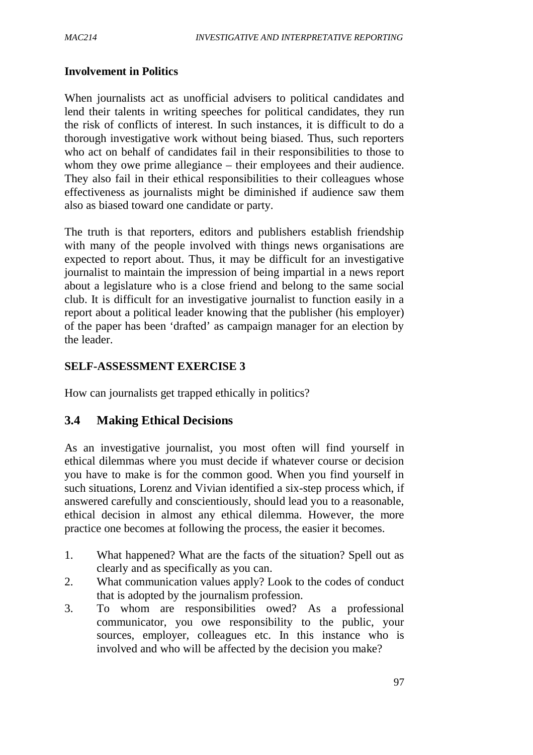**Involvement in Politics**

When journalists act as unofficial advisers to political candidates and lend their talents in writing speeches for political candidates, they run the risk of conflicts of interest. In such instances, it is difficult to do a thorough investigative work without being biased. Thus, such reporters who act on behalf of candidates fail in their responsibilities to those to whom they owe prime allegiance – their employees and their audience. They also fail in their ethical responsibilities to their colleagues whose effectiveness as journalists might be diminished if audience saw them also as biased toward one candidate or party.

The truth is that reporters, editors and publishers establish friendship with many of the people involved with things news organisations are expected to report about. Thus, it may be difficult for an investigative journalist to maintain the impression of being impartial in a news report about a legislature who is a close friend and belong to the same social club. It is difficult for an investigative journalist to function easily in a report about a political leader knowing that the publisher (his employer) of the paper has been 'drafted' as campaign manager for an election by the leader.

**SELF-ASSESSMENT EXERCISE 3**

How can journalists get trapped ethically in politics?

## 3.4 Making Ethical Decisions

As an investigative journalist, you most often will find yourself in ethical dilemmas where you must decide if whatever course or decision you have to make is for the common good. When you find yourself in such situations, Lorenz and Vivian identified a six-step process which, if answered carefully and conscientiously, should lead you to a reasonable, ethical decision in almost any ethical dilemma. However, the more practice one becomes at following the process, the easier it becomes.

1. What happened? What are the facts of the situation? Spell out as clearly and as specifically as you can.
2. What communication values apply? Look to the codes of conduct that is adopted by the journalism profession.
3. To whom are responsibilities owed? As a professional communicator, you owe responsibility to the public, your sources, employer, colleagues etc. In this instance who is involved and who will be affected by the decision you make?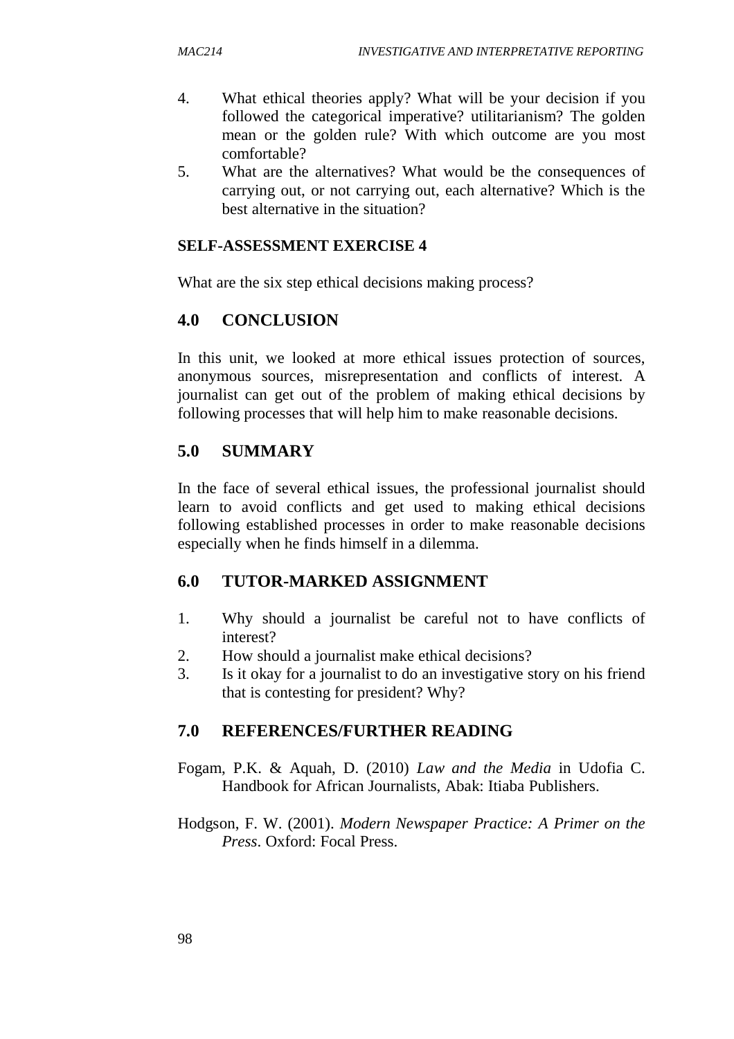4. What ethical theories apply? What will be your decision if you followed the categorical imperative? utilitarianism? The golden mean or the golden rule? With which outcome are you most comfortable?
5. What are the alternatives? What would be the consequences of carrying out, or not carrying out, each alternative? Which is the best alternative in the situation?

**SELF-ASSESSMENT EXERCISE 4**

What are the six step ethical decisions making process?

## 4.0 CONCLUSION

In this unit, we looked at more ethical issues protection of sources, anonymous sources, misrepresentation and conflicts of interest. A journalist can get out of the problem of making ethical decisions by following processes that will help him to make reasonable decisions.

## 5.0 SUMMARY

In the face of several ethical issues, the professional journalist should learn to avoid conflicts and get used to making ethical decisions following established processes in order to make reasonable decisions especially when he finds himself in a dilemma.

## 6.0 TUTOR-MARKED ASSIGNMENT

1. Why should a journalist be careful not to have conflicts of interest?
2. How should a journalist make ethical decisions?
3. Is it okay for a journalist to do an investigative story on his friend that is contesting for president? Why?

## 7.0 REFERENCES/FURTHER READING

Fogam, P.K. & Aquah, D. (2010) *Law and the Media* in Udofia C. Handbook for African Journalists, Abak: Itiaba Publishers.

Hodgson, F. W. (2001). *Modern Newspaper Practice: A Primer on the Press*. Oxford: Focal Press.